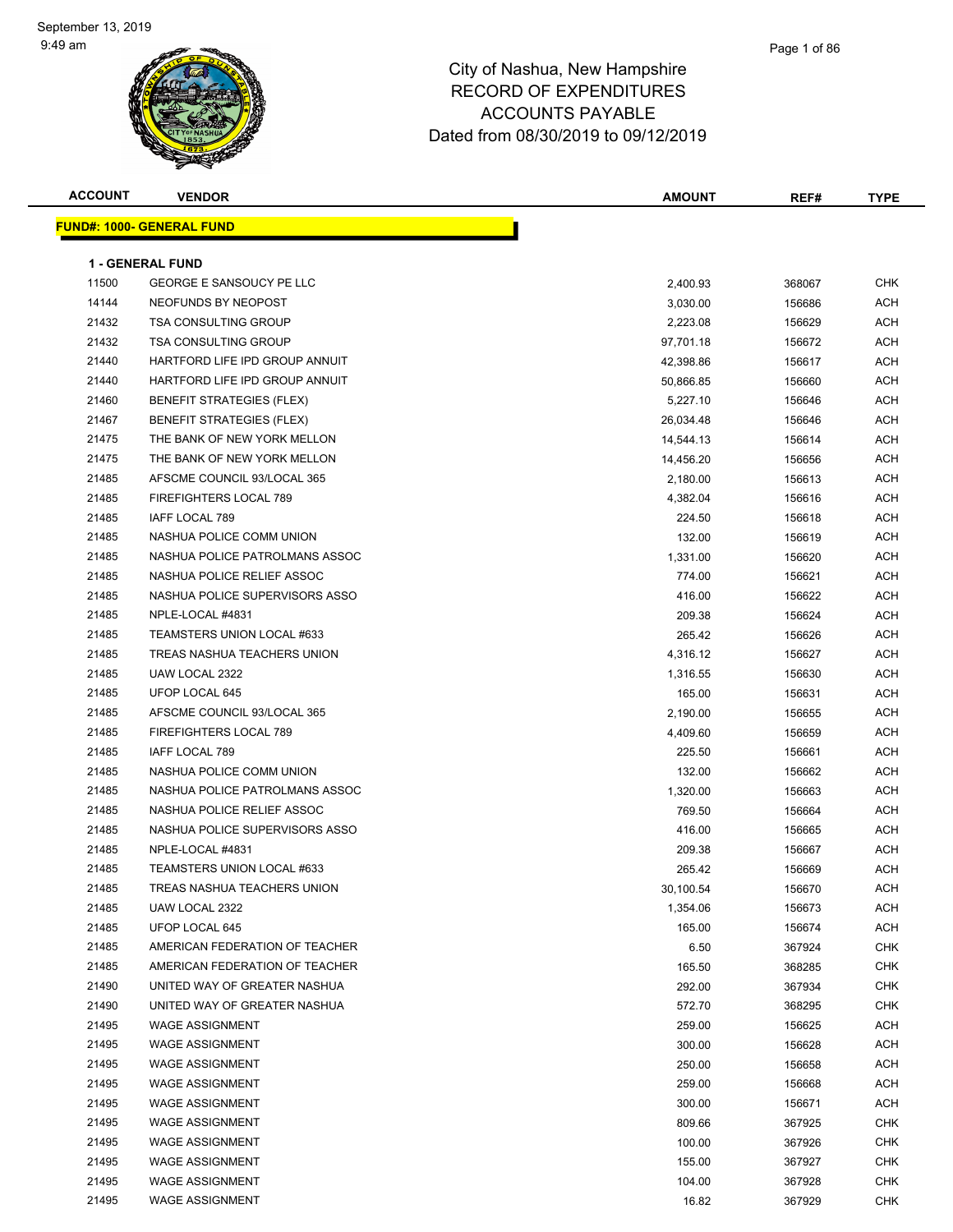# City of Nashua, New Hampshire
## RECORD OF EXPENDITURES
## ACCOUNTS PAYABLE
### Dated from 08/30/2019 to 09/12/2019

September 13, 2019
9:49 am

**FUND#: 1000- GENERAL FUND**

**1 - GENERAL FUND**

| ACCOUNT | VENDOR | AMOUNT | REF# | TYPE |
|---|---|---|---|---|
| 11500 | GEORGE E SANSOUCY PE LLC | 2,400.93 | 368067 | CHK |
| 14144 | NEOFUNDS BY NEOPOST | 3,030.00 | 156686 | ACH |
| 21432 | TSA CONSULTING GROUP | 2,223.08 | 156629 | ACH |
| 21432 | TSA CONSULTING GROUP | 97,701.18 | 156672 | ACH |
| 21440 | HARTFORD LIFE IPD GROUP ANNUIT | 42,398.86 | 156617 | ACH |
| 21440 | HARTFORD LIFE IPD GROUP ANNUIT | 50,866.85 | 156660 | ACH |
| 21460 | BENEFIT STRATEGIES (FLEX) | 5,227.10 | 156646 | ACH |
| 21467 | BENEFIT STRATEGIES (FLEX) | 26,034.48 | 156646 | ACH |
| 21475 | THE BANK OF NEW YORK MELLON | 14,544.13 | 156614 | ACH |
| 21475 | THE BANK OF NEW YORK MELLON | 14,456.20 | 156656 | ACH |
| 21485 | AFSCME COUNCIL 93/LOCAL 365 | 2,180.00 | 156613 | ACH |
| 21485 | FIREFIGHTERS LOCAL 789 | 4,382.04 | 156616 | ACH |
| 21485 | IAFF LOCAL 789 | 224.50 | 156618 | ACH |
| 21485 | NASHUA POLICE COMM UNION | 132.00 | 156619 | ACH |
| 21485 | NASHUA POLICE PATROLMANS ASSOC | 1,331.00 | 156620 | ACH |
| 21485 | NASHUA POLICE RELIEF ASSOC | 774.00 | 156621 | ACH |
| 21485 | NASHUA POLICE SUPERVISORS ASSO | 416.00 | 156622 | ACH |
| 21485 | NPLE-LOCAL #4831 | 209.38 | 156624 | ACH |
| 21485 | TEAMSTERS UNION LOCAL #633 | 265.42 | 156626 | ACH |
| 21485 | TREAS NASHUA TEACHERS UNION | 4,316.12 | 156627 | ACH |
| 21485 | UAW LOCAL 2322 | 1,316.55 | 156630 | ACH |
| 21485 | UFOP LOCAL 645 | 165.00 | 156631 | ACH |
| 21485 | AFSCME COUNCIL 93/LOCAL 365 | 2,190.00 | 156655 | ACH |
| 21485 | FIREFIGHTERS LOCAL 789 | 4,409.60 | 156659 | ACH |
| 21485 | IAFF LOCAL 789 | 225.50 | 156661 | ACH |
| 21485 | NASHUA POLICE COMM UNION | 132.00 | 156662 | ACH |
| 21485 | NASHUA POLICE PATROLMANS ASSOC | 1,320.00 | 156663 | ACH |
| 21485 | NASHUA POLICE RELIEF ASSOC | 769.50 | 156664 | ACH |
| 21485 | NASHUA POLICE SUPERVISORS ASSO | 416.00 | 156665 | ACH |
| 21485 | NPLE-LOCAL #4831 | 209.38 | 156667 | ACH |
| 21485 | TEAMSTERS UNION LOCAL #633 | 265.42 | 156669 | ACH |
| 21485 | TREAS NASHUA TEACHERS UNION | 30,100.54 | 156670 | ACH |
| 21485 | UAW LOCAL 2322 | 1,354.06 | 156673 | ACH |
| 21485 | UFOP LOCAL 645 | 165.00 | 156674 | ACH |
| 21485 | AMERICAN FEDERATION OF TEACHER | 6.50 | 367924 | CHK |
| 21485 | AMERICAN FEDERATION OF TEACHER | 165.50 | 368285 | CHK |
| 21490 | UNITED WAY OF GREATER NASHUA | 292.00 | 367934 | CHK |
| 21490 | UNITED WAY OF GREATER NASHUA | 572.70 | 368295 | CHK |
| 21495 | WAGE ASSIGNMENT | 259.00 | 156625 | ACH |
| 21495 | WAGE ASSIGNMENT | 300.00 | 156628 | ACH |
| 21495 | WAGE ASSIGNMENT | 250.00 | 156658 | ACH |
| 21495 | WAGE ASSIGNMENT | 259.00 | 156668 | ACH |
| 21495 | WAGE ASSIGNMENT | 300.00 | 156671 | ACH |
| 21495 | WAGE ASSIGNMENT | 809.66 | 367925 | CHK |
| 21495 | WAGE ASSIGNMENT | 100.00 | 367926 | CHK |
| 21495 | WAGE ASSIGNMENT | 155.00 | 367927 | CHK |
| 21495 | WAGE ASSIGNMENT | 104.00 | 367928 | CHK |
| 21495 | WAGE ASSIGNMENT | 16.82 | 367929 | CHK |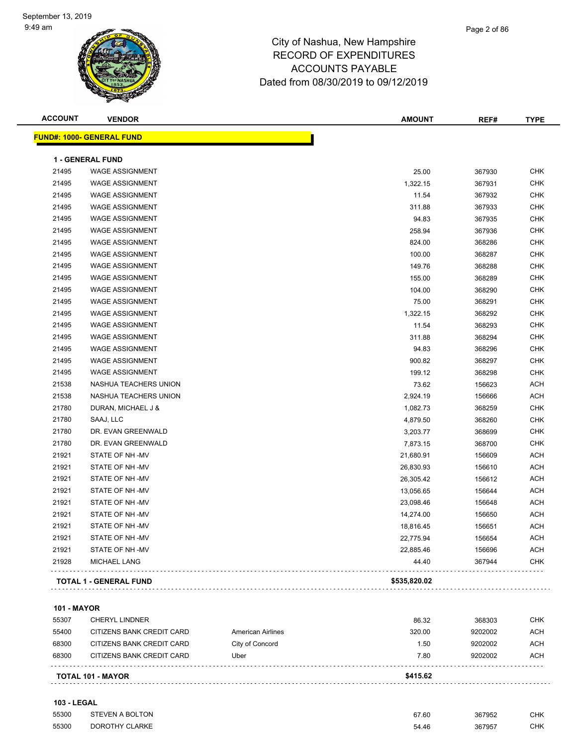September 13, 2019
9:49 am

# City of Nashua, New Hampshire
# RECORD OF EXPENDITURES
# ACCOUNTS PAYABLE
# Dated from 08/30/2019 to 09/12/2019

| ACCOUNT | VENDOR | | AMOUNT | REF# | TYPE |
|---|---|---|---|---|---|
| **FUND#: 1000- GENERAL FUND** | | | | | |
| **1 - GENERAL FUND** | | | | | |
| 21495 | WAGE ASSIGNMENT | | 25.00 | 367930 | CHK |
| 21495 | WAGE ASSIGNMENT | | 1,322.15 | 367931 | CHK |
| 21495 | WAGE ASSIGNMENT | | 11.54 | 367932 | CHK |
| 21495 | WAGE ASSIGNMENT | | 311.88 | 367933 | CHK |
| 21495 | WAGE ASSIGNMENT | | 94.83 | 367935 | CHK |
| 21495 | WAGE ASSIGNMENT | | 258.94 | 367936 | CHK |
| 21495 | WAGE ASSIGNMENT | | 824.00 | 368286 | CHK |
| 21495 | WAGE ASSIGNMENT | | 100.00 | 368287 | CHK |
| 21495 | WAGE ASSIGNMENT | | 149.76 | 368288 | CHK |
| 21495 | WAGE ASSIGNMENT | | 155.00 | 368289 | CHK |
| 21495 | WAGE ASSIGNMENT | | 104.00 | 368290 | CHK |
| 21495 | WAGE ASSIGNMENT | | 75.00 | 368291 | CHK |
| 21495 | WAGE ASSIGNMENT | | 1,322.15 | 368292 | CHK |
| 21495 | WAGE ASSIGNMENT | | 11.54 | 368293 | CHK |
| 21495 | WAGE ASSIGNMENT | | 311.88 | 368294 | CHK |
| 21495 | WAGE ASSIGNMENT | | 94.83 | 368296 | CHK |
| 21495 | WAGE ASSIGNMENT | | 900.82 | 368297 | CHK |
| 21495 | WAGE ASSIGNMENT | | 199.12 | 368298 | CHK |
| 21538 | NASHUA TEACHERS UNION | | 73.62 | 156623 | ACH |
| 21538 | NASHUA TEACHERS UNION | | 2,924.19 | 156666 | ACH |
| 21780 | DURAN, MICHAEL J & | | 1,082.73 | 368259 | CHK |
| 21780 | SAAJ, LLC | | 4,879.50 | 368260 | CHK |
| 21780 | DR. EVAN GREENWALD | | 3,203.77 | 368699 | CHK |
| 21780 | DR. EVAN GREENWALD | | 7,873.15 | 368700 | CHK |
| 21921 | STATE OF NH -MV | | 21,680.91 | 156609 | ACH |
| 21921 | STATE OF NH -MV | | 26,830.93 | 156610 | ACH |
| 21921 | STATE OF NH -MV | | 26,305.42 | 156612 | ACH |
| 21921 | STATE OF NH -MV | | 13,056.65 | 156644 | ACH |
| 21921 | STATE OF NH -MV | | 23,098.46 | 156648 | ACH |
| 21921 | STATE OF NH -MV | | 14,274.00 | 156650 | ACH |
| 21921 | STATE OF NH -MV | | 18,816.45 | 156651 | ACH |
| 21921 | STATE OF NH -MV | | 22,775.94 | 156654 | ACH |
| 21921 | STATE OF NH -MV | | 22,885.46 | 156696 | ACH |
| 21928 | MICHAEL LANG | | 44.40 | 367944 | CHK |
| **TOTAL 1 - GENERAL FUND** | | | **$535,820.02** | | |
| **101 - MAYOR** | | | | | |
| 55307 | CHERYL LINDNER | | 86.32 | 368303 | CHK |
| 55400 | CITIZENS BANK CREDIT CARD | American Airlines | 320.00 | 9202002 | ACH |
| 68300 | CITIZENS BANK CREDIT CARD | City of Concord | 1.50 | 9202002 | ACH |
| 68300 | CITIZENS BANK CREDIT CARD | Uber | 7.80 | 9202002 | ACH |
| **TOTAL 101 - MAYOR** | | | **$415.62** | | |
| **103 - LEGAL** | | | | | |
| 55300 | STEVEN A BOLTON | | 67.60 | 367952 | CHK |
| 55300 | DOROTHY CLARKE | | 54.46 | 367957 | CHK |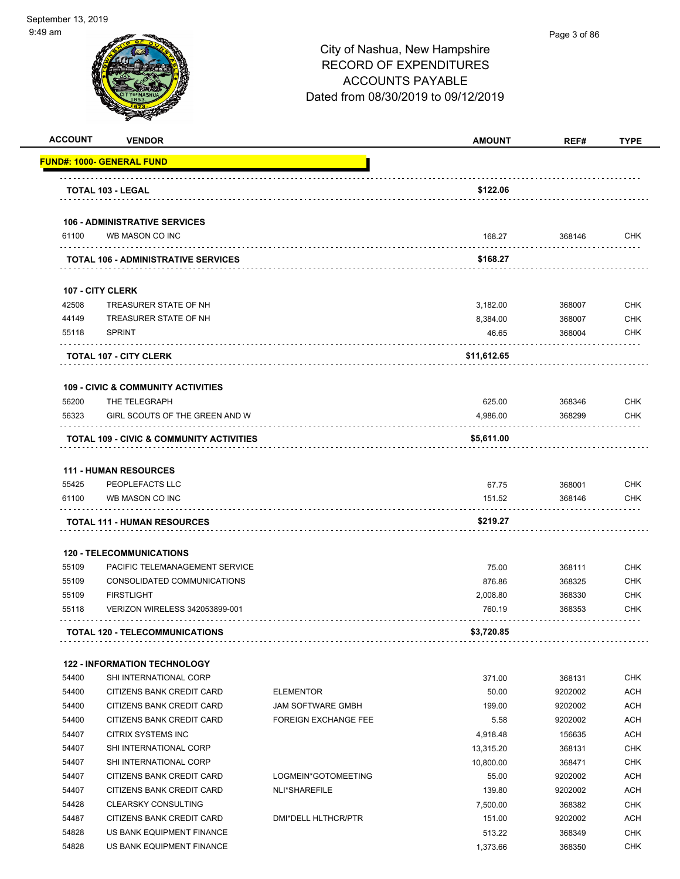City of Nashua, New Hampshire
RECORD OF EXPENDITURES
ACCOUNTS PAYABLE
Dated from 08/30/2019 to 09/12/2019

| ACCOUNT | VENDOR | | AMOUNT | REF# | TYPE |
|---|---|---|---|---|---|
| **FUND#: 1000- GENERAL FUND** | | | | | |
| | **TOTAL 103 - LEGAL** | | **$122.06** | | |
| | **106 - ADMINISTRATIVE SERVICES** | | | | |
| 61100 | WB MASON CO INC | | 168.27 | 368146 | CHK |
| | **TOTAL 106 - ADMINISTRATIVE SERVICES** | | **$168.27** | | |
| | **107 - CITY CLERK** | | | | |
| 42508 | TREASURER STATE OF NH | | 3,182.00 | 368007 | CHK |
| 44149 | TREASURER STATE OF NH | | 8,384.00 | 368007 | CHK |
| 55118 | SPRINT | | 46.65 | 368004 | CHK |
| | **TOTAL 107 - CITY CLERK** | | **$11,612.65** | | |
| | **109 - CIVIC & COMMUNITY ACTIVITIES** | | | | |
| 56200 | THE TELEGRAPH | | 625.00 | 368346 | CHK |
| 56323 | GIRL SCOUTS OF THE GREEN AND W | | 4,986.00 | 368299 | CHK |
| | **TOTAL 109 - CIVIC & COMMUNITY ACTIVITIES** | | **$5,611.00** | | |
| | **111 - HUMAN RESOURCES** | | | | |
| 55425 | PEOPLEFACTS LLC | | 67.75 | 368001 | CHK |
| 61100 | WB MASON CO INC | | 151.52 | 368146 | CHK |
| | **TOTAL 111 - HUMAN RESOURCES** | | **$219.27** | | |
| | **120 - TELECOMMUNICATIONS** | | | | |
| 55109 | PACIFIC TELEMANAGEMENT SERVICE | | 75.00 | 368111 | CHK |
| 55109 | CONSOLIDATED COMMUNICATIONS | | 876.86 | 368325 | CHK |
| 55109 | FIRSTLIGHT | | 2,008.80 | 368330 | CHK |
| 55118 | VERIZON WIRELESS 342053899-001 | | 760.19 | 368353 | CHK |
| | **TOTAL 120 - TELECOMMUNICATIONS** | | **$3,720.85** | | |
| | **122 - INFORMATION TECHNOLOGY** | | | | |
| 54400 | SHI INTERNATIONAL CORP | | 371.00 | 368131 | CHK |
| 54400 | CITIZENS BANK CREDIT CARD | ELEMENTOR | 50.00 | 9202002 | ACH |
| 54400 | CITIZENS BANK CREDIT CARD | JAM SOFTWARE GMBH | 199.00 | 9202002 | ACH |
| 54400 | CITIZENS BANK CREDIT CARD | FOREIGN EXCHANGE FEE | 5.58 | 9202002 | ACH |
| 54407 | CITRIX SYSTEMS INC | | 4,918.48 | 156635 | ACH |
| 54407 | SHI INTERNATIONAL CORP | | 13,315.20 | 368131 | CHK |
| 54407 | SHI INTERNATIONAL CORP | | 10,800.00 | 368471 | CHK |
| 54407 | CITIZENS BANK CREDIT CARD | LOGMEIN*GOTOMEETING | 55.00 | 9202002 | ACH |
| 54407 | CITIZENS BANK CREDIT CARD | NLI*SHAREFILE | 139.80 | 9202002 | ACH |
| 54428 | CLEARSKY CONSULTING | | 7,500.00 | 368382 | CHK |
| 54487 | CITIZENS BANK CREDIT CARD | DMI*DELL HLTHCR/PTR | 151.00 | 9202002 | ACH |
| 54828 | US BANK EQUIPMENT FINANCE | | 513.22 | 368349 | CHK |
| 54828 | US BANK EQUIPMENT FINANCE | | 1,373.66 | 368350 | CHK |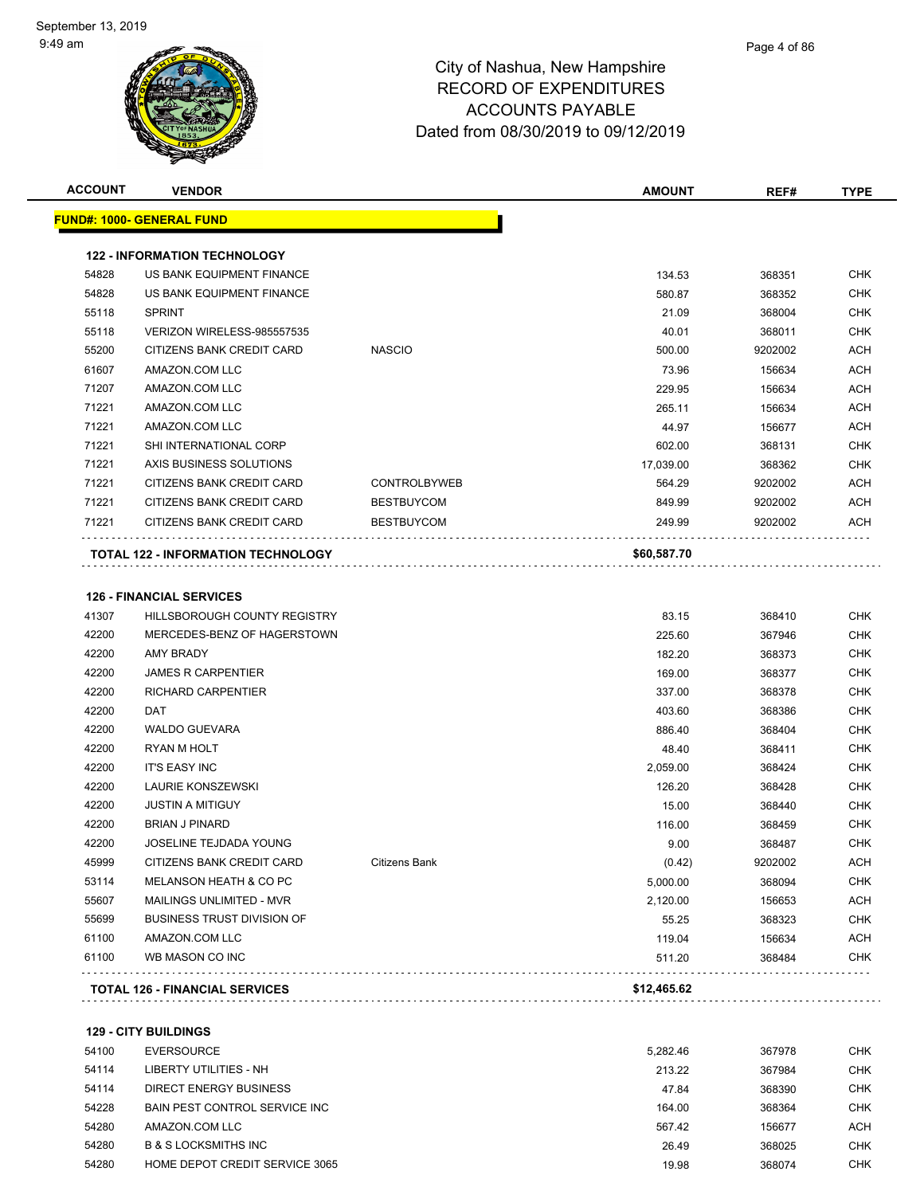City of Nashua, New Hampshire
RECORD OF EXPENDITURES
ACCOUNTS PAYABLE
Dated from 08/30/2019 to 09/12/2019

| ACCOUNT | VENDOR | | AMOUNT | REF# | TYPE |
|---|---|---|---|---|---|
| **FUND#: 1000- GENERAL FUND** | | | | | |
| **122 - INFORMATION TECHNOLOGY** | | | | | |
| 54828 | US BANK EQUIPMENT FINANCE | | 134.53 | 368351 | CHK |
| 54828 | US BANK EQUIPMENT FINANCE | | 580.87 | 368352 | CHK |
| 55118 | SPRINT | | 21.09 | 368004 | CHK |
| 55118 | VERIZON WIRELESS-985557535 | | 40.01 | 368011 | CHK |
| 55200 | CITIZENS BANK CREDIT CARD | NASCIO | 500.00 | 9202002 | ACH |
| 61607 | AMAZON.COM LLC | | 73.96 | 156634 | ACH |
| 71207 | AMAZON.COM LLC | | 229.95 | 156634 | ACH |
| 71221 | AMAZON.COM LLC | | 265.11 | 156634 | ACH |
| 71221 | AMAZON.COM LLC | | 44.97 | 156677 | ACH |
| 71221 | SHI INTERNATIONAL CORP | | 602.00 | 368131 | CHK |
| 71221 | AXIS BUSINESS SOLUTIONS | | 17,039.00 | 368362 | CHK |
| 71221 | CITIZENS BANK CREDIT CARD | CONTROLBYWEB | 564.29 | 9202002 | ACH |
| 71221 | CITIZENS BANK CREDIT CARD | BESTBUYCOM | 849.99 | 9202002 | ACH |
| 71221 | CITIZENS BANK CREDIT CARD | BESTBUYCOM | 249.99 | 9202002 | ACH |
| **TOTAL 122 - INFORMATION TECHNOLOGY** | | | **$60,587.70** | | |
| **126 - FINANCIAL SERVICES** | | | | | |
| 41307 | HILLSBOROUGH COUNTY REGISTRY | | 83.15 | 368410 | CHK |
| 42200 | MERCEDES-BENZ OF HAGERSTOWN | | 225.60 | 367946 | CHK |
| 42200 | AMY BRADY | | 182.20 | 368373 | CHK |
| 42200 | JAMES R CARPENTIER | | 169.00 | 368377 | CHK |
| 42200 | RICHARD CARPENTIER | | 337.00 | 368378 | CHK |
| 42200 | DAT | | 403.60 | 368386 | CHK |
| 42200 | WALDO GUEVARA | | 886.40 | 368404 | CHK |
| 42200 | RYAN M HOLT | | 48.40 | 368411 | CHK |
| 42200 | IT'S EASY INC | | 2,059.00 | 368424 | CHK |
| 42200 | LAURIE KONSZEWSKI | | 126.20 | 368428 | CHK |
| 42200 | JUSTIN A MITIGUY | | 15.00 | 368440 | CHK |
| 42200 | BRIAN J PINARD | | 116.00 | 368459 | CHK |
| 42200 | JOSELINE TEJDADA YOUNG | | 9.00 | 368487 | CHK |
| 45999 | CITIZENS BANK CREDIT CARD | Citizens Bank | (0.42) | 9202002 | ACH |
| 53114 | MELANSON HEATH & CO PC | | 5,000.00 | 368094 | CHK |
| 55607 | MAILINGS UNLIMITED - MVR | | 2,120.00 | 156653 | ACH |
| 55699 | BUSINESS TRUST DIVISION OF | | 55.25 | 368323 | CHK |
| 61100 | AMAZON.COM LLC | | 119.04 | 156634 | ACH |
| 61100 | WB MASON CO INC | | 511.20 | 368484 | CHK |
| **TOTAL 126 - FINANCIAL SERVICES** | | | **$12,465.62** | | |
| **129 - CITY BUILDINGS** | | | | | |
| 54100 | EVERSOURCE | | 5,282.46 | 367978 | CHK |
| 54114 | LIBERTY UTILITIES - NH | | 213.22 | 367984 | CHK |
| 54114 | DIRECT ENERGY BUSINESS | | 47.84 | 368390 | CHK |
| 54228 | BAIN PEST CONTROL SERVICE INC | | 164.00 | 368364 | CHK |
| 54280 | AMAZON.COM LLC | | 567.42 | 156677 | ACH |
| 54280 | B & S LOCKSMITHS INC | | 26.49 | 368025 | CHK |
| 54280 | HOME DEPOT CREDIT SERVICE 3065 | | 19.98 | 368074 | CHK |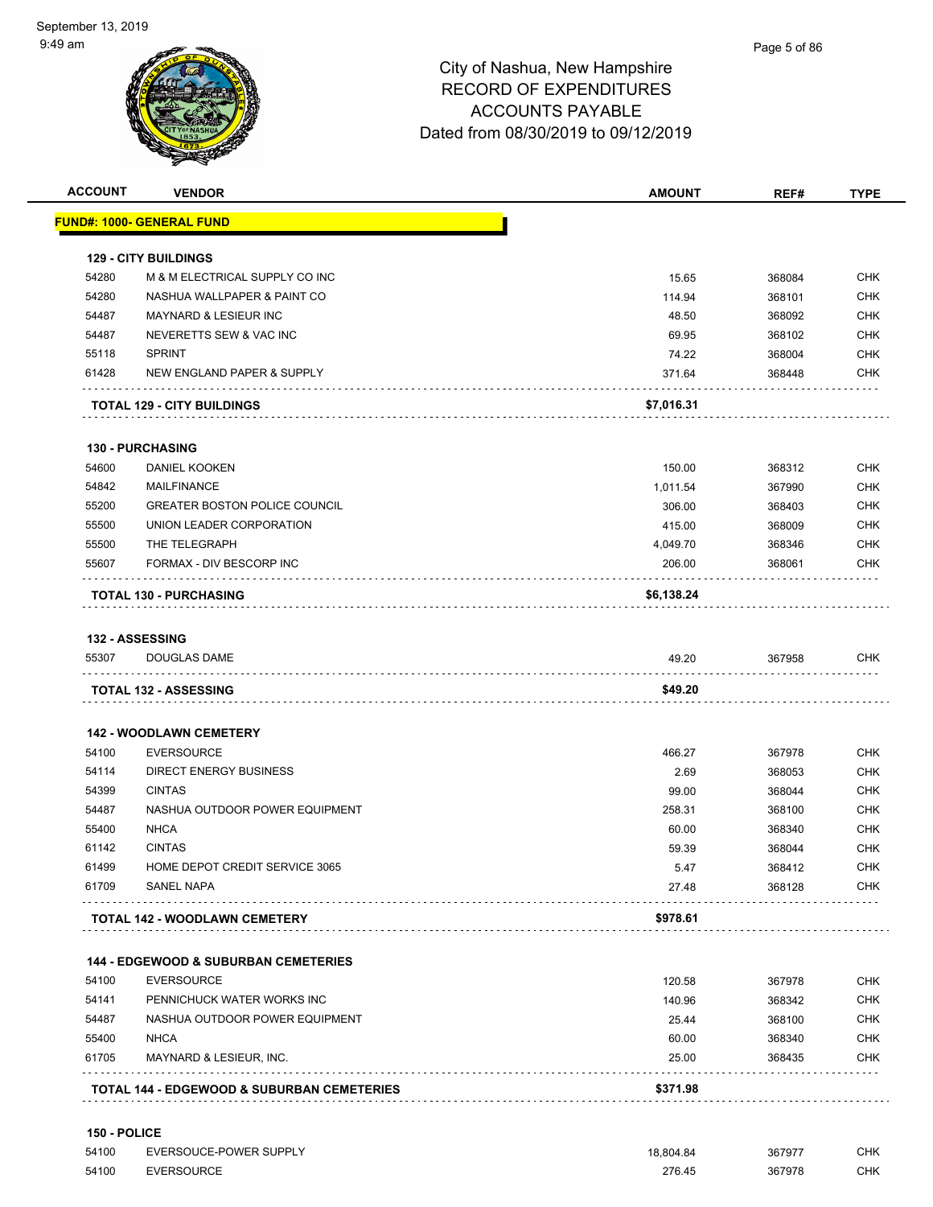# City of Nashua, New Hampshire
## RECORD OF EXPENDITURES
## ACCOUNTS PAYABLE
## Dated from 08/30/2019 to 09/12/2019

| ACCOUNT | VENDOR | AMOUNT | REF# | TYPE |
|---|---|---|---|---|
| **FUND#: 1000- GENERAL FUND** | | | | |
| **129 - CITY BUILDINGS** | | | | |
| 54280 | M & M ELECTRICAL SUPPLY CO INC | 15.65 | 368084 | CHK |
| 54280 | NASHUA WALLPAPER & PAINT CO | 114.94 | 368101 | CHK |
| 54487 | MAYNARD & LESIEUR INC | 48.50 | 368092 | CHK |
| 54487 | NEVERETTS SEW & VAC INC | 69.95 | 368102 | CHK |
| 55118 | SPRINT | 74.22 | 368004 | CHK |
| 61428 | NEW ENGLAND PAPER & SUPPLY | 371.64 | 368448 | CHK |
| | **TOTAL 129 - CITY BUILDINGS** | **$7,016.31** | | |
| **130 - PURCHASING** | | | | |
| 54600 | DANIEL KOOKEN | 150.00 | 368312 | CHK |
| 54842 | MAILFINANCE | 1,011.54 | 367990 | CHK |
| 55200 | GREATER BOSTON POLICE COUNCIL | 306.00 | 368403 | CHK |
| 55500 | UNION LEADER CORPORATION | 415.00 | 368009 | CHK |
| 55500 | THE TELEGRAPH | 4,049.70 | 368346 | CHK |
| 55607 | FORMAX - DIV BESCORP INC | 206.00 | 368061 | CHK |
| | **TOTAL 130 - PURCHASING** | **$6,138.24** | | |
| **132 - ASSESSING** | | | | |
| 55307 | DOUGLAS DAME | 49.20 | 367958 | CHK |
| | **TOTAL 132 - ASSESSING** | **$49.20** | | |
| **142 - WOODLAWN CEMETERY** | | | | |
| 54100 | EVERSOURCE | 466.27 | 367978 | CHK |
| 54114 | DIRECT ENERGY BUSINESS | 2.69 | 368053 | CHK |
| 54399 | CINTAS | 99.00 | 368044 | CHK |
| 54487 | NASHUA OUTDOOR POWER EQUIPMENT | 258.31 | 368100 | CHK |
| 55400 | NHCA | 60.00 | 368340 | CHK |
| 61142 | CINTAS | 59.39 | 368044 | CHK |
| 61499 | HOME DEPOT CREDIT SERVICE 3065 | 5.47 | 368412 | CHK |
| 61709 | SANEL NAPA | 27.48 | 368128 | CHK |
| | **TOTAL 142 - WOODLAWN CEMETERY** | **$978.61** | | |
| **144 - EDGEWOOD & SUBURBAN CEMETERIES** | | | | |
| 54100 | EVERSOURCE | 120.58 | 367978 | CHK |
| 54141 | PENNICHUCK WATER WORKS INC | 140.96 | 368342 | CHK |
| 54487 | NASHUA OUTDOOR POWER EQUIPMENT | 25.44 | 368100 | CHK |
| 55400 | NHCA | 60.00 | 368340 | CHK |
| 61705 | MAYNARD & LESIEUR, INC. | 25.00 | 368435 | CHK |
| | **TOTAL 144 - EDGEWOOD & SUBURBAN CEMETERIES** | **$371.98** | | |
| **150 - POLICE** | | | | |
| 54100 | EVERSOUCE-POWER SUPPLY | 18,804.84 | 367977 | CHK |
| 54100 | EVERSOURCE | 276.45 | 367978 | CHK |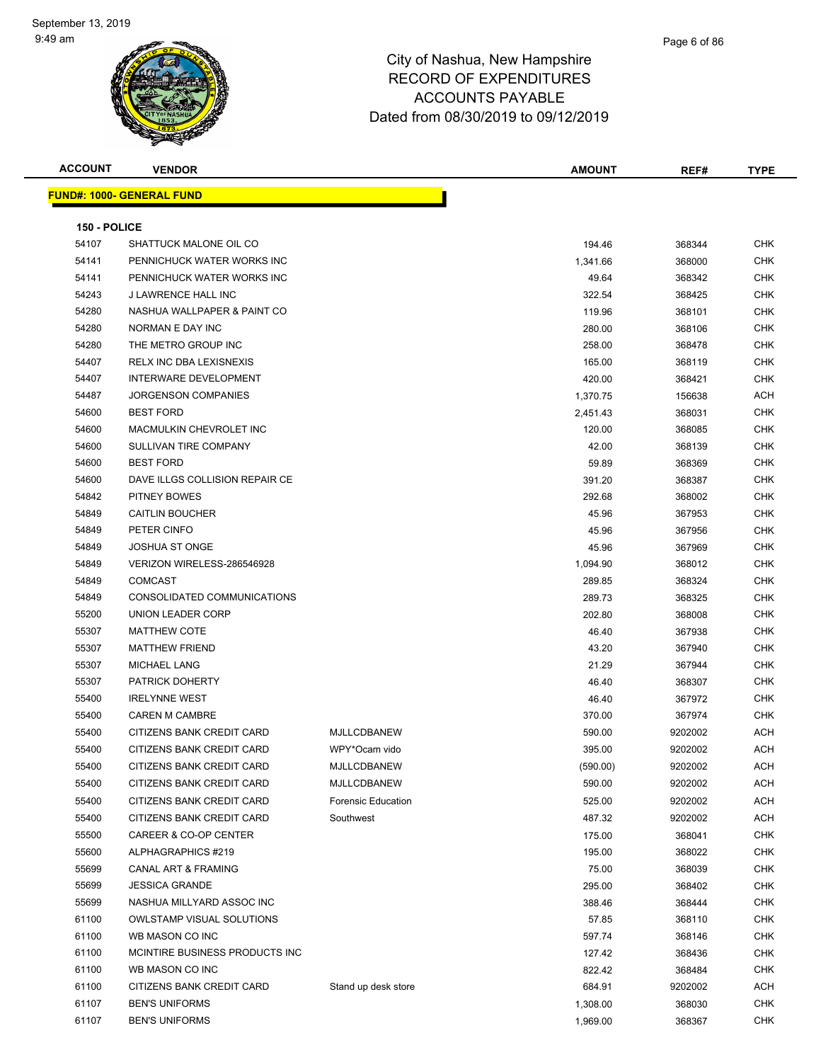City of Nashua, New Hampshire
RECORD OF EXPENDITURES
ACCOUNTS PAYABLE
Dated from 08/30/2019 to 09/12/2019

| ACCOUNT | VENDOR | | AMOUNT | REF# | TYPE |
|---|---|---|---|---|---|

**FUND#: 1000- GENERAL FUND**

**150 - POLICE**

| ACCOUNT | VENDOR | | AMOUNT | REF# | TYPE |
|---|---|---|---|---|---|
| 54107 | SHATTUCK MALONE OIL CO | | 194.46 | 368344 | CHK |
| 54141 | PENNICHUCK WATER WORKS INC | | 1,341.66 | 368000 | CHK |
| 54141 | PENNICHUCK WATER WORKS INC | | 49.64 | 368342 | CHK |
| 54243 | J LAWRENCE HALL INC | | 322.54 | 368425 | CHK |
| 54280 | NASHUA WALLPAPER & PAINT CO | | 119.96 | 368101 | CHK |
| 54280 | NORMAN E DAY INC | | 280.00 | 368106 | CHK |
| 54280 | THE METRO GROUP INC | | 258.00 | 368478 | CHK |
| 54407 | RELX INC DBA LEXISNEXIS | | 165.00 | 368119 | CHK |
| 54407 | INTERWARE DEVELOPMENT | | 420.00 | 368421 | CHK |
| 54487 | JORGENSON COMPANIES | | 1,370.75 | 156638 | ACH |
| 54600 | BEST FORD | | 2,451.43 | 368031 | CHK |
| 54600 | MACMULKIN CHEVROLET INC | | 120.00 | 368085 | CHK |
| 54600 | SULLIVAN TIRE COMPANY | | 42.00 | 368139 | CHK |
| 54600 | BEST FORD | | 59.89 | 368369 | CHK |
| 54600 | DAVE ILLGS COLLISION REPAIR CE | | 391.20 | 368387 | CHK |
| 54842 | PITNEY BOWES | | 292.68 | 368002 | CHK |
| 54849 | CAITLIN BOUCHER | | 45.96 | 367953 | CHK |
| 54849 | PETER CINFO | | 45.96 | 367956 | CHK |
| 54849 | JOSHUA ST ONGE | | 45.96 | 367969 | CHK |
| 54849 | VERIZON WIRELESS-286546928 | | 1,094.90 | 368012 | CHK |
| 54849 | COMCAST | | 289.85 | 368324 | CHK |
| 54849 | CONSOLIDATED COMMUNICATIONS | | 289.73 | 368325 | CHK |
| 55200 | UNION LEADER CORP | | 202.80 | 368008 | CHK |
| 55307 | MATTHEW COTE | | 46.40 | 367938 | CHK |
| 55307 | MATTHEW FRIEND | | 43.20 | 367940 | CHK |
| 55307 | MICHAEL LANG | | 21.29 | 367944 | CHK |
| 55307 | PATRICK DOHERTY | | 46.40 | 368307 | CHK |
| 55400 | IRELYNNE WEST | | 46.40 | 367972 | CHK |
| 55400 | CAREN M CAMBRE | | 370.00 | 367974 | CHK |
| 55400 | CITIZENS BANK CREDIT CARD | MJLLCDBANEW | 590.00 | 9202002 | ACH |
| 55400 | CITIZENS BANK CREDIT CARD | WPY*Ocam vido | 395.00 | 9202002 | ACH |
| 55400 | CITIZENS BANK CREDIT CARD | MJLLCDBANEW | (590.00) | 9202002 | ACH |
| 55400 | CITIZENS BANK CREDIT CARD | MJLLCDBANEW | 590.00 | 9202002 | ACH |
| 55400 | CITIZENS BANK CREDIT CARD | Forensic Education | 525.00 | 9202002 | ACH |
| 55400 | CITIZENS BANK CREDIT CARD | Southwest | 487.32 | 9202002 | ACH |
| 55500 | CAREER & CO-OP CENTER | | 175.00 | 368041 | CHK |
| 55600 | ALPHAGRAPHICS #219 | | 195.00 | 368022 | CHK |
| 55699 | CANAL ART & FRAMING | | 75.00 | 368039 | CHK |
| 55699 | JESSICA GRANDE | | 295.00 | 368402 | CHK |
| 55699 | NASHUA MILLYARD ASSOC INC | | 388.46 | 368444 | CHK |
| 61100 | OWLSTAMP VISUAL SOLUTIONS | | 57.85 | 368110 | CHK |
| 61100 | WB MASON CO INC | | 597.74 | 368146 | CHK |
| 61100 | MCINTIRE BUSINESS PRODUCTS INC | | 127.42 | 368436 | CHK |
| 61100 | WB MASON CO INC | | 822.42 | 368484 | CHK |
| 61100 | CITIZENS BANK CREDIT CARD | Stand up desk store | 684.91 | 9202002 | ACH |
| 61107 | BEN'S UNIFORMS | | 1,308.00 | 368030 | CHK |
| 61107 | BEN'S UNIFORMS | | 1,969.00 | 368367 | CHK |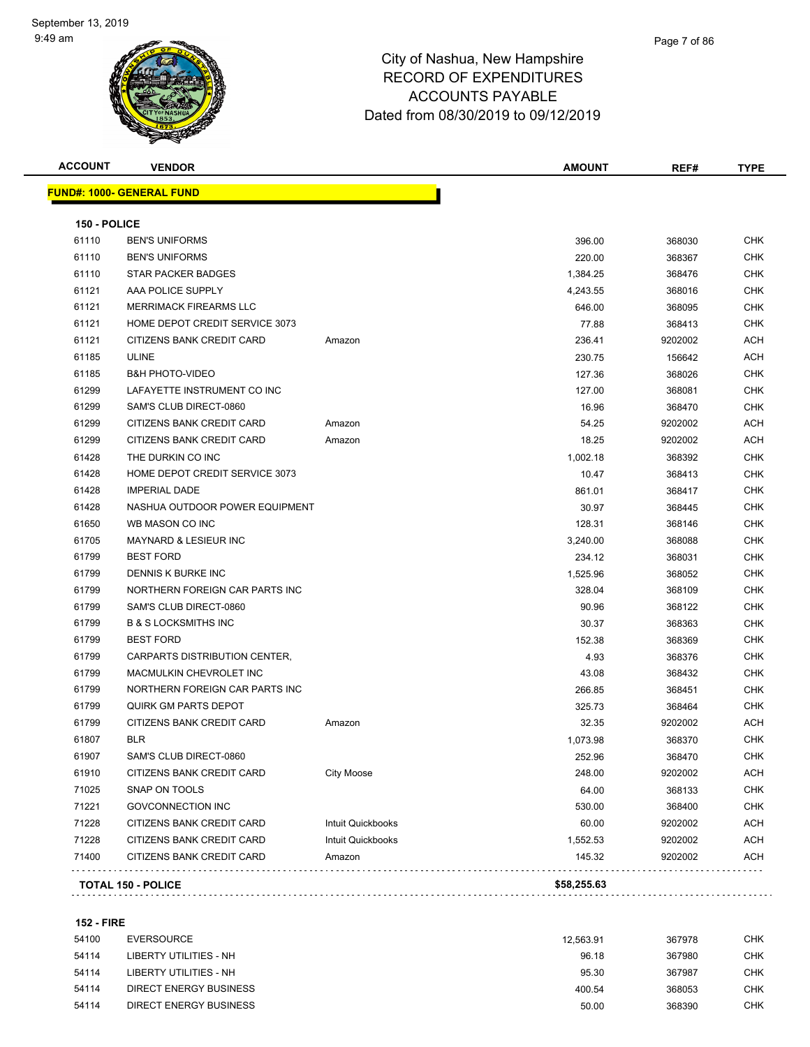# City of Nashua, New Hampshire
## RECORD OF EXPENDITURES
## ACCOUNTS PAYABLE
## Dated from 08/30/2019 to 09/12/2019

September 13, 2019
9:49 am

| ACCOUNT | VENDOR | | AMOUNT | REF# | TYPE |
|---|---|---|---|---|---|
| **FUND#: 1000- GENERAL FUND** | | | | | |
| **150 - POLICE** | | | | | |
| 61110 | BEN'S UNIFORMS | | 396.00 | 368030 | CHK |
| 61110 | BEN'S UNIFORMS | | 220.00 | 368367 | CHK |
| 61110 | STAR PACKER BADGES | | 1,384.25 | 368476 | CHK |
| 61121 | AAA POLICE SUPPLY | | 4,243.55 | 368016 | CHK |
| 61121 | MERRIMACK FIREARMS LLC | | 646.00 | 368095 | CHK |
| 61121 | HOME DEPOT CREDIT SERVICE 3073 | | 77.88 | 368413 | CHK |
| 61121 | CITIZENS BANK CREDIT CARD | Amazon | 236.41 | 9202002 | ACH |
| 61185 | ULINE | | 230.75 | 156642 | ACH |
| 61185 | B&H PHOTO-VIDEO | | 127.36 | 368026 | CHK |
| 61299 | LAFAYETTE INSTRUMENT CO INC | | 127.00 | 368081 | CHK |
| 61299 | SAM'S CLUB DIRECT-0860 | | 16.96 | 368470 | CHK |
| 61299 | CITIZENS BANK CREDIT CARD | Amazon | 54.25 | 9202002 | ACH |
| 61299 | CITIZENS BANK CREDIT CARD | Amazon | 18.25 | 9202002 | ACH |
| 61428 | THE DURKIN CO INC | | 1,002.18 | 368392 | CHK |
| 61428 | HOME DEPOT CREDIT SERVICE 3073 | | 10.47 | 368413 | CHK |
| 61428 | IMPERIAL DADE | | 861.01 | 368417 | CHK |
| 61428 | NASHUA OUTDOOR POWER EQUIPMENT | | 30.97 | 368445 | CHK |
| 61650 | WB MASON CO INC | | 128.31 | 368146 | CHK |
| 61705 | MAYNARD & LESIEUR INC | | 3,240.00 | 368088 | CHK |
| 61799 | BEST FORD | | 234.12 | 368031 | CHK |
| 61799 | DENNIS K BURKE INC | | 1,525.96 | 368052 | CHK |
| 61799 | NORTHERN FOREIGN CAR PARTS INC | | 328.04 | 368109 | CHK |
| 61799 | SAM'S CLUB DIRECT-0860 | | 90.96 | 368122 | CHK |
| 61799 | B & S LOCKSMITHS INC | | 30.37 | 368363 | CHK |
| 61799 | BEST FORD | | 152.38 | 368369 | CHK |
| 61799 | CARPARTS DISTRIBUTION CENTER, | | 4.93 | 368376 | CHK |
| 61799 | MACMULKIN CHEVROLET INC | | 43.08 | 368432 | CHK |
| 61799 | NORTHERN FOREIGN CAR PARTS INC | | 266.85 | 368451 | CHK |
| 61799 | QUIRK GM PARTS DEPOT | | 325.73 | 368464 | CHK |
| 61799 | CITIZENS BANK CREDIT CARD | Amazon | 32.35 | 9202002 | ACH |
| 61807 | BLR | | 1,073.98 | 368370 | CHK |
| 61907 | SAM'S CLUB DIRECT-0860 | | 252.96 | 368470 | CHK |
| 61910 | CITIZENS BANK CREDIT CARD | City Moose | 248.00 | 9202002 | ACH |
| 71025 | SNAP ON TOOLS | | 64.00 | 368133 | CHK |
| 71221 | GOVCONNECTION INC | | 530.00 | 368400 | CHK |
| 71228 | CITIZENS BANK CREDIT CARD | Intuit Quickbooks | 60.00 | 9202002 | ACH |
| 71228 | CITIZENS BANK CREDIT CARD | Intuit Quickbooks | 1,552.53 | 9202002 | ACH |
| 71400 | CITIZENS BANK CREDIT CARD | Amazon | 145.32 | 9202002 | ACH |
| **TOTAL 150 - POLICE** | | | **$58,255.63** | | |
| **152 - FIRE** | | | | | |
| 54100 | EVERSOURCE | | 12,563.91 | 367978 | CHK |
| 54114 | LIBERTY UTILITIES - NH | | 96.18 | 367980 | CHK |
| 54114 | LIBERTY UTILITIES - NH | | 95.30 | 367987 | CHK |
| 54114 | DIRECT ENERGY BUSINESS | | 400.54 | 368053 | CHK |
| 54114 | DIRECT ENERGY BUSINESS | | 50.00 | 368390 | CHK |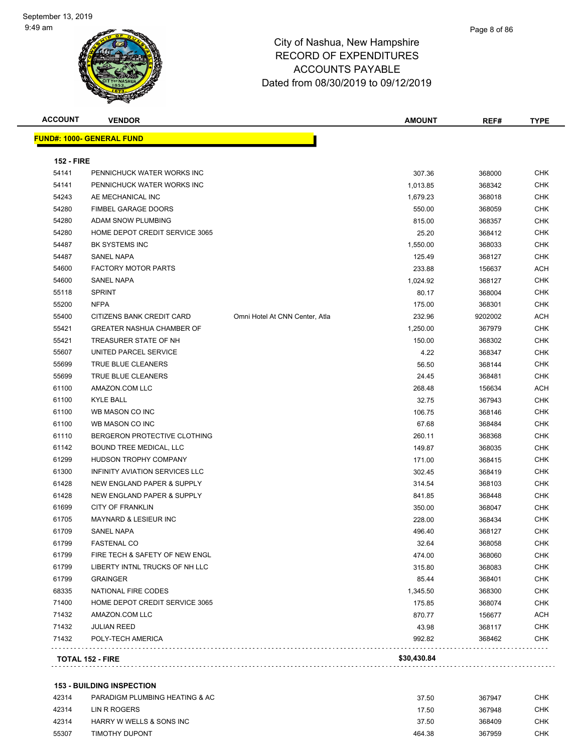# City of Nashua, New Hampshire
# RECORD OF EXPENDITURES
# ACCOUNTS PAYABLE
# Dated from 08/30/2019 to 09/12/2019

## FUND#: 1000- GENERAL FUND

### 152 - FIRE

| ACCOUNT | VENDOR | | AMOUNT | REF# | TYPE |
|---|---|---|---|---|---|
| 54141 | PENNICHUCK WATER WORKS INC | | 307.36 | 368000 | CHK |
| 54141 | PENNICHUCK WATER WORKS INC | | 1,013.85 | 368342 | CHK |
| 54243 | AE MECHANICAL INC | | 1,679.23 | 368018 | CHK |
| 54280 | FIMBEL GARAGE DOORS | | 550.00 | 368059 | CHK |
| 54280 | ADAM SNOW PLUMBING | | 815.00 | 368357 | CHK |
| 54280 | HOME DEPOT CREDIT SERVICE 3065 | | 25.20 | 368412 | CHK |
| 54487 | BK SYSTEMS INC | | 1,550.00 | 368033 | CHK |
| 54487 | SANEL NAPA | | 125.49 | 368127 | CHK |
| 54600 | FACTORY MOTOR PARTS | | 233.88 | 156637 | ACH |
| 54600 | SANEL NAPA | | 1,024.92 | 368127 | CHK |
| 55118 | SPRINT | | 80.17 | 368004 | CHK |
| 55200 | NFPA | | 175.00 | 368301 | CHK |
| 55400 | CITIZENS BANK CREDIT CARD | Omni Hotel At CNN Center, Atla | 232.96 | 9202002 | ACH |
| 55421 | GREATER NASHUA CHAMBER OF | | 1,250.00 | 367979 | CHK |
| 55421 | TREASURER STATE OF NH | | 150.00 | 368302 | CHK |
| 55607 | UNITED PARCEL SERVICE | | 4.22 | 368347 | CHK |
| 55699 | TRUE BLUE CLEANERS | | 56.50 | 368144 | CHK |
| 55699 | TRUE BLUE CLEANERS | | 24.45 | 368481 | CHK |
| 61100 | AMAZON.COM LLC | | 268.48 | 156634 | ACH |
| 61100 | KYLE BALL | | 32.75 | 367943 | CHK |
| 61100 | WB MASON CO INC | | 106.75 | 368146 | CHK |
| 61100 | WB MASON CO INC | | 67.68 | 368484 | CHK |
| 61110 | BERGERON PROTECTIVE CLOTHING | | 260.11 | 368368 | CHK |
| 61142 | BOUND TREE MEDICAL, LLC | | 149.87 | 368035 | CHK |
| 61299 | HUDSON TROPHY COMPANY | | 171.00 | 368415 | CHK |
| 61300 | INFINITY AVIATION SERVICES LLC | | 302.45 | 368419 | CHK |
| 61428 | NEW ENGLAND PAPER & SUPPLY | | 314.54 | 368103 | CHK |
| 61428 | NEW ENGLAND PAPER & SUPPLY | | 841.85 | 368448 | CHK |
| 61699 | CITY OF FRANKLIN | | 350.00 | 368047 | CHK |
| 61705 | MAYNARD & LESIEUR INC | | 228.00 | 368434 | CHK |
| 61709 | SANEL NAPA | | 496.40 | 368127 | CHK |
| 61799 | FASTENAL CO | | 32.64 | 368058 | CHK |
| 61799 | FIRE TECH & SAFETY OF NEW ENGL | | 474.00 | 368060 | CHK |
| 61799 | LIBERTY INTNL TRUCKS OF NH LLC | | 315.80 | 368083 | CHK |
| 61799 | GRAINGER | | 85.44 | 368401 | CHK |
| 68335 | NATIONAL FIRE CODES | | 1,345.50 | 368300 | CHK |
| 71400 | HOME DEPOT CREDIT SERVICE 3065 | | 175.85 | 368074 | CHK |
| 71432 | AMAZON.COM LLC | | 870.77 | 156677 | ACH |
| 71432 | JULIAN REED | | 43.98 | 368117 | CHK |
| 71432 | POLY-TECH AMERICA | | 992.82 | 368462 | CHK |
| **TOTAL 152 - FIRE** | | | **$30,430.84** | | |

### 153 - BUILDING INSPECTION

| ACCOUNT | VENDOR | | AMOUNT | REF# | TYPE |
|---|---|---|---|---|---|
| 42314 | PARADIGM PLUMBING HEATING & AC | | 37.50 | 367947 | CHK |
| 42314 | LIN R ROGERS | | 17.50 | 367948 | CHK |
| 42314 | HARRY W WELLS & SONS INC | | 37.50 | 368409 | CHK |
| 55307 | TIMOTHY DUPONT | | 464.38 | 367959 | CHK |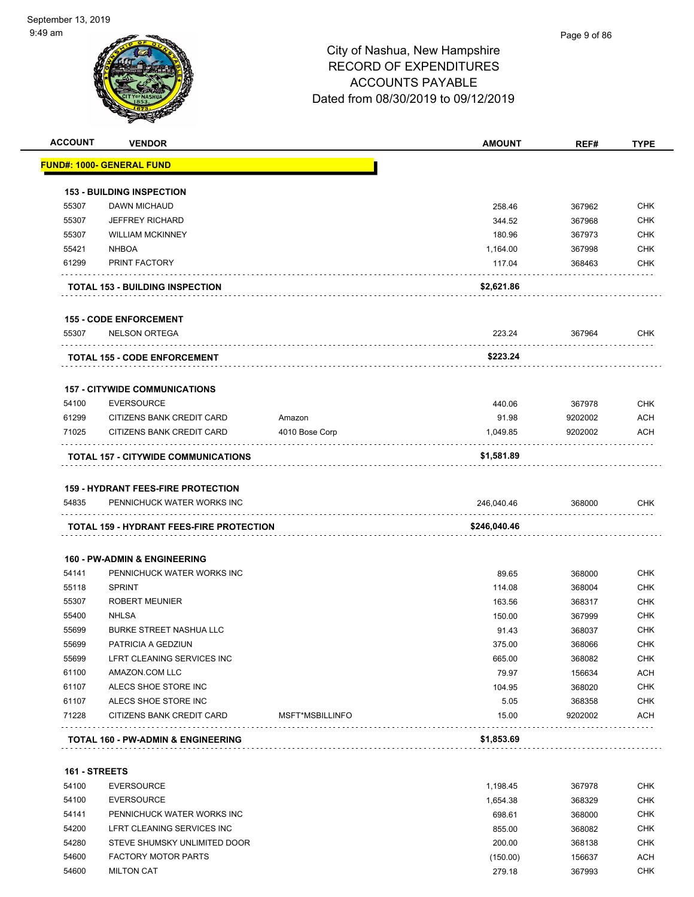City of Nashua, New Hampshire
RECORD OF EXPENDITURES
ACCOUNTS PAYABLE
Dated from 08/30/2019 to 09/12/2019

| ACCOUNT | VENDOR | | AMOUNT | REF# | TYPE |
|---|---|---|---|---|---|
| **FUND#: 1000- GENERAL FUND** | | | | | |
| **153 - BUILDING INSPECTION** | | | | | |
| 55307 | DAWN MICHAUD | | 258.46 | 367962 | CHK |
| 55307 | JEFFREY RICHARD | | 344.52 | 367968 | CHK |
| 55307 | WILLIAM MCKINNEY | | 180.96 | 367973 | CHK |
| 55421 | NHBOA | | 1,164.00 | 367998 | CHK |
| 61299 | PRINT FACTORY | | 117.04 | 368463 | CHK |
| **TOTAL 153 - BUILDING INSPECTION** | | | **$2,621.86** | | |
| **155 - CODE ENFORCEMENT** | | | | | |
| 55307 | NELSON ORTEGA | | 223.24 | 367964 | CHK |
| **TOTAL 155 - CODE ENFORCEMENT** | | | **$223.24** | | |
| **157 - CITYWIDE COMMUNICATIONS** | | | | | |
| 54100 | EVERSOURCE | | 440.06 | 367978 | CHK |
| 61299 | CITIZENS BANK CREDIT CARD | Amazon | 91.98 | 9202002 | ACH |
| 71025 | CITIZENS BANK CREDIT CARD | 4010 Bose Corp | 1,049.85 | 9202002 | ACH |
| **TOTAL 157 - CITYWIDE COMMUNICATIONS** | | | **$1,581.89** | | |
| **159 - HYDRANT FEES-FIRE PROTECTION** | | | | | |
| 54835 | PENNICHUCK WATER WORKS INC | | 246,040.46 | 368000 | CHK |
| **TOTAL 159 - HYDRANT FEES-FIRE PROTECTION** | | | **$246,040.46** | | |
| **160 - PW-ADMIN & ENGINEERING** | | | | | |
| 54141 | PENNICHUCK WATER WORKS INC | | 89.65 | 368000 | CHK |
| 55118 | SPRINT | | 114.08 | 368004 | CHK |
| 55307 | ROBERT MEUNIER | | 163.56 | 368317 | CHK |
| 55400 | NHLSA | | 150.00 | 367999 | CHK |
| 55699 | BURKE STREET NASHUA LLC | | 91.43 | 368037 | CHK |
| 55699 | PATRICIA A GEDZIUN | | 375.00 | 368066 | CHK |
| 55699 | LFRT CLEANING SERVICES INC | | 665.00 | 368082 | CHK |
| 61100 | AMAZON.COM LLC | | 79.97 | 156634 | ACH |
| 61107 | ALECS SHOE STORE INC | | 104.95 | 368020 | CHK |
| 61107 | ALECS SHOE STORE INC | | 5.05 | 368358 | CHK |
| 71228 | CITIZENS BANK CREDIT CARD | MSFT*MSBILLINFO | 15.00 | 9202002 | ACH |
| **TOTAL 160 - PW-ADMIN & ENGINEERING** | | | **$1,853.69** | | |
| **161 - STREETS** | | | | | |
| 54100 | EVERSOURCE | | 1,198.45 | 367978 | CHK |
| 54100 | EVERSOURCE | | 1,654.38 | 368329 | CHK |
| 54141 | PENNICHUCK WATER WORKS INC | | 698.61 | 368000 | CHK |
| 54200 | LFRT CLEANING SERVICES INC | | 855.00 | 368082 | CHK |
| 54280 | STEVE SHUMSKY UNLIMITED DOOR | | 200.00 | 368138 | CHK |
| 54600 | FACTORY MOTOR PARTS | | (150.00) | 156637 | ACH |
| 54600 | MILTON CAT | | 279.18 | 367993 | CHK |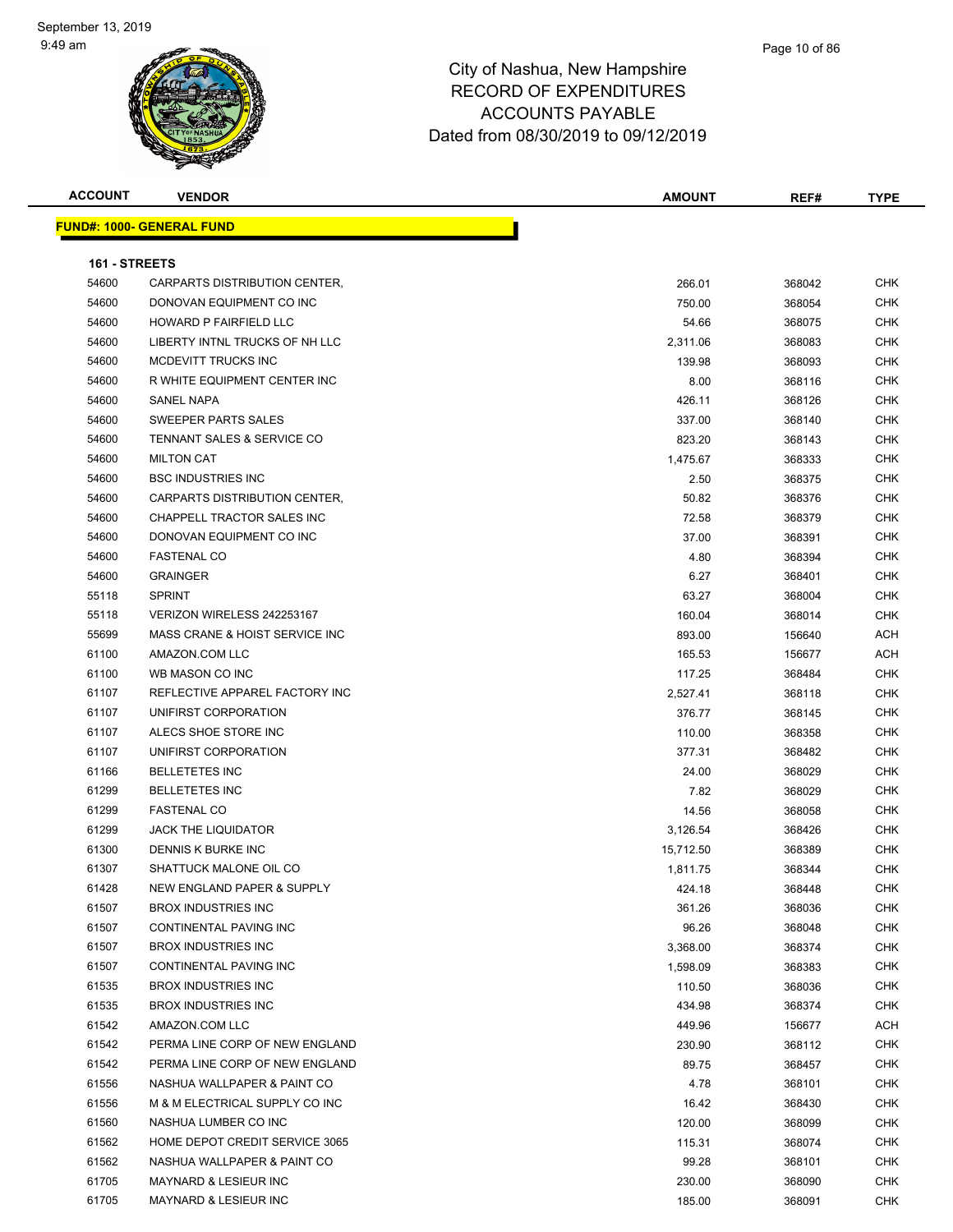# City of Nashua, New Hampshire
## RECORD OF EXPENDITURES
## ACCOUNTS PAYABLE
## Dated from 08/30/2019 to 09/12/2019

**FUND#: 1000- GENERAL FUND**

**161 - STREETS**

| ACCOUNT | VENDOR | AMOUNT | REF# | TYPE |
|---|---|---|---|---|
| 54600 | CARPARTS DISTRIBUTION CENTER, | 266.01 | 368042 | CHK |
| 54600 | DONOVAN EQUIPMENT CO INC | 750.00 | 368054 | CHK |
| 54600 | HOWARD P FAIRFIELD LLC | 54.66 | 368075 | CHK |
| 54600 | LIBERTY INTNL TRUCKS OF NH LLC | 2,311.06 | 368083 | CHK |
| 54600 | MCDEVITT TRUCKS INC | 139.98 | 368093 | CHK |
| 54600 | R WHITE EQUIPMENT CENTER INC | 8.00 | 368116 | CHK |
| 54600 | SANEL NAPA | 426.11 | 368126 | CHK |
| 54600 | SWEEPER PARTS SALES | 337.00 | 368140 | CHK |
| 54600 | TENNANT SALES & SERVICE CO | 823.20 | 368143 | CHK |
| 54600 | MILTON CAT | 1,475.67 | 368333 | CHK |
| 54600 | BSC INDUSTRIES INC | 2.50 | 368375 | CHK |
| 54600 | CARPARTS DISTRIBUTION CENTER, | 50.82 | 368376 | CHK |
| 54600 | CHAPPELL TRACTOR SALES INC | 72.58 | 368379 | CHK |
| 54600 | DONOVAN EQUIPMENT CO INC | 37.00 | 368391 | CHK |
| 54600 | FASTENAL CO | 4.80 | 368394 | CHK |
| 54600 | GRAINGER | 6.27 | 368401 | CHK |
| 55118 | SPRINT | 63.27 | 368004 | CHK |
| 55118 | VERIZON WIRELESS 242253167 | 160.04 | 368014 | CHK |
| 55699 | MASS CRANE & HOIST SERVICE INC | 893.00 | 156640 | ACH |
| 61100 | AMAZON.COM LLC | 165.53 | 156677 | ACH |
| 61100 | WB MASON CO INC | 117.25 | 368484 | CHK |
| 61107 | REFLECTIVE APPAREL FACTORY INC | 2,527.41 | 368118 | CHK |
| 61107 | UNIFIRST CORPORATION | 376.77 | 368145 | CHK |
| 61107 | ALECS SHOE STORE INC | 110.00 | 368358 | CHK |
| 61107 | UNIFIRST CORPORATION | 377.31 | 368482 | CHK |
| 61166 | BELLETETES INC | 24.00 | 368029 | CHK |
| 61299 | BELLETETES INC | 7.82 | 368029 | CHK |
| 61299 | FASTENAL CO | 14.56 | 368058 | CHK |
| 61299 | JACK THE LIQUIDATOR | 3,126.54 | 368426 | CHK |
| 61300 | DENNIS K BURKE INC | 15,712.50 | 368389 | CHK |
| 61307 | SHATTUCK MALONE OIL CO | 1,811.75 | 368344 | CHK |
| 61428 | NEW ENGLAND PAPER & SUPPLY | 424.18 | 368448 | CHK |
| 61507 | BROX INDUSTRIES INC | 361.26 | 368036 | CHK |
| 61507 | CONTINENTAL PAVING INC | 96.26 | 368048 | CHK |
| 61507 | BROX INDUSTRIES INC | 3,368.00 | 368374 | CHK |
| 61507 | CONTINENTAL PAVING INC | 1,598.09 | 368383 | CHK |
| 61535 | BROX INDUSTRIES INC | 110.50 | 368036 | CHK |
| 61535 | BROX INDUSTRIES INC | 434.98 | 368374 | CHK |
| 61542 | AMAZON.COM LLC | 449.96 | 156677 | ACH |
| 61542 | PERMA LINE CORP OF NEW ENGLAND | 230.90 | 368112 | CHK |
| 61542 | PERMA LINE CORP OF NEW ENGLAND | 89.75 | 368457 | CHK |
| 61556 | NASHUA WALLPAPER & PAINT CO | 4.78 | 368101 | CHK |
| 61556 | M & M ELECTRICAL SUPPLY CO INC | 16.42 | 368430 | CHK |
| 61560 | NASHUA LUMBER CO INC | 120.00 | 368099 | CHK |
| 61562 | HOME DEPOT CREDIT SERVICE 3065 | 115.31 | 368074 | CHK |
| 61562 | NASHUA WALLPAPER & PAINT CO | 99.28 | 368101 | CHK |
| 61705 | MAYNARD & LESIEUR INC | 230.00 | 368090 | CHK |
| 61705 | MAYNARD & LESIEUR INC | 185.00 | 368091 | CHK |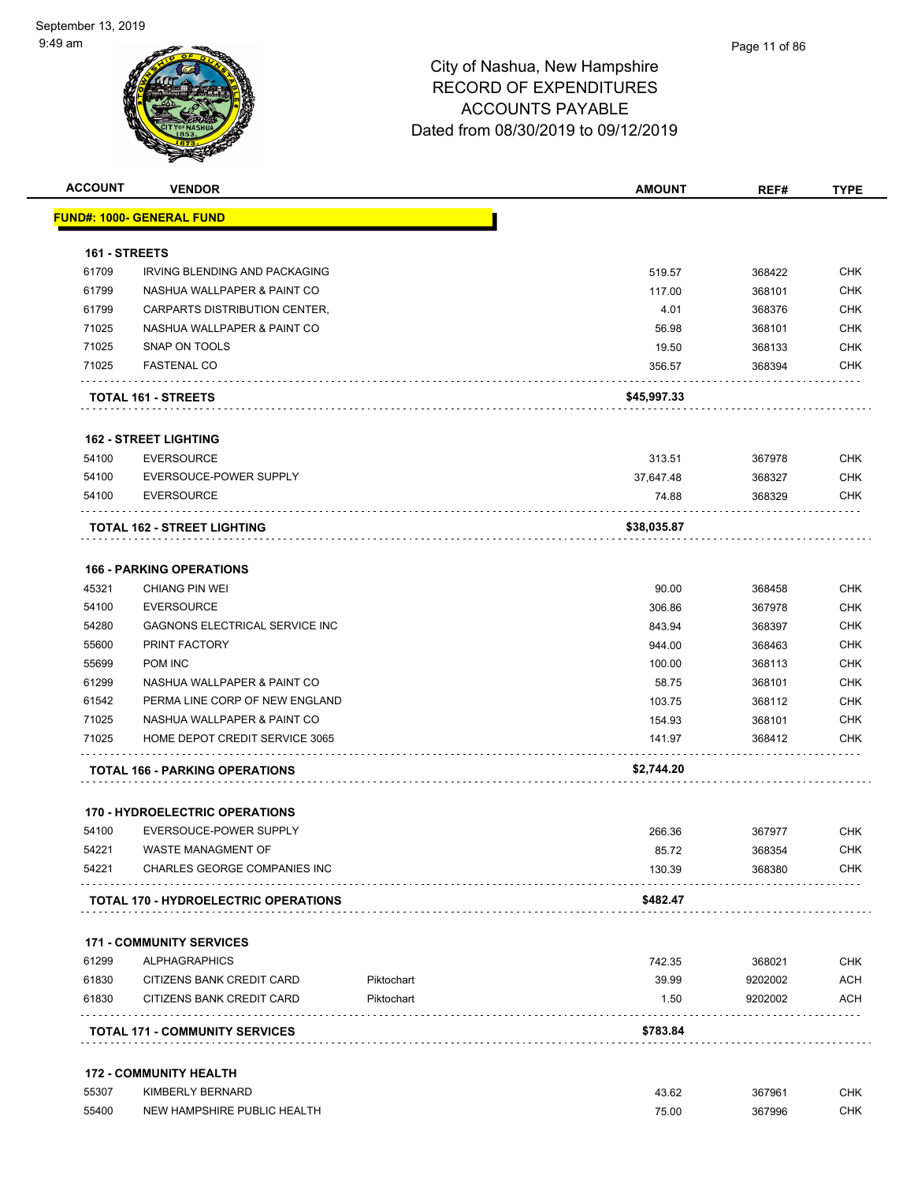# City of Nashua, New Hampshire
## RECORD OF EXPENDITURES
## ACCOUNTS PAYABLE
## Dated from 08/30/2019 to 09/12/2019

| ACCOUNT | VENDOR | | AMOUNT | REF# | TYPE |
|---|---|---|---|---|---|
| **FUND#: 1000- GENERAL FUND** | | | | | |
| **161 - STREETS** | | | | | |
| 61709 | IRVING BLENDING AND PACKAGING | | 519.57 | 368422 | CHK |
| 61799 | NASHUA WALLPAPER & PAINT CO | | 117.00 | 368101 | CHK |
| 61799 | CARPARTS DISTRIBUTION CENTER, | | 4.01 | 368376 | CHK |
| 71025 | NASHUA WALLPAPER & PAINT CO | | 56.98 | 368101 | CHK |
| 71025 | SNAP ON TOOLS | | 19.50 | 368133 | CHK |
| 71025 | FASTENAL CO | | 356.57 | 368394 | CHK |
| **TOTAL 161 - STREETS** | | | **$45,997.33** | | |
| **162 - STREET LIGHTING** | | | | | |
| 54100 | EVERSOURCE | | 313.51 | 367978 | CHK |
| 54100 | EVERSOUCE-POWER SUPPLY | | 37,647.48 | 368327 | CHK |
| 54100 | EVERSOURCE | | 74.88 | 368329 | CHK |
| **TOTAL 162 - STREET LIGHTING** | | | **$38,035.87** | | |
| **166 - PARKING OPERATIONS** | | | | | |
| 45321 | CHIANG PIN WEI | | 90.00 | 368458 | CHK |
| 54100 | EVERSOURCE | | 306.86 | 367978 | CHK |
| 54280 | GAGNONS ELECTRICAL SERVICE INC | | 843.94 | 368397 | CHK |
| 55600 | PRINT FACTORY | | 944.00 | 368463 | CHK |
| 55699 | POM INC | | 100.00 | 368113 | CHK |
| 61299 | NASHUA WALLPAPER & PAINT CO | | 58.75 | 368101 | CHK |
| 61542 | PERMA LINE CORP OF NEW ENGLAND | | 103.75 | 368112 | CHK |
| 71025 | NASHUA WALLPAPER & PAINT CO | | 154.93 | 368101 | CHK |
| 71025 | HOME DEPOT CREDIT SERVICE 3065 | | 141.97 | 368412 | CHK |
| **TOTAL 166 - PARKING OPERATIONS** | | | **$2,744.20** | | |
| **170 - HYDROELECTRIC OPERATIONS** | | | | | |
| 54100 | EVERSOUCE-POWER SUPPLY | | 266.36 | 367977 | CHK |
| 54221 | WASTE MANAGMENT OF | | 85.72 | 368354 | CHK |
| 54221 | CHARLES GEORGE COMPANIES INC | | 130.39 | 368380 | CHK |
| **TOTAL 170 - HYDROELECTRIC OPERATIONS** | | | **$482.47** | | |
| **171 - COMMUNITY SERVICES** | | | | | |
| 61299 | ALPHAGRAPHICS | | 742.35 | 368021 | CHK |
| 61830 | CITIZENS BANK CREDIT CARD | Piktochart | 39.99 | 9202002 | ACH |
| 61830 | CITIZENS BANK CREDIT CARD | Piktochart | 1.50 | 9202002 | ACH |
| **TOTAL 171 - COMMUNITY SERVICES** | | | **$783.84** | | |
| **172 - COMMUNITY HEALTH** | | | | | |
| 55307 | KIMBERLY BERNARD | | 43.62 | 367961 | CHK |
| 55400 | NEW HAMPSHIRE PUBLIC HEALTH | | 75.00 | 367996 | CHK |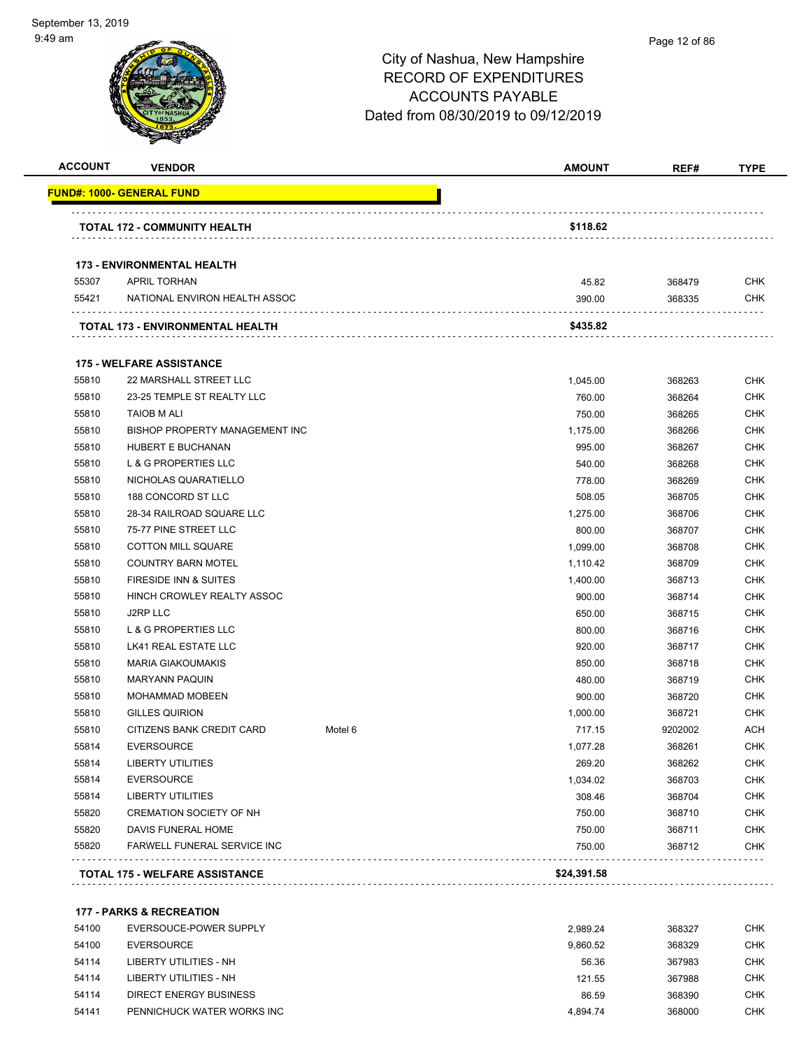City of Nashua, New Hampshire
RECORD OF EXPENDITURES
ACCOUNTS PAYABLE
Dated from 08/30/2019 to 09/12/2019

| ACCOUNT | VENDOR | | AMOUNT | REF# | TYPE |
|---|---|---|---|---|---|
| **FUND#: 1000- GENERAL FUND** | | | | | |
| | **TOTAL 172 - COMMUNITY HEALTH** | | **$118.62** | | |
| | **173 - ENVIRONMENTAL HEALTH** | | | | |
| 55307 | APRIL TORHAN | | 45.82 | 368479 | CHK |
| 55421 | NATIONAL ENVIRON HEALTH ASSOC | | 390.00 | 368335 | CHK |
| | **TOTAL 173 - ENVIRONMENTAL HEALTH** | | **$435.82** | | |
| | **175 - WELFARE ASSISTANCE** | | | | |
| 55810 | 22 MARSHALL STREET LLC | | 1,045.00 | 368263 | CHK |
| 55810 | 23-25 TEMPLE ST REALTY LLC | | 760.00 | 368264 | CHK |
| 55810 | TAIOB M ALI | | 750.00 | 368265 | CHK |
| 55810 | BISHOP PROPERTY MANAGEMENT INC | | 1,175.00 | 368266 | CHK |
| 55810 | HUBERT E BUCHANAN | | 995.00 | 368267 | CHK |
| 55810 | L & G PROPERTIES LLC | | 540.00 | 368268 | CHK |
| 55810 | NICHOLAS QUARATIELLO | | 778.00 | 368269 | CHK |
| 55810 | 188 CONCORD ST LLC | | 508.05 | 368705 | CHK |
| 55810 | 28-34 RAILROAD SQUARE LLC | | 1,275.00 | 368706 | CHK |
| 55810 | 75-77 PINE STREET LLC | | 800.00 | 368707 | CHK |
| 55810 | COTTON MILL SQUARE | | 1,099.00 | 368708 | CHK |
| 55810 | COUNTRY BARN MOTEL | | 1,110.42 | 368709 | CHK |
| 55810 | FIRESIDE INN & SUITES | | 1,400.00 | 368713 | CHK |
| 55810 | HINCH CROWLEY REALTY ASSOC | | 900.00 | 368714 | CHK |
| 55810 | J2RP LLC | | 650.00 | 368715 | CHK |
| 55810 | L & G PROPERTIES LLC | | 800.00 | 368716 | CHK |
| 55810 | LK41 REAL ESTATE LLC | | 920.00 | 368717 | CHK |
| 55810 | MARIA GIAKOUMAKIS | | 850.00 | 368718 | CHK |
| 55810 | MARYANN PAQUIN | | 480.00 | 368719 | CHK |
| 55810 | MOHAMMAD MOBEEN | | 900.00 | 368720 | CHK |
| 55810 | GILLES QUIRION | | 1,000.00 | 368721 | CHK |
| 55810 | CITIZENS BANK CREDIT CARD | Motel 6 | 717.15 | 9202002 | ACH |
| 55814 | EVERSOURCE | | 1,077.28 | 368261 | CHK |
| 55814 | LIBERTY UTILITIES | | 269.20 | 368262 | CHK |
| 55814 | EVERSOURCE | | 1,034.02 | 368703 | CHK |
| 55814 | LIBERTY UTILITIES | | 308.46 | 368704 | CHK |
| 55820 | CREMATION SOCIETY OF NH | | 750.00 | 368710 | CHK |
| 55820 | DAVIS FUNERAL HOME | | 750.00 | 368711 | CHK |
| 55820 | FARWELL FUNERAL SERVICE INC | | 750.00 | 368712 | CHK |
| | **TOTAL 175 - WELFARE ASSISTANCE** | | **$24,391.58** | | |
| | **177 - PARKS & RECREATION** | | | | |
| 54100 | EVERSOUCE-POWER SUPPLY | | 2,989.24 | 368327 | CHK |
| 54100 | EVERSOURCE | | 9,860.52 | 368329 | CHK |
| 54114 | LIBERTY UTILITIES - NH | | 56.36 | 367983 | CHK |
| 54114 | LIBERTY UTILITIES - NH | | 121.55 | 367988 | CHK |
| 54114 | DIRECT ENERGY BUSINESS | | 86.59 | 368390 | CHK |
| 54141 | PENNICHUCK WATER WORKS INC | | 4,894.74 | 368000 | CHK |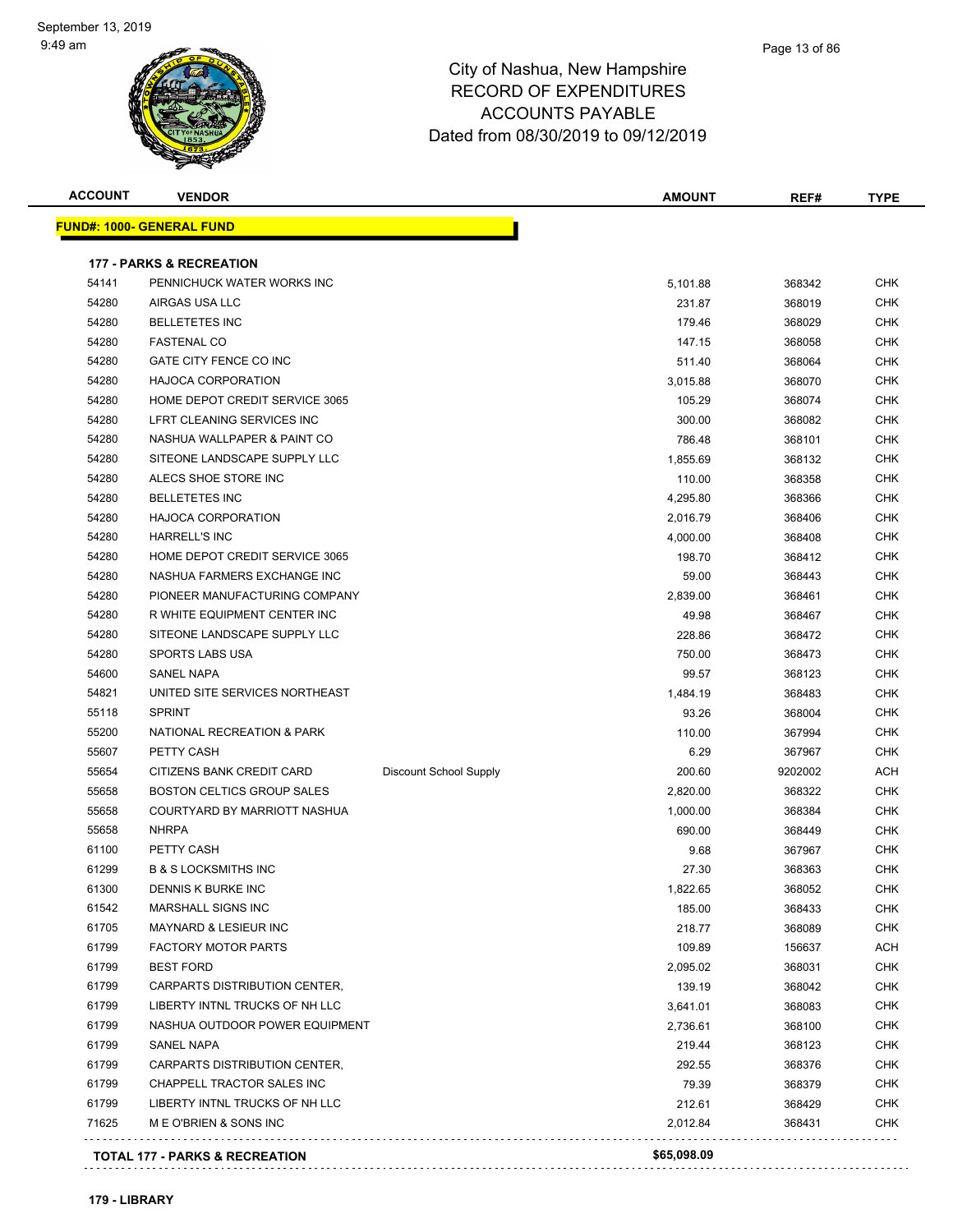September 13, 2019
9:49 am

# City of Nashua, New Hampshire
## RECORD OF EXPENDITURES
## ACCOUNTS PAYABLE
## Dated from 08/30/2019 to 09/12/2019

| ACCOUNT | VENDOR | | AMOUNT | REF# | TYPE |
|---|---|---|---|---|---|
| **FUND#: 1000- GENERAL FUND** | | | | | |
| **177 - PARKS & RECREATION** | | | | | |
| 54141 | PENNICHUCK WATER WORKS INC | | 5,101.88 | 368342 | CHK |
| 54280 | AIRGAS USA LLC | | 231.87 | 368019 | CHK |
| 54280 | BELLETETES INC | | 179.46 | 368029 | CHK |
| 54280 | FASTENAL CO | | 147.15 | 368058 | CHK |
| 54280 | GATE CITY FENCE CO INC | | 511.40 | 368064 | CHK |
| 54280 | HAJOCA CORPORATION | | 3,015.88 | 368070 | CHK |
| 54280 | HOME DEPOT CREDIT SERVICE 3065 | | 105.29 | 368074 | CHK |
| 54280 | LFRT CLEANING SERVICES INC | | 300.00 | 368082 | CHK |
| 54280 | NASHUA WALLPAPER & PAINT CO | | 786.48 | 368101 | CHK |
| 54280 | SITEONE LANDSCAPE SUPPLY LLC | | 1,855.69 | 368132 | CHK |
| 54280 | ALECS SHOE STORE INC | | 110.00 | 368358 | CHK |
| 54280 | BELLETETES INC | | 4,295.80 | 368366 | CHK |
| 54280 | HAJOCA CORPORATION | | 2,016.79 | 368406 | CHK |
| 54280 | HARRELL'S INC | | 4,000.00 | 368408 | CHK |
| 54280 | HOME DEPOT CREDIT SERVICE 3065 | | 198.70 | 368412 | CHK |
| 54280 | NASHUA FARMERS EXCHANGE INC | | 59.00 | 368443 | CHK |
| 54280 | PIONEER MANUFACTURING COMPANY | | 2,839.00 | 368461 | CHK |
| 54280 | R WHITE EQUIPMENT CENTER INC | | 49.98 | 368467 | CHK |
| 54280 | SITEONE LANDSCAPE SUPPLY LLC | | 228.86 | 368472 | CHK |
| 54280 | SPORTS LABS USA | | 750.00 | 368473 | CHK |
| 54600 | SANEL NAPA | | 99.57 | 368123 | CHK |
| 54821 | UNITED SITE SERVICES NORTHEAST | | 1,484.19 | 368483 | CHK |
| 55118 | SPRINT | | 93.26 | 368004 | CHK |
| 55200 | NATIONAL RECREATION & PARK | | 110.00 | 367994 | CHK |
| 55607 | PETTY CASH | | 6.29 | 367967 | CHK |
| 55654 | CITIZENS BANK CREDIT CARD | Discount School Supply | 200.60 | 9202002 | ACH |
| 55658 | BOSTON CELTICS GROUP SALES | | 2,820.00 | 368322 | CHK |
| 55658 | COURTYARD BY MARRIOTT NASHUA | | 1,000.00 | 368384 | CHK |
| 55658 | NHRPA | | 690.00 | 368449 | CHK |
| 61100 | PETTY CASH | | 9.68 | 367967 | CHK |
| 61299 | B & S LOCKSMITHS INC | | 27.30 | 368363 | CHK |
| 61300 | DENNIS K BURKE INC | | 1,822.65 | 368052 | CHK |
| 61542 | MARSHALL SIGNS INC | | 185.00 | 368433 | CHK |
| 61705 | MAYNARD & LESIEUR INC | | 218.77 | 368089 | CHK |
| 61799 | FACTORY MOTOR PARTS | | 109.89 | 156637 | ACH |
| 61799 | BEST FORD | | 2,095.02 | 368031 | CHK |
| 61799 | CARPARTS DISTRIBUTION CENTER, | | 139.19 | 368042 | CHK |
| 61799 | LIBERTY INTNL TRUCKS OF NH LLC | | 3,641.01 | 368083 | CHK |
| 61799 | NASHUA OUTDOOR POWER EQUIPMENT | | 2,736.61 | 368100 | CHK |
| 61799 | SANEL NAPA | | 219.44 | 368123 | CHK |
| 61799 | CARPARTS DISTRIBUTION CENTER, | | 292.55 | 368376 | CHK |
| 61799 | CHAPPELL TRACTOR SALES INC | | 79.39 | 368379 | CHK |
| 61799 | LIBERTY INTNL TRUCKS OF NH LLC | | 212.61 | 368429 | CHK |
| 71625 | M E O'BRIEN & SONS INC | | 2,012.84 | 368431 | CHK |
| **TOTAL 177 - PARKS & RECREATION** | | | **$65,098.09** | | |

**179 - LIBRARY**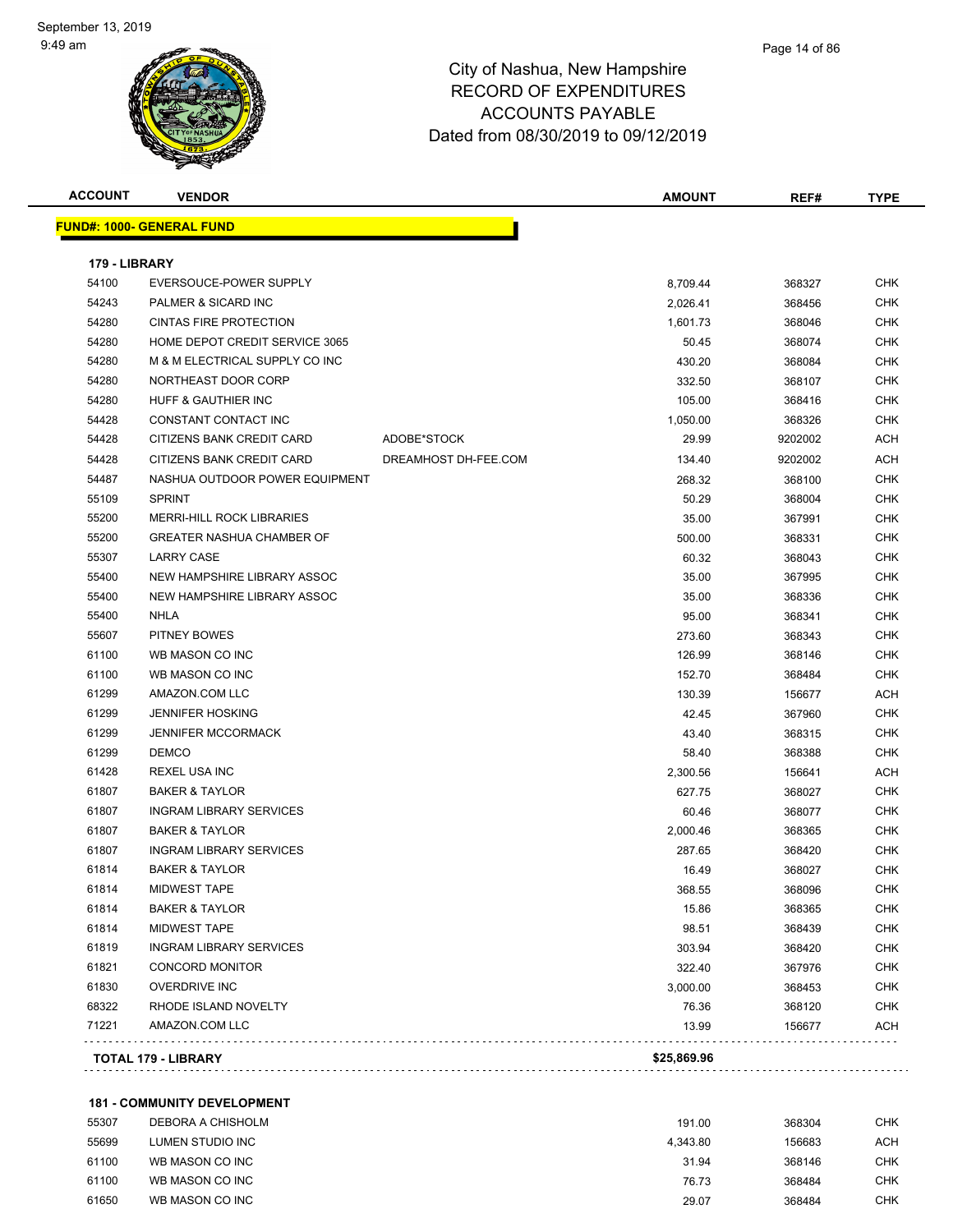# City of Nashua, New Hampshire
## RECORD OF EXPENDITURES
## ACCOUNTS PAYABLE
## Dated from 08/30/2019 to 09/12/2019

| ACCOUNT | VENDOR | | AMOUNT | REF# | TYPE |
|---|---|---|---|---|---|
| **FUND#: 1000- GENERAL FUND** | | | | | |
| **179 - LIBRARY** | | | | | |
| 54100 | EVERSOUCE-POWER SUPPLY | | 8,709.44 | 368327 | CHK |
| 54243 | PALMER & SICARD INC | | 2,026.41 | 368456 | CHK |
| 54280 | CINTAS FIRE PROTECTION | | 1,601.73 | 368046 | CHK |
| 54280 | HOME DEPOT CREDIT SERVICE 3065 | | 50.45 | 368074 | CHK |
| 54280 | M & M ELECTRICAL SUPPLY CO INC | | 430.20 | 368084 | CHK |
| 54280 | NORTHEAST DOOR CORP | | 332.50 | 368107 | CHK |
| 54280 | HUFF & GAUTHIER INC | | 105.00 | 368416 | CHK |
| 54428 | CONSTANT CONTACT INC | | 1,050.00 | 368326 | CHK |
| 54428 | CITIZENS BANK CREDIT CARD | ADOBE*STOCK | 29.99 | 9202002 | ACH |
| 54428 | CITIZENS BANK CREDIT CARD | DREAMHOST DH-FEE.COM | 134.40 | 9202002 | ACH |
| 54487 | NASHUA OUTDOOR POWER EQUIPMENT | | 268.32 | 368100 | CHK |
| 55109 | SPRINT | | 50.29 | 368004 | CHK |
| 55200 | MERRI-HILL ROCK LIBRARIES | | 35.00 | 367991 | CHK |
| 55200 | GREATER NASHUA CHAMBER OF | | 500.00 | 368331 | CHK |
| 55307 | LARRY CASE | | 60.32 | 368043 | CHK |
| 55400 | NEW HAMPSHIRE LIBRARY ASSOC | | 35.00 | 367995 | CHK |
| 55400 | NEW HAMPSHIRE LIBRARY ASSOC | | 35.00 | 368336 | CHK |
| 55400 | NHLA | | 95.00 | 368341 | CHK |
| 55607 | PITNEY BOWES | | 273.60 | 368343 | CHK |
| 61100 | WB MASON CO INC | | 126.99 | 368146 | CHK |
| 61100 | WB MASON CO INC | | 152.70 | 368484 | CHK |
| 61299 | AMAZON.COM LLC | | 130.39 | 156677 | ACH |
| 61299 | JENNIFER HOSKING | | 42.45 | 367960 | CHK |
| 61299 | JENNIFER MCCORMACK | | 43.40 | 368315 | CHK |
| 61299 | DEMCO | | 58.40 | 368388 | CHK |
| 61428 | REXEL USA INC | | 2,300.56 | 156641 | ACH |
| 61807 | BAKER & TAYLOR | | 627.75 | 368027 | CHK |
| 61807 | INGRAM LIBRARY SERVICES | | 60.46 | 368077 | CHK |
| 61807 | BAKER & TAYLOR | | 2,000.46 | 368365 | CHK |
| 61807 | INGRAM LIBRARY SERVICES | | 287.65 | 368420 | CHK |
| 61814 | BAKER & TAYLOR | | 16.49 | 368027 | CHK |
| 61814 | MIDWEST TAPE | | 368.55 | 368096 | CHK |
| 61814 | BAKER & TAYLOR | | 15.86 | 368365 | CHK |
| 61814 | MIDWEST TAPE | | 98.51 | 368439 | CHK |
| 61819 | INGRAM LIBRARY SERVICES | | 303.94 | 368420 | CHK |
| 61821 | CONCORD MONITOR | | 322.40 | 367976 | CHK |
| 61830 | OVERDRIVE INC | | 3,000.00 | 368453 | CHK |
| 68322 | RHODE ISLAND NOVELTY | | 76.36 | 368120 | CHK |
| 71221 | AMAZON.COM LLC | | 13.99 | 156677 | ACH |
| **TOTAL 179 - LIBRARY** | | | **$25,869.96** | | |
| **181 - COMMUNITY DEVELOPMENT** | | | | | |
| 55307 | DEBORA A CHISHOLM | | 191.00 | 368304 | CHK |
| 55699 | LUMEN STUDIO INC | | 4,343.80 | 156683 | ACH |
| 61100 | WB MASON CO INC | | 31.94 | 368146 | CHK |
| 61100 | WB MASON CO INC | | 76.73 | 368484 | CHK |
| 61650 | WB MASON CO INC | | 29.07 | 368484 | CHK |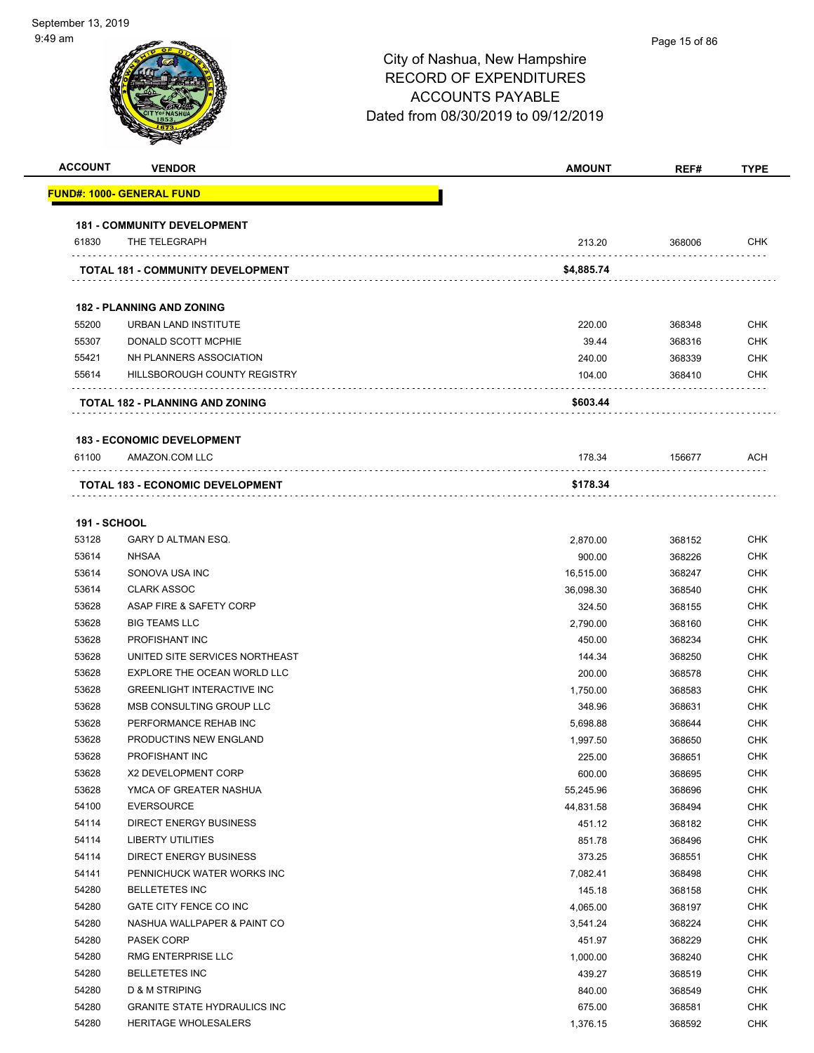# City of Nashua, New Hampshire
## RECORD OF EXPENDITURES
## ACCOUNTS PAYABLE
## Dated from 08/30/2019 to 09/12/2019

| ACCOUNT | VENDOR | AMOUNT | REF# | TYPE |
|---|---|---|---|---|
| **FUND#: 1000- GENERAL FUND** | | | | |
| **181 - COMMUNITY DEVELOPMENT** | | | | |
| 61830 | THE TELEGRAPH | 213.20 | 368006 | CHK |
| **TOTAL 181 - COMMUNITY DEVELOPMENT** | | **$4,885.74** | | |
| **182 - PLANNING AND ZONING** | | | | |
| 55200 | URBAN LAND INSTITUTE | 220.00 | 368348 | CHK |
| 55307 | DONALD SCOTT MCPHIE | 39.44 | 368316 | CHK |
| 55421 | NH PLANNERS ASSOCIATION | 240.00 | 368339 | CHK |
| 55614 | HILLSBOROUGH COUNTY REGISTRY | 104.00 | 368410 | CHK |
| **TOTAL 182 - PLANNING AND ZONING** | | **$603.44** | | |
| **183 - ECONOMIC DEVELOPMENT** | | | | |
| 61100 | AMAZON.COM LLC | 178.34 | 156677 | ACH |
| **TOTAL 183 - ECONOMIC DEVELOPMENT** | | **$178.34** | | |
| **191 - SCHOOL** | | | | |
| 53128 | GARY D ALTMAN ESQ. | 2,870.00 | 368152 | CHK |
| 53614 | NHSAA | 900.00 | 368226 | CHK |
| 53614 | SONOVA USA INC | 16,515.00 | 368247 | CHK |
| 53614 | CLARK ASSOC | 36,098.30 | 368540 | CHK |
| 53628 | ASAP FIRE & SAFETY CORP | 324.50 | 368155 | CHK |
| 53628 | BIG TEAMS LLC | 2,790.00 | 368160 | CHK |
| 53628 | PROFISHANT INC | 450.00 | 368234 | CHK |
| 53628 | UNITED SITE SERVICES NORTHEAST | 144.34 | 368250 | CHK |
| 53628 | EXPLORE THE OCEAN WORLD LLC | 200.00 | 368578 | CHK |
| 53628 | GREENLIGHT INTERACTIVE INC | 1,750.00 | 368583 | CHK |
| 53628 | MSB CONSULTING GROUP LLC | 348.96 | 368631 | CHK |
| 53628 | PERFORMANCE REHAB INC | 5,698.88 | 368644 | CHK |
| 53628 | PRODUCTINS NEW ENGLAND | 1,997.50 | 368650 | CHK |
| 53628 | PROFISHANT INC | 225.00 | 368651 | CHK |
| 53628 | X2 DEVELOPMENT CORP | 600.00 | 368695 | CHK |
| 53628 | YMCA OF GREATER NASHUA | 55,245.96 | 368696 | CHK |
| 54100 | EVERSOURCE | 44,831.58 | 368494 | CHK |
| 54114 | DIRECT ENERGY BUSINESS | 451.12 | 368182 | CHK |
| 54114 | LIBERTY UTILITIES | 851.78 | 368496 | CHK |
| 54114 | DIRECT ENERGY BUSINESS | 373.25 | 368551 | CHK |
| 54141 | PENNICHUCK WATER WORKS INC | 7,082.41 | 368498 | CHK |
| 54280 | BELLETETES INC | 145.18 | 368158 | CHK |
| 54280 | GATE CITY FENCE CO INC | 4,065.00 | 368197 | CHK |
| 54280 | NASHUA WALLPAPER & PAINT CO | 3,541.24 | 368224 | CHK |
| 54280 | PASEK CORP | 451.97 | 368229 | CHK |
| 54280 | RMG ENTERPRISE LLC | 1,000.00 | 368240 | CHK |
| 54280 | BELLETETES INC | 439.27 | 368519 | CHK |
| 54280 | D & M STRIPING | 840.00 | 368549 | CHK |
| 54280 | GRANITE STATE HYDRAULICS INC | 675.00 | 368581 | CHK |
| 54280 | HERITAGE WHOLESALERS | 1,376.15 | 368592 | CHK |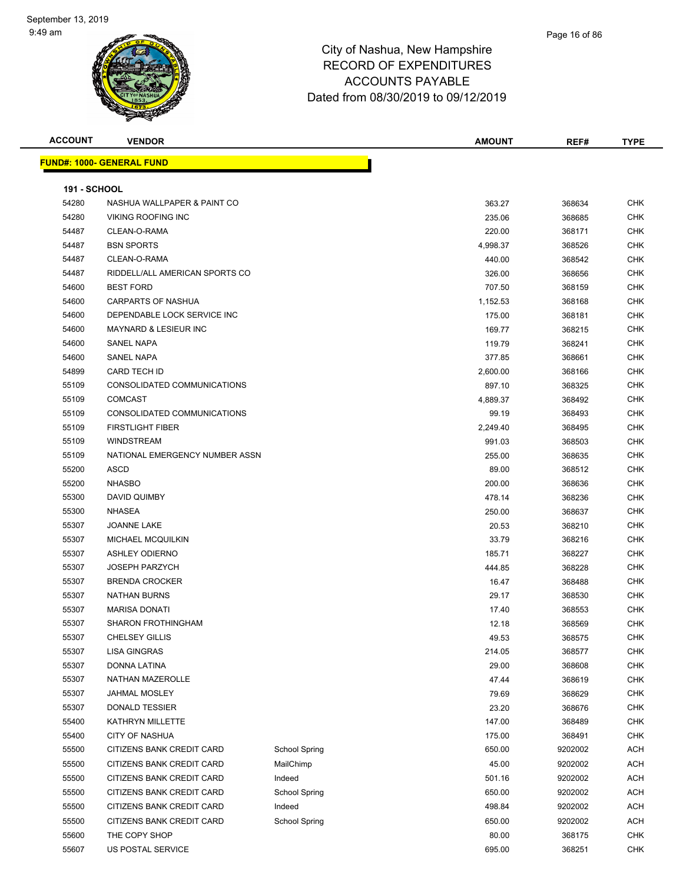# City of Nashua, New Hampshire
# RECORD OF EXPENDITURES
# ACCOUNTS PAYABLE
# Dated from 08/30/2019 to 09/12/2019

| ACCOUNT | VENDOR | | AMOUNT | REF# | TYPE |
|---|---|---|---|---|---|
| **FUND#: 1000- GENERAL FUND** | | | | | |
| **191 - SCHOOL** | | | | | |
| 54280 | NASHUA WALLPAPER & PAINT CO | | 363.27 | 368634 | CHK |
| 54280 | VIKING ROOFING INC | | 235.06 | 368685 | CHK |
| 54487 | CLEAN-O-RAMA | | 220.00 | 368171 | CHK |
| 54487 | BSN SPORTS | | 4,998.37 | 368526 | CHK |
| 54487 | CLEAN-O-RAMA | | 440.00 | 368542 | CHK |
| 54487 | RIDDELL/ALL AMERICAN SPORTS CO | | 326.00 | 368656 | CHK |
| 54600 | BEST FORD | | 707.50 | 368159 | CHK |
| 54600 | CARPARTS OF NASHUA | | 1,152.53 | 368168 | CHK |
| 54600 | DEPENDABLE LOCK SERVICE INC | | 175.00 | 368181 | CHK |
| 54600 | MAYNARD & LESIEUR INC | | 169.77 | 368215 | CHK |
| 54600 | SANEL NAPA | | 119.79 | 368241 | CHK |
| 54600 | SANEL NAPA | | 377.85 | 368661 | CHK |
| 54899 | CARD TECH ID | | 2,600.00 | 368166 | CHK |
| 55109 | CONSOLIDATED COMMUNICATIONS | | 897.10 | 368325 | CHK |
| 55109 | COMCAST | | 4,889.37 | 368492 | CHK |
| 55109 | CONSOLIDATED COMMUNICATIONS | | 99.19 | 368493 | CHK |
| 55109 | FIRSTLIGHT FIBER | | 2,249.40 | 368495 | CHK |
| 55109 | WINDSTREAM | | 991.03 | 368503 | CHK |
| 55109 | NATIONAL EMERGENCY NUMBER ASSN | | 255.00 | 368635 | CHK |
| 55200 | ASCD | | 89.00 | 368512 | CHK |
| 55200 | NHASBO | | 200.00 | 368636 | CHK |
| 55300 | DAVID QUIMBY | | 478.14 | 368236 | CHK |
| 55300 | NHASEA | | 250.00 | 368637 | CHK |
| 55307 | JOANNE LAKE | | 20.53 | 368210 | CHK |
| 55307 | MICHAEL MCQUILKIN | | 33.79 | 368216 | CHK |
| 55307 | ASHLEY ODIERNO | | 185.71 | 368227 | CHK |
| 55307 | JOSEPH PARZYCH | | 444.85 | 368228 | CHK |
| 55307 | BRENDA CROCKER | | 16.47 | 368488 | CHK |
| 55307 | NATHAN BURNS | | 29.17 | 368530 | CHK |
| 55307 | MARISA DONATI | | 17.40 | 368553 | CHK |
| 55307 | SHARON FROTHINGHAM | | 12.18 | 368569 | CHK |
| 55307 | CHELSEY GILLIS | | 49.53 | 368575 | CHK |
| 55307 | LISA GINGRAS | | 214.05 | 368577 | CHK |
| 55307 | DONNA LATINA | | 29.00 | 368608 | CHK |
| 55307 | NATHAN MAZEROLLE | | 47.44 | 368619 | CHK |
| 55307 | JAHMAL MOSLEY | | 79.69 | 368629 | CHK |
| 55307 | DONALD TESSIER | | 23.20 | 368676 | CHK |
| 55400 | KATHRYN MILLETTE | | 147.00 | 368489 | CHK |
| 55400 | CITY OF NASHUA | | 175.00 | 368491 | CHK |
| 55500 | CITIZENS BANK CREDIT CARD | School Spring | 650.00 | 9202002 | ACH |
| 55500 | CITIZENS BANK CREDIT CARD | MailChimp | 45.00 | 9202002 | ACH |
| 55500 | CITIZENS BANK CREDIT CARD | Indeed | 501.16 | 9202002 | ACH |
| 55500 | CITIZENS BANK CREDIT CARD | School Spring | 650.00 | 9202002 | ACH |
| 55500 | CITIZENS BANK CREDIT CARD | Indeed | 498.84 | 9202002 | ACH |
| 55500 | CITIZENS BANK CREDIT CARD | School Spring | 650.00 | 9202002 | ACH |
| 55600 | THE COPY SHOP | | 80.00 | 368175 | CHK |
| 55607 | US POSTAL SERVICE | | 695.00 | 368251 | CHK |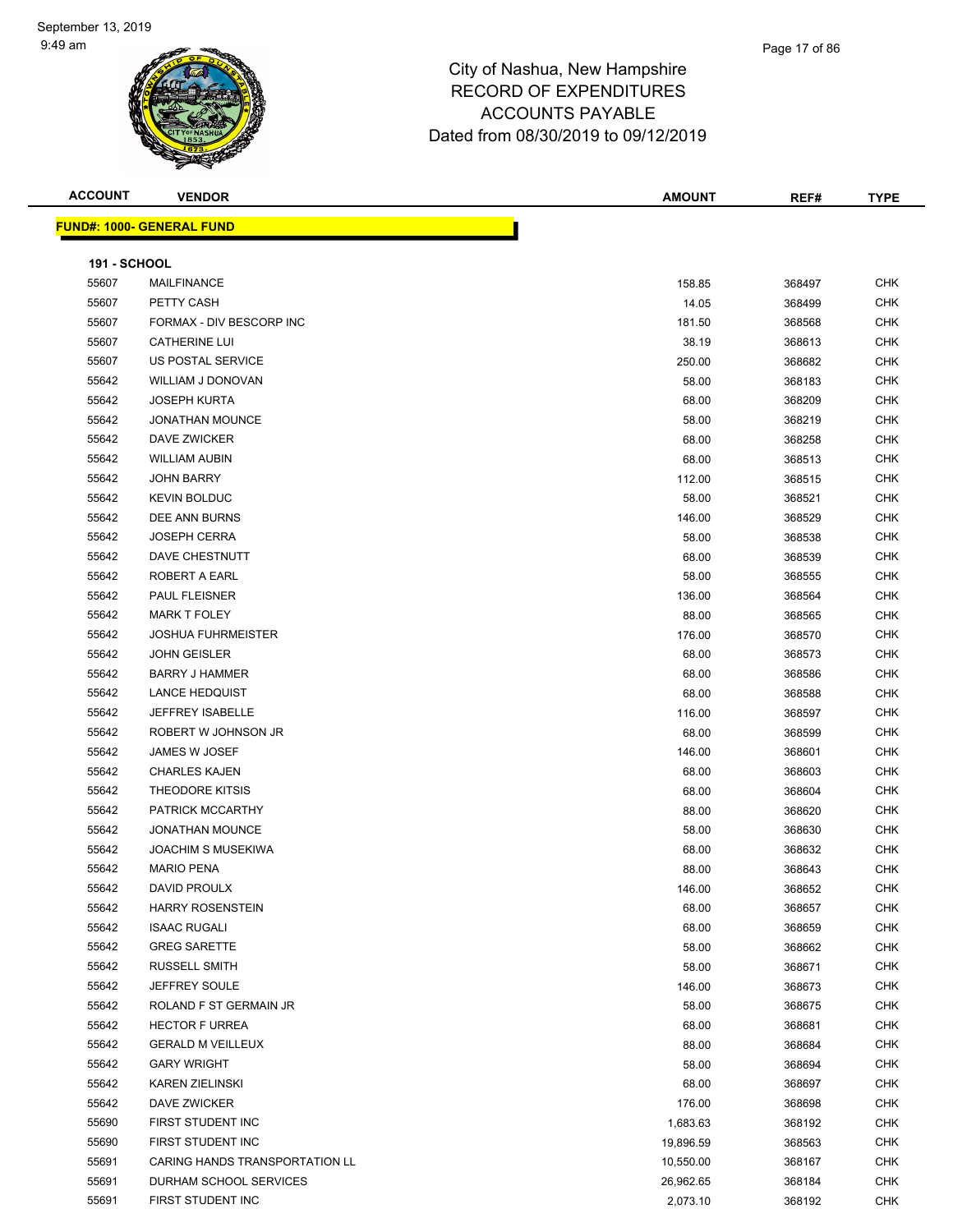City of Nashua, New Hampshire
RECORD OF EXPENDITURES
ACCOUNTS PAYABLE
Dated from 08/30/2019 to 09/12/2019

| ACCOUNT | VENDOR | AMOUNT | REF# | TYPE |
|---|---|---|---|---|

**FUND#: 1000- GENERAL FUND**

**191 - SCHOOL**

| ACCOUNT | VENDOR | AMOUNT | REF# | TYPE |
|---|---|---|---|---|
| 55607 | MAILFINANCE | 158.85 | 368497 | CHK |
| 55607 | PETTY CASH | 14.05 | 368499 | CHK |
| 55607 | FORMAX - DIV BESCORP INC | 181.50 | 368568 | CHK |
| 55607 | CATHERINE LUI | 38.19 | 368613 | CHK |
| 55607 | US POSTAL SERVICE | 250.00 | 368682 | CHK |
| 55642 | WILLIAM J DONOVAN | 58.00 | 368183 | CHK |
| 55642 | JOSEPH KURTA | 68.00 | 368209 | CHK |
| 55642 | JONATHAN MOUNCE | 58.00 | 368219 | CHK |
| 55642 | DAVE ZWICKER | 68.00 | 368258 | CHK |
| 55642 | WILLIAM AUBIN | 68.00 | 368513 | CHK |
| 55642 | JOHN BARRY | 112.00 | 368515 | CHK |
| 55642 | KEVIN BOLDUC | 58.00 | 368521 | CHK |
| 55642 | DEE ANN BURNS | 146.00 | 368529 | CHK |
| 55642 | JOSEPH CERRA | 58.00 | 368538 | CHK |
| 55642 | DAVE CHESTNUTT | 68.00 | 368539 | CHK |
| 55642 | ROBERT A EARL | 58.00 | 368555 | CHK |
| 55642 | PAUL FLEISNER | 136.00 | 368564 | CHK |
| 55642 | MARK T FOLEY | 88.00 | 368565 | CHK |
| 55642 | JOSHUA FUHRMEISTER | 176.00 | 368570 | CHK |
| 55642 | JOHN GEISLER | 68.00 | 368573 | CHK |
| 55642 | BARRY J HAMMER | 68.00 | 368586 | CHK |
| 55642 | LANCE HEDQUIST | 68.00 | 368588 | CHK |
| 55642 | JEFFREY ISABELLE | 116.00 | 368597 | CHK |
| 55642 | ROBERT W JOHNSON JR | 68.00 | 368599 | CHK |
| 55642 | JAMES W JOSEF | 146.00 | 368601 | CHK |
| 55642 | CHARLES KAJEN | 68.00 | 368603 | CHK |
| 55642 | THEODORE KITSIS | 68.00 | 368604 | CHK |
| 55642 | PATRICK MCCARTHY | 88.00 | 368620 | CHK |
| 55642 | JONATHAN MOUNCE | 58.00 | 368630 | CHK |
| 55642 | JOACHIM S MUSEKIWA | 68.00 | 368632 | CHK |
| 55642 | MARIO PENA | 88.00 | 368643 | CHK |
| 55642 | DAVID PROULX | 146.00 | 368652 | CHK |
| 55642 | HARRY ROSENSTEIN | 68.00 | 368657 | CHK |
| 55642 | ISAAC RUGALI | 68.00 | 368659 | CHK |
| 55642 | GREG SARETTE | 58.00 | 368662 | CHK |
| 55642 | RUSSELL SMITH | 58.00 | 368671 | CHK |
| 55642 | JEFFREY SOULE | 146.00 | 368673 | CHK |
| 55642 | ROLAND F ST GERMAIN JR | 58.00 | 368675 | CHK |
| 55642 | HECTOR F URREA | 68.00 | 368681 | CHK |
| 55642 | GERALD M VEILLEUX | 88.00 | 368684 | CHK |
| 55642 | GARY WRIGHT | 58.00 | 368694 | CHK |
| 55642 | KAREN ZIELINSKI | 68.00 | 368697 | CHK |
| 55642 | DAVE ZWICKER | 176.00 | 368698 | CHK |
| 55690 | FIRST STUDENT INC | 1,683.63 | 368192 | CHK |
| 55690 | FIRST STUDENT INC | 19,896.59 | 368563 | CHK |
| 55691 | CARING HANDS TRANSPORTATION LL | 10,550.00 | 368167 | CHK |
| 55691 | DURHAM SCHOOL SERVICES | 26,962.65 | 368184 | CHK |
| 55691 | FIRST STUDENT INC | 2,073.10 | 368192 | CHK |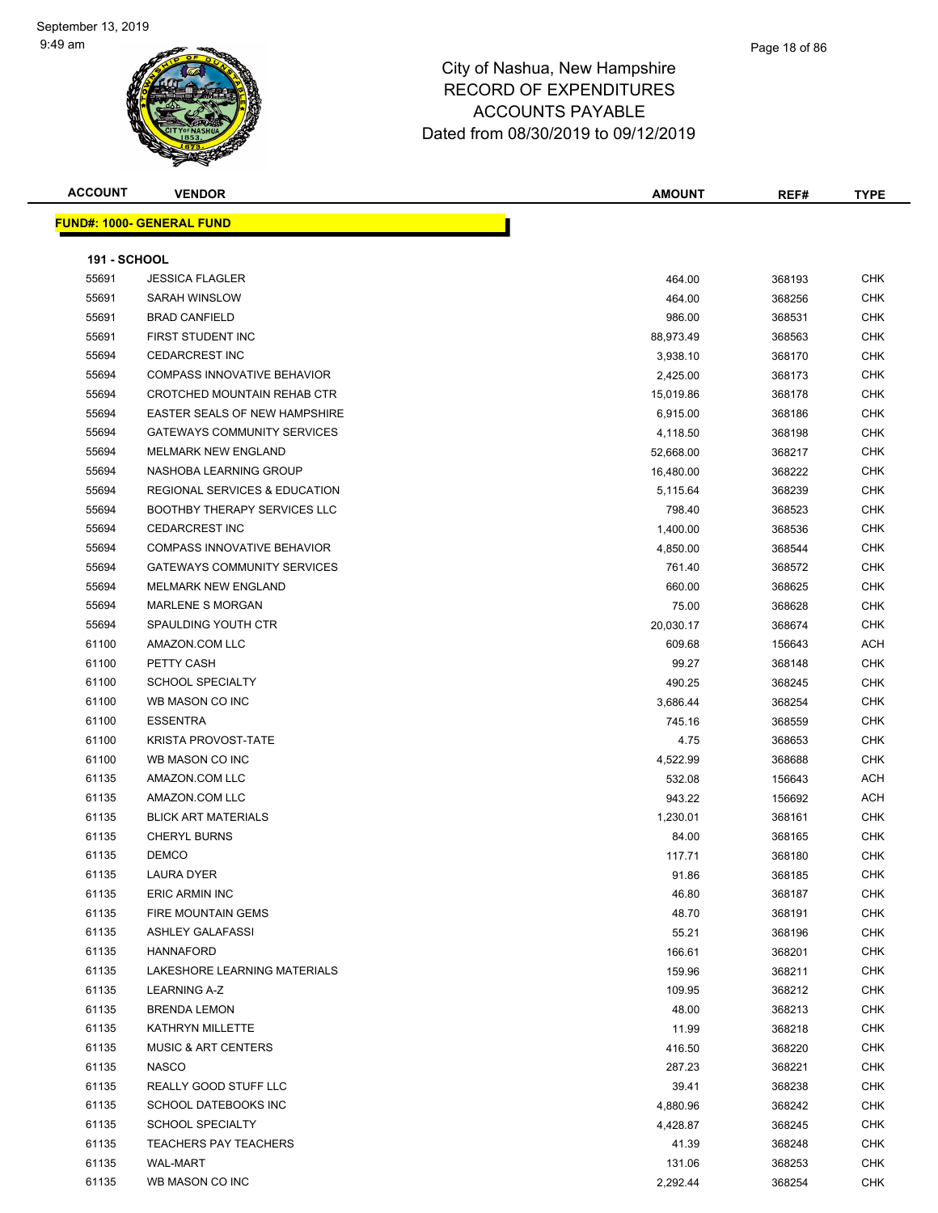# City of Nashua, New Hampshire
# RECORD OF EXPENDITURES
# ACCOUNTS PAYABLE
# Dated from 08/30/2019 to 09/12/2019

| ACCOUNT | VENDOR | AMOUNT | REF# | TYPE |
|---|---|---|---|---|

**FUND#: 1000- GENERAL FUND**

**191 - SCHOOL**

| ACCOUNT | VENDOR | AMOUNT | REF# | TYPE |
|---|---|---|---|---|
| 55691 | JESSICA FLAGLER | 464.00 | 368193 | CHK |
| 55691 | SARAH WINSLOW | 464.00 | 368256 | CHK |
| 55691 | BRAD CANFIELD | 986.00 | 368531 | CHK |
| 55691 | FIRST STUDENT INC | 88,973.49 | 368563 | CHK |
| 55694 | CEDARCREST INC | 3,938.10 | 368170 | CHK |
| 55694 | COMPASS INNOVATIVE BEHAVIOR | 2,425.00 | 368173 | CHK |
| 55694 | CROTCHED MOUNTAIN REHAB CTR | 15,019.86 | 368178 | CHK |
| 55694 | EASTER SEALS OF NEW HAMPSHIRE | 6,915.00 | 368186 | CHK |
| 55694 | GATEWAYS COMMUNITY SERVICES | 4,118.50 | 368198 | CHK |
| 55694 | MELMARK NEW ENGLAND | 52,668.00 | 368217 | CHK |
| 55694 | NASHOBA LEARNING GROUP | 16,480.00 | 368222 | CHK |
| 55694 | REGIONAL SERVICES & EDUCATION | 5,115.64 | 368239 | CHK |
| 55694 | BOOTHBY THERAPY SERVICES LLC | 798.40 | 368523 | CHK |
| 55694 | CEDARCREST INC | 1,400.00 | 368536 | CHK |
| 55694 | COMPASS INNOVATIVE BEHAVIOR | 4,850.00 | 368544 | CHK |
| 55694 | GATEWAYS COMMUNITY SERVICES | 761.40 | 368572 | CHK |
| 55694 | MELMARK NEW ENGLAND | 660.00 | 368625 | CHK |
| 55694 | MARLENE S MORGAN | 75.00 | 368628 | CHK |
| 55694 | SPAULDING YOUTH CTR | 20,030.17 | 368674 | CHK |
| 61100 | AMAZON.COM LLC | 609.68 | 156643 | ACH |
| 61100 | PETTY CASH | 99.27 | 368148 | CHK |
| 61100 | SCHOOL SPECIALTY | 490.25 | 368245 | CHK |
| 61100 | WB MASON CO INC | 3,686.44 | 368254 | CHK |
| 61100 | ESSENTRA | 745.16 | 368559 | CHK |
| 61100 | KRISTA PROVOST-TATE | 4.75 | 368653 | CHK |
| 61100 | WB MASON CO INC | 4,522.99 | 368688 | CHK |
| 61135 | AMAZON.COM LLC | 532.08 | 156643 | ACH |
| 61135 | AMAZON.COM LLC | 943.22 | 156692 | ACH |
| 61135 | BLICK ART MATERIALS | 1,230.01 | 368161 | CHK |
| 61135 | CHERYL BURNS | 84.00 | 368165 | CHK |
| 61135 | DEMCO | 117.71 | 368180 | CHK |
| 61135 | LAURA DYER | 91.86 | 368185 | CHK |
| 61135 | ERIC ARMIN INC | 46.80 | 368187 | CHK |
| 61135 | FIRE MOUNTAIN GEMS | 48.70 | 368191 | CHK |
| 61135 | ASHLEY GALAFASSI | 55.21 | 368196 | CHK |
| 61135 | HANNAFORD | 166.61 | 368201 | CHK |
| 61135 | LAKESHORE LEARNING MATERIALS | 159.96 | 368211 | CHK |
| 61135 | LEARNING A-Z | 109.95 | 368212 | CHK |
| 61135 | BRENDA LEMON | 48.00 | 368213 | CHK |
| 61135 | KATHRYN MILLETTE | 11.99 | 368218 | CHK |
| 61135 | MUSIC & ART CENTERS | 416.50 | 368220 | CHK |
| 61135 | NASCO | 287.23 | 368221 | CHK |
| 61135 | REALLY GOOD STUFF LLC | 39.41 | 368238 | CHK |
| 61135 | SCHOOL DATEBOOKS INC | 4,880.96 | 368242 | CHK |
| 61135 | SCHOOL SPECIALTY | 4,428.87 | 368245 | CHK |
| 61135 | TEACHERS PAY TEACHERS | 41.39 | 368248 | CHK |
| 61135 | WAL-MART | 131.06 | 368253 | CHK |
| 61135 | WB MASON CO INC | 2,292.44 | 368254 | CHK |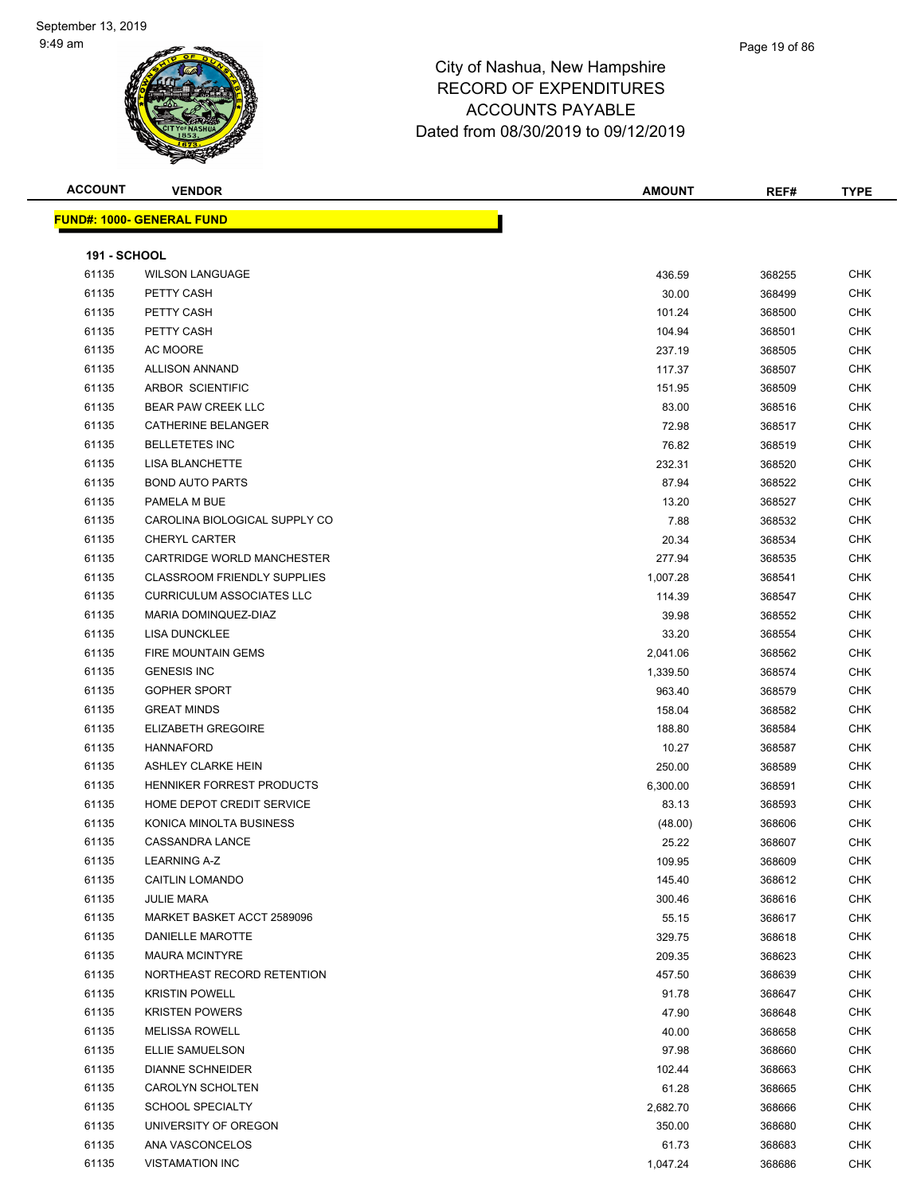# City of Nashua, New Hampshire
## RECORD OF EXPENDITURES
## ACCOUNTS PAYABLE
## Dated from 08/30/2019 to 09/12/2019

| ACCOUNT | VENDOR | AMOUNT | REF# | TYPE |
|---|---|---|---|---|

**FUND#: 1000- GENERAL FUND**

**191 - SCHOOL**

| ACCOUNT | VENDOR | AMOUNT | REF# | TYPE |
|---|---|---|---|---|
| 61135 | WILSON LANGUAGE | 436.59 | 368255 | CHK |
| 61135 | PETTY CASH | 30.00 | 368499 | CHK |
| 61135 | PETTY CASH | 101.24 | 368500 | CHK |
| 61135 | PETTY CASH | 104.94 | 368501 | CHK |
| 61135 | AC MOORE | 237.19 | 368505 | CHK |
| 61135 | ALLISON ANNAND | 117.37 | 368507 | CHK |
| 61135 | ARBOR SCIENTIFIC | 151.95 | 368509 | CHK |
| 61135 | BEAR PAW CREEK LLC | 83.00 | 368516 | CHK |
| 61135 | CATHERINE BELANGER | 72.98 | 368517 | CHK |
| 61135 | BELLETETES INC | 76.82 | 368519 | CHK |
| 61135 | LISA BLANCHETTE | 232.31 | 368520 | CHK |
| 61135 | BOND AUTO PARTS | 87.94 | 368522 | CHK |
| 61135 | PAMELA M BUE | 13.20 | 368527 | CHK |
| 61135 | CAROLINA BIOLOGICAL SUPPLY CO | 7.88 | 368532 | CHK |
| 61135 | CHERYL CARTER | 20.34 | 368534 | CHK |
| 61135 | CARTRIDGE WORLD MANCHESTER | 277.94 | 368535 | CHK |
| 61135 | CLASSROOM FRIENDLY SUPPLIES | 1,007.28 | 368541 | CHK |
| 61135 | CURRICULUM ASSOCIATES LLC | 114.39 | 368547 | CHK |
| 61135 | MARIA DOMINQUEZ-DIAZ | 39.98 | 368552 | CHK |
| 61135 | LISA DUNCKLEE | 33.20 | 368554 | CHK |
| 61135 | FIRE MOUNTAIN GEMS | 2,041.06 | 368562 | CHK |
| 61135 | GENESIS INC | 1,339.50 | 368574 | CHK |
| 61135 | GOPHER SPORT | 963.40 | 368579 | CHK |
| 61135 | GREAT MINDS | 158.04 | 368582 | CHK |
| 61135 | ELIZABETH GREGOIRE | 188.80 | 368584 | CHK |
| 61135 | HANNAFORD | 10.27 | 368587 | CHK |
| 61135 | ASHLEY CLARKE HEIN | 250.00 | 368589 | CHK |
| 61135 | HENNIKER FORREST PRODUCTS | 6,300.00 | 368591 | CHK |
| 61135 | HOME DEPOT CREDIT SERVICE | 83.13 | 368593 | CHK |
| 61135 | KONICA MINOLTA BUSINESS | (48.00) | 368606 | CHK |
| 61135 | CASSANDRA LANCE | 25.22 | 368607 | CHK |
| 61135 | LEARNING A-Z | 109.95 | 368609 | CHK |
| 61135 | CAITLIN LOMANDO | 145.40 | 368612 | CHK |
| 61135 | JULIE MARA | 300.46 | 368616 | CHK |
| 61135 | MARKET BASKET ACCT 2589096 | 55.15 | 368617 | CHK |
| 61135 | DANIELLE MAROTTE | 329.75 | 368618 | CHK |
| 61135 | MAURA MCINTYRE | 209.35 | 368623 | CHK |
| 61135 | NORTHEAST RECORD RETENTION | 457.50 | 368639 | CHK |
| 61135 | KRISTIN POWELL | 91.78 | 368647 | CHK |
| 61135 | KRISTEN POWERS | 47.90 | 368648 | CHK |
| 61135 | MELISSA ROWELL | 40.00 | 368658 | CHK |
| 61135 | ELLIE SAMUELSON | 97.98 | 368660 | CHK |
| 61135 | DIANNE SCHNEIDER | 102.44 | 368663 | CHK |
| 61135 | CAROLYN SCHOLTEN | 61.28 | 368665 | CHK |
| 61135 | SCHOOL SPECIALTY | 2,682.70 | 368666 | CHK |
| 61135 | UNIVERSITY OF OREGON | 350.00 | 368680 | CHK |
| 61135 | ANA VASCONCELOS | 61.73 | 368683 | CHK |
| 61135 | VISTAMATION INC | 1,047.24 | 368686 | CHK |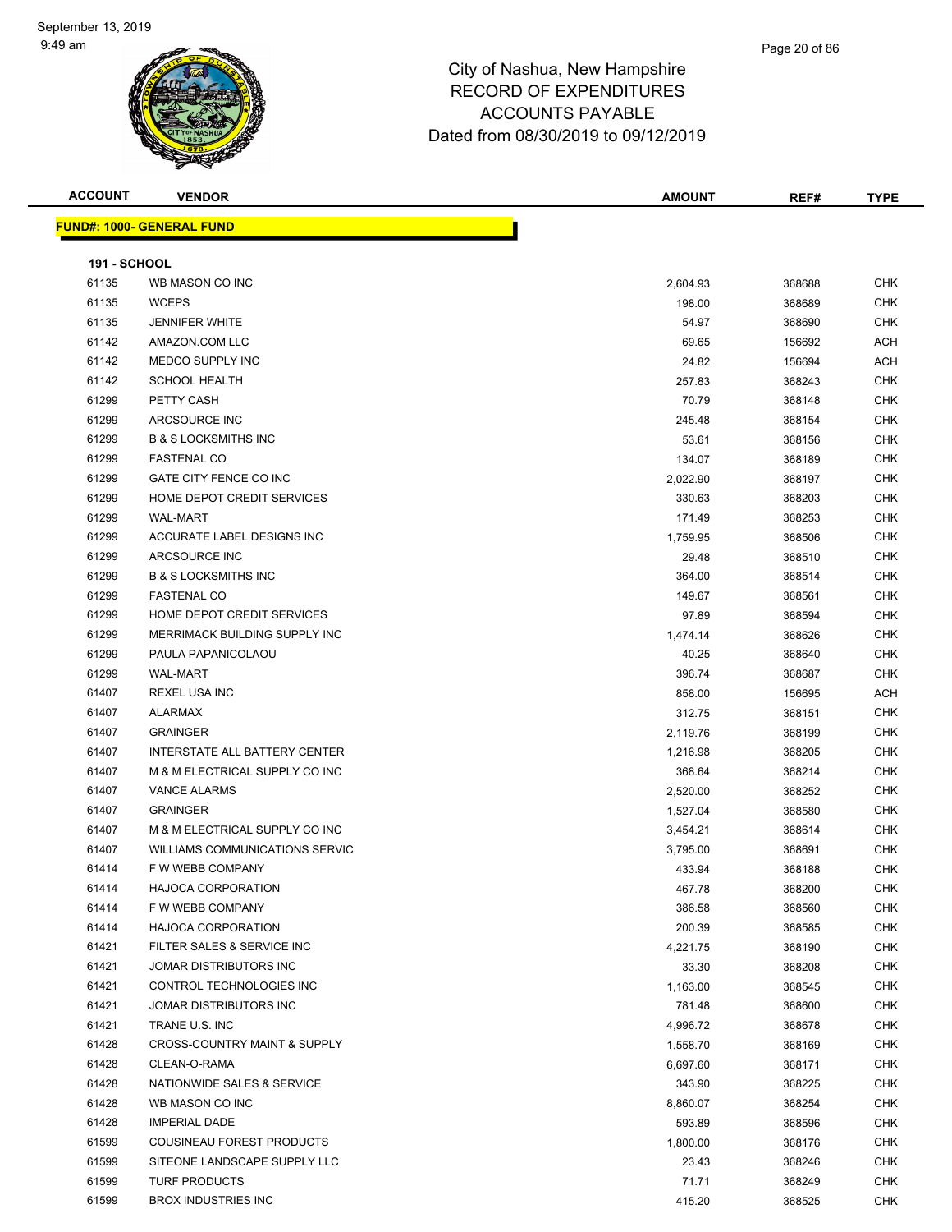# City of Nashua, New Hampshire
# RECORD OF EXPENDITURES
# ACCOUNTS PAYABLE
## Dated from 08/30/2019 to 09/12/2019

**FUND#: 1000- GENERAL FUND**

**191 - SCHOOL**

| ACCOUNT | VENDOR | AMOUNT | REF# | TYPE |
|---|---|---|---|---|
| 61135 | WB MASON CO INC | 2,604.93 | 368688 | CHK |
| 61135 | WCEPS | 198.00 | 368689 | CHK |
| 61135 | JENNIFER WHITE | 54.97 | 368690 | CHK |
| 61142 | AMAZON.COM LLC | 69.65 | 156692 | ACH |
| 61142 | MEDCO SUPPLY INC | 24.82 | 156694 | ACH |
| 61142 | SCHOOL HEALTH | 257.83 | 368243 | CHK |
| 61299 | PETTY CASH | 70.79 | 368148 | CHK |
| 61299 | ARCSOURCE INC | 245.48 | 368154 | CHK |
| 61299 | B & S LOCKSMITHS INC | 53.61 | 368156 | CHK |
| 61299 | FASTENAL CO | 134.07 | 368189 | CHK |
| 61299 | GATE CITY FENCE CO INC | 2,022.90 | 368197 | CHK |
| 61299 | HOME DEPOT CREDIT SERVICES | 330.63 | 368203 | CHK |
| 61299 | WAL-MART | 171.49 | 368253 | CHK |
| 61299 | ACCURATE LABEL DESIGNS INC | 1,759.95 | 368506 | CHK |
| 61299 | ARCSOURCE INC | 29.48 | 368510 | CHK |
| 61299 | B & S LOCKSMITHS INC | 364.00 | 368514 | CHK |
| 61299 | FASTENAL CO | 149.67 | 368561 | CHK |
| 61299 | HOME DEPOT CREDIT SERVICES | 97.89 | 368594 | CHK |
| 61299 | MERRIMACK BUILDING SUPPLY INC | 1,474.14 | 368626 | CHK |
| 61299 | PAULA PAPANICOLAOU | 40.25 | 368640 | CHK |
| 61299 | WAL-MART | 396.74 | 368687 | CHK |
| 61407 | REXEL USA INC | 858.00 | 156695 | ACH |
| 61407 | ALARMAX | 312.75 | 368151 | CHK |
| 61407 | GRAINGER | 2,119.76 | 368199 | CHK |
| 61407 | INTERSTATE ALL BATTERY CENTER | 1,216.98 | 368205 | CHK |
| 61407 | M & M ELECTRICAL SUPPLY CO INC | 368.64 | 368214 | CHK |
| 61407 | VANCE ALARMS | 2,520.00 | 368252 | CHK |
| 61407 | GRAINGER | 1,527.04 | 368580 | CHK |
| 61407 | M & M ELECTRICAL SUPPLY CO INC | 3,454.21 | 368614 | CHK |
| 61407 | WILLIAMS COMMUNICATIONS SERVIC | 3,795.00 | 368691 | CHK |
| 61414 | F W WEBB COMPANY | 433.94 | 368188 | CHK |
| 61414 | HAJOCA CORPORATION | 467.78 | 368200 | CHK |
| 61414 | F W WEBB COMPANY | 386.58 | 368560 | CHK |
| 61414 | HAJOCA CORPORATION | 200.39 | 368585 | CHK |
| 61421 | FILTER SALES & SERVICE INC | 4,221.75 | 368190 | CHK |
| 61421 | JOMAR DISTRIBUTORS INC | 33.30 | 368208 | CHK |
| 61421 | CONTROL TECHNOLOGIES INC | 1,163.00 | 368545 | CHK |
| 61421 | JOMAR DISTRIBUTORS INC | 781.48 | 368600 | CHK |
| 61421 | TRANE U.S. INC | 4,996.72 | 368678 | CHK |
| 61428 | CROSS-COUNTRY MAINT & SUPPLY | 1,558.70 | 368169 | CHK |
| 61428 | CLEAN-O-RAMA | 6,697.60 | 368171 | CHK |
| 61428 | NATIONWIDE SALES & SERVICE | 343.90 | 368225 | CHK |
| 61428 | WB MASON CO INC | 8,860.07 | 368254 | CHK |
| 61428 | IMPERIAL DADE | 593.89 | 368596 | CHK |
| 61599 | COUSINEAU FOREST PRODUCTS | 1,800.00 | 368176 | CHK |
| 61599 | SITEONE LANDSCAPE SUPPLY LLC | 23.43 | 368246 | CHK |
| 61599 | TURF PRODUCTS | 71.71 | 368249 | CHK |
| 61599 | BROX INDUSTRIES INC | 415.20 | 368525 | CHK |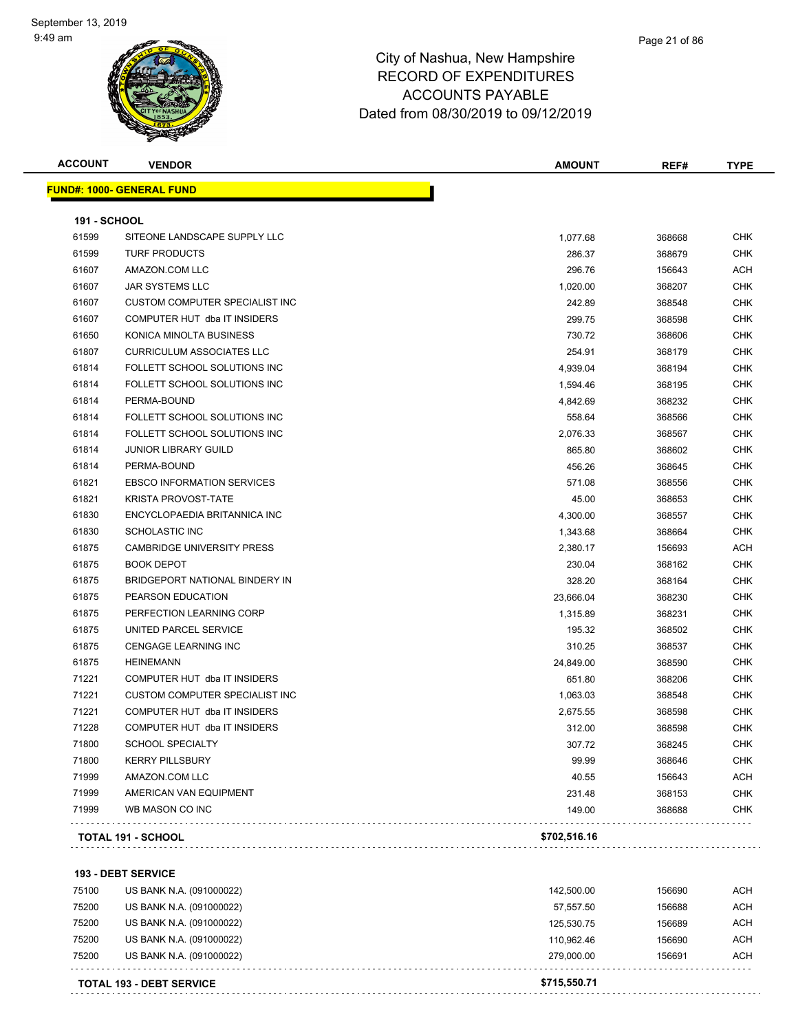# City of Nashua, New Hampshire
## RECORD OF EXPENDITURES
## ACCOUNTS PAYABLE
## Dated from 08/30/2019 to 09/12/2019

| ACCOUNT | VENDOR | AMOUNT | REF# | TYPE |
|---|---|---|---|---|
| **FUND#: 1000- GENERAL FUND** | | | | |
| **191 - SCHOOL** | | | | |
| 61599 | SITEONE LANDSCAPE SUPPLY LLC | 1,077.68 | 368668 | CHK |
| 61599 | TURF PRODUCTS | 286.37 | 368679 | CHK |
| 61607 | AMAZON.COM LLC | 296.76 | 156643 | ACH |
| 61607 | JAR SYSTEMS LLC | 1,020.00 | 368207 | CHK |
| 61607 | CUSTOM COMPUTER SPECIALIST INC | 242.89 | 368548 | CHK |
| 61607 | COMPUTER HUT dba IT INSIDERS | 299.75 | 368598 | CHK |
| 61650 | KONICA MINOLTA BUSINESS | 730.72 | 368606 | CHK |
| 61807 | CURRICULUM ASSOCIATES LLC | 254.91 | 368179 | CHK |
| 61814 | FOLLETT SCHOOL SOLUTIONS INC | 4,939.04 | 368194 | CHK |
| 61814 | FOLLETT SCHOOL SOLUTIONS INC | 1,594.46 | 368195 | CHK |
| 61814 | PERMA-BOUND | 4,842.69 | 368232 | CHK |
| 61814 | FOLLETT SCHOOL SOLUTIONS INC | 558.64 | 368566 | CHK |
| 61814 | FOLLETT SCHOOL SOLUTIONS INC | 2,076.33 | 368567 | CHK |
| 61814 | JUNIOR LIBRARY GUILD | 865.80 | 368602 | CHK |
| 61814 | PERMA-BOUND | 456.26 | 368645 | CHK |
| 61821 | EBSCO INFORMATION SERVICES | 571.08 | 368556 | CHK |
| 61821 | KRISTA PROVOST-TATE | 45.00 | 368653 | CHK |
| 61830 | ENCYCLOPAEDIA BRITANNICA INC | 4,300.00 | 368557 | CHK |
| 61830 | SCHOLASTIC INC | 1,343.68 | 368664 | CHK |
| 61875 | CAMBRIDGE UNIVERSITY PRESS | 2,380.17 | 156693 | ACH |
| 61875 | BOOK DEPOT | 230.04 | 368162 | CHK |
| 61875 | BRIDGEPORT NATIONAL BINDERY IN | 328.20 | 368164 | CHK |
| 61875 | PEARSON EDUCATION | 23,666.04 | 368230 | CHK |
| 61875 | PERFECTION LEARNING CORP | 1,315.89 | 368231 | CHK |
| 61875 | UNITED PARCEL SERVICE | 195.32 | 368502 | CHK |
| 61875 | CENGAGE LEARNING INC | 310.25 | 368537 | CHK |
| 61875 | HEINEMANN | 24,849.00 | 368590 | CHK |
| 71221 | COMPUTER HUT dba IT INSIDERS | 651.80 | 368206 | CHK |
| 71221 | CUSTOM COMPUTER SPECIALIST INC | 1,063.03 | 368548 | CHK |
| 71221 | COMPUTER HUT dba IT INSIDERS | 2,675.55 | 368598 | CHK |
| 71228 | COMPUTER HUT dba IT INSIDERS | 312.00 | 368598 | CHK |
| 71800 | SCHOOL SPECIALTY | 307.72 | 368245 | CHK |
| 71800 | KERRY PILLSBURY | 99.99 | 368646 | CHK |
| 71999 | AMAZON.COM LLC | 40.55 | 156643 | ACH |
| 71999 | AMERICAN VAN EQUIPMENT | 231.48 | 368153 | CHK |
| 71999 | WB MASON CO INC | 149.00 | 368688 | CHK |
| **TOTAL 191 - SCHOOL** | | **$702,516.16** | | |
| **193 - DEBT SERVICE** | | | | |
| 75100 | US BANK N.A. (091000022) | 142,500.00 | 156690 | ACH |
| 75200 | US BANK N.A. (091000022) | 57,557.50 | 156688 | ACH |
| 75200 | US BANK N.A. (091000022) | 125,530.75 | 156689 | ACH |
| 75200 | US BANK N.A. (091000022) | 110,962.46 | 156690 | ACH |
| 75200 | US BANK N.A. (091000022) | 279,000.00 | 156691 | ACH |
| **TOTAL 193 - DEBT SERVICE** | | **$715,550.71** | | |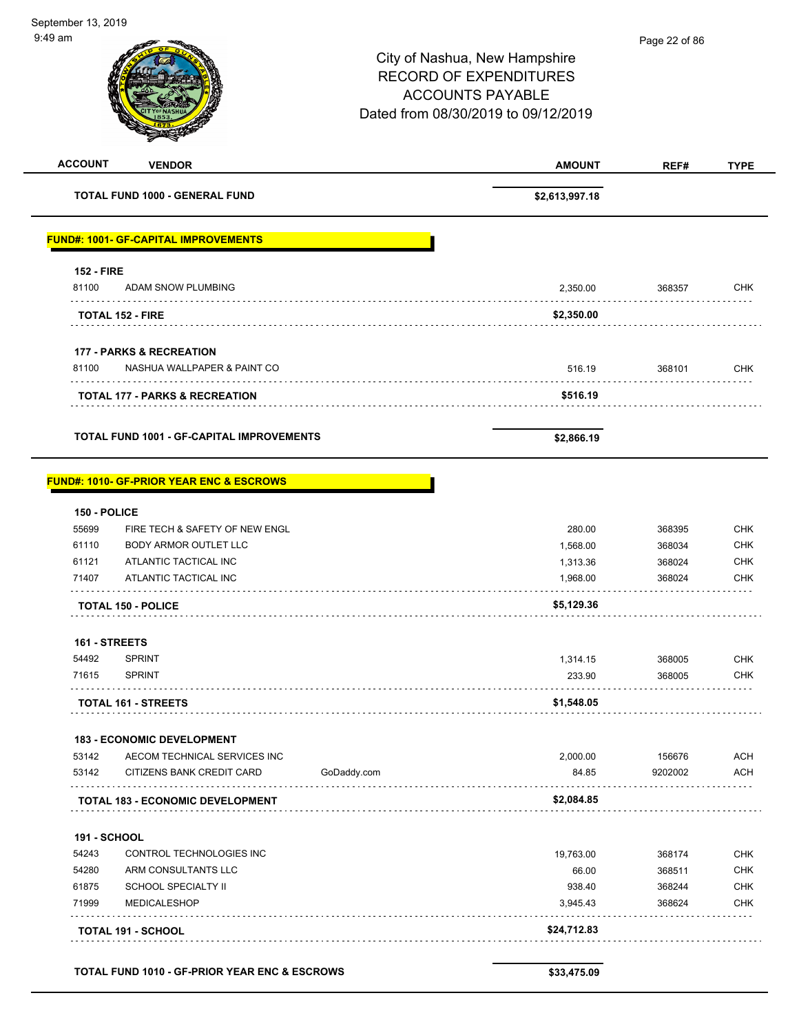City of Nashua, New Hampshire
RECORD OF EXPENDITURES
ACCOUNTS PAYABLE
Dated from 08/30/2019 to 09/12/2019

| ACCOUNT | VENDOR | | AMOUNT | REF# | TYPE |
|---|---|---|---|---|---|
| **TOTAL FUND 1000 - GENERAL FUND** | | | **$2,613,997.18** | | |

**FUND#: 1001- GF-CAPITAL IMPROVEMENTS**

| ACCOUNT | VENDOR | | AMOUNT | REF# | TYPE |
|---|---|---|---|---|---|
| **152 - FIRE** | | | | | |
| 81100 | ADAM SNOW PLUMBING | | 2,350.00 | 368357 | CHK |
| **TOTAL 152 - FIRE** | | | **$2,350.00** | | |
| **177 - PARKS & RECREATION** | | | | | |
| 81100 | NASHUA WALLPAPER & PAINT CO | | 516.19 | 368101 | CHK |
| **TOTAL 177 - PARKS & RECREATION** | | | **$516.19** | | |
| **TOTAL FUND 1001 - GF-CAPITAL IMPROVEMENTS** | | | **$2,866.19** | | |

**FUND#: 1010- GF-PRIOR YEAR ENC & ESCROWS**

| ACCOUNT | VENDOR | | AMOUNT | REF# | TYPE |
|---|---|---|---|---|---|
| **150 - POLICE** | | | | | |
| 55699 | FIRE TECH & SAFETY OF NEW ENGL | | 280.00 | 368395 | CHK |
| 61110 | BODY ARMOR OUTLET LLC | | 1,568.00 | 368034 | CHK |
| 61121 | ATLANTIC TACTICAL INC | | 1,313.36 | 368024 | CHK |
| 71407 | ATLANTIC TACTICAL INC | | 1,968.00 | 368024 | CHK |
| **TOTAL 150 - POLICE** | | | **$5,129.36** | | |
| **161 - STREETS** | | | | | |
| 54492 | SPRINT | | 1,314.15 | 368005 | CHK |
| 71615 | SPRINT | | 233.90 | 368005 | CHK |
| **TOTAL 161 - STREETS** | | | **$1,548.05** | | |
| **183 - ECONOMIC DEVELOPMENT** | | | | | |
| 53142 | AECOM TECHNICAL SERVICES INC | | 2,000.00 | 156676 | ACH |
| 53142 | CITIZENS BANK CREDIT CARD | GoDaddy.com | 84.85 | 9202002 | ACH |
| **TOTAL 183 - ECONOMIC DEVELOPMENT** | | | **$2,084.85** | | |
| **191 - SCHOOL** | | | | | |
| 54243 | CONTROL TECHNOLOGIES INC | | 19,763.00 | 368174 | CHK |
| 54280 | ARM CONSULTANTS LLC | | 66.00 | 368511 | CHK |
| 61875 | SCHOOL SPECIALTY II | | 938.40 | 368244 | CHK |
| 71999 | MEDICALESHOP | | 3,945.43 | 368624 | CHK |
| **TOTAL 191 - SCHOOL** | | | **$24,712.83** | | |
| **TOTAL FUND 1010 - GF-PRIOR YEAR ENC & ESCROWS** | | | **$33,475.09** | | |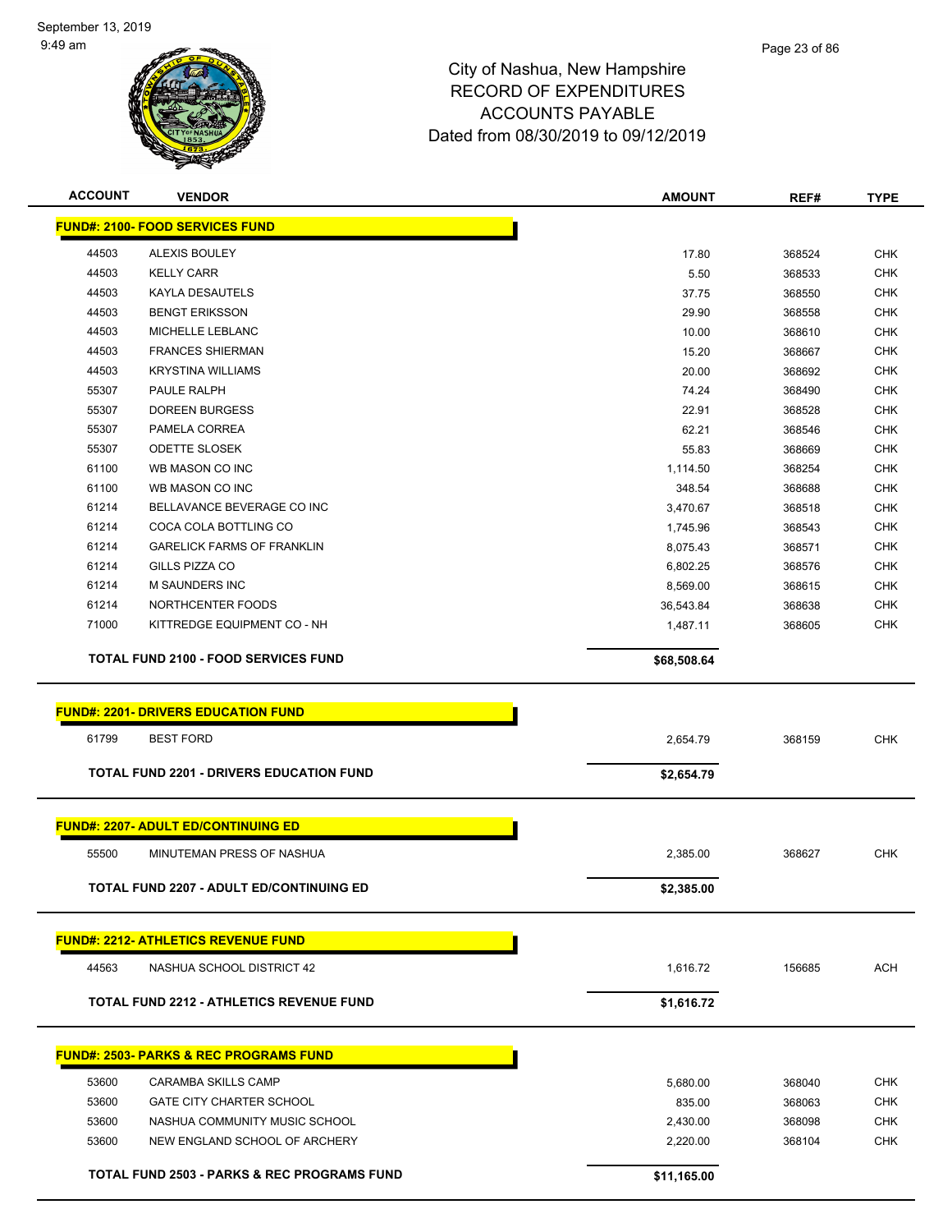# City of Nashua, New Hampshire
## RECORD OF EXPENDITURES
## ACCOUNTS PAYABLE
## Dated from 08/30/2019 to 09/12/2019

| ACCOUNT | VENDOR | AMOUNT | REF# | TYPE |
|---|---|---|---|---|
| **FUND#: 2100- FOOD SERVICES FUND** | | | | |
| 44503 | ALEXIS BOULEY | 17.80 | 368524 | CHK |
| 44503 | KELLY CARR | 5.50 | 368533 | CHK |
| 44503 | KAYLA DESAUTELS | 37.75 | 368550 | CHK |
| 44503 | BENGT ERIKSSON | 29.90 | 368558 | CHK |
| 44503 | MICHELLE LEBLANC | 10.00 | 368610 | CHK |
| 44503 | FRANCES SHIERMAN | 15.20 | 368667 | CHK |
| 44503 | KRYSTINA WILLIAMS | 20.00 | 368692 | CHK |
| 55307 | PAULE RALPH | 74.24 | 368490 | CHK |
| 55307 | DOREEN BURGESS | 22.91 | 368528 | CHK |
| 55307 | PAMELA CORREA | 62.21 | 368546 | CHK |
| 55307 | ODETTE SLOSEK | 55.83 | 368669 | CHK |
| 61100 | WB MASON CO INC | 1,114.50 | 368254 | CHK |
| 61100 | WB MASON CO INC | 348.54 | 368688 | CHK |
| 61214 | BELLAVANCE BEVERAGE CO INC | 3,470.67 | 368518 | CHK |
| 61214 | COCA COLA BOTTLING CO | 1,745.96 | 368543 | CHK |
| 61214 | GARELICK FARMS OF FRANKLIN | 8,075.43 | 368571 | CHK |
| 61214 | GILLS PIZZA CO | 6,802.25 | 368576 | CHK |
| 61214 | M SAUNDERS INC | 8,569.00 | 368615 | CHK |
| 61214 | NORTHCENTER FOODS | 36,543.84 | 368638 | CHK |
| 71000 | KITTREDGE EQUIPMENT CO - NH | 1,487.11 | 368605 | CHK |
| **TOTAL FUND 2100 - FOOD SERVICES FUND** | | **$68,508.64** | | |
| **FUND#: 2201- DRIVERS EDUCATION FUND** | | | | |
| 61799 | BEST FORD | 2,654.79 | 368159 | CHK |
| **TOTAL FUND 2201 - DRIVERS EDUCATION FUND** | | **$2,654.79** | | |
| **FUND#: 2207- ADULT ED/CONTINUING ED** | | | | |
| 55500 | MINUTEMAN PRESS OF NASHUA | 2,385.00 | 368627 | CHK |
| **TOTAL FUND 2207 - ADULT ED/CONTINUING ED** | | **$2,385.00** | | |
| **FUND#: 2212- ATHLETICS REVENUE FUND** | | | | |
| 44563 | NASHUA SCHOOL DISTRICT 42 | 1,616.72 | 156685 | ACH |
| **TOTAL FUND 2212 - ATHLETICS REVENUE FUND** | | **$1,616.72** | | |
| **FUND#: 2503- PARKS & REC PROGRAMS FUND** | | | | |
| 53600 | CARAMBA SKILLS CAMP | 5,680.00 | 368040 | CHK |
| 53600 | GATE CITY CHARTER SCHOOL | 835.00 | 368063 | CHK |
| 53600 | NASHUA COMMUNITY MUSIC SCHOOL | 2,430.00 | 368098 | CHK |
| 53600 | NEW ENGLAND SCHOOL OF ARCHERY | 2,220.00 | 368104 | CHK |
| **TOTAL FUND 2503 - PARKS & REC PROGRAMS FUND** | | **$11,165.00** | | |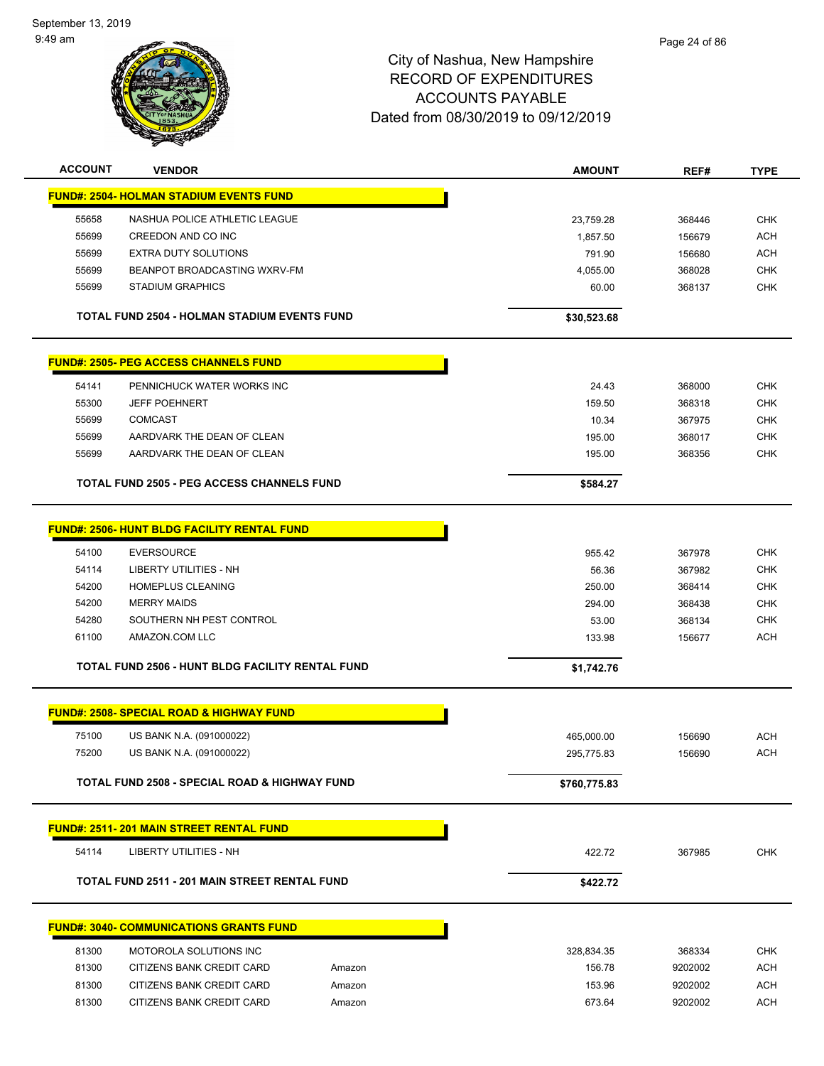# City of Nashua, New Hampshire
## RECORD OF EXPENDITURES
## ACCOUNTS PAYABLE
## Dated from 08/30/2019 to 09/12/2019

| ACCOUNT | VENDOR | | AMOUNT | REF# | TYPE |
|---|---|---|---|---|---|
| **FUND#: 2504- HOLMAN STADIUM EVENTS FUND** | | | | | |
| 55658 | NASHUA POLICE ATHLETIC LEAGUE | | 23,759.28 | 368446 | CHK |
| 55699 | CREEDON AND CO INC | | 1,857.50 | 156679 | ACH |
| 55699 | EXTRA DUTY SOLUTIONS | | 791.90 | 156680 | ACH |
| 55699 | BEANPOT BROADCASTING WXRV-FM | | 4,055.00 | 368028 | CHK |
| 55699 | STADIUM GRAPHICS | | 60.00 | 368137 | CHK |
| | **TOTAL FUND 2504 - HOLMAN STADIUM EVENTS FUND** | | **$30,523.68** | | |
| **FUND#: 2505- PEG ACCESS CHANNELS FUND** | | | | | |
| 54141 | PENNICHUCK WATER WORKS INC | | 24.43 | 368000 | CHK |
| 55300 | JEFF POEHNERT | | 159.50 | 368318 | CHK |
| 55699 | COMCAST | | 10.34 | 367975 | CHK |
| 55699 | AARDVARK THE DEAN OF CLEAN | | 195.00 | 368017 | CHK |
| 55699 | AARDVARK THE DEAN OF CLEAN | | 195.00 | 368356 | CHK |
| | **TOTAL FUND 2505 - PEG ACCESS CHANNELS FUND** | | **$584.27** | | |
| **FUND#: 2506- HUNT BLDG FACILITY RENTAL FUND** | | | | | |
| 54100 | EVERSOURCE | | 955.42 | 367978 | CHK |
| 54114 | LIBERTY UTILITIES - NH | | 56.36 | 367982 | CHK |
| 54200 | HOMEPLUS CLEANING | | 250.00 | 368414 | CHK |
| 54200 | MERRY MAIDS | | 294.00 | 368438 | CHK |
| 54280 | SOUTHERN NH PEST CONTROL | | 53.00 | 368134 | CHK |
| 61100 | AMAZON.COM LLC | | 133.98 | 156677 | ACH |
| | **TOTAL FUND 2506 - HUNT BLDG FACILITY RENTAL FUND** | | **$1,742.76** | | |
| **FUND#: 2508- SPECIAL ROAD & HIGHWAY FUND** | | | | | |
| 75100 | US BANK N.A. (091000022) | | 465,000.00 | 156690 | ACH |
| 75200 | US BANK N.A. (091000022) | | 295,775.83 | 156690 | ACH |
| | **TOTAL FUND 2508 - SPECIAL ROAD & HIGHWAY FUND** | | **$760,775.83** | | |
| **FUND#: 2511- 201 MAIN STREET RENTAL FUND** | | | | | |
| 54114 | LIBERTY UTILITIES - NH | | 422.72 | 367985 | CHK |
| | **TOTAL FUND 2511 - 201 MAIN STREET RENTAL FUND** | | **$422.72** | | |
| **FUND#: 3040- COMMUNICATIONS GRANTS FUND** | | | | | |
| 81300 | MOTOROLA SOLUTIONS INC | | 328,834.35 | 368334 | CHK |
| 81300 | CITIZENS BANK CREDIT CARD | Amazon | 156.78 | 9202002 | ACH |
| 81300 | CITIZENS BANK CREDIT CARD | Amazon | 153.96 | 9202002 | ACH |
| 81300 | CITIZENS BANK CREDIT CARD | Amazon | 673.64 | 9202002 | ACH |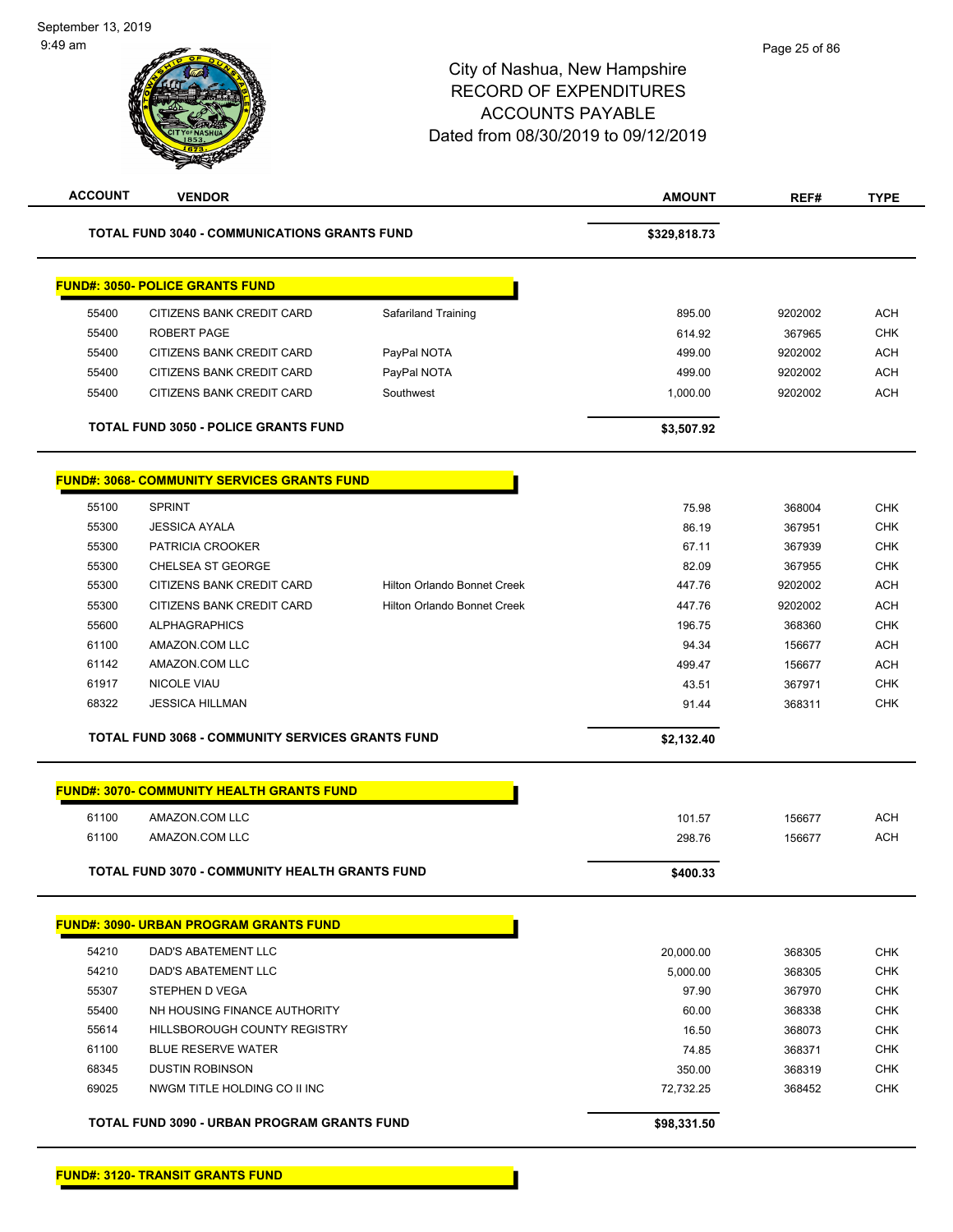# City of Nashua, New Hampshire
## RECORD OF EXPENDITURES
## ACCOUNTS PAYABLE
### Dated from 08/30/2019 to 09/12/2019

| ACCOUNT | VENDOR | | AMOUNT | REF# | TYPE |
|---|---|---|---|---|---|
| **TOTAL FUND 3040 - COMMUNICATIONS GRANTS FUND** | | | **$329,818.73** | | |

**FUND#: 3050- POLICE GRANTS FUND**

| ACCOUNT | VENDOR | | AMOUNT | REF# | TYPE |
|---|---|---|---|---|---|
| 55400 | CITIZENS BANK CREDIT CARD | Safariland Training | 895.00 | 9202002 | ACH |
| 55400 | ROBERT PAGE | | 614.92 | 367965 | CHK |
| 55400 | CITIZENS BANK CREDIT CARD | PayPal NOTA | 499.00 | 9202002 | ACH |
| 55400 | CITIZENS BANK CREDIT CARD | PayPal NOTA | 499.00 | 9202002 | ACH |
| 55400 | CITIZENS BANK CREDIT CARD | Southwest | 1,000.00 | 9202002 | ACH |
| **TOTAL FUND 3050 - POLICE GRANTS FUND** | | | **$3,507.92** | | |

**FUND#: 3068- COMMUNITY SERVICES GRANTS FUND**

| ACCOUNT | VENDOR | | AMOUNT | REF# | TYPE |
|---|---|---|---|---|---|
| 55100 | SPRINT | | 75.98 | 368004 | CHK |
| 55300 | JESSICA AYALA | | 86.19 | 367951 | CHK |
| 55300 | PATRICIA CROOKER | | 67.11 | 367939 | CHK |
| 55300 | CHELSEA ST GEORGE | | 82.09 | 367955 | CHK |
| 55300 | CITIZENS BANK CREDIT CARD | Hilton Orlando Bonnet Creek | 447.76 | 9202002 | ACH |
| 55300 | CITIZENS BANK CREDIT CARD | Hilton Orlando Bonnet Creek | 447.76 | 9202002 | ACH |
| 55600 | ALPHAGRAPHICS | | 196.75 | 368360 | CHK |
| 61100 | AMAZON.COM LLC | | 94.34 | 156677 | ACH |
| 61142 | AMAZON.COM LLC | | 499.47 | 156677 | ACH |
| 61917 | NICOLE VIAU | | 43.51 | 367971 | CHK |
| 68322 | JESSICA HILLMAN | | 91.44 | 368311 | CHK |
| **TOTAL FUND 3068 - COMMUNITY SERVICES GRANTS FUND** | | | **$2,132.40** | | |

**FUND#: 3070- COMMUNITY HEALTH GRANTS FUND**

| ACCOUNT | VENDOR | | AMOUNT | REF# | TYPE |
|---|---|---|---|---|---|
| 61100 | AMAZON.COM LLC | | 101.57 | 156677 | ACH |
| 61100 | AMAZON.COM LLC | | 298.76 | 156677 | ACH |
| **TOTAL FUND 3070 - COMMUNITY HEALTH GRANTS FUND** | | | **$400.33** | | |

**FUND#: 3090- URBAN PROGRAM GRANTS FUND**

| ACCOUNT | VENDOR | | AMOUNT | REF# | TYPE |
|---|---|---|---|---|---|
| 54210 | DAD'S ABATEMENT LLC | | 20,000.00 | 368305 | CHK |
| 54210 | DAD'S ABATEMENT LLC | | 5,000.00 | 368305 | CHK |
| 55307 | STEPHEN D VEGA | | 97.90 | 367970 | CHK |
| 55400 | NH HOUSING FINANCE AUTHORITY | | 60.00 | 368338 | CHK |
| 55614 | HILLSBOROUGH COUNTY REGISTRY | | 16.50 | 368073 | CHK |
| 61100 | BLUE RESERVE WATER | | 74.85 | 368371 | CHK |
| 68345 | DUSTIN ROBINSON | | 350.00 | 368319 | CHK |
| 69025 | NWGM TITLE HOLDING CO II INC | | 72,732.25 | 368452 | CHK |
| **TOTAL FUND 3090 - URBAN PROGRAM GRANTS FUND** | | | **$98,331.50** | | |

**FUND#: 3120- TRANSIT GRANTS FUND**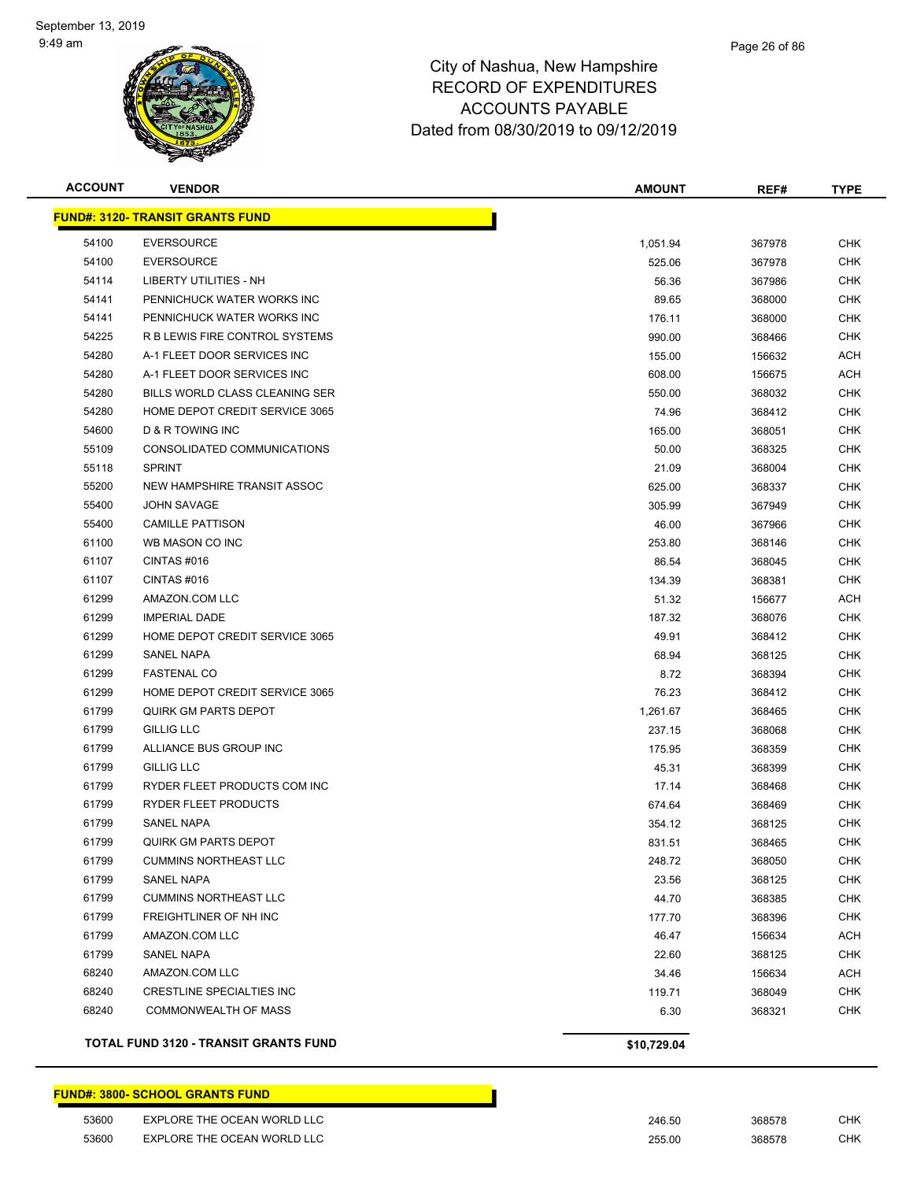City of Nashua, New Hampshire
RECORD OF EXPENDITURES
ACCOUNTS PAYABLE
Dated from 08/30/2019 to 09/12/2019

| ACCOUNT | VENDOR | AMOUNT | REF# | TYPE |
|---|---|---|---|---|
| **FUND#: 3120- TRANSIT GRANTS FUND** | | | | |
| 54100 | EVERSOURCE | 1,051.94 | 367978 | CHK |
| 54100 | EVERSOURCE | 525.06 | 367978 | CHK |
| 54114 | LIBERTY UTILITIES - NH | 56.36 | 367986 | CHK |
| 54141 | PENNICHUCK WATER WORKS INC | 89.65 | 368000 | CHK |
| 54141 | PENNICHUCK WATER WORKS INC | 176.11 | 368000 | CHK |
| 54225 | R B LEWIS FIRE CONTROL SYSTEMS | 990.00 | 368466 | CHK |
| 54280 | A-1 FLEET DOOR SERVICES INC | 155.00 | 156632 | ACH |
| 54280 | A-1 FLEET DOOR SERVICES INC | 608.00 | 156675 | ACH |
| 54280 | BILLS WORLD CLASS CLEANING SER | 550.00 | 368032 | CHK |
| 54280 | HOME DEPOT CREDIT SERVICE 3065 | 74.96 | 368412 | CHK |
| 54600 | D & R TOWING INC | 165.00 | 368051 | CHK |
| 55109 | CONSOLIDATED COMMUNICATIONS | 50.00 | 368325 | CHK |
| 55118 | SPRINT | 21.09 | 368004 | CHK |
| 55200 | NEW HAMPSHIRE TRANSIT ASSOC | 625.00 | 368337 | CHK |
| 55400 | JOHN SAVAGE | 305.99 | 367949 | CHK |
| 55400 | CAMILLE PATTISON | 46.00 | 367966 | CHK |
| 61100 | WB MASON CO INC | 253.80 | 368146 | CHK |
| 61107 | CINTAS #016 | 86.54 | 368045 | CHK |
| 61107 | CINTAS #016 | 134.39 | 368381 | CHK |
| 61299 | AMAZON.COM LLC | 51.32 | 156677 | ACH |
| 61299 | IMPERIAL DADE | 187.32 | 368076 | CHK |
| 61299 | HOME DEPOT CREDIT SERVICE 3065 | 49.91 | 368412 | CHK |
| 61299 | SANEL NAPA | 68.94 | 368125 | CHK |
| 61299 | FASTENAL CO | 8.72 | 368394 | CHK |
| 61299 | HOME DEPOT CREDIT SERVICE 3065 | 76.23 | 368412 | CHK |
| 61799 | QUIRK GM PARTS DEPOT | 1,261.67 | 368465 | CHK |
| 61799 | GILLIG LLC | 237.15 | 368068 | CHK |
| 61799 | ALLIANCE BUS GROUP INC | 175.95 | 368359 | CHK |
| 61799 | GILLIG LLC | 45.31 | 368399 | CHK |
| 61799 | RYDER FLEET PRODUCTS COM INC | 17.14 | 368468 | CHK |
| 61799 | RYDER FLEET PRODUCTS | 674.64 | 368469 | CHK |
| 61799 | SANEL NAPA | 354.12 | 368125 | CHK |
| 61799 | QUIRK GM PARTS DEPOT | 831.51 | 368465 | CHK |
| 61799 | CUMMINS NORTHEAST LLC | 248.72 | 368050 | CHK |
| 61799 | SANEL NAPA | 23.56 | 368125 | CHK |
| 61799 | CUMMINS NORTHEAST LLC | 44.70 | 368385 | CHK |
| 61799 | FREIGHTLINER OF NH INC | 177.70 | 368396 | CHK |
| 61799 | AMAZON.COM LLC | 46.47 | 156634 | ACH |
| 61799 | SANEL NAPA | 22.60 | 368125 | CHK |
| 68240 | AMAZON.COM LLC | 34.46 | 156634 | ACH |
| 68240 | CRESTLINE SPECIALTIES INC | 119.71 | 368049 | CHK |
| 68240 | COMMONWEALTH OF MASS | 6.30 | 368321 | CHK |
| **TOTAL FUND 3120 - TRANSIT GRANTS FUND** | | **$10,729.04** | | |
| **FUND#: 3800- SCHOOL GRANTS FUND** | | | | |
| 53600 | EXPLORE THE OCEAN WORLD LLC | 246.50 | 368578 | CHK |
| 53600 | EXPLORE THE OCEAN WORLD LLC | 255.00 | 368578 | CHK |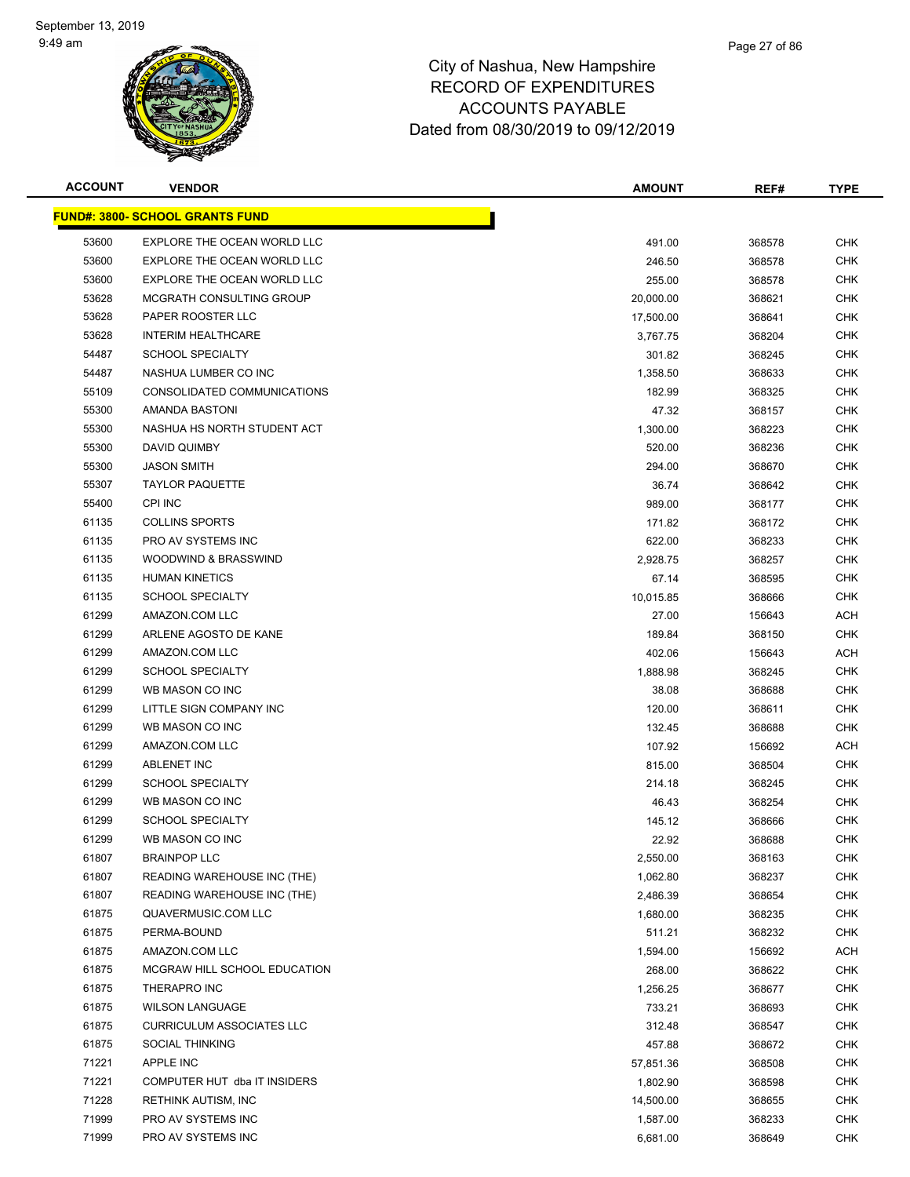# City of Nashua, New Hampshire
## RECORD OF EXPENDITURES
## ACCOUNTS PAYABLE
## Dated from 08/30/2019 to 09/12/2019

September 13, 2019
9:49 am

| ACCOUNT | VENDOR | AMOUNT | REF# | TYPE |
|---|---|---|---|---|
| **FUND#: 3800- SCHOOL GRANTS FUND** | | | | |
| 53600 | EXPLORE THE OCEAN WORLD LLC | 491.00 | 368578 | CHK |
| 53600 | EXPLORE THE OCEAN WORLD LLC | 246.50 | 368578 | CHK |
| 53600 | EXPLORE THE OCEAN WORLD LLC | 255.00 | 368578 | CHK |
| 53628 | MCGRATH CONSULTING GROUP | 20,000.00 | 368621 | CHK |
| 53628 | PAPER ROOSTER LLC | 17,500.00 | 368641 | CHK |
| 53628 | INTERIM HEALTHCARE | 3,767.75 | 368204 | CHK |
| 54487 | SCHOOL SPECIALTY | 301.82 | 368245 | CHK |
| 54487 | NASHUA LUMBER CO INC | 1,358.50 | 368633 | CHK |
| 55109 | CONSOLIDATED COMMUNICATIONS | 182.99 | 368325 | CHK |
| 55300 | AMANDA BASTONI | 47.32 | 368157 | CHK |
| 55300 | NASHUA HS NORTH STUDENT ACT | 1,300.00 | 368223 | CHK |
| 55300 | DAVID QUIMBY | 520.00 | 368236 | CHK |
| 55300 | JASON SMITH | 294.00 | 368670 | CHK |
| 55307 | TAYLOR PAQUETTE | 36.74 | 368642 | CHK |
| 55400 | CPI INC | 989.00 | 368177 | CHK |
| 61135 | COLLINS SPORTS | 171.82 | 368172 | CHK |
| 61135 | PRO AV SYSTEMS INC | 622.00 | 368233 | CHK |
| 61135 | WOODWIND & BRASSWIND | 2,928.75 | 368257 | CHK |
| 61135 | HUMAN KINETICS | 67.14 | 368595 | CHK |
| 61135 | SCHOOL SPECIALTY | 10,015.85 | 368666 | CHK |
| 61299 | AMAZON.COM LLC | 27.00 | 156643 | ACH |
| 61299 | ARLENE AGOSTO DE KANE | 189.84 | 368150 | CHK |
| 61299 | AMAZON.COM LLC | 402.06 | 156643 | ACH |
| 61299 | SCHOOL SPECIALTY | 1,888.98 | 368245 | CHK |
| 61299 | WB MASON CO INC | 38.08 | 368688 | CHK |
| 61299 | LITTLE SIGN COMPANY INC | 120.00 | 368611 | CHK |
| 61299 | WB MASON CO INC | 132.45 | 368688 | CHK |
| 61299 | AMAZON.COM LLC | 107.92 | 156692 | ACH |
| 61299 | ABLENET INC | 815.00 | 368504 | CHK |
| 61299 | SCHOOL SPECIALTY | 214.18 | 368245 | CHK |
| 61299 | WB MASON CO INC | 46.43 | 368254 | CHK |
| 61299 | SCHOOL SPECIALTY | 145.12 | 368666 | CHK |
| 61299 | WB MASON CO INC | 22.92 | 368688 | CHK |
| 61807 | BRAINPOP LLC | 2,550.00 | 368163 | CHK |
| 61807 | READING WAREHOUSE INC (THE) | 1,062.80 | 368237 | CHK |
| 61807 | READING WAREHOUSE INC (THE) | 2,486.39 | 368654 | CHK |
| 61875 | QUAVERMUSIC.COM LLC | 1,680.00 | 368235 | CHK |
| 61875 | PERMA-BOUND | 511.21 | 368232 | CHK |
| 61875 | AMAZON.COM LLC | 1,594.00 | 156692 | ACH |
| 61875 | MCGRAW HILL SCHOOL EDUCATION | 268.00 | 368622 | CHK |
| 61875 | THERAPRO INC | 1,256.25 | 368677 | CHK |
| 61875 | WILSON LANGUAGE | 733.21 | 368693 | CHK |
| 61875 | CURRICULUM ASSOCIATES LLC | 312.48 | 368547 | CHK |
| 61875 | SOCIAL THINKING | 457.88 | 368672 | CHK |
| 71221 | APPLE INC | 57,851.36 | 368508 | CHK |
| 71221 | COMPUTER HUT dba IT INSIDERS | 1,802.90 | 368598 | CHK |
| 71228 | RETHINK AUTISM, INC | 14,500.00 | 368655 | CHK |
| 71999 | PRO AV SYSTEMS INC | 1,587.00 | 368233 | CHK |
| 71999 | PRO AV SYSTEMS INC | 6,681.00 | 368649 | CHK |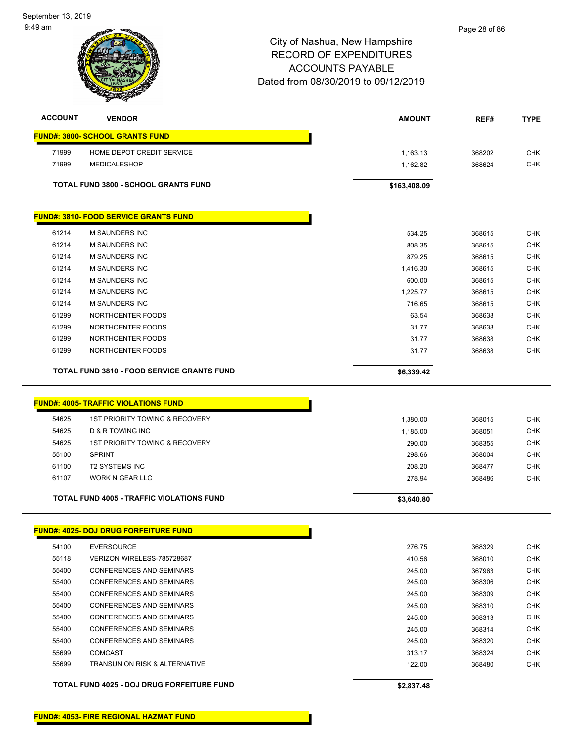City of Nashua, New Hampshire
RECORD OF EXPENDITURES
ACCOUNTS PAYABLE
Dated from 08/30/2019 to 09/12/2019

| ACCOUNT | VENDOR | AMOUNT | REF# | TYPE |
|---|---|---|---|---|
| **FUND#: 3800- SCHOOL GRANTS FUND** | | | | |
| 71999 | HOME DEPOT CREDIT SERVICE | 1,163.13 | 368202 | CHK |
| 71999 | MEDICALESHOP | 1,162.82 | 368624 | CHK |
| | **TOTAL FUND 3800 - SCHOOL GRANTS FUND** | **$163,408.09** | | |
| **FUND#: 3810- FOOD SERVICE GRANTS FUND** | | | | |
| 61214 | M SAUNDERS INC | 534.25 | 368615 | CHK |
| 61214 | M SAUNDERS INC | 808.35 | 368615 | CHK |
| 61214 | M SAUNDERS INC | 879.25 | 368615 | CHK |
| 61214 | M SAUNDERS INC | 1,416.30 | 368615 | CHK |
| 61214 | M SAUNDERS INC | 600.00 | 368615 | CHK |
| 61214 | M SAUNDERS INC | 1,225.77 | 368615 | CHK |
| 61214 | M SAUNDERS INC | 716.65 | 368615 | CHK |
| 61299 | NORTHCENTER FOODS | 63.54 | 368638 | CHK |
| 61299 | NORTHCENTER FOODS | 31.77 | 368638 | CHK |
| 61299 | NORTHCENTER FOODS | 31.77 | 368638 | CHK |
| 61299 | NORTHCENTER FOODS | 31.77 | 368638 | CHK |
| | **TOTAL FUND 3810 - FOOD SERVICE GRANTS FUND** | **$6,339.42** | | |
| **FUND#: 4005- TRAFFIC VIOLATIONS FUND** | | | | |
| 54625 | 1ST PRIORITY TOWING & RECOVERY | 1,380.00 | 368015 | CHK |
| 54625 | D & R TOWING INC | 1,185.00 | 368051 | CHK |
| 54625 | 1ST PRIORITY TOWING & RECOVERY | 290.00 | 368355 | CHK |
| 55100 | SPRINT | 298.66 | 368004 | CHK |
| 61100 | T2 SYSTEMS INC | 208.20 | 368477 | CHK |
| 61107 | WORK N GEAR LLC | 278.94 | 368486 | CHK |
| | **TOTAL FUND 4005 - TRAFFIC VIOLATIONS FUND** | **$3,640.80** | | |
| **FUND#: 4025- DOJ DRUG FORFEITURE FUND** | | | | |
| 54100 | EVERSOURCE | 276.75 | 368329 | CHK |
| 55118 | VERIZON WIRELESS-785728687 | 410.56 | 368010 | CHK |
| 55400 | CONFERENCES AND SEMINARS | 245.00 | 367963 | CHK |
| 55400 | CONFERENCES AND SEMINARS | 245.00 | 368306 | CHK |
| 55400 | CONFERENCES AND SEMINARS | 245.00 | 368309 | CHK |
| 55400 | CONFERENCES AND SEMINARS | 245.00 | 368310 | CHK |
| 55400 | CONFERENCES AND SEMINARS | 245.00 | 368313 | CHK |
| 55400 | CONFERENCES AND SEMINARS | 245.00 | 368314 | CHK |
| 55400 | CONFERENCES AND SEMINARS | 245.00 | 368320 | CHK |
| 55699 | COMCAST | 313.17 | 368324 | CHK |
| 55699 | TRANSUNION RISK & ALTERNATIVE | 122.00 | 368480 | CHK |
| | **TOTAL FUND 4025 - DOJ DRUG FORFEITURE FUND** | **$2,837.48** | | |
| **FUND#: 4053- FIRE REGIONAL HAZMAT FUND** | | | | |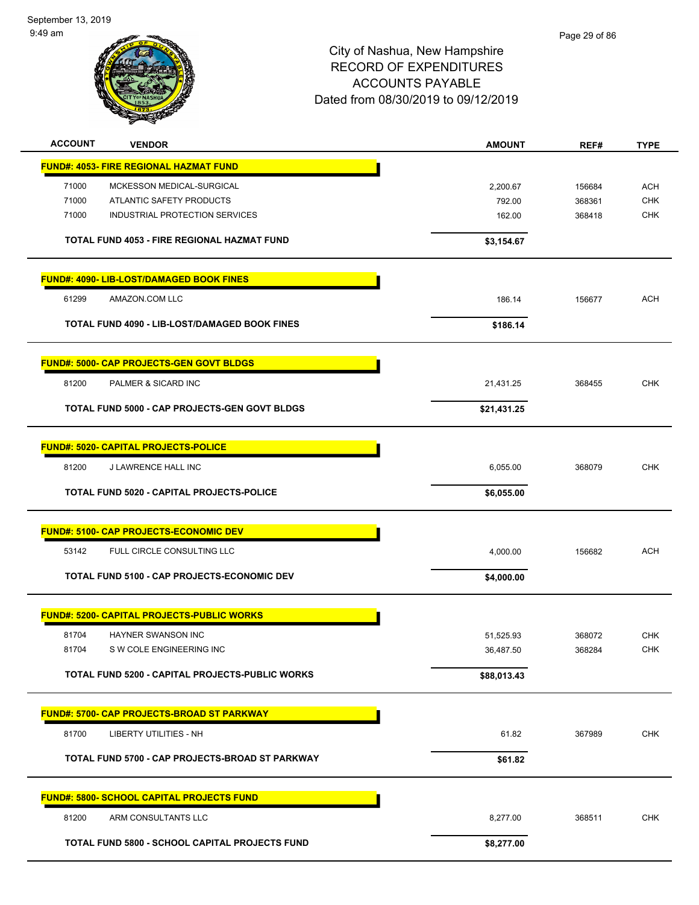# City of Nashua, New Hampshire
## RECORD OF EXPENDITURES
## ACCOUNTS PAYABLE
## Dated from 08/30/2019 to 09/12/2019

| ACCOUNT | VENDOR | AMOUNT | REF# | TYPE |
|---|---|---|---|---|
| **FUND#: 4053- FIRE REGIONAL HAZMAT FUND** | | | | |
| 71000 | MCKESSON MEDICAL-SURGICAL | 2,200.67 | 156684 | ACH |
| 71000 | ATLANTIC SAFETY PRODUCTS | 792.00 | 368361 | CHK |
| 71000 | INDUSTRIAL PROTECTION SERVICES | 162.00 | 368418 | CHK |
| | **TOTAL FUND 4053 - FIRE REGIONAL HAZMAT FUND** | **$3,154.67** | | |
| **FUND#: 4090- LIB-LOST/DAMAGED BOOK FINES** | | | | |
| 61299 | AMAZON.COM LLC | 186.14 | 156677 | ACH |
| | **TOTAL FUND 4090 - LIB-LOST/DAMAGED BOOK FINES** | **$186.14** | | |
| **FUND#: 5000- CAP PROJECTS-GEN GOVT BLDGS** | | | | |
| 81200 | PALMER & SICARD INC | 21,431.25 | 368455 | CHK |
| | **TOTAL FUND 5000 - CAP PROJECTS-GEN GOVT BLDGS** | **$21,431.25** | | |
| **FUND#: 5020- CAPITAL PROJECTS-POLICE** | | | | |
| 81200 | J LAWRENCE HALL INC | 6,055.00 | 368079 | CHK |
| | **TOTAL FUND 5020 - CAPITAL PROJECTS-POLICE** | **$6,055.00** | | |
| **FUND#: 5100- CAP PROJECTS-ECONOMIC DEV** | | | | |
| 53142 | FULL CIRCLE CONSULTING LLC | 4,000.00 | 156682 | ACH |
| | **TOTAL FUND 5100 - CAP PROJECTS-ECONOMIC DEV** | **$4,000.00** | | |
| **FUND#: 5200- CAPITAL PROJECTS-PUBLIC WORKS** | | | | |
| 81704 | HAYNER SWANSON INC | 51,525.93 | 368072 | CHK |
| 81704 | S W COLE ENGINEERING INC | 36,487.50 | 368284 | CHK |
| | **TOTAL FUND 5200 - CAPITAL PROJECTS-PUBLIC WORKS** | **$88,013.43** | | |
| **FUND#: 5700- CAP PROJECTS-BROAD ST PARKWAY** | | | | |
| 81700 | LIBERTY UTILITIES - NH | 61.82 | 367989 | CHK |
| | **TOTAL FUND 5700 - CAP PROJECTS-BROAD ST PARKWAY** | **$61.82** | | |
| **FUND#: 5800- SCHOOL CAPITAL PROJECTS FUND** | | | | |
| 81200 | ARM CONSULTANTS LLC | 8,277.00 | 368511 | CHK |
| | **TOTAL FUND 5800 - SCHOOL CAPITAL PROJECTS FUND** | **$8,277.00** | | |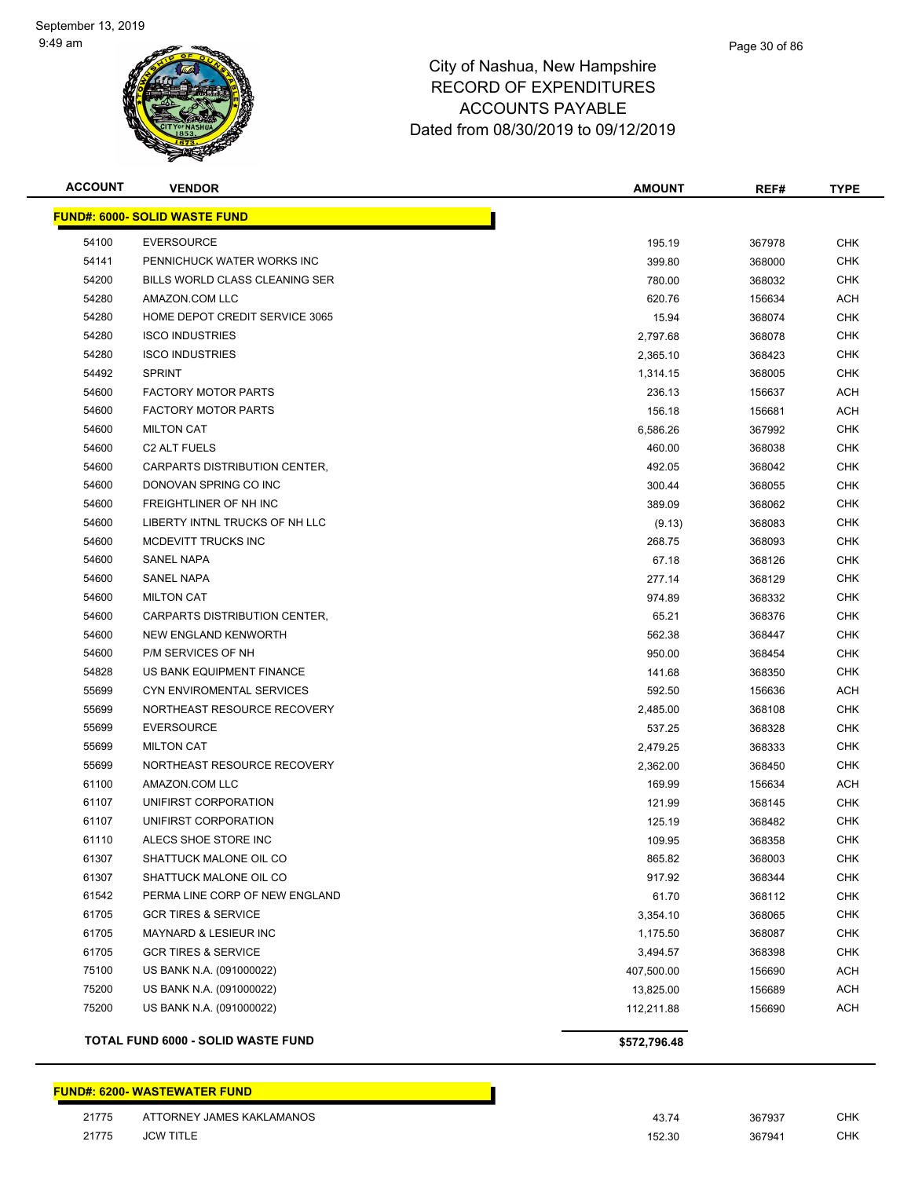# City of Nashua, New Hampshire
## RECORD OF EXPENDITURES
## ACCOUNTS PAYABLE
## Dated from 08/30/2019 to 09/12/2019

| ACCOUNT | VENDOR | AMOUNT | REF# | TYPE |
|---|---|---|---|---|
| **FUND#: 6000- SOLID WASTE FUND** | | | | |
| 54100 | EVERSOURCE | 195.19 | 367978 | CHK |
| 54141 | PENNICHUCK WATER WORKS INC | 399.80 | 368000 | CHK |
| 54200 | BILLS WORLD CLASS CLEANING SER | 780.00 | 368032 | CHK |
| 54280 | AMAZON.COM LLC | 620.76 | 156634 | ACH |
| 54280 | HOME DEPOT CREDIT SERVICE 3065 | 15.94 | 368074 | CHK |
| 54280 | ISCO INDUSTRIES | 2,797.68 | 368078 | CHK |
| 54280 | ISCO INDUSTRIES | 2,365.10 | 368423 | CHK |
| 54492 | SPRINT | 1,314.15 | 368005 | CHK |
| 54600 | FACTORY MOTOR PARTS | 236.13 | 156637 | ACH |
| 54600 | FACTORY MOTOR PARTS | 156.18 | 156681 | ACH |
| 54600 | MILTON CAT | 6,586.26 | 367992 | CHK |
| 54600 | C2 ALT FUELS | 460.00 | 368038 | CHK |
| 54600 | CARPARTS DISTRIBUTION CENTER, | 492.05 | 368042 | CHK |
| 54600 | DONOVAN SPRING CO INC | 300.44 | 368055 | CHK |
| 54600 | FREIGHTLINER OF NH INC | 389.09 | 368062 | CHK |
| 54600 | LIBERTY INTNL TRUCKS OF NH LLC | (9.13) | 368083 | CHK |
| 54600 | MCDEVITT TRUCKS INC | 268.75 | 368093 | CHK |
| 54600 | SANEL NAPA | 67.18 | 368126 | CHK |
| 54600 | SANEL NAPA | 277.14 | 368129 | CHK |
| 54600 | MILTON CAT | 974.89 | 368332 | CHK |
| 54600 | CARPARTS DISTRIBUTION CENTER, | 65.21 | 368376 | CHK |
| 54600 | NEW ENGLAND KENWORTH | 562.38 | 368447 | CHK |
| 54600 | P/M SERVICES OF NH | 950.00 | 368454 | CHK |
| 54828 | US BANK EQUIPMENT FINANCE | 141.68 | 368350 | CHK |
| 55699 | CYN ENVIROMENTAL SERVICES | 592.50 | 156636 | ACH |
| 55699 | NORTHEAST RESOURCE RECOVERY | 2,485.00 | 368108 | CHK |
| 55699 | EVERSOURCE | 537.25 | 368328 | CHK |
| 55699 | MILTON CAT | 2,479.25 | 368333 | CHK |
| 55699 | NORTHEAST RESOURCE RECOVERY | 2,362.00 | 368450 | CHK |
| 61100 | AMAZON.COM LLC | 169.99 | 156634 | ACH |
| 61107 | UNIFIRST CORPORATION | 121.99 | 368145 | CHK |
| 61107 | UNIFIRST CORPORATION | 125.19 | 368482 | CHK |
| 61110 | ALECS SHOE STORE INC | 109.95 | 368358 | CHK |
| 61307 | SHATTUCK MALONE OIL CO | 865.82 | 368003 | CHK |
| 61307 | SHATTUCK MALONE OIL CO | 917.92 | 368344 | CHK |
| 61542 | PERMA LINE CORP OF NEW ENGLAND | 61.70 | 368112 | CHK |
| 61705 | GCR TIRES & SERVICE | 3,354.10 | 368065 | CHK |
| 61705 | MAYNARD & LESIEUR INC | 1,175.50 | 368087 | CHK |
| 61705 | GCR TIRES & SERVICE | 3,494.57 | 368398 | CHK |
| 75100 | US BANK N.A. (091000022) | 407,500.00 | 156690 | ACH |
| 75200 | US BANK N.A. (091000022) | 13,825.00 | 156689 | ACH |
| 75200 | US BANK N.A. (091000022) | 112,211.88 | 156690 | ACH |
| | **TOTAL FUND 6000 - SOLID WASTE FUND** | **$572,796.48** | | |

| ACCOUNT | VENDOR | AMOUNT | REF# | TYPE |
|---|---|---|---|---|
| **FUND#: 6200- WASTEWATER FUND** | | | | |
| 21775 | ATTORNEY JAMES KAKLAMANOS | 43.74 | 367937 | CHK |
| 21775 | JCW TITLE | 152.30 | 367941 | CHK |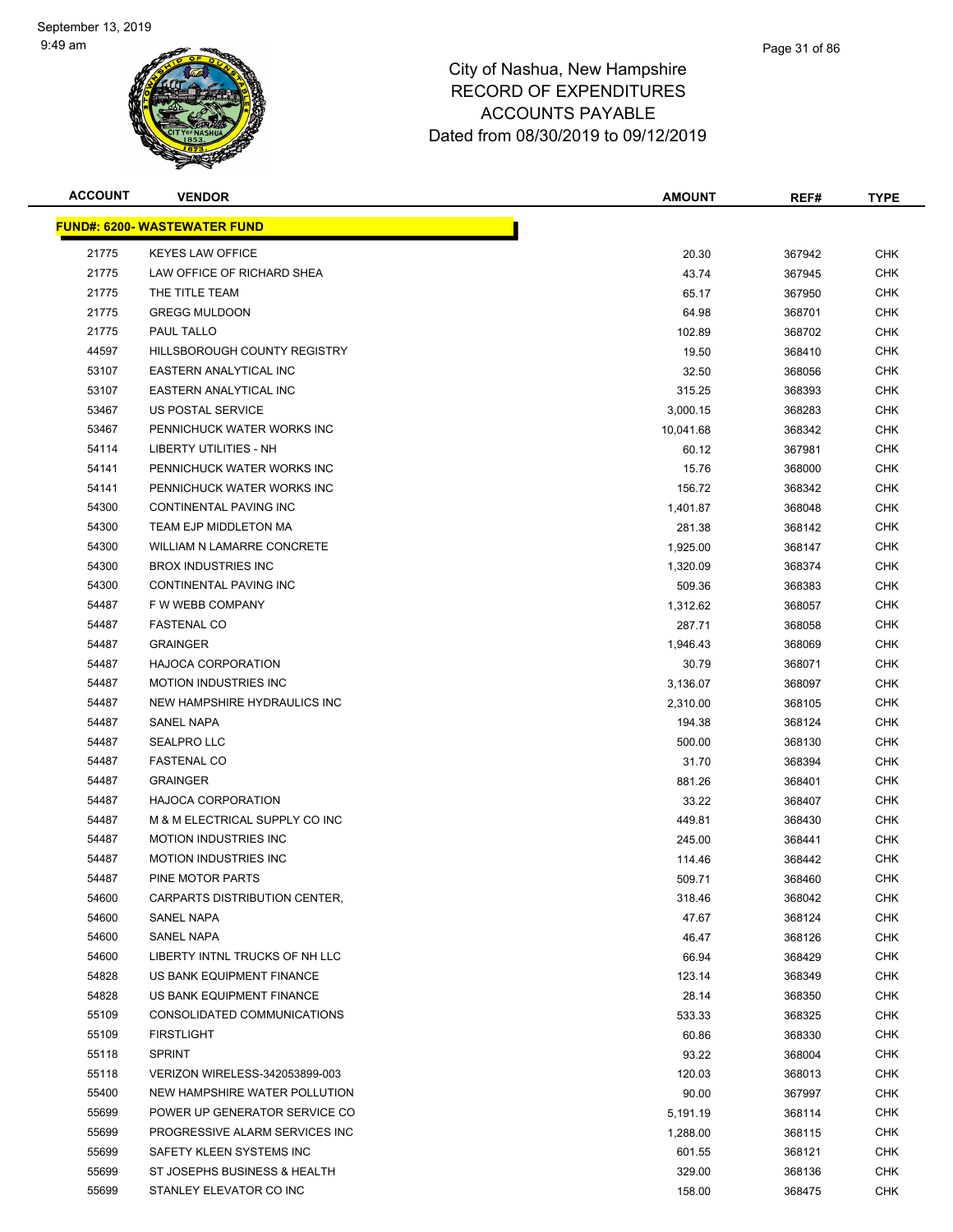September 13, 2019
9:49 am

# City of Nashua, New Hampshire
## RECORD OF EXPENDITURES
## ACCOUNTS PAYABLE
## Dated from 08/30/2019 to 09/12/2019

| ACCOUNT | VENDOR | AMOUNT | REF# | TYPE |
|---|---|---|---|---|
| **FUND#: 6200- WASTEWATER FUND** | | | | |
| 21775 | KEYES LAW OFFICE | 20.30 | 367942 | CHK |
| 21775 | LAW OFFICE OF RICHARD SHEA | 43.74 | 367945 | CHK |
| 21775 | THE TITLE TEAM | 65.17 | 367950 | CHK |
| 21775 | GREGG MULDOON | 64.98 | 368701 | CHK |
| 21775 | PAUL TALLO | 102.89 | 368702 | CHK |
| 44597 | HILLSBOROUGH COUNTY REGISTRY | 19.50 | 368410 | CHK |
| 53107 | EASTERN ANALYTICAL INC | 32.50 | 368056 | CHK |
| 53107 | EASTERN ANALYTICAL INC | 315.25 | 368393 | CHK |
| 53467 | US POSTAL SERVICE | 3,000.15 | 368283 | CHK |
| 53467 | PENNICHUCK WATER WORKS INC | 10,041.68 | 368342 | CHK |
| 54114 | LIBERTY UTILITIES - NH | 60.12 | 367981 | CHK |
| 54141 | PENNICHUCK WATER WORKS INC | 15.76 | 368000 | CHK |
| 54141 | PENNICHUCK WATER WORKS INC | 156.72 | 368342 | CHK |
| 54300 | CONTINENTAL PAVING INC | 1,401.87 | 368048 | CHK |
| 54300 | TEAM EJP MIDDLETON MA | 281.38 | 368142 | CHK |
| 54300 | WILLIAM N LAMARRE CONCRETE | 1,925.00 | 368147 | CHK |
| 54300 | BROX INDUSTRIES INC | 1,320.09 | 368374 | CHK |
| 54300 | CONTINENTAL PAVING INC | 509.36 | 368383 | CHK |
| 54487 | F W WEBB COMPANY | 1,312.62 | 368057 | CHK |
| 54487 | FASTENAL CO | 287.71 | 368058 | CHK |
| 54487 | GRAINGER | 1,946.43 | 368069 | CHK |
| 54487 | HAJOCA CORPORATION | 30.79 | 368071 | CHK |
| 54487 | MOTION INDUSTRIES INC | 3,136.07 | 368097 | CHK |
| 54487 | NEW HAMPSHIRE HYDRAULICS INC | 2,310.00 | 368105 | CHK |
| 54487 | SANEL NAPA | 194.38 | 368124 | CHK |
| 54487 | SEALPRO LLC | 500.00 | 368130 | CHK |
| 54487 | FASTENAL CO | 31.70 | 368394 | CHK |
| 54487 | GRAINGER | 881.26 | 368401 | CHK |
| 54487 | HAJOCA CORPORATION | 33.22 | 368407 | CHK |
| 54487 | M & M ELECTRICAL SUPPLY CO INC | 449.81 | 368430 | CHK |
| 54487 | MOTION INDUSTRIES INC | 245.00 | 368441 | CHK |
| 54487 | MOTION INDUSTRIES INC | 114.46 | 368442 | CHK |
| 54487 | PINE MOTOR PARTS | 509.71 | 368460 | CHK |
| 54600 | CARPARTS DISTRIBUTION CENTER, | 318.46 | 368042 | CHK |
| 54600 | SANEL NAPA | 47.67 | 368124 | CHK |
| 54600 | SANEL NAPA | 46.47 | 368126 | CHK |
| 54600 | LIBERTY INTNL TRUCKS OF NH LLC | 66.94 | 368429 | CHK |
| 54828 | US BANK EQUIPMENT FINANCE | 123.14 | 368349 | CHK |
| 54828 | US BANK EQUIPMENT FINANCE | 28.14 | 368350 | CHK |
| 55109 | CONSOLIDATED COMMUNICATIONS | 533.33 | 368325 | CHK |
| 55109 | FIRSTLIGHT | 60.86 | 368330 | CHK |
| 55118 | SPRINT | 93.22 | 368004 | CHK |
| 55118 | VERIZON WIRELESS-342053899-003 | 120.03 | 368013 | CHK |
| 55400 | NEW HAMPSHIRE WATER POLLUTION | 90.00 | 367997 | CHK |
| 55699 | POWER UP GENERATOR SERVICE CO | 5,191.19 | 368114 | CHK |
| 55699 | PROGRESSIVE ALARM SERVICES INC | 1,288.00 | 368115 | CHK |
| 55699 | SAFETY KLEEN SYSTEMS INC | 601.55 | 368121 | CHK |
| 55699 | ST JOSEPHS BUSINESS & HEALTH | 329.00 | 368136 | CHK |
| 55699 | STANLEY ELEVATOR CO INC | 158.00 | 368475 | CHK |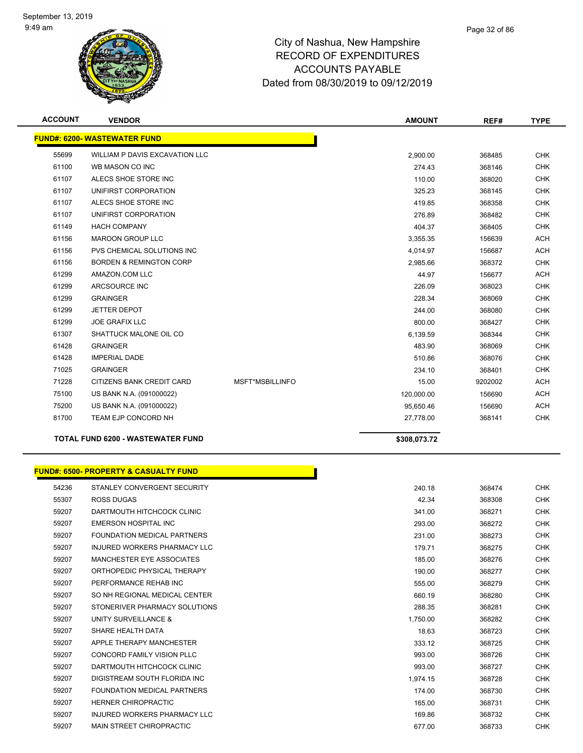# City of Nashua, New Hampshire
## RECORD OF EXPENDITURES
## ACCOUNTS PAYABLE
## Dated from 08/30/2019 to 09/12/2019

| ACCOUNT | VENDOR | | AMOUNT | REF# | TYPE |
|---|---|---|---|---|---|
| **FUND#: 6200- WASTEWATER FUND** | | | | | |
| 55699 | WILLIAM P DAVIS EXCAVATION LLC | | 2,900.00 | 368485 | CHK |
| 61100 | WB MASON CO INC | | 274.43 | 368146 | CHK |
| 61107 | ALECS SHOE STORE INC | | 110.00 | 368020 | CHK |
| 61107 | UNIFIRST CORPORATION | | 325.23 | 368145 | CHK |
| 61107 | ALECS SHOE STORE INC | | 419.85 | 368358 | CHK |
| 61107 | UNIFIRST CORPORATION | | 276.89 | 368482 | CHK |
| 61149 | HACH COMPANY | | 404.37 | 368405 | CHK |
| 61156 | MAROON GROUP LLC | | 3,355.35 | 156639 | ACH |
| 61156 | PVS CHEMICAL SOLUTIONS INC | | 4,014.97 | 156687 | ACH |
| 61156 | BORDEN & REMINGTON CORP | | 2,985.66 | 368372 | CHK |
| 61299 | AMAZON.COM LLC | | 44.97 | 156677 | ACH |
| 61299 | ARCSOURCE INC | | 226.09 | 368023 | CHK |
| 61299 | GRAINGER | | 228.34 | 368069 | CHK |
| 61299 | JETTER DEPOT | | 244.00 | 368080 | CHK |
| 61299 | JOE GRAFIX LLC | | 800.00 | 368427 | CHK |
| 61307 | SHATTUCK MALONE OIL CO | | 6,139.59 | 368344 | CHK |
| 61428 | GRAINGER | | 483.90 | 368069 | CHK |
| 61428 | IMPERIAL DADE | | 510.86 | 368076 | CHK |
| 71025 | GRAINGER | | 234.10 | 368401 | CHK |
| 71228 | CITIZENS BANK CREDIT CARD | MSFT*MSBILLINFO | 15.00 | 9202002 | ACH |
| 75100 | US BANK N.A. (091000022) | | 120,000.00 | 156690 | ACH |
| 75200 | US BANK N.A. (091000022) | | 95,650.46 | 156690 | ACH |
| 81700 | TEAM EJP CONCORD NH | | 27,778.00 | 368141 | CHK |
| **TOTAL FUND 6200 - WASTEWATER FUND** | | | **$308,073.72** | | |

| ACCOUNT | VENDOR | AMOUNT | REF# | TYPE |
|---|---|---|---|---|
| **FUND#: 6500- PROPERTY & CASUALTY FUND** | | | | |
| 54236 | STANLEY CONVERGENT SECURITY | 240.18 | 368474 | CHK |
| 55307 | ROSS DUGAS | 42.34 | 368308 | CHK |
| 59207 | DARTMOUTH HITCHCOCK CLINIC | 341.00 | 368271 | CHK |
| 59207 | EMERSON HOSPITAL INC | 293.00 | 368272 | CHK |
| 59207 | FOUNDATION MEDICAL PARTNERS | 231.00 | 368273 | CHK |
| 59207 | INJURED WORKERS PHARMACY LLC | 179.71 | 368275 | CHK |
| 59207 | MANCHESTER EYE ASSOCIATES | 185.00 | 368276 | CHK |
| 59207 | ORTHOPEDIC PHYSICAL THERAPY | 190.00 | 368277 | CHK |
| 59207 | PERFORMANCE REHAB INC | 555.00 | 368279 | CHK |
| 59207 | SO NH REGIONAL MEDICAL CENTER | 660.19 | 368280 | CHK |
| 59207 | STONERIVER PHARMACY SOLUTIONS | 288.35 | 368281 | CHK |
| 59207 | UNITY SURVEILLANCE & | 1,750.00 | 368282 | CHK |
| 59207 | SHARE HEALTH DATA | 18.63 | 368723 | CHK |
| 59207 | APPLE THERAPY MANCHESTER | 333.12 | 368725 | CHK |
| 59207 | CONCORD FAMILY VISION PLLC | 993.00 | 368726 | CHK |
| 59207 | DARTMOUTH HITCHCOCK CLINIC | 993.00 | 368727 | CHK |
| 59207 | DIGISTREAM SOUTH FLORIDA INC | 1,974.15 | 368728 | CHK |
| 59207 | FOUNDATION MEDICAL PARTNERS | 174.00 | 368730 | CHK |
| 59207 | HERNER CHIROPRACTIC | 165.00 | 368731 | CHK |
| 59207 | INJURED WORKERS PHARMACY LLC | 169.86 | 368732 | CHK |
| 59207 | MAIN STREET CHIROPRACTIC | 677.00 | 368733 | CHK |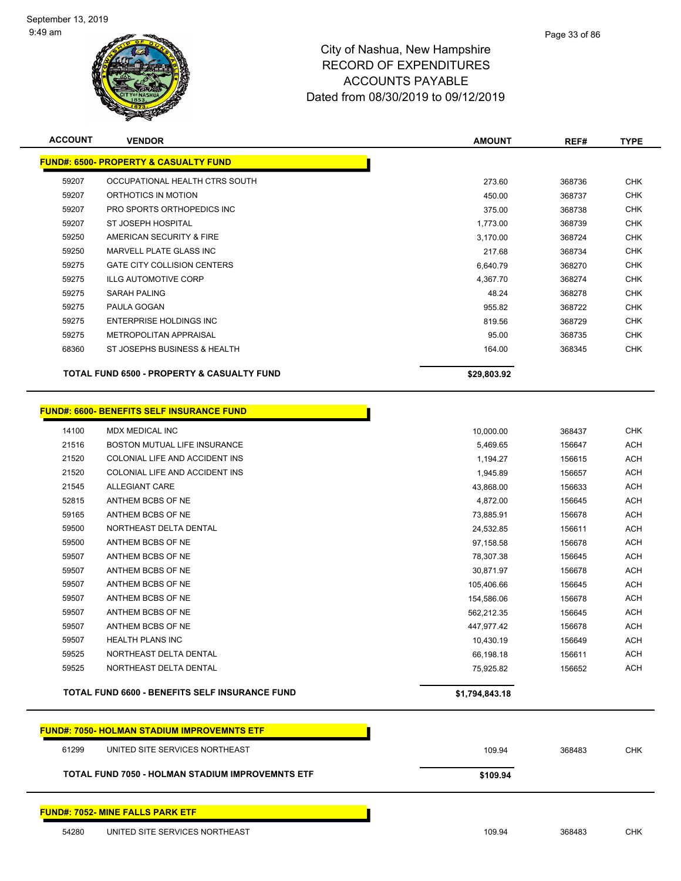City of Nashua, New Hampshire
RECORD OF EXPENDITURES
ACCOUNTS PAYABLE
Dated from 08/30/2019 to 09/12/2019

| ACCOUNT | VENDOR | AMOUNT | REF# | TYPE |
|---|---|---|---|---|
| **FUND#: 6500- PROPERTY & CASUALTY FUND** | | | | |
| 59207 | OCCUPATIONAL HEALTH CTRS SOUTH | 273.60 | 368736 | CHK |
| 59207 | ORTHOTICS IN MOTION | 450.00 | 368737 | CHK |
| 59207 | PRO SPORTS ORTHOPEDICS INC | 375.00 | 368738 | CHK |
| 59207 | ST JOSEPH HOSPITAL | 1,773.00 | 368739 | CHK |
| 59250 | AMERICAN SECURITY & FIRE | 3,170.00 | 368724 | CHK |
| 59250 | MARVELL PLATE GLASS INC | 217.68 | 368734 | CHK |
| 59275 | GATE CITY COLLISION CENTERS | 6,640.79 | 368270 | CHK |
| 59275 | ILLG AUTOMOTIVE CORP | 4,367.70 | 368274 | CHK |
| 59275 | SARAH PALING | 48.24 | 368278 | CHK |
| 59275 | PAULA GOGAN | 955.82 | 368722 | CHK |
| 59275 | ENTERPRISE HOLDINGS INC | 819.56 | 368729 | CHK |
| 59275 | METROPOLITAN APPRAISAL | 95.00 | 368735 | CHK |
| 68360 | ST JOSEPHS BUSINESS & HEALTH | 164.00 | 368345 | CHK |
| | **TOTAL FUND 6500 - PROPERTY & CASUALTY FUND** | **$29,803.92** | | |
| **FUND#: 6600- BENEFITS SELF INSURANCE FUND** | | | | |
| 14100 | MDX MEDICAL INC | 10,000.00 | 368437 | CHK |
| 21516 | BOSTON MUTUAL LIFE INSURANCE | 5,469.65 | 156647 | ACH |
| 21520 | COLONIAL LIFE AND ACCIDENT INS | 1,194.27 | 156615 | ACH |
| 21520 | COLONIAL LIFE AND ACCIDENT INS | 1,945.89 | 156657 | ACH |
| 21545 | ALLEGIANT CARE | 43,868.00 | 156633 | ACH |
| 52815 | ANTHEM BCBS OF NE | 4,872.00 | 156645 | ACH |
| 59165 | ANTHEM BCBS OF NE | 73,885.91 | 156678 | ACH |
| 59500 | NORTHEAST DELTA DENTAL | 24,532.85 | 156611 | ACH |
| 59500 | ANTHEM BCBS OF NE | 97,158.58 | 156678 | ACH |
| 59507 | ANTHEM BCBS OF NE | 78,307.38 | 156645 | ACH |
| 59507 | ANTHEM BCBS OF NE | 30,871.97 | 156678 | ACH |
| 59507 | ANTHEM BCBS OF NE | 105,406.66 | 156645 | ACH |
| 59507 | ANTHEM BCBS OF NE | 154,586.06 | 156678 | ACH |
| 59507 | ANTHEM BCBS OF NE | 562,212.35 | 156645 | ACH |
| 59507 | ANTHEM BCBS OF NE | 447,977.42 | 156678 | ACH |
| 59507 | HEALTH PLANS INC | 10,430.19 | 156649 | ACH |
| 59525 | NORTHEAST DELTA DENTAL | 66,198.18 | 156611 | ACH |
| 59525 | NORTHEAST DELTA DENTAL | 75,925.82 | 156652 | ACH |
| | **TOTAL FUND 6600 - BENEFITS SELF INSURANCE FUND** | **$1,794,843.18** | | |
| **FUND#: 7050- HOLMAN STADIUM IMPROVEMNTS ETF** | | | | |
| 61299 | UNITED SITE SERVICES NORTHEAST | 109.94 | 368483 | CHK |
| | **TOTAL FUND 7050 - HOLMAN STADIUM IMPROVEMNTS ETF** | **$109.94** | | |
| **FUND#: 7052- MINE FALLS PARK ETF** | | | | |
| 54280 | UNITED SITE SERVICES NORTHEAST | 109.94 | 368483 | CHK |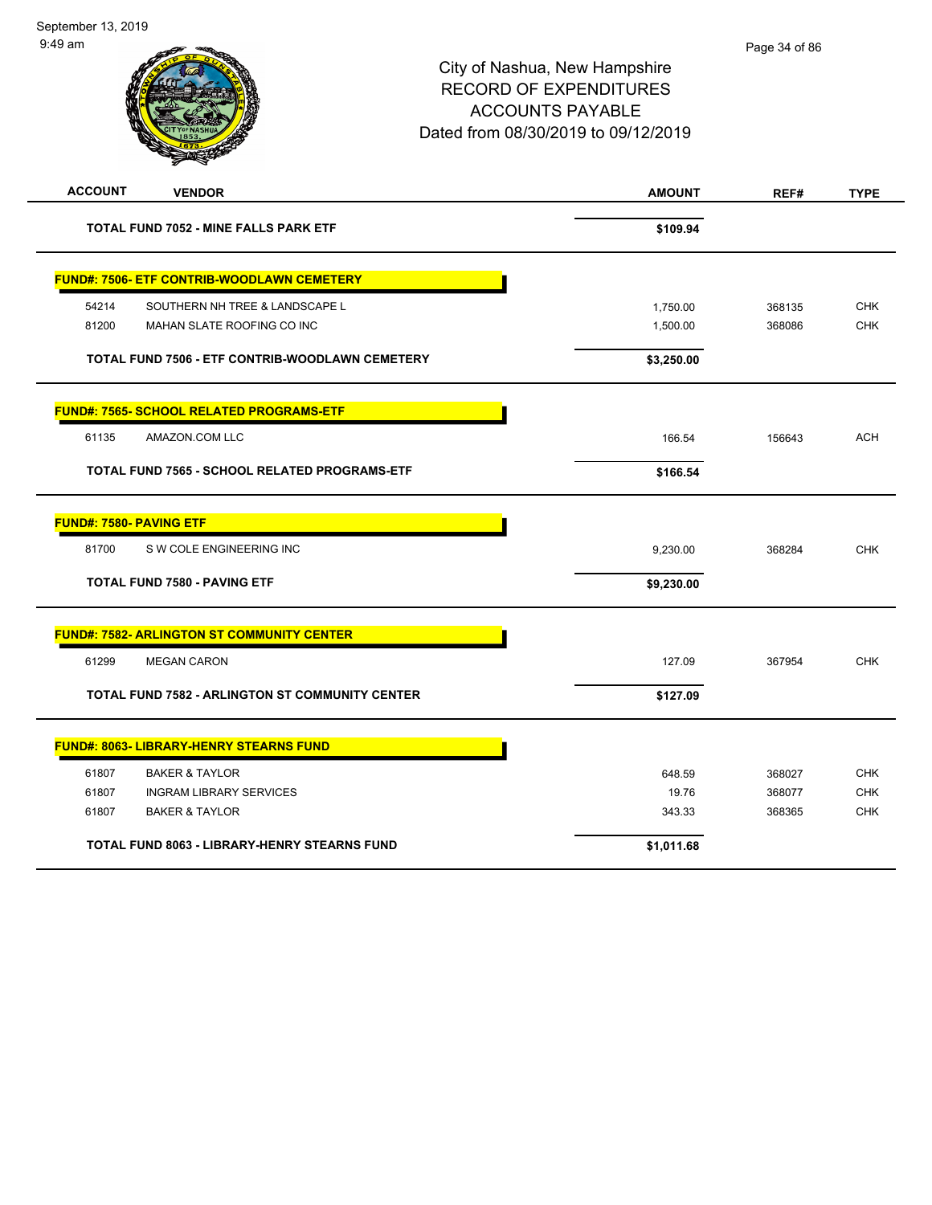# City of Nashua, New Hampshire
## RECORD OF EXPENDITURES
## ACCOUNTS PAYABLE
### Dated from 08/30/2019 to 09/12/2019

| ACCOUNT | VENDOR | AMOUNT | REF# | TYPE |
|---|---|---|---|---|
| | **TOTAL FUND 7052 - MINE FALLS PARK ETF** | **$109.94** | | |
| **FUND#: 7506- ETF CONTRIB-WOODLAWN CEMETERY** | | | | |
| 54214 | SOUTHERN NH TREE & LANDSCAPE L | 1,750.00 | 368135 | CHK |
| 81200 | MAHAN SLATE ROOFING CO INC | 1,500.00 | 368086 | CHK |
| | **TOTAL FUND 7506 - ETF CONTRIB-WOODLAWN CEMETERY** | **$3,250.00** | | |
| **FUND#: 7565- SCHOOL RELATED PROGRAMS-ETF** | | | | |
| 61135 | AMAZON.COM LLC | 166.54 | 156643 | ACH |
| | **TOTAL FUND 7565 - SCHOOL RELATED PROGRAMS-ETF** | **$166.54** | | |
| **FUND#: 7580- PAVING ETF** | | | | |
| 81700 | S W COLE ENGINEERING INC | 9,230.00 | 368284 | CHK |
| | **TOTAL FUND 7580 - PAVING ETF** | **$9,230.00** | | |
| **FUND#: 7582- ARLINGTON ST COMMUNITY CENTER** | | | | |
| 61299 | MEGAN CARON | 127.09 | 367954 | CHK |
| | **TOTAL FUND 7582 - ARLINGTON ST COMMUNITY CENTER** | **$127.09** | | |
| **FUND#: 8063- LIBRARY-HENRY STEARNS FUND** | | | | |
| 61807 | BAKER & TAYLOR | 648.59 | 368027 | CHK |
| 61807 | INGRAM LIBRARY SERVICES | 19.76 | 368077 | CHK |
| 61807 | BAKER & TAYLOR | 343.33 | 368365 | CHK |
| | **TOTAL FUND 8063 - LIBRARY-HENRY STEARNS FUND** | **$1,011.68** | | |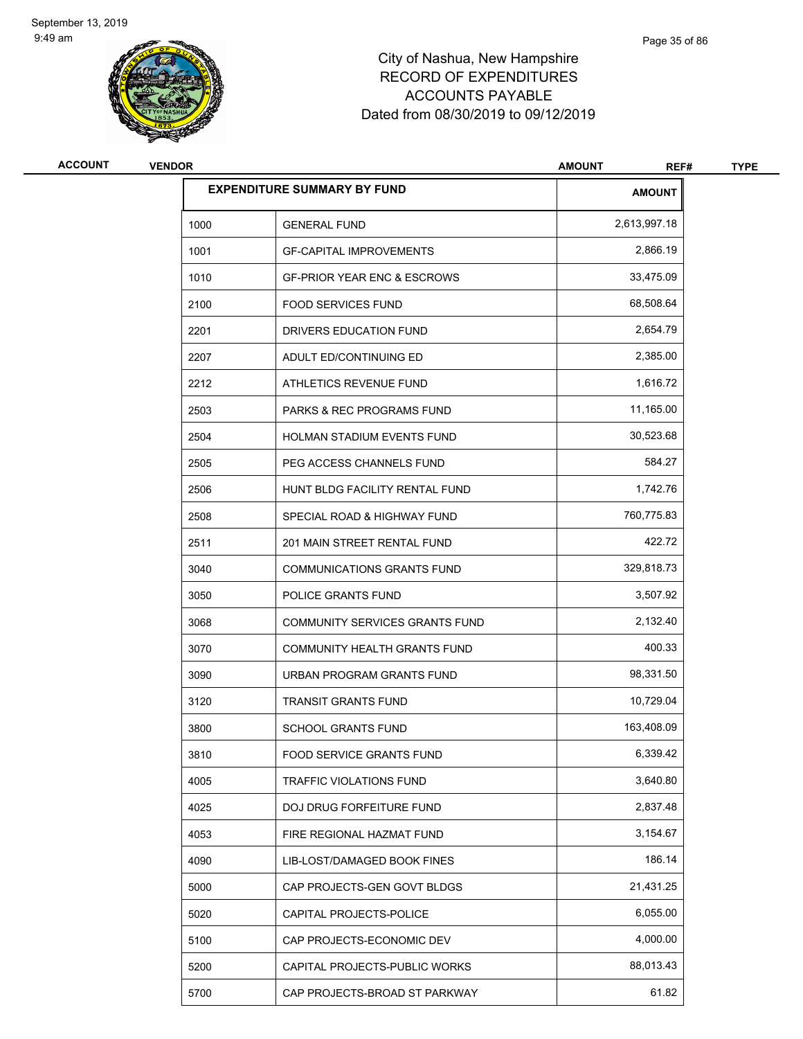# City of Nashua, New Hampshire
## RECORD OF EXPENDITURES
## ACCOUNTS PAYABLE
## Dated from 08/30/2019 to 09/12/2019

| ACCOUNT | VENDOR | AMOUNT | REF# | TYPE |
|---|---|---|---|---|

| EXPENDITURE SUMMARY BY FUND | | AMOUNT |
|---|---|---|
| 1000 | GENERAL FUND | 2,613,997.18 |
| 1001 | GF-CAPITAL IMPROVEMENTS | 2,866.19 |
| 1010 | GF-PRIOR YEAR ENC & ESCROWS | 33,475.09 |
| 2100 | FOOD SERVICES FUND | 68,508.64 |
| 2201 | DRIVERS EDUCATION FUND | 2,654.79 |
| 2207 | ADULT ED/CONTINUING ED | 2,385.00 |
| 2212 | ATHLETICS REVENUE FUND | 1,616.72 |
| 2503 | PARKS & REC PROGRAMS FUND | 11,165.00 |
| 2504 | HOLMAN STADIUM EVENTS FUND | 30,523.68 |
| 2505 | PEG ACCESS CHANNELS FUND | 584.27 |
| 2506 | HUNT BLDG FACILITY RENTAL FUND | 1,742.76 |
| 2508 | SPECIAL ROAD & HIGHWAY FUND | 760,775.83 |
| 2511 | 201 MAIN STREET RENTAL FUND | 422.72 |
| 3040 | COMMUNICATIONS GRANTS FUND | 329,818.73 |
| 3050 | POLICE GRANTS FUND | 3,507.92 |
| 3068 | COMMUNITY SERVICES GRANTS FUND | 2,132.40 |
| 3070 | COMMUNITY HEALTH GRANTS FUND | 400.33 |
| 3090 | URBAN PROGRAM GRANTS FUND | 98,331.50 |
| 3120 | TRANSIT GRANTS FUND | 10,729.04 |
| 3800 | SCHOOL GRANTS FUND | 163,408.09 |
| 3810 | FOOD SERVICE GRANTS FUND | 6,339.42 |
| 4005 | TRAFFIC VIOLATIONS FUND | 3,640.80 |
| 4025 | DOJ DRUG FORFEITURE FUND | 2,837.48 |
| 4053 | FIRE REGIONAL HAZMAT FUND | 3,154.67 |
| 4090 | LIB-LOST/DAMAGED BOOK FINES | 186.14 |
| 5000 | CAP PROJECTS-GEN GOVT BLDGS | 21,431.25 |
| 5020 | CAPITAL PROJECTS-POLICE | 6,055.00 |
| 5100 | CAP PROJECTS-ECONOMIC DEV | 4,000.00 |
| 5200 | CAPITAL PROJECTS-PUBLIC WORKS | 88,013.43 |
| 5700 | CAP PROJECTS-BROAD ST PARKWAY | 61.82 |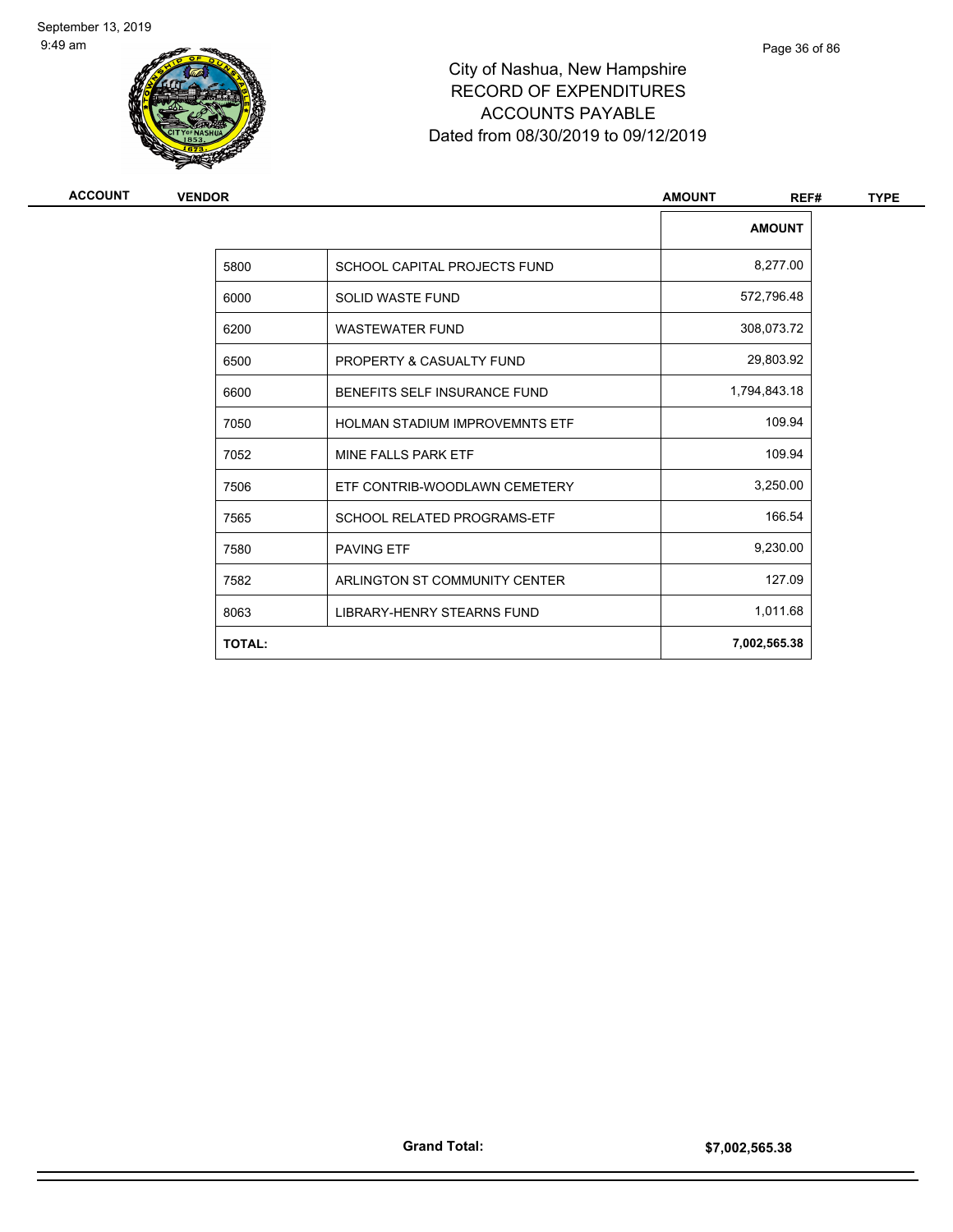# City of Nashua, New Hampshire
## RECORD OF EXPENDITURES
## ACCOUNTS PAYABLE
## Dated from 08/30/2019 to 09/12/2019

| ACCOUNT | VENDOR | AMOUNT | REF# | TYPE |
|---|---|---|---|---|

| | | AMOUNT |
|---|---|---|
| 5800 | SCHOOL CAPITAL PROJECTS FUND | 8,277.00 |
| 6000 | SOLID WASTE FUND | 572,796.48 |
| 6200 | WASTEWATER FUND | 308,073.72 |
| 6500 | PROPERTY & CASUALTY FUND | 29,803.92 |
| 6600 | BENEFITS SELF INSURANCE FUND | 1,794,843.18 |
| 7050 | HOLMAN STADIUM IMPROVEMNTS ETF | 109.94 |
| 7052 | MINE FALLS PARK ETF | 109.94 |
| 7506 | ETF CONTRIB-WOODLAWN CEMETERY | 3,250.00 |
| 7565 | SCHOOL RELATED PROGRAMS-ETF | 166.54 |
| 7580 | PAVING ETF | 9,230.00 |
| 7582 | ARLINGTON ST COMMUNITY CENTER | 127.09 |
| 8063 | LIBRARY-HENRY STEARNS FUND | 1,011.68 |
| **TOTAL:** | | **7,002,565.38** |

**Grand Total:** **$7,002,565.38**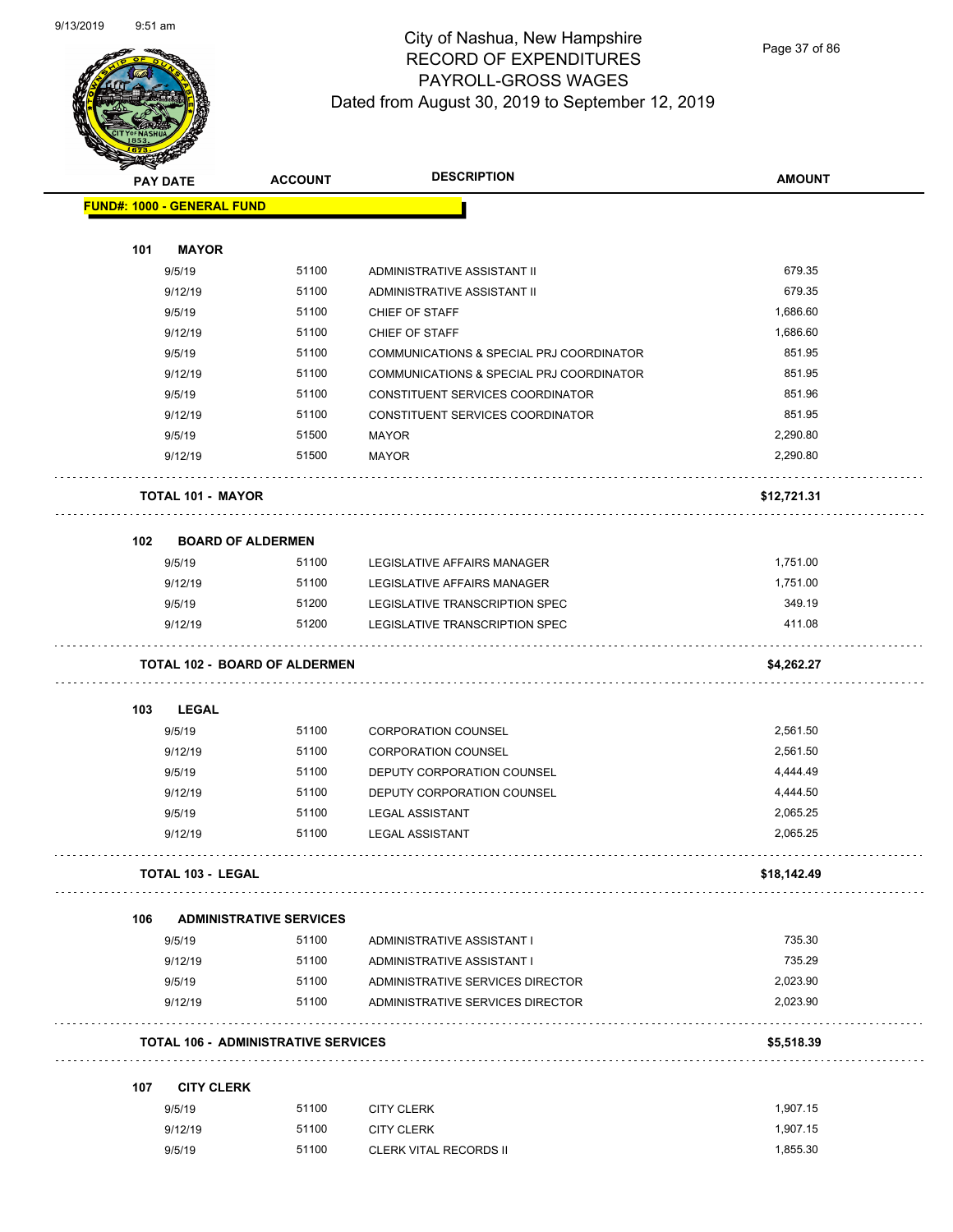# City of Nashua, New Hampshire
## RECORD OF EXPENDITURES
## PAYROLL-GROSS WAGES
### Dated from August 30, 2019 to September 12, 2019

| PAY DATE | ACCOUNT | DESCRIPTION | AMOUNT |
|---|---|---|---|
| **FUND#: 1000 - GENERAL FUND** | | | |
| **101 MAYOR** | | | |
| 9/5/19 | 51100 | ADMINISTRATIVE ASSISTANT II | 679.35 |
| 9/12/19 | 51100 | ADMINISTRATIVE ASSISTANT II | 679.35 |
| 9/5/19 | 51100 | CHIEF OF STAFF | 1,686.60 |
| 9/12/19 | 51100 | CHIEF OF STAFF | 1,686.60 |
| 9/5/19 | 51100 | COMMUNICATIONS & SPECIAL PRJ COORDINATOR | 851.95 |
| 9/12/19 | 51100 | COMMUNICATIONS & SPECIAL PRJ COORDINATOR | 851.95 |
| 9/5/19 | 51100 | CONSTITUENT SERVICES COORDINATOR | 851.96 |
| 9/12/19 | 51100 | CONSTITUENT SERVICES COORDINATOR | 851.95 |
| 9/5/19 | 51500 | MAYOR | 2,290.80 |
| 9/12/19 | 51500 | MAYOR | 2,290.80 |
| **TOTAL 101 - MAYOR** | | | **$12,721.31** |
| **102 BOARD OF ALDERMEN** | | | |
| 9/5/19 | 51100 | LEGISLATIVE AFFAIRS MANAGER | 1,751.00 |
| 9/12/19 | 51100 | LEGISLATIVE AFFAIRS MANAGER | 1,751.00 |
| 9/5/19 | 51200 | LEGISLATIVE TRANSCRIPTION SPEC | 349.19 |
| 9/12/19 | 51200 | LEGISLATIVE TRANSCRIPTION SPEC | 411.08 |
| **TOTAL 102 - BOARD OF ALDERMEN** | | | **$4,262.27** |
| **103 LEGAL** | | | |
| 9/5/19 | 51100 | CORPORATION COUNSEL | 2,561.50 |
| 9/12/19 | 51100 | CORPORATION COUNSEL | 2,561.50 |
| 9/5/19 | 51100 | DEPUTY CORPORATION COUNSEL | 4,444.49 |
| 9/12/19 | 51100 | DEPUTY CORPORATION COUNSEL | 4,444.50 |
| 9/5/19 | 51100 | LEGAL ASSISTANT | 2,065.25 |
| 9/12/19 | 51100 | LEGAL ASSISTANT | 2,065.25 |
| **TOTAL 103 - LEGAL** | | | **$18,142.49** |
| **106 ADMINISTRATIVE SERVICES** | | | |
| 9/5/19 | 51100 | ADMINISTRATIVE ASSISTANT I | 735.30 |
| 9/12/19 | 51100 | ADMINISTRATIVE ASSISTANT I | 735.29 |
| 9/5/19 | 51100 | ADMINISTRATIVE SERVICES DIRECTOR | 2,023.90 |
| 9/12/19 | 51100 | ADMINISTRATIVE SERVICES DIRECTOR | 2,023.90 |
| **TOTAL 106 - ADMINISTRATIVE SERVICES** | | | **$5,518.39** |
| **107 CITY CLERK** | | | |
| 9/5/19 | 51100 | CITY CLERK | 1,907.15 |
| 9/12/19 | 51100 | CITY CLERK | 1,907.15 |
| 9/5/19 | 51100 | CLERK VITAL RECORDS II | 1,855.30 |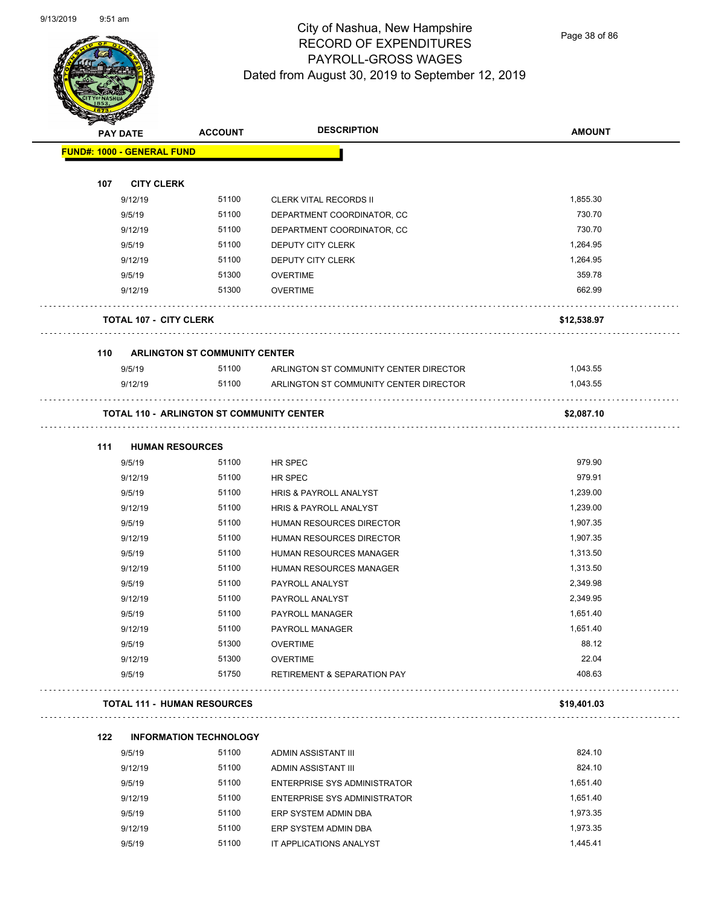# City of Nashua, New Hampshire
## RECORD OF EXPENDITURES
## PAYROLL-GROSS WAGES
## Dated from August 30, 2019 to September 12, 2019

| PAY DATE | ACCOUNT | DESCRIPTION | AMOUNT |
|---|---|---|---|
| **FUND#: 1000 - GENERAL FUND** | | | |
| **107 CITY CLERK** | | | |
| 9/12/19 | 51100 | CLERK VITAL RECORDS II | 1,855.30 |
| 9/5/19 | 51100 | DEPARTMENT COORDINATOR, CC | 730.70 |
| 9/12/19 | 51100 | DEPARTMENT COORDINATOR, CC | 730.70 |
| 9/5/19 | 51100 | DEPUTY CITY CLERK | 1,264.95 |
| 9/12/19 | 51100 | DEPUTY CITY CLERK | 1,264.95 |
| 9/5/19 | 51300 | OVERTIME | 359.78 |
| 9/12/19 | 51300 | OVERTIME | 662.99 |
| **TOTAL 107 - CITY CLERK** | | | **$12,538.97** |
| **110 ARLINGTON ST COMMUNITY CENTER** | | | |
| 9/5/19 | 51100 | ARLINGTON ST COMMUNITY CENTER DIRECTOR | 1,043.55 |
| 9/12/19 | 51100 | ARLINGTON ST COMMUNITY CENTER DIRECTOR | 1,043.55 |
| **TOTAL 110 - ARLINGTON ST COMMUNITY CENTER** | | | **$2,087.10** |
| **111 HUMAN RESOURCES** | | | |
| 9/5/19 | 51100 | HR SPEC | 979.90 |
| 9/12/19 | 51100 | HR SPEC | 979.91 |
| 9/5/19 | 51100 | HRIS & PAYROLL ANALYST | 1,239.00 |
| 9/12/19 | 51100 | HRIS & PAYROLL ANALYST | 1,239.00 |
| 9/5/19 | 51100 | HUMAN RESOURCES DIRECTOR | 1,907.35 |
| 9/12/19 | 51100 | HUMAN RESOURCES DIRECTOR | 1,907.35 |
| 9/5/19 | 51100 | HUMAN RESOURCES MANAGER | 1,313.50 |
| 9/12/19 | 51100 | HUMAN RESOURCES MANAGER | 1,313.50 |
| 9/5/19 | 51100 | PAYROLL ANALYST | 2,349.98 |
| 9/12/19 | 51100 | PAYROLL ANALYST | 2,349.95 |
| 9/5/19 | 51100 | PAYROLL MANAGER | 1,651.40 |
| 9/12/19 | 51100 | PAYROLL MANAGER | 1,651.40 |
| 9/5/19 | 51300 | OVERTIME | 88.12 |
| 9/12/19 | 51300 | OVERTIME | 22.04 |
| 9/5/19 | 51750 | RETIREMENT & SEPARATION PAY | 408.63 |
| **TOTAL 111 - HUMAN RESOURCES** | | | **$19,401.03** |
| **122 INFORMATION TECHNOLOGY** | | | |
| 9/5/19 | 51100 | ADMIN ASSISTANT III | 824.10 |
| 9/12/19 | 51100 | ADMIN ASSISTANT III | 824.10 |
| 9/5/19 | 51100 | ENTERPRISE SYS ADMINISTRATOR | 1,651.40 |
| 9/12/19 | 51100 | ENTERPRISE SYS ADMINISTRATOR | 1,651.40 |
| 9/5/19 | 51100 | ERP SYSTEM ADMIN DBA | 1,973.35 |
| 9/12/19 | 51100 | ERP SYSTEM ADMIN DBA | 1,973.35 |
| 9/5/19 | 51100 | IT APPLICATIONS ANALYST | 1,445.41 |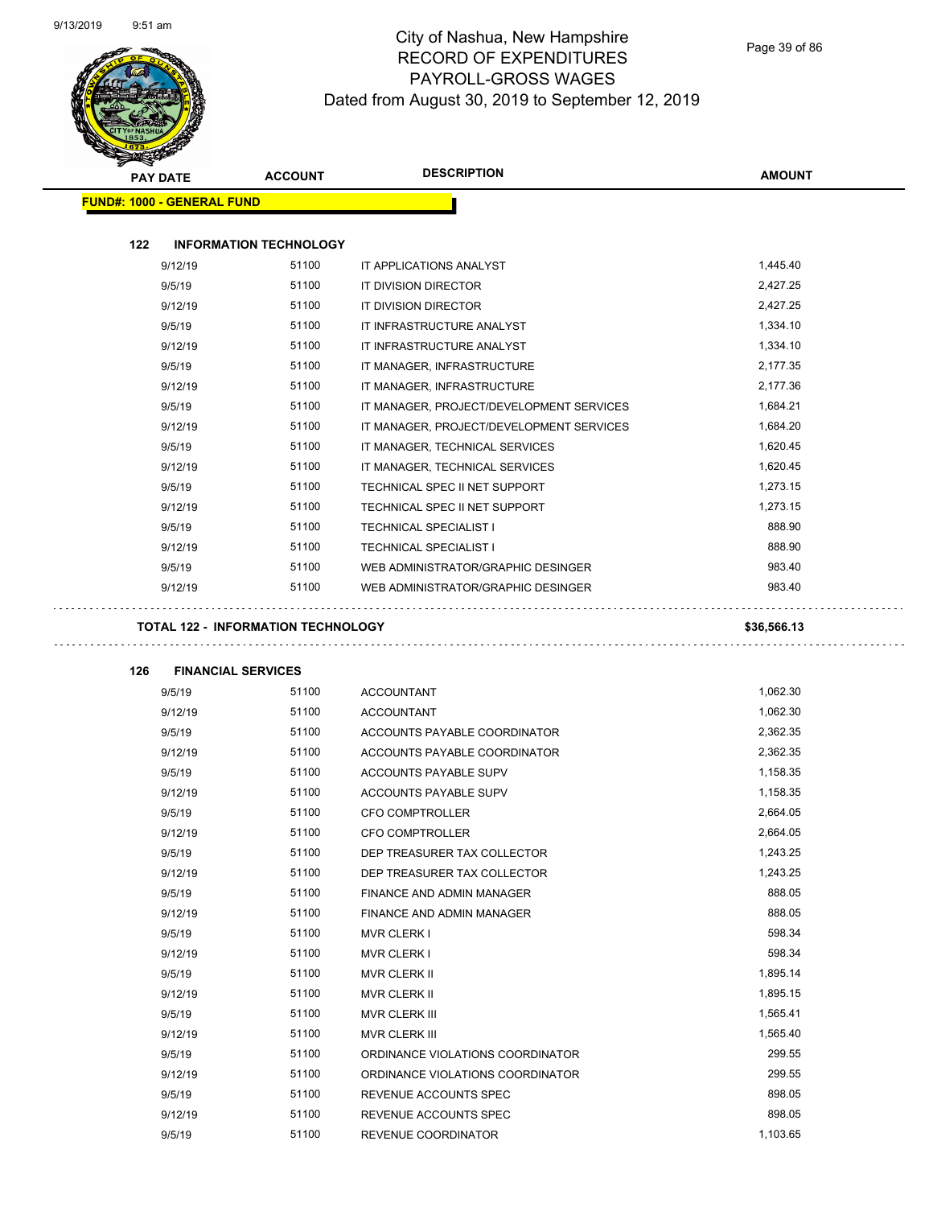# City of Nashua, New Hampshire
## RECORD OF EXPENDITURES
## PAYROLL-GROSS WAGES
### Dated from August 30, 2019 to September 12, 2019

**FUND#: 1000 - GENERAL FUND**

**122 INFORMATION TECHNOLOGY**

| PAY DATE | ACCOUNT | DESCRIPTION | AMOUNT |
|---|---|---|---|
| 9/12/19 | 51100 | IT APPLICATIONS ANALYST | 1,445.40 |
| 9/5/19 | 51100 | IT DIVISION DIRECTOR | 2,427.25 |
| 9/12/19 | 51100 | IT DIVISION DIRECTOR | 2,427.25 |
| 9/5/19 | 51100 | IT INFRASTRUCTURE ANALYST | 1,334.10 |
| 9/12/19 | 51100 | IT INFRASTRUCTURE ANALYST | 1,334.10 |
| 9/5/19 | 51100 | IT MANAGER, INFRASTRUCTURE | 2,177.35 |
| 9/12/19 | 51100 | IT MANAGER, INFRASTRUCTURE | 2,177.36 |
| 9/5/19 | 51100 | IT MANAGER, PROJECT/DEVELOPMENT SERVICES | 1,684.21 |
| 9/12/19 | 51100 | IT MANAGER, PROJECT/DEVELOPMENT SERVICES | 1,684.20 |
| 9/5/19 | 51100 | IT MANAGER, TECHNICAL SERVICES | 1,620.45 |
| 9/12/19 | 51100 | IT MANAGER, TECHNICAL SERVICES | 1,620.45 |
| 9/5/19 | 51100 | TECHNICAL SPEC II NET SUPPORT | 1,273.15 |
| 9/12/19 | 51100 | TECHNICAL SPEC II NET SUPPORT | 1,273.15 |
| 9/5/19 | 51100 | TECHNICAL SPECIALIST I | 888.90 |
| 9/12/19 | 51100 | TECHNICAL SPECIALIST I | 888.90 |
| 9/5/19 | 51100 | WEB ADMINISTRATOR/GRAPHIC DESINGER | 983.40 |
| 9/12/19 | 51100 | WEB ADMINISTRATOR/GRAPHIC DESINGER | 983.40 |

**TOTAL 122 - INFORMATION TECHNOLOGY** **$36,566.13**

**126 FINANCIAL SERVICES**

| PAY DATE | ACCOUNT | DESCRIPTION | AMOUNT |
|---|---|---|---|
| 9/5/19 | 51100 | ACCOUNTANT | 1,062.30 |
| 9/12/19 | 51100 | ACCOUNTANT | 1,062.30 |
| 9/5/19 | 51100 | ACCOUNTS PAYABLE COORDINATOR | 2,362.35 |
| 9/12/19 | 51100 | ACCOUNTS PAYABLE COORDINATOR | 2,362.35 |
| 9/5/19 | 51100 | ACCOUNTS PAYABLE SUPV | 1,158.35 |
| 9/12/19 | 51100 | ACCOUNTS PAYABLE SUPV | 1,158.35 |
| 9/5/19 | 51100 | CFO COMPTROLLER | 2,664.05 |
| 9/12/19 | 51100 | CFO COMPTROLLER | 2,664.05 |
| 9/5/19 | 51100 | DEP TREASURER TAX COLLECTOR | 1,243.25 |
| 9/12/19 | 51100 | DEP TREASURER TAX COLLECTOR | 1,243.25 |
| 9/5/19 | 51100 | FINANCE AND ADMIN MANAGER | 888.05 |
| 9/12/19 | 51100 | FINANCE AND ADMIN MANAGER | 888.05 |
| 9/5/19 | 51100 | MVR CLERK I | 598.34 |
| 9/12/19 | 51100 | MVR CLERK I | 598.34 |
| 9/5/19 | 51100 | MVR CLERK II | 1,895.14 |
| 9/12/19 | 51100 | MVR CLERK II | 1,895.15 |
| 9/5/19 | 51100 | MVR CLERK III | 1,565.41 |
| 9/12/19 | 51100 | MVR CLERK III | 1,565.40 |
| 9/5/19 | 51100 | ORDINANCE VIOLATIONS COORDINATOR | 299.55 |
| 9/12/19 | 51100 | ORDINANCE VIOLATIONS COORDINATOR | 299.55 |
| 9/5/19 | 51100 | REVENUE ACCOUNTS SPEC | 898.05 |
| 9/12/19 | 51100 | REVENUE ACCOUNTS SPEC | 898.05 |
| 9/5/19 | 51100 | REVENUE COORDINATOR | 1,103.65 |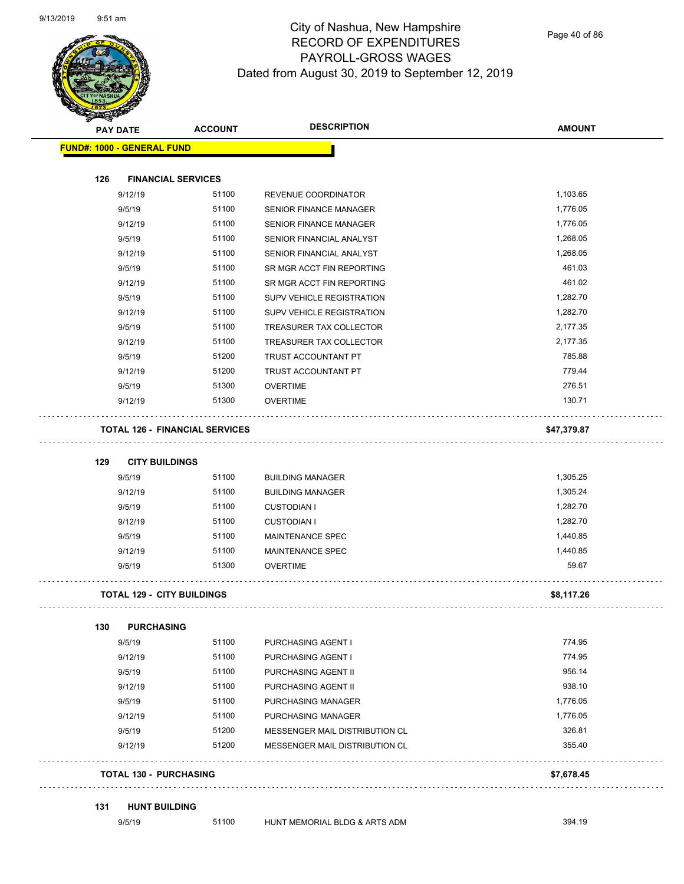# City of Nashua, New Hampshire
## RECORD OF EXPENDITURES
## PAYROLL-GROSS WAGES
### Dated from August 30, 2019 to September 12, 2019

| PAY DATE | ACCOUNT | DESCRIPTION | AMOUNT |
|---|---|---|---|
| **FUND#: 1000 - GENERAL FUND** | | | |
| **126 FINANCIAL SERVICES** | | | |
| 9/12/19 | 51100 | REVENUE COORDINATOR | 1,103.65 |
| 9/5/19 | 51100 | SENIOR FINANCE MANAGER | 1,776.05 |
| 9/12/19 | 51100 | SENIOR FINANCE MANAGER | 1,776.05 |
| 9/5/19 | 51100 | SENIOR FINANCIAL ANALYST | 1,268.05 |
| 9/12/19 | 51100 | SENIOR FINANCIAL ANALYST | 1,268.05 |
| 9/5/19 | 51100 | SR MGR ACCT FIN REPORTING | 461.03 |
| 9/12/19 | 51100 | SR MGR ACCT FIN REPORTING | 461.02 |
| 9/5/19 | 51100 | SUPV VEHICLE REGISTRATION | 1,282.70 |
| 9/12/19 | 51100 | SUPV VEHICLE REGISTRATION | 1,282.70 |
| 9/5/19 | 51100 | TREASURER TAX COLLECTOR | 2,177.35 |
| 9/12/19 | 51100 | TREASURER TAX COLLECTOR | 2,177.35 |
| 9/5/19 | 51200 | TRUST ACCOUNTANT PT | 785.88 |
| 9/12/19 | 51200 | TRUST ACCOUNTANT PT | 779.44 |
| 9/5/19 | 51300 | OVERTIME | 276.51 |
| 9/12/19 | 51300 | OVERTIME | 130.71 |
| **TOTAL 126 - FINANCIAL SERVICES** | | | **$47,379.87** |
| **129 CITY BUILDINGS** | | | |
| 9/5/19 | 51100 | BUILDING MANAGER | 1,305.25 |
| 9/12/19 | 51100 | BUILDING MANAGER | 1,305.24 |
| 9/5/19 | 51100 | CUSTODIAN I | 1,282.70 |
| 9/12/19 | 51100 | CUSTODIAN I | 1,282.70 |
| 9/5/19 | 51100 | MAINTENANCE SPEC | 1,440.85 |
| 9/12/19 | 51100 | MAINTENANCE SPEC | 1,440.85 |
| 9/5/19 | 51300 | OVERTIME | 59.67 |
| **TOTAL 129 - CITY BUILDINGS** | | | **$8,117.26** |
| **130 PURCHASING** | | | |
| 9/5/19 | 51100 | PURCHASING AGENT I | 774.95 |
| 9/12/19 | 51100 | PURCHASING AGENT I | 774.95 |
| 9/5/19 | 51100 | PURCHASING AGENT II | 956.14 |
| 9/12/19 | 51100 | PURCHASING AGENT II | 938.10 |
| 9/5/19 | 51100 | PURCHASING MANAGER | 1,776.05 |
| 9/12/19 | 51100 | PURCHASING MANAGER | 1,776.05 |
| 9/5/19 | 51200 | MESSENGER MAIL DISTRIBUTION CL | 326.81 |
| 9/12/19 | 51200 | MESSENGER MAIL DISTRIBUTION CL | 355.40 |
| **TOTAL 130 - PURCHASING** | | | **$7,678.45** |
| **131 HUNT BUILDING** | | | |
| 9/5/19 | 51100 | HUNT MEMORIAL BLDG & ARTS ADM | 394.19 |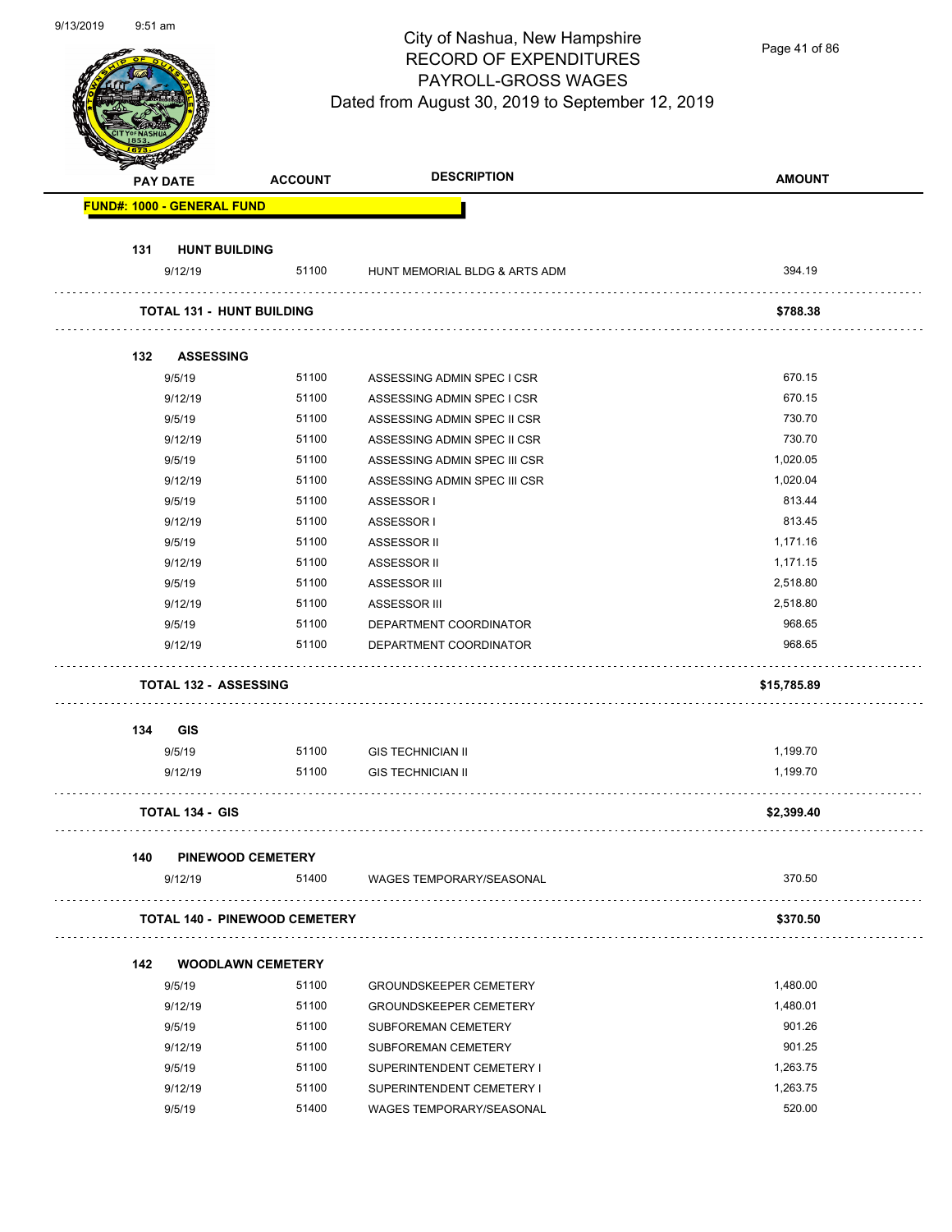City of Nashua, New Hampshire
RECORD OF EXPENDITURES
PAYROLL-GROSS WAGES
Dated from August 30, 2019 to September 12, 2019

| PAY DATE | ACCOUNT | DESCRIPTION | AMOUNT |
|---|---|---|---|
| **FUND#: 1000 - GENERAL FUND** | | | |
| **131 HUNT BUILDING** | | | |
| 9/12/19 | 51100 | HUNT MEMORIAL BLDG & ARTS ADM | 394.19 |
| **TOTAL 131 - HUNT BUILDING** | | | **$788.38** |
| **132 ASSESSING** | | | |
| 9/5/19 | 51100 | ASSESSING ADMIN SPEC I CSR | 670.15 |
| 9/12/19 | 51100 | ASSESSING ADMIN SPEC I CSR | 670.15 |
| 9/5/19 | 51100 | ASSESSING ADMIN SPEC II CSR | 730.70 |
| 9/12/19 | 51100 | ASSESSING ADMIN SPEC II CSR | 730.70 |
| 9/5/19 | 51100 | ASSESSING ADMIN SPEC III CSR | 1,020.05 |
| 9/12/19 | 51100 | ASSESSING ADMIN SPEC III CSR | 1,020.04 |
| 9/5/19 | 51100 | ASSESSOR I | 813.44 |
| 9/12/19 | 51100 | ASSESSOR I | 813.45 |
| 9/5/19 | 51100 | ASSESSOR II | 1,171.16 |
| 9/12/19 | 51100 | ASSESSOR II | 1,171.15 |
| 9/5/19 | 51100 | ASSESSOR III | 2,518.80 |
| 9/12/19 | 51100 | ASSESSOR III | 2,518.80 |
| 9/5/19 | 51100 | DEPARTMENT COORDINATOR | 968.65 |
| 9/12/19 | 51100 | DEPARTMENT COORDINATOR | 968.65 |
| **TOTAL 132 - ASSESSING** | | | **$15,785.89** |
| **134 GIS** | | | |
| 9/5/19 | 51100 | GIS TECHNICIAN II | 1,199.70 |
| 9/12/19 | 51100 | GIS TECHNICIAN II | 1,199.70 |
| **TOTAL 134 - GIS** | | | **$2,399.40** |
| **140 PINEWOOD CEMETERY** | | | |
| 9/12/19 | 51400 | WAGES TEMPORARY/SEASONAL | 370.50 |
| **TOTAL 140 - PINEWOOD CEMETERY** | | | **$370.50** |
| **142 WOODLAWN CEMETERY** | | | |
| 9/5/19 | 51100 | GROUNDSKEEPER CEMETERY | 1,480.00 |
| 9/12/19 | 51100 | GROUNDSKEEPER CEMETERY | 1,480.01 |
| 9/5/19 | 51100 | SUBFOREMAN CEMETERY | 901.26 |
| 9/12/19 | 51100 | SUBFOREMAN CEMETERY | 901.25 |
| 9/5/19 | 51100 | SUPERINTENDENT CEMETERY I | 1,263.75 |
| 9/12/19 | 51100 | SUPERINTENDENT CEMETERY I | 1,263.75 |
| 9/5/19 | 51400 | WAGES TEMPORARY/SEASONAL | 520.00 |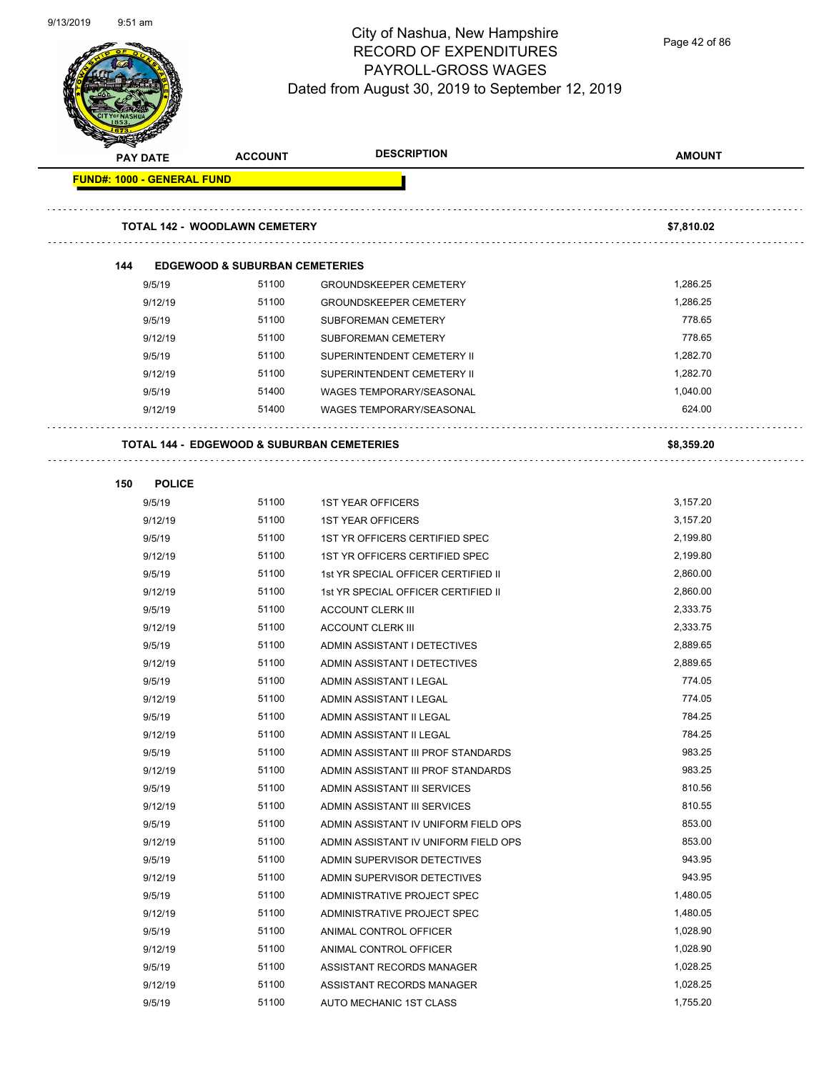# City of Nashua, New Hampshire
## RECORD OF EXPENDITURES
## PAYROLL-GROSS WAGES
### Dated from August 30, 2019 to September 12, 2019

| PAY DATE | ACCOUNT | DESCRIPTION | AMOUNT |
|---|---|---|---|
| **FUND#: 1000 - GENERAL FUND** | | | |
| **TOTAL 142 - WOODLAWN CEMETERY** | | | **$7,810.02** |
| **144 EDGEWOOD & SUBURBAN CEMETERIES** | | | |
| 9/5/19 | 51100 | GROUNDSKEEPER CEMETERY | 1,286.25 |
| 9/12/19 | 51100 | GROUNDSKEEPER CEMETERY | 1,286.25 |
| 9/5/19 | 51100 | SUBFOREMAN CEMETERY | 778.65 |
| 9/12/19 | 51100 | SUBFOREMAN CEMETERY | 778.65 |
| 9/5/19 | 51100 | SUPERINTENDENT CEMETERY II | 1,282.70 |
| 9/12/19 | 51100 | SUPERINTENDENT CEMETERY II | 1,282.70 |
| 9/5/19 | 51400 | WAGES TEMPORARY/SEASONAL | 1,040.00 |
| 9/12/19 | 51400 | WAGES TEMPORARY/SEASONAL | 624.00 |
| **TOTAL 144 - EDGEWOOD & SUBURBAN CEMETERIES** | | | **$8,359.20** |
| **150 POLICE** | | | |
| 9/5/19 | 51100 | 1ST YEAR OFFICERS | 3,157.20 |
| 9/12/19 | 51100 | 1ST YEAR OFFICERS | 3,157.20 |
| 9/5/19 | 51100 | 1ST YR OFFICERS CERTIFIED SPEC | 2,199.80 |
| 9/12/19 | 51100 | 1ST YR OFFICERS CERTIFIED SPEC | 2,199.80 |
| 9/5/19 | 51100 | 1st YR SPECIAL OFFICER CERTIFIED II | 2,860.00 |
| 9/12/19 | 51100 | 1st YR SPECIAL OFFICER CERTIFIED II | 2,860.00 |
| 9/5/19 | 51100 | ACCOUNT CLERK III | 2,333.75 |
| 9/12/19 | 51100 | ACCOUNT CLERK III | 2,333.75 |
| 9/5/19 | 51100 | ADMIN ASSISTANT I DETECTIVES | 2,889.65 |
| 9/12/19 | 51100 | ADMIN ASSISTANT I DETECTIVES | 2,889.65 |
| 9/5/19 | 51100 | ADMIN ASSISTANT I LEGAL | 774.05 |
| 9/12/19 | 51100 | ADMIN ASSISTANT I LEGAL | 774.05 |
| 9/5/19 | 51100 | ADMIN ASSISTANT II LEGAL | 784.25 |
| 9/12/19 | 51100 | ADMIN ASSISTANT II LEGAL | 784.25 |
| 9/5/19 | 51100 | ADMIN ASSISTANT III PROF STANDARDS | 983.25 |
| 9/12/19 | 51100 | ADMIN ASSISTANT III PROF STANDARDS | 983.25 |
| 9/5/19 | 51100 | ADMIN ASSISTANT III SERVICES | 810.56 |
| 9/12/19 | 51100 | ADMIN ASSISTANT III SERVICES | 810.55 |
| 9/5/19 | 51100 | ADMIN ASSISTANT IV UNIFORM FIELD OPS | 853.00 |
| 9/12/19 | 51100 | ADMIN ASSISTANT IV UNIFORM FIELD OPS | 853.00 |
| 9/5/19 | 51100 | ADMIN SUPERVISOR DETECTIVES | 943.95 |
| 9/12/19 | 51100 | ADMIN SUPERVISOR DETECTIVES | 943.95 |
| 9/5/19 | 51100 | ADMINISTRATIVE PROJECT SPEC | 1,480.05 |
| 9/12/19 | 51100 | ADMINISTRATIVE PROJECT SPEC | 1,480.05 |
| 9/5/19 | 51100 | ANIMAL CONTROL OFFICER | 1,028.90 |
| 9/12/19 | 51100 | ANIMAL CONTROL OFFICER | 1,028.90 |
| 9/5/19 | 51100 | ASSISTANT RECORDS MANAGER | 1,028.25 |
| 9/12/19 | 51100 | ASSISTANT RECORDS MANAGER | 1,028.25 |
| 9/5/19 | 51100 | AUTO MECHANIC 1ST CLASS | 1,755.20 |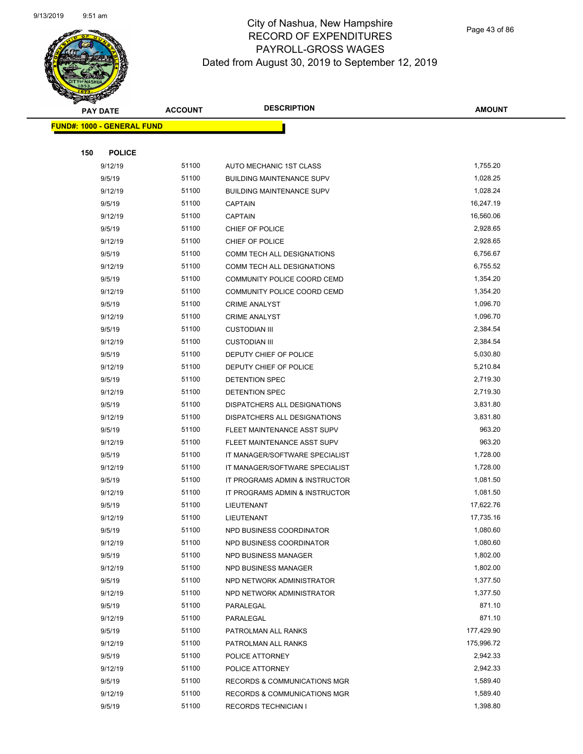# City of Nashua, New Hampshire
## RECORD OF EXPENDITURES
## PAYROLL-GROSS WAGES
## Dated from August 30, 2019 to September 12, 2019

| PAY DATE | ACCOUNT | DESCRIPTION | AMOUNT |
|---|---|---|---|
| **FUND#: 1000 - GENERAL FUND** | | | |
| **150 POLICE** | | | |
| 9/12/19 | 51100 | AUTO MECHANIC 1ST CLASS | 1,755.20 |
| 9/5/19 | 51100 | BUILDING MAINTENANCE SUPV | 1,028.25 |
| 9/12/19 | 51100 | BUILDING MAINTENANCE SUPV | 1,028.24 |
| 9/5/19 | 51100 | CAPTAIN | 16,247.19 |
| 9/12/19 | 51100 | CAPTAIN | 16,560.06 |
| 9/5/19 | 51100 | CHIEF OF POLICE | 2,928.65 |
| 9/12/19 | 51100 | CHIEF OF POLICE | 2,928.65 |
| 9/5/19 | 51100 | COMM TECH ALL DESIGNATIONS | 6,756.67 |
| 9/12/19 | 51100 | COMM TECH ALL DESIGNATIONS | 6,755.52 |
| 9/5/19 | 51100 | COMMUNITY POLICE COORD CEMD | 1,354.20 |
| 9/12/19 | 51100 | COMMUNITY POLICE COORD CEMD | 1,354.20 |
| 9/5/19 | 51100 | CRIME ANALYST | 1,096.70 |
| 9/12/19 | 51100 | CRIME ANALYST | 1,096.70 |
| 9/5/19 | 51100 | CUSTODIAN III | 2,384.54 |
| 9/12/19 | 51100 | CUSTODIAN III | 2,384.54 |
| 9/5/19 | 51100 | DEPUTY CHIEF OF POLICE | 5,030.80 |
| 9/12/19 | 51100 | DEPUTY CHIEF OF POLICE | 5,210.84 |
| 9/5/19 | 51100 | DETENTION SPEC | 2,719.30 |
| 9/12/19 | 51100 | DETENTION SPEC | 2,719.30 |
| 9/5/19 | 51100 | DISPATCHERS ALL DESIGNATIONS | 3,831.80 |
| 9/12/19 | 51100 | DISPATCHERS ALL DESIGNATIONS | 3,831.80 |
| 9/5/19 | 51100 | FLEET MAINTENANCE ASST SUPV | 963.20 |
| 9/12/19 | 51100 | FLEET MAINTENANCE ASST SUPV | 963.20 |
| 9/5/19 | 51100 | IT MANAGER/SOFTWARE SPECIALIST | 1,728.00 |
| 9/12/19 | 51100 | IT MANAGER/SOFTWARE SPECIALIST | 1,728.00 |
| 9/5/19 | 51100 | IT PROGRAMS ADMIN & INSTRUCTOR | 1,081.50 |
| 9/12/19 | 51100 | IT PROGRAMS ADMIN & INSTRUCTOR | 1,081.50 |
| 9/5/19 | 51100 | LIEUTENANT | 17,622.76 |
| 9/12/19 | 51100 | LIEUTENANT | 17,735.16 |
| 9/5/19 | 51100 | NPD BUSINESS COORDINATOR | 1,080.60 |
| 9/12/19 | 51100 | NPD BUSINESS COORDINATOR | 1,080.60 |
| 9/5/19 | 51100 | NPD BUSINESS MANAGER | 1,802.00 |
| 9/12/19 | 51100 | NPD BUSINESS MANAGER | 1,802.00 |
| 9/5/19 | 51100 | NPD NETWORK ADMINISTRATOR | 1,377.50 |
| 9/12/19 | 51100 | NPD NETWORK ADMINISTRATOR | 1,377.50 |
| 9/5/19 | 51100 | PARALEGAL | 871.10 |
| 9/12/19 | 51100 | PARALEGAL | 871.10 |
| 9/5/19 | 51100 | PATROLMAN ALL RANKS | 177,429.90 |
| 9/12/19 | 51100 | PATROLMAN ALL RANKS | 175,996.72 |
| 9/5/19 | 51100 | POLICE ATTORNEY | 2,942.33 |
| 9/12/19 | 51100 | POLICE ATTORNEY | 2,942.33 |
| 9/5/19 | 51100 | RECORDS & COMMUNICATIONS MGR | 1,589.40 |
| 9/12/19 | 51100 | RECORDS & COMMUNICATIONS MGR | 1,589.40 |
| 9/5/19 | 51100 | RECORDS TECHNICIAN I | 1,398.80 |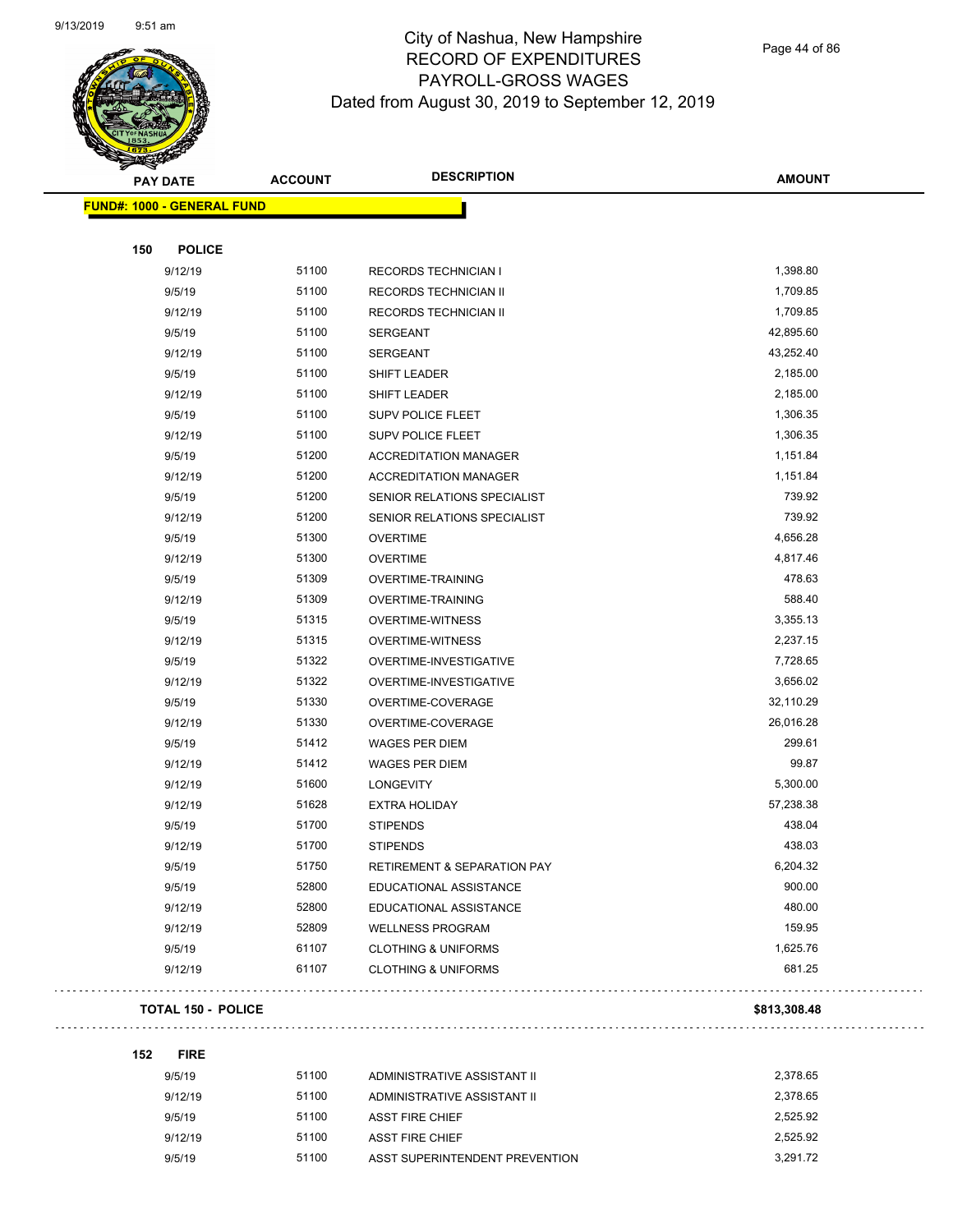# City of Nashua, New Hampshire
## RECORD OF EXPENDITURES
## PAYROLL-GROSS WAGES
### Dated from August 30, 2019 to September 12, 2019

| PAY DATE | ACCOUNT | DESCRIPTION | AMOUNT |
|---|---|---|---|
| **FUND#: 1000 - GENERAL FUND** | | | |
| **150 POLICE** | | | |
| 9/12/19 | 51100 | RECORDS TECHNICIAN I | 1,398.80 |
| 9/5/19 | 51100 | RECORDS TECHNICIAN II | 1,709.85 |
| 9/12/19 | 51100 | RECORDS TECHNICIAN II | 1,709.85 |
| 9/5/19 | 51100 | SERGEANT | 42,895.60 |
| 9/12/19 | 51100 | SERGEANT | 43,252.40 |
| 9/5/19 | 51100 | SHIFT LEADER | 2,185.00 |
| 9/12/19 | 51100 | SHIFT LEADER | 2,185.00 |
| 9/5/19 | 51100 | SUPV POLICE FLEET | 1,306.35 |
| 9/12/19 | 51100 | SUPV POLICE FLEET | 1,306.35 |
| 9/5/19 | 51200 | ACCREDITATION MANAGER | 1,151.84 |
| 9/12/19 | 51200 | ACCREDITATION MANAGER | 1,151.84 |
| 9/5/19 | 51200 | SENIOR RELATIONS SPECIALIST | 739.92 |
| 9/12/19 | 51200 | SENIOR RELATIONS SPECIALIST | 739.92 |
| 9/5/19 | 51300 | OVERTIME | 4,656.28 |
| 9/12/19 | 51300 | OVERTIME | 4,817.46 |
| 9/5/19 | 51309 | OVERTIME-TRAINING | 478.63 |
| 9/12/19 | 51309 | OVERTIME-TRAINING | 588.40 |
| 9/5/19 | 51315 | OVERTIME-WITNESS | 3,355.13 |
| 9/12/19 | 51315 | OVERTIME-WITNESS | 2,237.15 |
| 9/5/19 | 51322 | OVERTIME-INVESTIGATIVE | 7,728.65 |
| 9/12/19 | 51322 | OVERTIME-INVESTIGATIVE | 3,656.02 |
| 9/5/19 | 51330 | OVERTIME-COVERAGE | 32,110.29 |
| 9/12/19 | 51330 | OVERTIME-COVERAGE | 26,016.28 |
| 9/5/19 | 51412 | WAGES PER DIEM | 299.61 |
| 9/12/19 | 51412 | WAGES PER DIEM | 99.87 |
| 9/12/19 | 51600 | LONGEVITY | 5,300.00 |
| 9/12/19 | 51628 | EXTRA HOLIDAY | 57,238.38 |
| 9/5/19 | 51700 | STIPENDS | 438.04 |
| 9/12/19 | 51700 | STIPENDS | 438.03 |
| 9/5/19 | 51750 | RETIREMENT & SEPARATION PAY | 6,204.32 |
| 9/5/19 | 52800 | EDUCATIONAL ASSISTANCE | 900.00 |
| 9/12/19 | 52800 | EDUCATIONAL ASSISTANCE | 480.00 |
| 9/12/19 | 52809 | WELLNESS PROGRAM | 159.95 |
| 9/5/19 | 61107 | CLOTHING & UNIFORMS | 1,625.76 |
| 9/12/19 | 61107 | CLOTHING & UNIFORMS | 681.25 |
| **TOTAL 150 - POLICE** | | | **$813,308.48** |
| **152 FIRE** | | | |
| 9/5/19 | 51100 | ADMINISTRATIVE ASSISTANT II | 2,378.65 |
| 9/12/19 | 51100 | ADMINISTRATIVE ASSISTANT II | 2,378.65 |
| 9/5/19 | 51100 | ASST FIRE CHIEF | 2,525.92 |
| 9/12/19 | 51100 | ASST FIRE CHIEF | 2,525.92 |
| 9/5/19 | 51100 | ASST SUPERINTENDENT PREVENTION | 3,291.72 |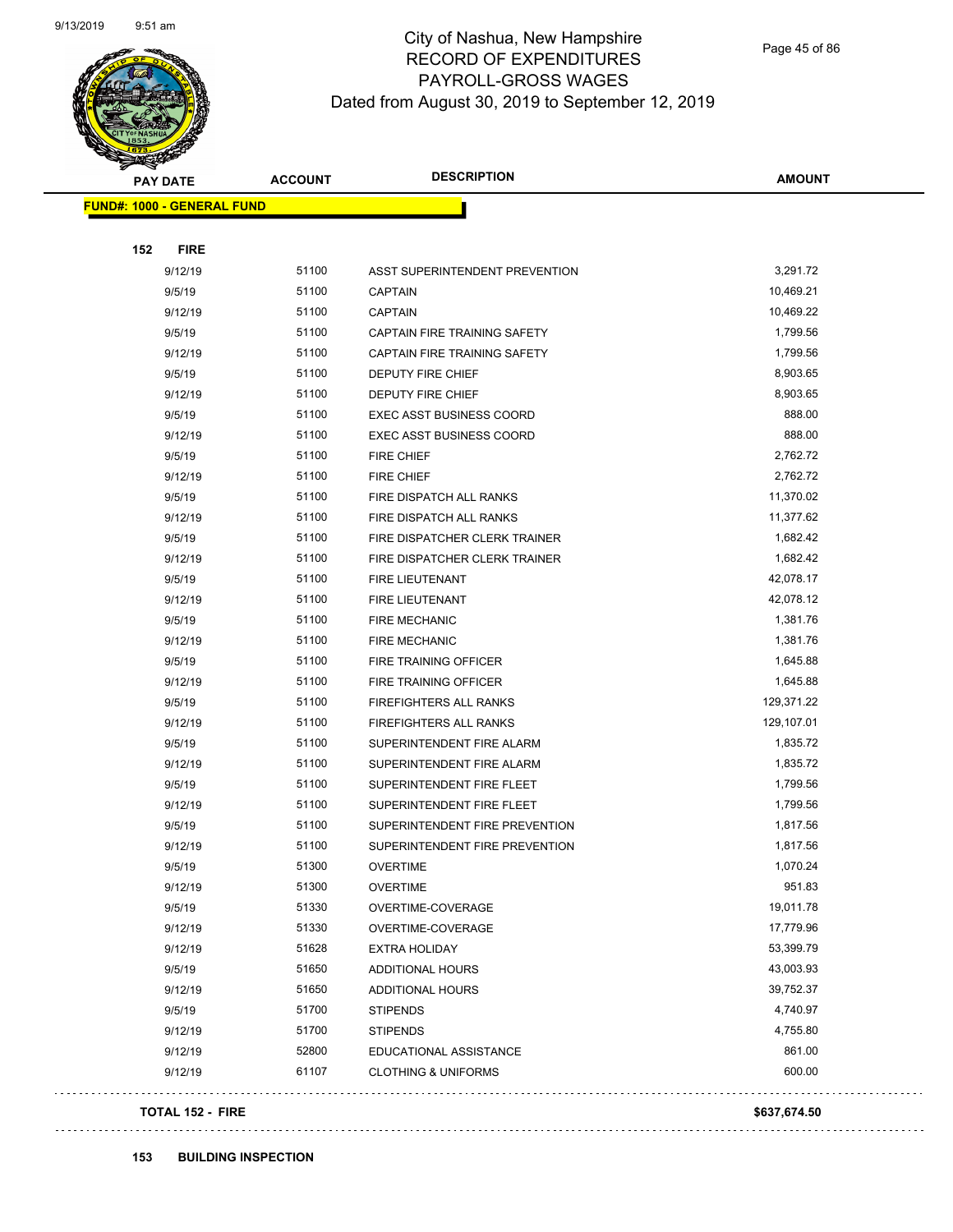# City of Nashua, New Hampshire
## RECORD OF EXPENDITURES
## PAYROLL-GROSS WAGES
### Dated from August 30, 2019 to September 12, 2019

| PAY DATE | ACCOUNT | DESCRIPTION | AMOUNT |
|---|---|---|---|
| **FUND#: 1000 - GENERAL FUND** | | | |
| **152 FIRE** | | | |
| 9/12/19 | 51100 | ASST SUPERINTENDENT PREVENTION | 3,291.72 |
| 9/5/19 | 51100 | CAPTAIN | 10,469.21 |
| 9/12/19 | 51100 | CAPTAIN | 10,469.22 |
| 9/5/19 | 51100 | CAPTAIN FIRE TRAINING SAFETY | 1,799.56 |
| 9/12/19 | 51100 | CAPTAIN FIRE TRAINING SAFETY | 1,799.56 |
| 9/5/19 | 51100 | DEPUTY FIRE CHIEF | 8,903.65 |
| 9/12/19 | 51100 | DEPUTY FIRE CHIEF | 8,903.65 |
| 9/5/19 | 51100 | EXEC ASST BUSINESS COORD | 888.00 |
| 9/12/19 | 51100 | EXEC ASST BUSINESS COORD | 888.00 |
| 9/5/19 | 51100 | FIRE CHIEF | 2,762.72 |
| 9/12/19 | 51100 | FIRE CHIEF | 2,762.72 |
| 9/5/19 | 51100 | FIRE DISPATCH ALL RANKS | 11,370.02 |
| 9/12/19 | 51100 | FIRE DISPATCH ALL RANKS | 11,377.62 |
| 9/5/19 | 51100 | FIRE DISPATCHER CLERK TRAINER | 1,682.42 |
| 9/12/19 | 51100 | FIRE DISPATCHER CLERK TRAINER | 1,682.42 |
| 9/5/19 | 51100 | FIRE LIEUTENANT | 42,078.17 |
| 9/12/19 | 51100 | FIRE LIEUTENANT | 42,078.12 |
| 9/5/19 | 51100 | FIRE MECHANIC | 1,381.76 |
| 9/12/19 | 51100 | FIRE MECHANIC | 1,381.76 |
| 9/5/19 | 51100 | FIRE TRAINING OFFICER | 1,645.88 |
| 9/12/19 | 51100 | FIRE TRAINING OFFICER | 1,645.88 |
| 9/5/19 | 51100 | FIREFIGHTERS ALL RANKS | 129,371.22 |
| 9/12/19 | 51100 | FIREFIGHTERS ALL RANKS | 129,107.01 |
| 9/5/19 | 51100 | SUPERINTENDENT FIRE ALARM | 1,835.72 |
| 9/12/19 | 51100 | SUPERINTENDENT FIRE ALARM | 1,835.72 |
| 9/5/19 | 51100 | SUPERINTENDENT FIRE FLEET | 1,799.56 |
| 9/12/19 | 51100 | SUPERINTENDENT FIRE FLEET | 1,799.56 |
| 9/5/19 | 51100 | SUPERINTENDENT FIRE PREVENTION | 1,817.56 |
| 9/12/19 | 51100 | SUPERINTENDENT FIRE PREVENTION | 1,817.56 |
| 9/5/19 | 51300 | OVERTIME | 1,070.24 |
| 9/12/19 | 51300 | OVERTIME | 951.83 |
| 9/5/19 | 51330 | OVERTIME-COVERAGE | 19,011.78 |
| 9/12/19 | 51330 | OVERTIME-COVERAGE | 17,779.96 |
| 9/12/19 | 51628 | EXTRA HOLIDAY | 53,399.79 |
| 9/5/19 | 51650 | ADDITIONAL HOURS | 43,003.93 |
| 9/12/19 | 51650 | ADDITIONAL HOURS | 39,752.37 |
| 9/5/19 | 51700 | STIPENDS | 4,740.97 |
| 9/12/19 | 51700 | STIPENDS | 4,755.80 |
| 9/12/19 | 52800 | EDUCATIONAL ASSISTANCE | 861.00 |
| 9/12/19 | 61107 | CLOTHING & UNIFORMS | 600.00 |
| **TOTAL 152 - FIRE** | | | **$637,674.50** |

**153 BUILDING INSPECTION**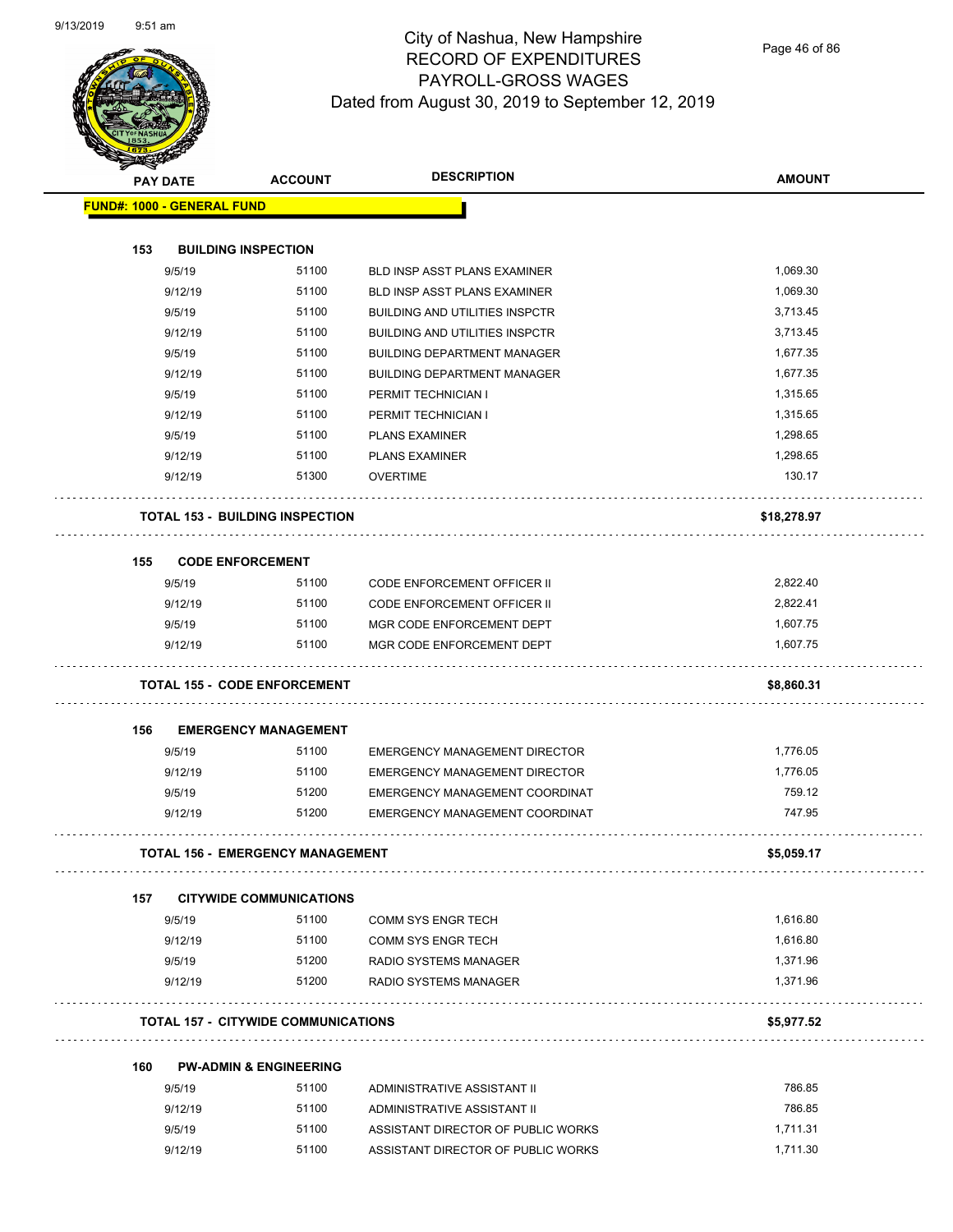# City of Nashua, New Hampshire
## RECORD OF EXPENDITURES
## PAYROLL-GROSS WAGES
### Dated from August 30, 2019 to September 12, 2019

| PAY DATE | ACCOUNT | DESCRIPTION | AMOUNT |
|---|---|---|---|
| **FUND#: 1000 - GENERAL FUND** | | | |
| **153 BUILDING INSPECTION** | | | |
| 9/5/19 | 51100 | BLD INSP ASST PLANS EXAMINER | 1,069.30 |
| 9/12/19 | 51100 | BLD INSP ASST PLANS EXAMINER | 1,069.30 |
| 9/5/19 | 51100 | BUILDING AND UTILITIES INSPCTR | 3,713.45 |
| 9/12/19 | 51100 | BUILDING AND UTILITIES INSPCTR | 3,713.45 |
| 9/5/19 | 51100 | BUILDING DEPARTMENT MANAGER | 1,677.35 |
| 9/12/19 | 51100 | BUILDING DEPARTMENT MANAGER | 1,677.35 |
| 9/5/19 | 51100 | PERMIT TECHNICIAN I | 1,315.65 |
| 9/12/19 | 51100 | PERMIT TECHNICIAN I | 1,315.65 |
| 9/5/19 | 51100 | PLANS EXAMINER | 1,298.65 |
| 9/12/19 | 51100 | PLANS EXAMINER | 1,298.65 |
| 9/12/19 | 51300 | OVERTIME | 130.17 |
| **TOTAL 153 - BUILDING INSPECTION** | | | **$18,278.97** |
| **155 CODE ENFORCEMENT** | | | |
| 9/5/19 | 51100 | CODE ENFORCEMENT OFFICER II | 2,822.40 |
| 9/12/19 | 51100 | CODE ENFORCEMENT OFFICER II | 2,822.41 |
| 9/5/19 | 51100 | MGR CODE ENFORCEMENT DEPT | 1,607.75 |
| 9/12/19 | 51100 | MGR CODE ENFORCEMENT DEPT | 1,607.75 |
| **TOTAL 155 - CODE ENFORCEMENT** | | | **$8,860.31** |
| **156 EMERGENCY MANAGEMENT** | | | |
| 9/5/19 | 51100 | EMERGENCY MANAGEMENT DIRECTOR | 1,776.05 |
| 9/12/19 | 51100 | EMERGENCY MANAGEMENT DIRECTOR | 1,776.05 |
| 9/5/19 | 51200 | EMERGENCY MANAGEMENT COORDINAT | 759.12 |
| 9/12/19 | 51200 | EMERGENCY MANAGEMENT COORDINAT | 747.95 |
| **TOTAL 156 - EMERGENCY MANAGEMENT** | | | **$5,059.17** |
| **157 CITYWIDE COMMUNICATIONS** | | | |
| 9/5/19 | 51100 | COMM SYS ENGR TECH | 1,616.80 |
| 9/12/19 | 51100 | COMM SYS ENGR TECH | 1,616.80 |
| 9/5/19 | 51200 | RADIO SYSTEMS MANAGER | 1,371.96 |
| 9/12/19 | 51200 | RADIO SYSTEMS MANAGER | 1,371.96 |
| **TOTAL 157 - CITYWIDE COMMUNICATIONS** | | | **$5,977.52** |
| **160 PW-ADMIN & ENGINEERING** | | | |
| 9/5/19 | 51100 | ADMINISTRATIVE ASSISTANT II | 786.85 |
| 9/12/19 | 51100 | ADMINISTRATIVE ASSISTANT II | 786.85 |
| 9/5/19 | 51100 | ASSISTANT DIRECTOR OF PUBLIC WORKS | 1,711.31 |
| 9/12/19 | 51100 | ASSISTANT DIRECTOR OF PUBLIC WORKS | 1,711.30 |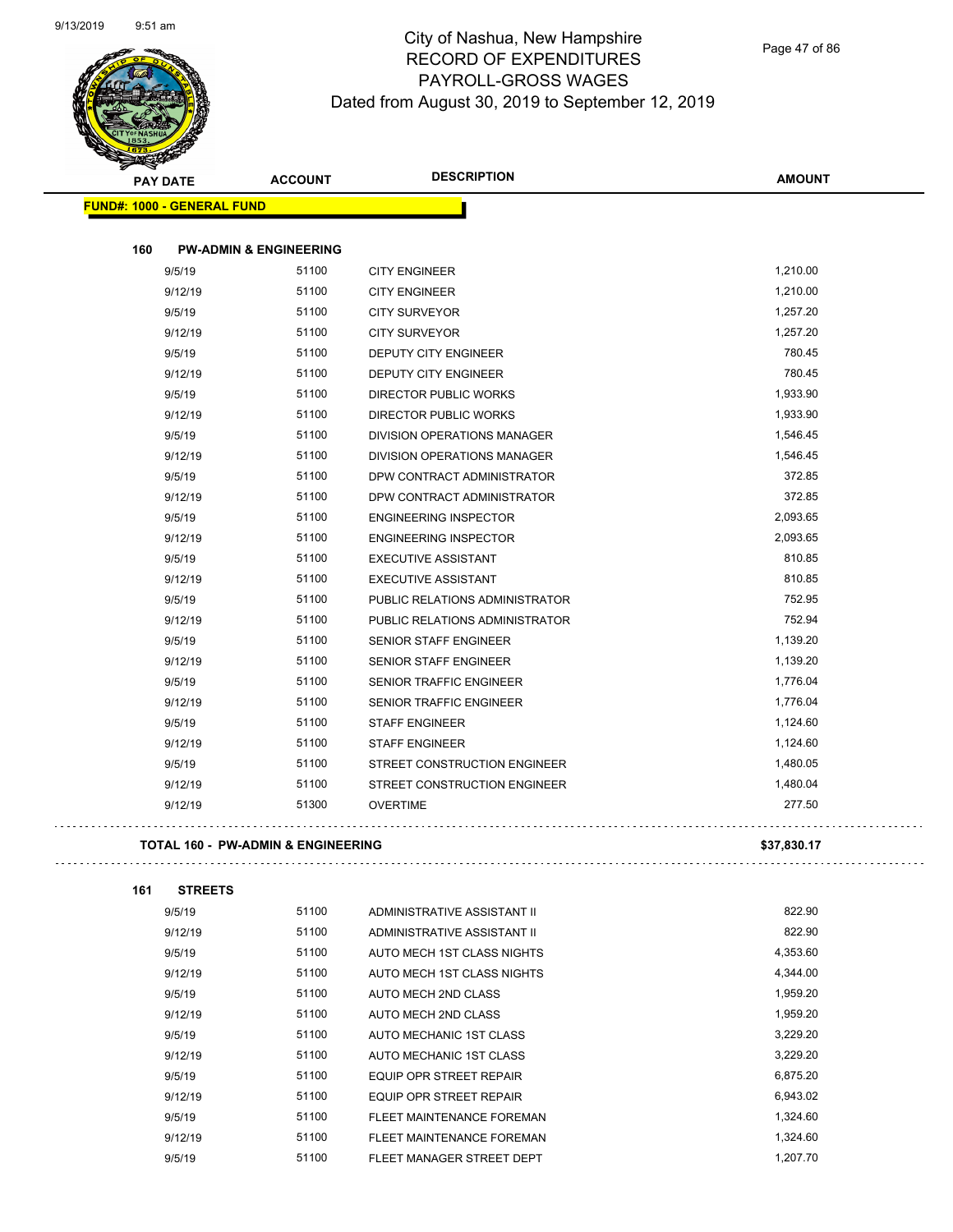# City of Nashua, New Hampshire
## RECORD OF EXPENDITURES
## PAYROLL-GROSS WAGES
### Dated from August 30, 2019 to September 12, 2019

| PAY DATE | ACCOUNT | DESCRIPTION | AMOUNT |
|---|---|---|---|
| **FUND#: 1000 - GENERAL FUND** | | | |
| **160 PW-ADMIN & ENGINEERING** | | | |
| 9/5/19 | 51100 | CITY ENGINEER | 1,210.00 |
| 9/12/19 | 51100 | CITY ENGINEER | 1,210.00 |
| 9/5/19 | 51100 | CITY SURVEYOR | 1,257.20 |
| 9/12/19 | 51100 | CITY SURVEYOR | 1,257.20 |
| 9/5/19 | 51100 | DEPUTY CITY ENGINEER | 780.45 |
| 9/12/19 | 51100 | DEPUTY CITY ENGINEER | 780.45 |
| 9/5/19 | 51100 | DIRECTOR PUBLIC WORKS | 1,933.90 |
| 9/12/19 | 51100 | DIRECTOR PUBLIC WORKS | 1,933.90 |
| 9/5/19 | 51100 | DIVISION OPERATIONS MANAGER | 1,546.45 |
| 9/12/19 | 51100 | DIVISION OPERATIONS MANAGER | 1,546.45 |
| 9/5/19 | 51100 | DPW CONTRACT ADMINISTRATOR | 372.85 |
| 9/12/19 | 51100 | DPW CONTRACT ADMINISTRATOR | 372.85 |
| 9/5/19 | 51100 | ENGINEERING INSPECTOR | 2,093.65 |
| 9/12/19 | 51100 | ENGINEERING INSPECTOR | 2,093.65 |
| 9/5/19 | 51100 | EXECUTIVE ASSISTANT | 810.85 |
| 9/12/19 | 51100 | EXECUTIVE ASSISTANT | 810.85 |
| 9/5/19 | 51100 | PUBLIC RELATIONS ADMINISTRATOR | 752.95 |
| 9/12/19 | 51100 | PUBLIC RELATIONS ADMINISTRATOR | 752.94 |
| 9/5/19 | 51100 | SENIOR STAFF ENGINEER | 1,139.20 |
| 9/12/19 | 51100 | SENIOR STAFF ENGINEER | 1,139.20 |
| 9/5/19 | 51100 | SENIOR TRAFFIC ENGINEER | 1,776.04 |
| 9/12/19 | 51100 | SENIOR TRAFFIC ENGINEER | 1,776.04 |
| 9/5/19 | 51100 | STAFF ENGINEER | 1,124.60 |
| 9/12/19 | 51100 | STAFF ENGINEER | 1,124.60 |
| 9/5/19 | 51100 | STREET CONSTRUCTION ENGINEER | 1,480.05 |
| 9/12/19 | 51100 | STREET CONSTRUCTION ENGINEER | 1,480.04 |
| 9/12/19 | 51300 | OVERTIME | 277.50 |
| **TOTAL 160 - PW-ADMIN & ENGINEERING** | | | **$37,830.17** |
| **161 STREETS** | | | |
| 9/5/19 | 51100 | ADMINISTRATIVE ASSISTANT II | 822.90 |
| 9/12/19 | 51100 | ADMINISTRATIVE ASSISTANT II | 822.90 |
| 9/5/19 | 51100 | AUTO MECH 1ST CLASS NIGHTS | 4,353.60 |
| 9/12/19 | 51100 | AUTO MECH 1ST CLASS NIGHTS | 4,344.00 |
| 9/5/19 | 51100 | AUTO MECH 2ND CLASS | 1,959.20 |
| 9/12/19 | 51100 | AUTO MECH 2ND CLASS | 1,959.20 |
| 9/5/19 | 51100 | AUTO MECHANIC 1ST CLASS | 3,229.20 |
| 9/12/19 | 51100 | AUTO MECHANIC 1ST CLASS | 3,229.20 |
| 9/5/19 | 51100 | EQUIP OPR STREET REPAIR | 6,875.20 |
| 9/12/19 | 51100 | EQUIP OPR STREET REPAIR | 6,943.02 |
| 9/5/19 | 51100 | FLEET MAINTENANCE FOREMAN | 1,324.60 |
| 9/12/19 | 51100 | FLEET MAINTENANCE FOREMAN | 1,324.60 |
| 9/5/19 | 51100 | FLEET MANAGER STREET DEPT | 1,207.70 |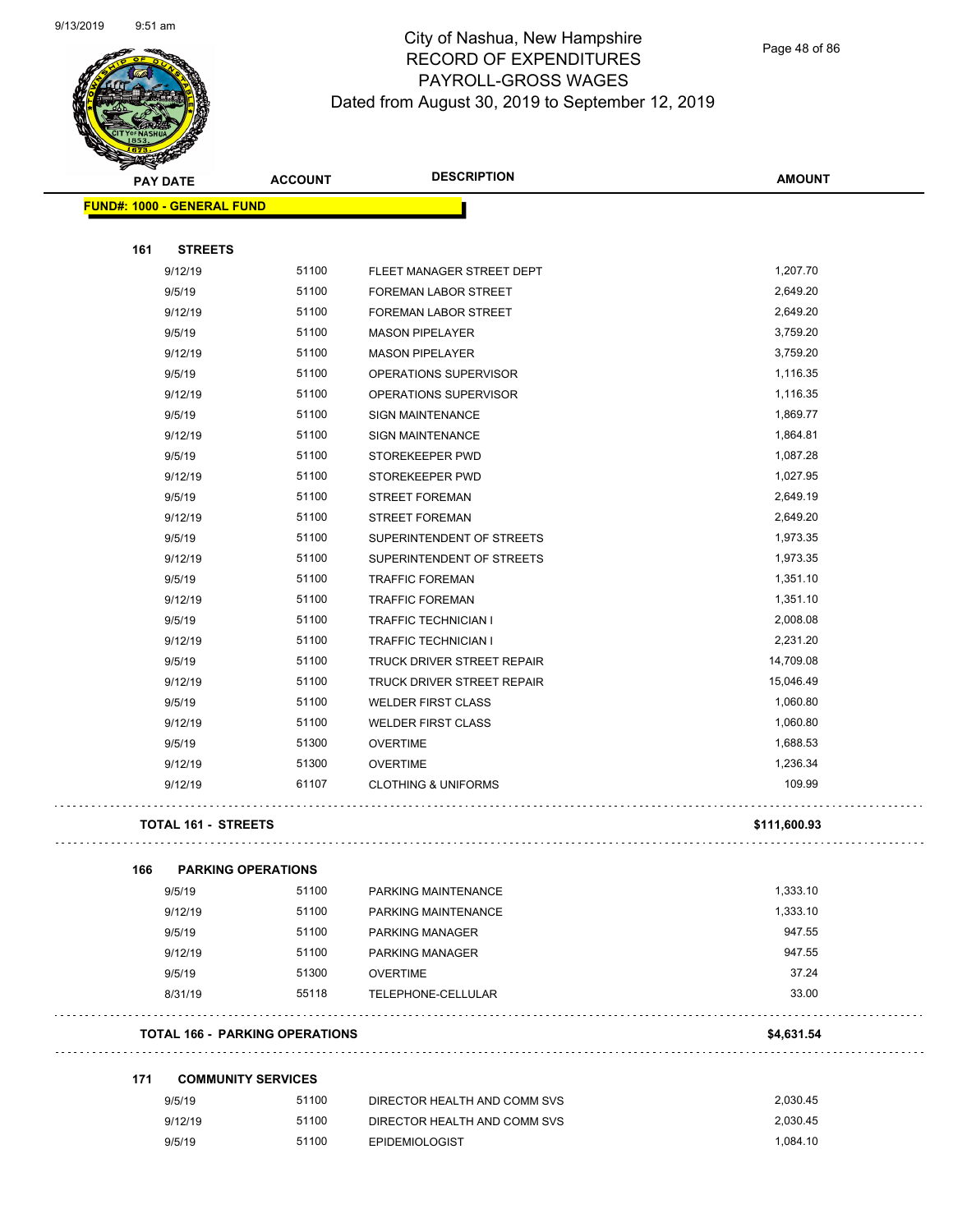# City of Nashua, New Hampshire
## RECORD OF EXPENDITURES
## PAYROLL-GROSS WAGES
## Dated from August 30, 2019 to September 12, 2019

**FUND#: 1000 - GENERAL FUND**

### 161 STREETS

| PAY DATE | ACCOUNT | DESCRIPTION | AMOUNT |
|---|---|---|---|
| 9/12/19 | 51100 | FLEET MANAGER STREET DEPT | 1,207.70 |
| 9/5/19 | 51100 | FOREMAN LABOR STREET | 2,649.20 |
| 9/12/19 | 51100 | FOREMAN LABOR STREET | 2,649.20 |
| 9/5/19 | 51100 | MASON PIPELAYER | 3,759.20 |
| 9/12/19 | 51100 | MASON PIPELAYER | 3,759.20 |
| 9/5/19 | 51100 | OPERATIONS SUPERVISOR | 1,116.35 |
| 9/12/19 | 51100 | OPERATIONS SUPERVISOR | 1,116.35 |
| 9/5/19 | 51100 | SIGN MAINTENANCE | 1,869.77 |
| 9/12/19 | 51100 | SIGN MAINTENANCE | 1,864.81 |
| 9/5/19 | 51100 | STOREKEEPER PWD | 1,087.28 |
| 9/12/19 | 51100 | STOREKEEPER PWD | 1,027.95 |
| 9/5/19 | 51100 | STREET FOREMAN | 2,649.19 |
| 9/12/19 | 51100 | STREET FOREMAN | 2,649.20 |
| 9/5/19 | 51100 | SUPERINTENDENT OF STREETS | 1,973.35 |
| 9/12/19 | 51100 | SUPERINTENDENT OF STREETS | 1,973.35 |
| 9/5/19 | 51100 | TRAFFIC FOREMAN | 1,351.10 |
| 9/12/19 | 51100 | TRAFFIC FOREMAN | 1,351.10 |
| 9/5/19 | 51100 | TRAFFIC TECHNICIAN I | 2,008.08 |
| 9/12/19 | 51100 | TRAFFIC TECHNICIAN I | 2,231.20 |
| 9/5/19 | 51100 | TRUCK DRIVER STREET REPAIR | 14,709.08 |
| 9/12/19 | 51100 | TRUCK DRIVER STREET REPAIR | 15,046.49 |
| 9/5/19 | 51100 | WELDER FIRST CLASS | 1,060.80 |
| 9/12/19 | 51100 | WELDER FIRST CLASS | 1,060.80 |
| 9/5/19 | 51300 | OVERTIME | 1,688.53 |
| 9/12/19 | 51300 | OVERTIME | 1,236.34 |
| 9/12/19 | 61107 | CLOTHING & UNIFORMS | 109.99 |

**TOTAL 161 - STREETS** **$111,600.93**

### 166 PARKING OPERATIONS

| PAY DATE | ACCOUNT | DESCRIPTION | AMOUNT |
|---|---|---|---|
| 9/5/19 | 51100 | PARKING MAINTENANCE | 1,333.10 |
| 9/12/19 | 51100 | PARKING MAINTENANCE | 1,333.10 |
| 9/5/19 | 51100 | PARKING MANAGER | 947.55 |
| 9/12/19 | 51100 | PARKING MANAGER | 947.55 |
| 9/5/19 | 51300 | OVERTIME | 37.24 |
| 8/31/19 | 55118 | TELEPHONE-CELLULAR | 33.00 |

**TOTAL 166 - PARKING OPERATIONS** **$4,631.54**

### 171 COMMUNITY SERVICES

| PAY DATE | ACCOUNT | DESCRIPTION | AMOUNT |
|---|---|---|---|
| 9/5/19 | 51100 | DIRECTOR HEALTH AND COMM SVS | 2,030.45 |
| 9/12/19 | 51100 | DIRECTOR HEALTH AND COMM SVS | 2,030.45 |
| 9/5/19 | 51100 | EPIDEMIOLOGIST | 1,084.10 |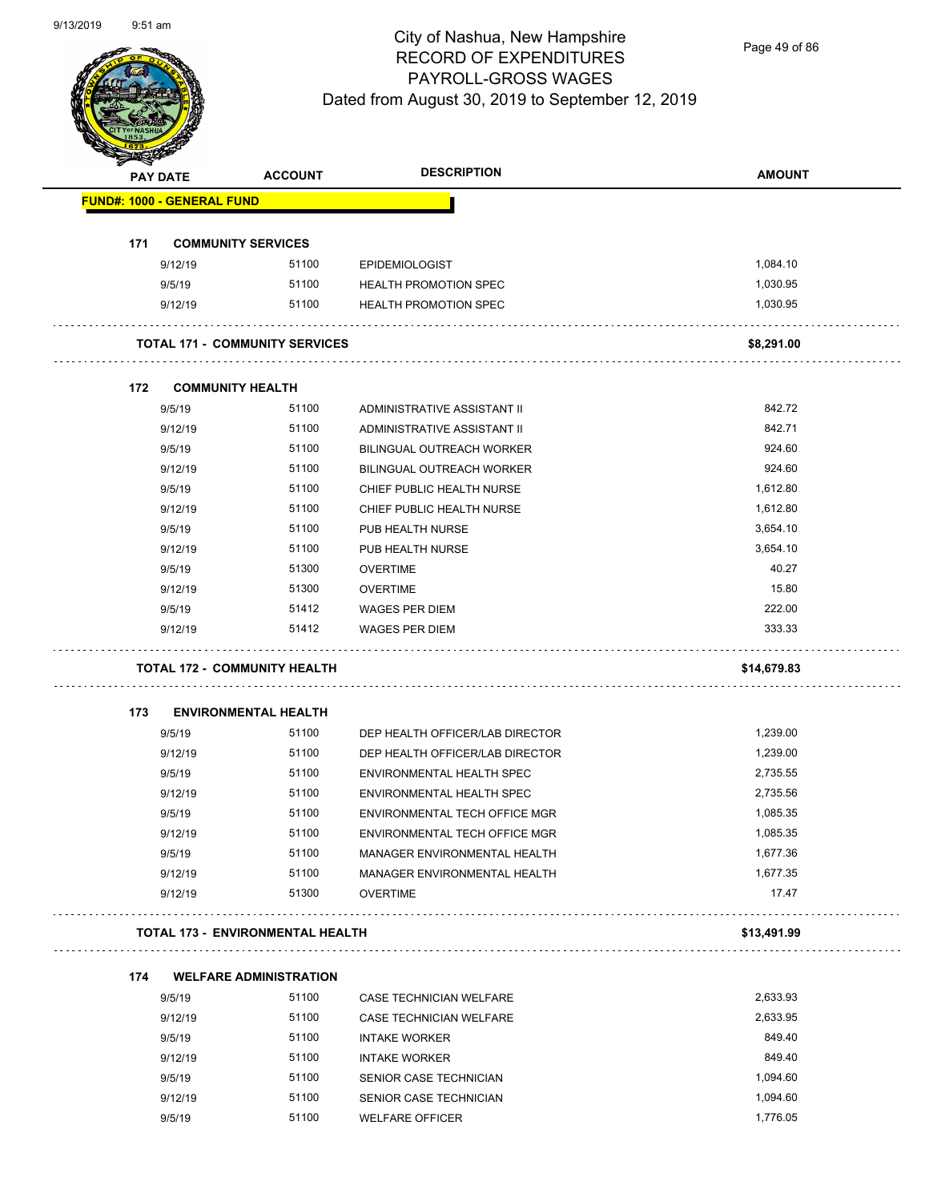City of Nashua, New Hampshire
RECORD OF EXPENDITURES
PAYROLL-GROSS WAGES
Dated from August 30, 2019 to September 12, 2019

| PAY DATE | ACCOUNT | DESCRIPTION | AMOUNT |
|---|---|---|---|
| **FUND#: 1000 - GENERAL FUND** | | | |
| **171 COMMUNITY SERVICES** | | | |
| 9/12/19 | 51100 | EPIDEMIOLOGIST | 1,084.10 |
| 9/5/19 | 51100 | HEALTH PROMOTION SPEC | 1,030.95 |
| 9/12/19 | 51100 | HEALTH PROMOTION SPEC | 1,030.95 |
| **TOTAL 171 - COMMUNITY SERVICES** | | | **$8,291.00** |
| **172 COMMUNITY HEALTH** | | | |
| 9/5/19 | 51100 | ADMINISTRATIVE ASSISTANT II | 842.72 |
| 9/12/19 | 51100 | ADMINISTRATIVE ASSISTANT II | 842.71 |
| 9/5/19 | 51100 | BILINGUAL OUTREACH WORKER | 924.60 |
| 9/12/19 | 51100 | BILINGUAL OUTREACH WORKER | 924.60 |
| 9/5/19 | 51100 | CHIEF PUBLIC HEALTH NURSE | 1,612.80 |
| 9/12/19 | 51100 | CHIEF PUBLIC HEALTH NURSE | 1,612.80 |
| 9/5/19 | 51100 | PUB HEALTH NURSE | 3,654.10 |
| 9/12/19 | 51100 | PUB HEALTH NURSE | 3,654.10 |
| 9/5/19 | 51300 | OVERTIME | 40.27 |
| 9/12/19 | 51300 | OVERTIME | 15.80 |
| 9/5/19 | 51412 | WAGES PER DIEM | 222.00 |
| 9/12/19 | 51412 | WAGES PER DIEM | 333.33 |
| **TOTAL 172 - COMMUNITY HEALTH** | | | **$14,679.83** |
| **173 ENVIRONMENTAL HEALTH** | | | |
| 9/5/19 | 51100 | DEP HEALTH OFFICER/LAB DIRECTOR | 1,239.00 |
| 9/12/19 | 51100 | DEP HEALTH OFFICER/LAB DIRECTOR | 1,239.00 |
| 9/5/19 | 51100 | ENVIRONMENTAL HEALTH SPEC | 2,735.55 |
| 9/12/19 | 51100 | ENVIRONMENTAL HEALTH SPEC | 2,735.56 |
| 9/5/19 | 51100 | ENVIRONMENTAL TECH OFFICE MGR | 1,085.35 |
| 9/12/19 | 51100 | ENVIRONMENTAL TECH OFFICE MGR | 1,085.35 |
| 9/5/19 | 51100 | MANAGER ENVIRONMENTAL HEALTH | 1,677.36 |
| 9/12/19 | 51100 | MANAGER ENVIRONMENTAL HEALTH | 1,677.35 |
| 9/12/19 | 51300 | OVERTIME | 17.47 |
| **TOTAL 173 - ENVIRONMENTAL HEALTH** | | | **$13,491.99** |
| **174 WELFARE ADMINISTRATION** | | | |
| 9/5/19 | 51100 | CASE TECHNICIAN WELFARE | 2,633.93 |
| 9/12/19 | 51100 | CASE TECHNICIAN WELFARE | 2,633.95 |
| 9/5/19 | 51100 | INTAKE WORKER | 849.40 |
| 9/12/19 | 51100 | INTAKE WORKER | 849.40 |
| 9/5/19 | 51100 | SENIOR CASE TECHNICIAN | 1,094.60 |
| 9/12/19 | 51100 | SENIOR CASE TECHNICIAN | 1,094.60 |
| 9/5/19 | 51100 | WELFARE OFFICER | 1,776.05 |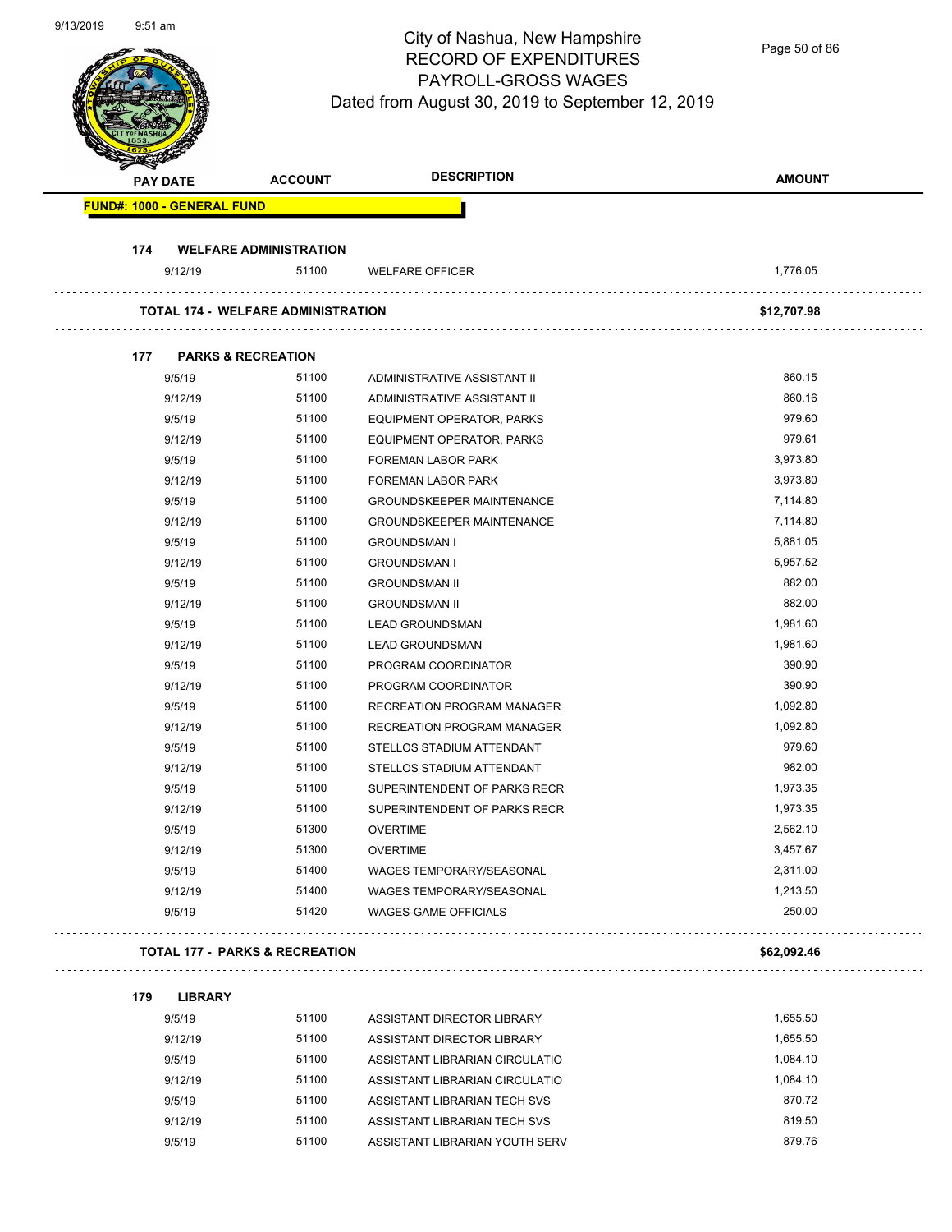# City of Nashua, New Hampshire
## RECORD OF EXPENDITURES
## PAYROLL-GROSS WAGES
### Dated from August 30, 2019 to September 12, 2019

| PAY DATE | ACCOUNT | DESCRIPTION | AMOUNT |
|---|---|---|---|
| **FUND#: 1000 - GENERAL FUND** | | | |
| **174 WELFARE ADMINISTRATION** | | | |
| 9/12/19 | 51100 | WELFARE OFFICER | 1,776.05 |
| **TOTAL 174 - WELFARE ADMINISTRATION** | | | **$12,707.98** |
| **177 PARKS & RECREATION** | | | |
| 9/5/19 | 51100 | ADMINISTRATIVE ASSISTANT II | 860.15 |
| 9/12/19 | 51100 | ADMINISTRATIVE ASSISTANT II | 860.16 |
| 9/5/19 | 51100 | EQUIPMENT OPERATOR, PARKS | 979.60 |
| 9/12/19 | 51100 | EQUIPMENT OPERATOR, PARKS | 979.61 |
| 9/5/19 | 51100 | FOREMAN LABOR PARK | 3,973.80 |
| 9/12/19 | 51100 | FOREMAN LABOR PARK | 3,973.80 |
| 9/5/19 | 51100 | GROUNDSKEEPER MAINTENANCE | 7,114.80 |
| 9/12/19 | 51100 | GROUNDSKEEPER MAINTENANCE | 7,114.80 |
| 9/5/19 | 51100 | GROUNDSMAN I | 5,881.05 |
| 9/12/19 | 51100 | GROUNDSMAN I | 5,957.52 |
| 9/5/19 | 51100 | GROUNDSMAN II | 882.00 |
| 9/12/19 | 51100 | GROUNDSMAN II | 882.00 |
| 9/5/19 | 51100 | LEAD GROUNDSMAN | 1,981.60 |
| 9/12/19 | 51100 | LEAD GROUNDSMAN | 1,981.60 |
| 9/5/19 | 51100 | PROGRAM COORDINATOR | 390.90 |
| 9/12/19 | 51100 | PROGRAM COORDINATOR | 390.90 |
| 9/5/19 | 51100 | RECREATION PROGRAM MANAGER | 1,092.80 |
| 9/12/19 | 51100 | RECREATION PROGRAM MANAGER | 1,092.80 |
| 9/5/19 | 51100 | STELLOS STADIUM ATTENDANT | 979.60 |
| 9/12/19 | 51100 | STELLOS STADIUM ATTENDANT | 982.00 |
| 9/5/19 | 51100 | SUPERINTENDENT OF PARKS RECR | 1,973.35 |
| 9/12/19 | 51100 | SUPERINTENDENT OF PARKS RECR | 1,973.35 |
| 9/5/19 | 51300 | OVERTIME | 2,562.10 |
| 9/12/19 | 51300 | OVERTIME | 3,457.67 |
| 9/5/19 | 51400 | WAGES TEMPORARY/SEASONAL | 2,311.00 |
| 9/12/19 | 51400 | WAGES TEMPORARY/SEASONAL | 1,213.50 |
| 9/5/19 | 51420 | WAGES-GAME OFFICIALS | 250.00 |
| **TOTAL 177 - PARKS & RECREATION** | | | **$62,092.46** |
| **179 LIBRARY** | | | |
| 9/5/19 | 51100 | ASSISTANT DIRECTOR LIBRARY | 1,655.50 |
| 9/12/19 | 51100 | ASSISTANT DIRECTOR LIBRARY | 1,655.50 |
| 9/5/19 | 51100 | ASSISTANT LIBRARIAN CIRCULATIO | 1,084.10 |
| 9/12/19 | 51100 | ASSISTANT LIBRARIAN CIRCULATIO | 1,084.10 |
| 9/5/19 | 51100 | ASSISTANT LIBRARIAN TECH SVS | 870.72 |
| 9/12/19 | 51100 | ASSISTANT LIBRARIAN TECH SVS | 819.50 |
| 9/5/19 | 51100 | ASSISTANT LIBRARIAN YOUTH SERV | 879.76 |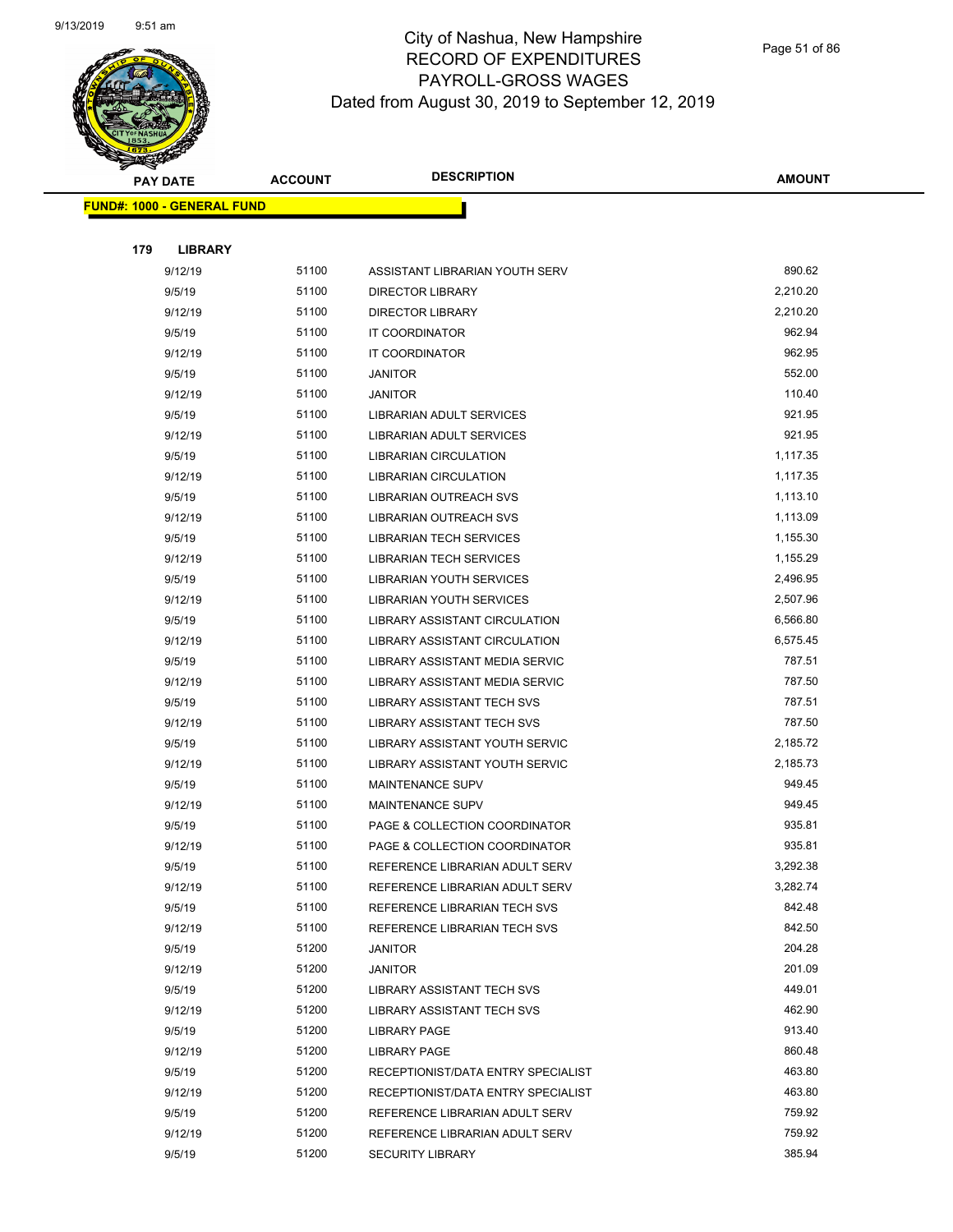# City of Nashua, New Hampshire
## RECORD OF EXPENDITURES
## PAYROLL-GROSS WAGES
### Dated from August 30, 2019 to September 12, 2019

**FUND#: 1000 - GENERAL FUND**

**179 LIBRARY**

| PAY DATE | ACCOUNT | DESCRIPTION | AMOUNT |
|---|---|---|---|
| 9/12/19 | 51100 | ASSISTANT LIBRARIAN YOUTH SERV | 890.62 |
| 9/5/19 | 51100 | DIRECTOR LIBRARY | 2,210.20 |
| 9/12/19 | 51100 | DIRECTOR LIBRARY | 2,210.20 |
| 9/5/19 | 51100 | IT COORDINATOR | 962.94 |
| 9/12/19 | 51100 | IT COORDINATOR | 962.95 |
| 9/5/19 | 51100 | JANITOR | 552.00 |
| 9/12/19 | 51100 | JANITOR | 110.40 |
| 9/5/19 | 51100 | LIBRARIAN ADULT SERVICES | 921.95 |
| 9/12/19 | 51100 | LIBRARIAN ADULT SERVICES | 921.95 |
| 9/5/19 | 51100 | LIBRARIAN CIRCULATION | 1,117.35 |
| 9/12/19 | 51100 | LIBRARIAN CIRCULATION | 1,117.35 |
| 9/5/19 | 51100 | LIBRARIAN OUTREACH SVS | 1,113.10 |
| 9/12/19 | 51100 | LIBRARIAN OUTREACH SVS | 1,113.09 |
| 9/5/19 | 51100 | LIBRARIAN TECH SERVICES | 1,155.30 |
| 9/12/19 | 51100 | LIBRARIAN TECH SERVICES | 1,155.29 |
| 9/5/19 | 51100 | LIBRARIAN YOUTH SERVICES | 2,496.95 |
| 9/12/19 | 51100 | LIBRARIAN YOUTH SERVICES | 2,507.96 |
| 9/5/19 | 51100 | LIBRARY ASSISTANT CIRCULATION | 6,566.80 |
| 9/12/19 | 51100 | LIBRARY ASSISTANT CIRCULATION | 6,575.45 |
| 9/5/19 | 51100 | LIBRARY ASSISTANT MEDIA SERVIC | 787.51 |
| 9/12/19 | 51100 | LIBRARY ASSISTANT MEDIA SERVIC | 787.50 |
| 9/5/19 | 51100 | LIBRARY ASSISTANT TECH SVS | 787.51 |
| 9/12/19 | 51100 | LIBRARY ASSISTANT TECH SVS | 787.50 |
| 9/5/19 | 51100 | LIBRARY ASSISTANT YOUTH SERVIC | 2,185.72 |
| 9/12/19 | 51100 | LIBRARY ASSISTANT YOUTH SERVIC | 2,185.73 |
| 9/5/19 | 51100 | MAINTENANCE SUPV | 949.45 |
| 9/12/19 | 51100 | MAINTENANCE SUPV | 949.45 |
| 9/5/19 | 51100 | PAGE & COLLECTION COORDINATOR | 935.81 |
| 9/12/19 | 51100 | PAGE & COLLECTION COORDINATOR | 935.81 |
| 9/5/19 | 51100 | REFERENCE LIBRARIAN ADULT SERV | 3,292.38 |
| 9/12/19 | 51100 | REFERENCE LIBRARIAN ADULT SERV | 3,282.74 |
| 9/5/19 | 51100 | REFERENCE LIBRARIAN TECH SVS | 842.48 |
| 9/12/19 | 51100 | REFERENCE LIBRARIAN TECH SVS | 842.50 |
| 9/5/19 | 51200 | JANITOR | 204.28 |
| 9/12/19 | 51200 | JANITOR | 201.09 |
| 9/5/19 | 51200 | LIBRARY ASSISTANT TECH SVS | 449.01 |
| 9/12/19 | 51200 | LIBRARY ASSISTANT TECH SVS | 462.90 |
| 9/5/19 | 51200 | LIBRARY PAGE | 913.40 |
| 9/12/19 | 51200 | LIBRARY PAGE | 860.48 |
| 9/5/19 | 51200 | RECEPTIONIST/DATA ENTRY SPECIALIST | 463.80 |
| 9/12/19 | 51200 | RECEPTIONIST/DATA ENTRY SPECIALIST | 463.80 |
| 9/5/19 | 51200 | REFERENCE LIBRARIAN ADULT SERV | 759.92 |
| 9/12/19 | 51200 | REFERENCE LIBRARIAN ADULT SERV | 759.92 |
| 9/5/19 | 51200 | SECURITY LIBRARY | 385.94 |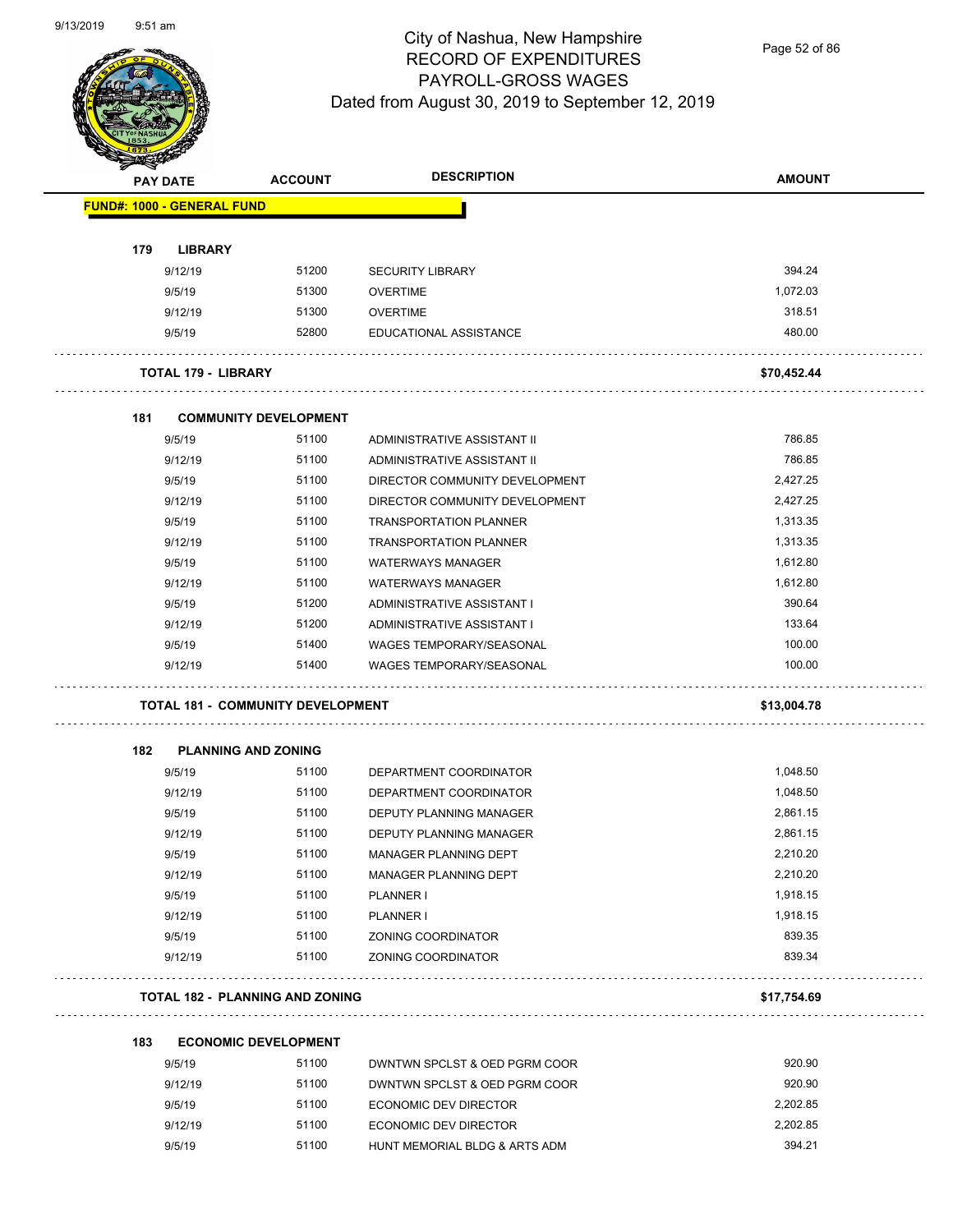# City of Nashua, New Hampshire
## RECORD OF EXPENDITURES
## PAYROLL-GROSS WAGES
### Dated from August 30, 2019 to September 12, 2019

| PAY DATE | ACCOUNT | DESCRIPTION | AMOUNT |
|---|---|---|---|
| **FUND#: 1000 - GENERAL FUND** | | | |
| **179 LIBRARY** | | | |
| 9/12/19 | 51200 | SECURITY LIBRARY | 394.24 |
| 9/5/19 | 51300 | OVERTIME | 1,072.03 |
| 9/12/19 | 51300 | OVERTIME | 318.51 |
| 9/5/19 | 52800 | EDUCATIONAL ASSISTANCE | 480.00 |
| **TOTAL 179 - LIBRARY** | | | **$70,452.44** |
| **181 COMMUNITY DEVELOPMENT** | | | |
| 9/5/19 | 51100 | ADMINISTRATIVE ASSISTANT II | 786.85 |
| 9/12/19 | 51100 | ADMINISTRATIVE ASSISTANT II | 786.85 |
| 9/5/19 | 51100 | DIRECTOR COMMUNITY DEVELOPMENT | 2,427.25 |
| 9/12/19 | 51100 | DIRECTOR COMMUNITY DEVELOPMENT | 2,427.25 |
| 9/5/19 | 51100 | TRANSPORTATION PLANNER | 1,313.35 |
| 9/12/19 | 51100 | TRANSPORTATION PLANNER | 1,313.35 |
| 9/5/19 | 51100 | WATERWAYS MANAGER | 1,612.80 |
| 9/12/19 | 51100 | WATERWAYS MANAGER | 1,612.80 |
| 9/5/19 | 51200 | ADMINISTRATIVE ASSISTANT I | 390.64 |
| 9/12/19 | 51200 | ADMINISTRATIVE ASSISTANT I | 133.64 |
| 9/5/19 | 51400 | WAGES TEMPORARY/SEASONAL | 100.00 |
| 9/12/19 | 51400 | WAGES TEMPORARY/SEASONAL | 100.00 |
| **TOTAL 181 - COMMUNITY DEVELOPMENT** | | | **$13,004.78** |
| **182 PLANNING AND ZONING** | | | |
| 9/5/19 | 51100 | DEPARTMENT COORDINATOR | 1,048.50 |
| 9/12/19 | 51100 | DEPARTMENT COORDINATOR | 1,048.50 |
| 9/5/19 | 51100 | DEPUTY PLANNING MANAGER | 2,861.15 |
| 9/12/19 | 51100 | DEPUTY PLANNING MANAGER | 2,861.15 |
| 9/5/19 | 51100 | MANAGER PLANNING DEPT | 2,210.20 |
| 9/12/19 | 51100 | MANAGER PLANNING DEPT | 2,210.20 |
| 9/5/19 | 51100 | PLANNER I | 1,918.15 |
| 9/12/19 | 51100 | PLANNER I | 1,918.15 |
| 9/5/19 | 51100 | ZONING COORDINATOR | 839.35 |
| 9/12/19 | 51100 | ZONING COORDINATOR | 839.34 |
| **TOTAL 182 - PLANNING AND ZONING** | | | **$17,754.69** |
| **183 ECONOMIC DEVELOPMENT** | | | |
| 9/5/19 | 51100 | DWNTWN SPCLST & OED PGRM COOR | 920.90 |
| 9/12/19 | 51100 | DWNTWN SPCLST & OED PGRM COOR | 920.90 |
| 9/5/19 | 51100 | ECONOMIC DEV DIRECTOR | 2,202.85 |
| 9/12/19 | 51100 | ECONOMIC DEV DIRECTOR | 2,202.85 |
| 9/5/19 | 51100 | HUNT MEMORIAL BLDG & ARTS ADM | 394.21 |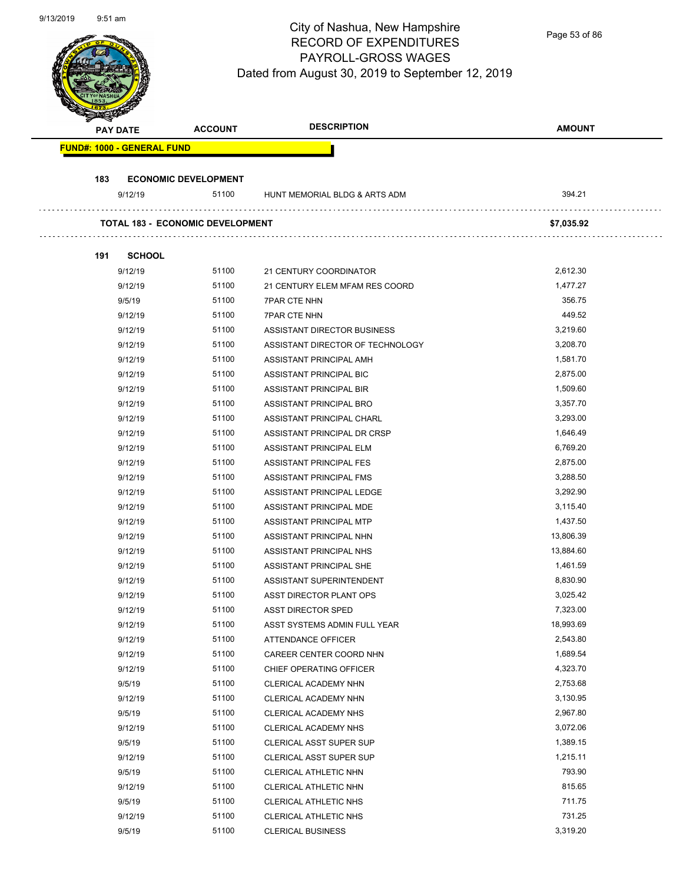# City of Nashua, New Hampshire
## RECORD OF EXPENDITURES
## PAYROLL-GROSS WAGES
### Dated from August 30, 2019 to September 12, 2019

| PAY DATE | ACCOUNT | DESCRIPTION | AMOUNT |
|---|---|---|---|
| **FUND#: 1000 - GENERAL FUND** | | | |
| **183 ECONOMIC DEVELOPMENT** | | | |
| 9/12/19 | 51100 | HUNT MEMORIAL BLDG & ARTS ADM | 394.21 |
| **TOTAL 183 - ECONOMIC DEVELOPMENT** | | | **$7,035.92** |
| **191 SCHOOL** | | | |
| 9/12/19 | 51100 | 21 CENTURY COORDINATOR | 2,612.30 |
| 9/12/19 | 51100 | 21 CENTURY ELEM MFAM RES COORD | 1,477.27 |
| 9/5/19 | 51100 | 7PAR CTE NHN | 356.75 |
| 9/12/19 | 51100 | 7PAR CTE NHN | 449.52 |
| 9/12/19 | 51100 | ASSISTANT DIRECTOR BUSINESS | 3,219.60 |
| 9/12/19 | 51100 | ASSISTANT DIRECTOR OF TECHNOLOGY | 3,208.70 |
| 9/12/19 | 51100 | ASSISTANT PRINCIPAL AMH | 1,581.70 |
| 9/12/19 | 51100 | ASSISTANT PRINCIPAL BIC | 2,875.00 |
| 9/12/19 | 51100 | ASSISTANT PRINCIPAL BIR | 1,509.60 |
| 9/12/19 | 51100 | ASSISTANT PRINCIPAL BRO | 3,357.70 |
| 9/12/19 | 51100 | ASSISTANT PRINCIPAL CHARL | 3,293.00 |
| 9/12/19 | 51100 | ASSISTANT PRINCIPAL DR CRSP | 1,646.49 |
| 9/12/19 | 51100 | ASSISTANT PRINCIPAL ELM | 6,769.20 |
| 9/12/19 | 51100 | ASSISTANT PRINCIPAL FES | 2,875.00 |
| 9/12/19 | 51100 | ASSISTANT PRINCIPAL FMS | 3,288.50 |
| 9/12/19 | 51100 | ASSISTANT PRINCIPAL LEDGE | 3,292.90 |
| 9/12/19 | 51100 | ASSISTANT PRINCIPAL MDE | 3,115.40 |
| 9/12/19 | 51100 | ASSISTANT PRINCIPAL MTP | 1,437.50 |
| 9/12/19 | 51100 | ASSISTANT PRINCIPAL NHN | 13,806.39 |
| 9/12/19 | 51100 | ASSISTANT PRINCIPAL NHS | 13,884.60 |
| 9/12/19 | 51100 | ASSISTANT PRINCIPAL SHE | 1,461.59 |
| 9/12/19 | 51100 | ASSISTANT SUPERINTENDENT | 8,830.90 |
| 9/12/19 | 51100 | ASST DIRECTOR PLANT OPS | 3,025.42 |
| 9/12/19 | 51100 | ASST DIRECTOR SPED | 7,323.00 |
| 9/12/19 | 51100 | ASST SYSTEMS ADMIN FULL YEAR | 18,993.69 |
| 9/12/19 | 51100 | ATTENDANCE OFFICER | 2,543.80 |
| 9/12/19 | 51100 | CAREER CENTER COORD NHN | 1,689.54 |
| 9/12/19 | 51100 | CHIEF OPERATING OFFICER | 4,323.70 |
| 9/5/19 | 51100 | CLERICAL ACADEMY NHN | 2,753.68 |
| 9/12/19 | 51100 | CLERICAL ACADEMY NHN | 3,130.95 |
| 9/5/19 | 51100 | CLERICAL ACADEMY NHS | 2,967.80 |
| 9/12/19 | 51100 | CLERICAL ACADEMY NHS | 3,072.06 |
| 9/5/19 | 51100 | CLERICAL ASST SUPER SUP | 1,389.15 |
| 9/12/19 | 51100 | CLERICAL ASST SUPER SUP | 1,215.11 |
| 9/5/19 | 51100 | CLERICAL ATHLETIC NHN | 793.90 |
| 9/12/19 | 51100 | CLERICAL ATHLETIC NHN | 815.65 |
| 9/5/19 | 51100 | CLERICAL ATHLETIC NHS | 711.75 |
| 9/12/19 | 51100 | CLERICAL ATHLETIC NHS | 731.25 |
| 9/5/19 | 51100 | CLERICAL BUSINESS | 3,319.20 |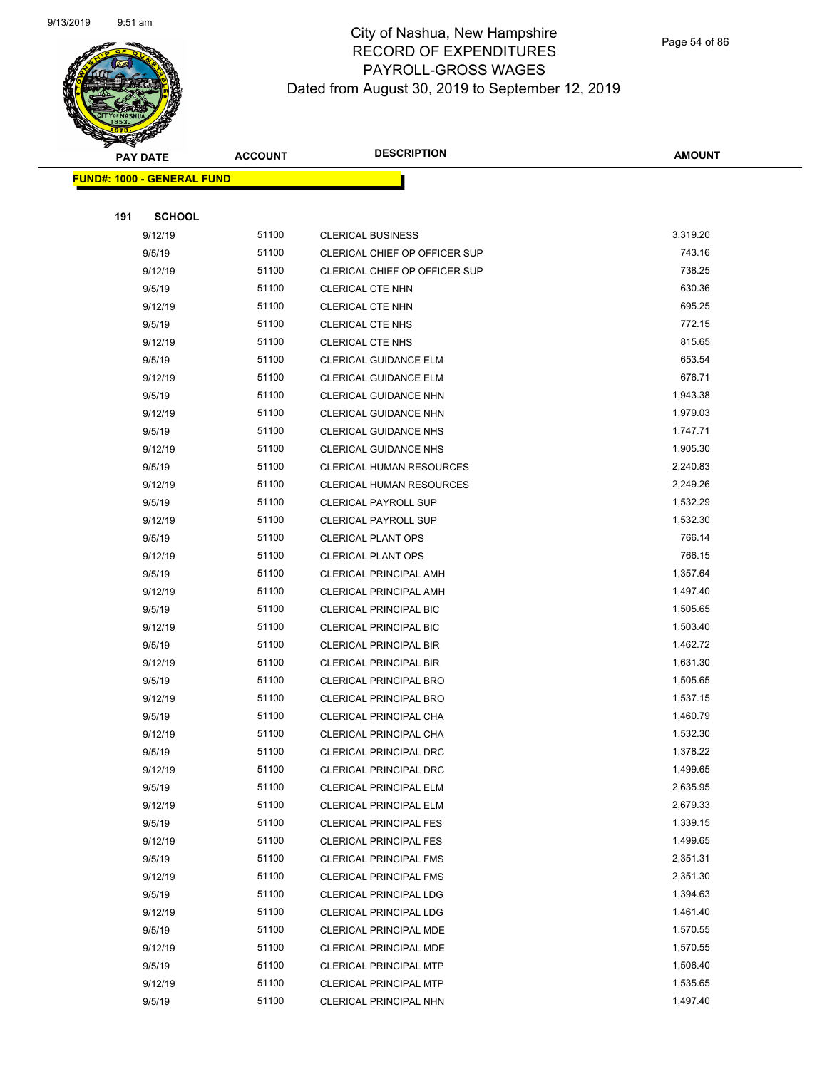# City of Nashua, New Hampshire
## RECORD OF EXPENDITURES
## PAYROLL-GROSS WAGES
### Dated from August 30, 2019 to September 12, 2019

**FUND#: 1000 - GENERAL FUND**

**191 SCHOOL**

| PAY DATE | ACCOUNT | DESCRIPTION | AMOUNT |
|---|---|---|---|
| 9/12/19 | 51100 | CLERICAL BUSINESS | 3,319.20 |
| 9/5/19 | 51100 | CLERICAL CHIEF OP OFFICER SUP | 743.16 |
| 9/12/19 | 51100 | CLERICAL CHIEF OP OFFICER SUP | 738.25 |
| 9/5/19 | 51100 | CLERICAL CTE NHN | 630.36 |
| 9/12/19 | 51100 | CLERICAL CTE NHN | 695.25 |
| 9/5/19 | 51100 | CLERICAL CTE NHS | 772.15 |
| 9/12/19 | 51100 | CLERICAL CTE NHS | 815.65 |
| 9/5/19 | 51100 | CLERICAL GUIDANCE ELM | 653.54 |
| 9/12/19 | 51100 | CLERICAL GUIDANCE ELM | 676.71 |
| 9/5/19 | 51100 | CLERICAL GUIDANCE NHN | 1,943.38 |
| 9/12/19 | 51100 | CLERICAL GUIDANCE NHN | 1,979.03 |
| 9/5/19 | 51100 | CLERICAL GUIDANCE NHS | 1,747.71 |
| 9/12/19 | 51100 | CLERICAL GUIDANCE NHS | 1,905.30 |
| 9/5/19 | 51100 | CLERICAL HUMAN RESOURCES | 2,240.83 |
| 9/12/19 | 51100 | CLERICAL HUMAN RESOURCES | 2,249.26 |
| 9/5/19 | 51100 | CLERICAL PAYROLL SUP | 1,532.29 |
| 9/12/19 | 51100 | CLERICAL PAYROLL SUP | 1,532.30 |
| 9/5/19 | 51100 | CLERICAL PLANT OPS | 766.14 |
| 9/12/19 | 51100 | CLERICAL PLANT OPS | 766.15 |
| 9/5/19 | 51100 | CLERICAL PRINCIPAL AMH | 1,357.64 |
| 9/12/19 | 51100 | CLERICAL PRINCIPAL AMH | 1,497.40 |
| 9/5/19 | 51100 | CLERICAL PRINCIPAL BIC | 1,505.65 |
| 9/12/19 | 51100 | CLERICAL PRINCIPAL BIC | 1,503.40 |
| 9/5/19 | 51100 | CLERICAL PRINCIPAL BIR | 1,462.72 |
| 9/12/19 | 51100 | CLERICAL PRINCIPAL BIR | 1,631.30 |
| 9/5/19 | 51100 | CLERICAL PRINCIPAL BRO | 1,505.65 |
| 9/12/19 | 51100 | CLERICAL PRINCIPAL BRO | 1,537.15 |
| 9/5/19 | 51100 | CLERICAL PRINCIPAL CHA | 1,460.79 |
| 9/12/19 | 51100 | CLERICAL PRINCIPAL CHA | 1,532.30 |
| 9/5/19 | 51100 | CLERICAL PRINCIPAL DRC | 1,378.22 |
| 9/12/19 | 51100 | CLERICAL PRINCIPAL DRC | 1,499.65 |
| 9/5/19 | 51100 | CLERICAL PRINCIPAL ELM | 2,635.95 |
| 9/12/19 | 51100 | CLERICAL PRINCIPAL ELM | 2,679.33 |
| 9/5/19 | 51100 | CLERICAL PRINCIPAL FES | 1,339.15 |
| 9/12/19 | 51100 | CLERICAL PRINCIPAL FES | 1,499.65 |
| 9/5/19 | 51100 | CLERICAL PRINCIPAL FMS | 2,351.31 |
| 9/12/19 | 51100 | CLERICAL PRINCIPAL FMS | 2,351.30 |
| 9/5/19 | 51100 | CLERICAL PRINCIPAL LDG | 1,394.63 |
| 9/12/19 | 51100 | CLERICAL PRINCIPAL LDG | 1,461.40 |
| 9/5/19 | 51100 | CLERICAL PRINCIPAL MDE | 1,570.55 |
| 9/12/19 | 51100 | CLERICAL PRINCIPAL MDE | 1,570.55 |
| 9/5/19 | 51100 | CLERICAL PRINCIPAL MTP | 1,506.40 |
| 9/12/19 | 51100 | CLERICAL PRINCIPAL MTP | 1,535.65 |
| 9/5/19 | 51100 | CLERICAL PRINCIPAL NHN | 1,497.40 |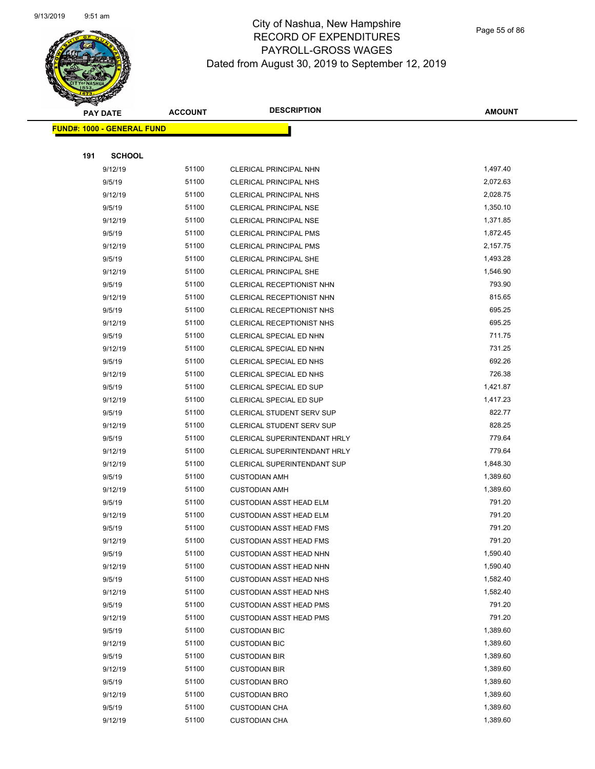# City of Nashua, New Hampshire
# RECORD OF EXPENDITURES
# PAYROLL-GROSS WAGES
# Dated from August 30, 2019 to September 12, 2019

| PAY DATE | ACCOUNT | DESCRIPTION | AMOUNT |
|---|---|---|---|

**FUND#: 1000 - GENERAL FUND**

**191 SCHOOL**

| PAY DATE | ACCOUNT | DESCRIPTION | AMOUNT |
|---|---|---|---|
| 9/12/19 | 51100 | CLERICAL PRINCIPAL NHN | 1,497.40 |
| 9/5/19 | 51100 | CLERICAL PRINCIPAL NHS | 2,072.63 |
| 9/12/19 | 51100 | CLERICAL PRINCIPAL NHS | 2,028.75 |
| 9/5/19 | 51100 | CLERICAL PRINCIPAL NSE | 1,350.10 |
| 9/12/19 | 51100 | CLERICAL PRINCIPAL NSE | 1,371.85 |
| 9/5/19 | 51100 | CLERICAL PRINCIPAL PMS | 1,872.45 |
| 9/12/19 | 51100 | CLERICAL PRINCIPAL PMS | 2,157.75 |
| 9/5/19 | 51100 | CLERICAL PRINCIPAL SHE | 1,493.28 |
| 9/12/19 | 51100 | CLERICAL PRINCIPAL SHE | 1,546.90 |
| 9/5/19 | 51100 | CLERICAL RECEPTIONIST NHN | 793.90 |
| 9/12/19 | 51100 | CLERICAL RECEPTIONIST NHN | 815.65 |
| 9/5/19 | 51100 | CLERICAL RECEPTIONIST NHS | 695.25 |
| 9/12/19 | 51100 | CLERICAL RECEPTIONIST NHS | 695.25 |
| 9/5/19 | 51100 | CLERICAL SPECIAL ED NHN | 711.75 |
| 9/12/19 | 51100 | CLERICAL SPECIAL ED NHN | 731.25 |
| 9/5/19 | 51100 | CLERICAL SPECIAL ED NHS | 692.26 |
| 9/12/19 | 51100 | CLERICAL SPECIAL ED NHS | 726.38 |
| 9/5/19 | 51100 | CLERICAL SPECIAL ED SUP | 1,421.87 |
| 9/12/19 | 51100 | CLERICAL SPECIAL ED SUP | 1,417.23 |
| 9/5/19 | 51100 | CLERICAL STUDENT SERV SUP | 822.77 |
| 9/12/19 | 51100 | CLERICAL STUDENT SERV SUP | 828.25 |
| 9/5/19 | 51100 | CLERICAL SUPERINTENDANT HRLY | 779.64 |
| 9/12/19 | 51100 | CLERICAL SUPERINTENDANT HRLY | 779.64 |
| 9/12/19 | 51100 | CLERICAL SUPERINTENDANT SUP | 1,848.30 |
| 9/5/19 | 51100 | CUSTODIAN AMH | 1,389.60 |
| 9/12/19 | 51100 | CUSTODIAN AMH | 1,389.60 |
| 9/5/19 | 51100 | CUSTODIAN ASST HEAD ELM | 791.20 |
| 9/12/19 | 51100 | CUSTODIAN ASST HEAD ELM | 791.20 |
| 9/5/19 | 51100 | CUSTODIAN ASST HEAD FMS | 791.20 |
| 9/12/19 | 51100 | CUSTODIAN ASST HEAD FMS | 791.20 |
| 9/5/19 | 51100 | CUSTODIAN ASST HEAD NHN | 1,590.40 |
| 9/12/19 | 51100 | CUSTODIAN ASST HEAD NHN | 1,590.40 |
| 9/5/19 | 51100 | CUSTODIAN ASST HEAD NHS | 1,582.40 |
| 9/12/19 | 51100 | CUSTODIAN ASST HEAD NHS | 1,582.40 |
| 9/5/19 | 51100 | CUSTODIAN ASST HEAD PMS | 791.20 |
| 9/12/19 | 51100 | CUSTODIAN ASST HEAD PMS | 791.20 |
| 9/5/19 | 51100 | CUSTODIAN BIC | 1,389.60 |
| 9/12/19 | 51100 | CUSTODIAN BIC | 1,389.60 |
| 9/5/19 | 51100 | CUSTODIAN BIR | 1,389.60 |
| 9/12/19 | 51100 | CUSTODIAN BIR | 1,389.60 |
| 9/5/19 | 51100 | CUSTODIAN BRO | 1,389.60 |
| 9/12/19 | 51100 | CUSTODIAN BRO | 1,389.60 |
| 9/5/19 | 51100 | CUSTODIAN CHA | 1,389.60 |
| 9/12/19 | 51100 | CUSTODIAN CHA | 1,389.60 |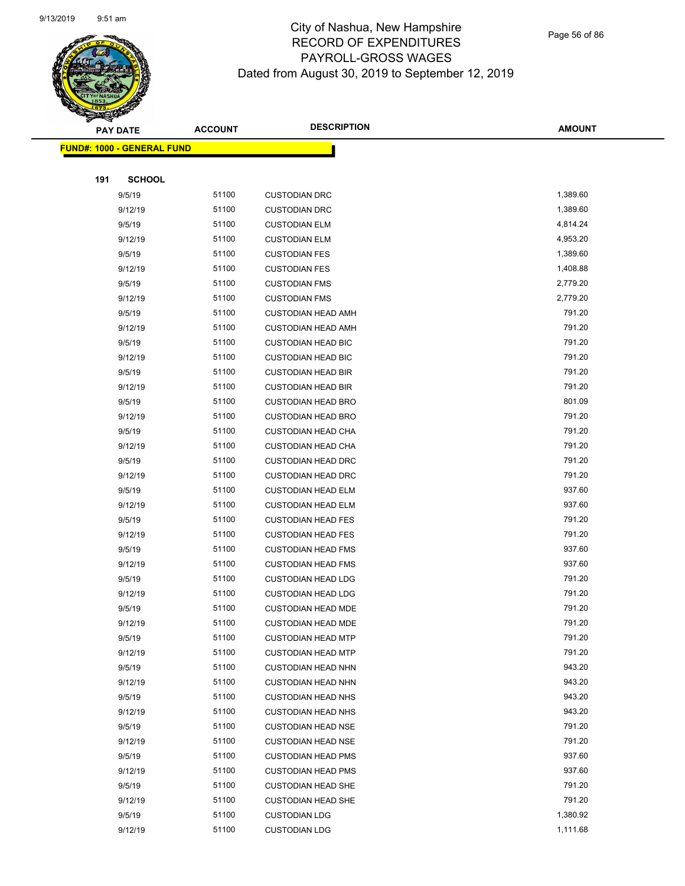# City of Nashua, New Hampshire
# RECORD OF EXPENDITURES
# PAYROLL-GROSS WAGES
## Dated from August 30, 2019 to September 12, 2019

**FUND#: 1000 - GENERAL FUND**

**191 SCHOOL**

| PAY DATE | ACCOUNT | DESCRIPTION | AMOUNT |
|---|---|---|---|
| 9/5/19 | 51100 | CUSTODIAN DRC | 1,389.60 |
| 9/12/19 | 51100 | CUSTODIAN DRC | 1,389.60 |
| 9/5/19 | 51100 | CUSTODIAN ELM | 4,814.24 |
| 9/12/19 | 51100 | CUSTODIAN ELM | 4,953.20 |
| 9/5/19 | 51100 | CUSTODIAN FES | 1,389.60 |
| 9/12/19 | 51100 | CUSTODIAN FES | 1,408.88 |
| 9/5/19 | 51100 | CUSTODIAN FMS | 2,779.20 |
| 9/12/19 | 51100 | CUSTODIAN FMS | 2,779.20 |
| 9/5/19 | 51100 | CUSTODIAN HEAD AMH | 791.20 |
| 9/12/19 | 51100 | CUSTODIAN HEAD AMH | 791.20 |
| 9/5/19 | 51100 | CUSTODIAN HEAD BIC | 791.20 |
| 9/12/19 | 51100 | CUSTODIAN HEAD BIC | 791.20 |
| 9/5/19 | 51100 | CUSTODIAN HEAD BIR | 791.20 |
| 9/12/19 | 51100 | CUSTODIAN HEAD BIR | 791.20 |
| 9/5/19 | 51100 | CUSTODIAN HEAD BRO | 801.09 |
| 9/12/19 | 51100 | CUSTODIAN HEAD BRO | 791.20 |
| 9/5/19 | 51100 | CUSTODIAN HEAD CHA | 791.20 |
| 9/12/19 | 51100 | CUSTODIAN HEAD CHA | 791.20 |
| 9/5/19 | 51100 | CUSTODIAN HEAD DRC | 791.20 |
| 9/12/19 | 51100 | CUSTODIAN HEAD DRC | 791.20 |
| 9/5/19 | 51100 | CUSTODIAN HEAD ELM | 937.60 |
| 9/12/19 | 51100 | CUSTODIAN HEAD ELM | 937.60 |
| 9/5/19 | 51100 | CUSTODIAN HEAD FES | 791.20 |
| 9/12/19 | 51100 | CUSTODIAN HEAD FES | 791.20 |
| 9/5/19 | 51100 | CUSTODIAN HEAD FMS | 937.60 |
| 9/12/19 | 51100 | CUSTODIAN HEAD FMS | 937.60 |
| 9/5/19 | 51100 | CUSTODIAN HEAD LDG | 791.20 |
| 9/12/19 | 51100 | CUSTODIAN HEAD LDG | 791.20 |
| 9/5/19 | 51100 | CUSTODIAN HEAD MDE | 791.20 |
| 9/12/19 | 51100 | CUSTODIAN HEAD MDE | 791.20 |
| 9/5/19 | 51100 | CUSTODIAN HEAD MTP | 791.20 |
| 9/12/19 | 51100 | CUSTODIAN HEAD MTP | 791.20 |
| 9/5/19 | 51100 | CUSTODIAN HEAD NHN | 943.20 |
| 9/12/19 | 51100 | CUSTODIAN HEAD NHN | 943.20 |
| 9/5/19 | 51100 | CUSTODIAN HEAD NHS | 943.20 |
| 9/12/19 | 51100 | CUSTODIAN HEAD NHS | 943.20 |
| 9/5/19 | 51100 | CUSTODIAN HEAD NSE | 791.20 |
| 9/12/19 | 51100 | CUSTODIAN HEAD NSE | 791.20 |
| 9/5/19 | 51100 | CUSTODIAN HEAD PMS | 937.60 |
| 9/12/19 | 51100 | CUSTODIAN HEAD PMS | 937.60 |
| 9/5/19 | 51100 | CUSTODIAN HEAD SHE | 791.20 |
| 9/12/19 | 51100 | CUSTODIAN HEAD SHE | 791.20 |
| 9/5/19 | 51100 | CUSTODIAN LDG | 1,380.92 |
| 9/12/19 | 51100 | CUSTODIAN LDG | 1,111.68 |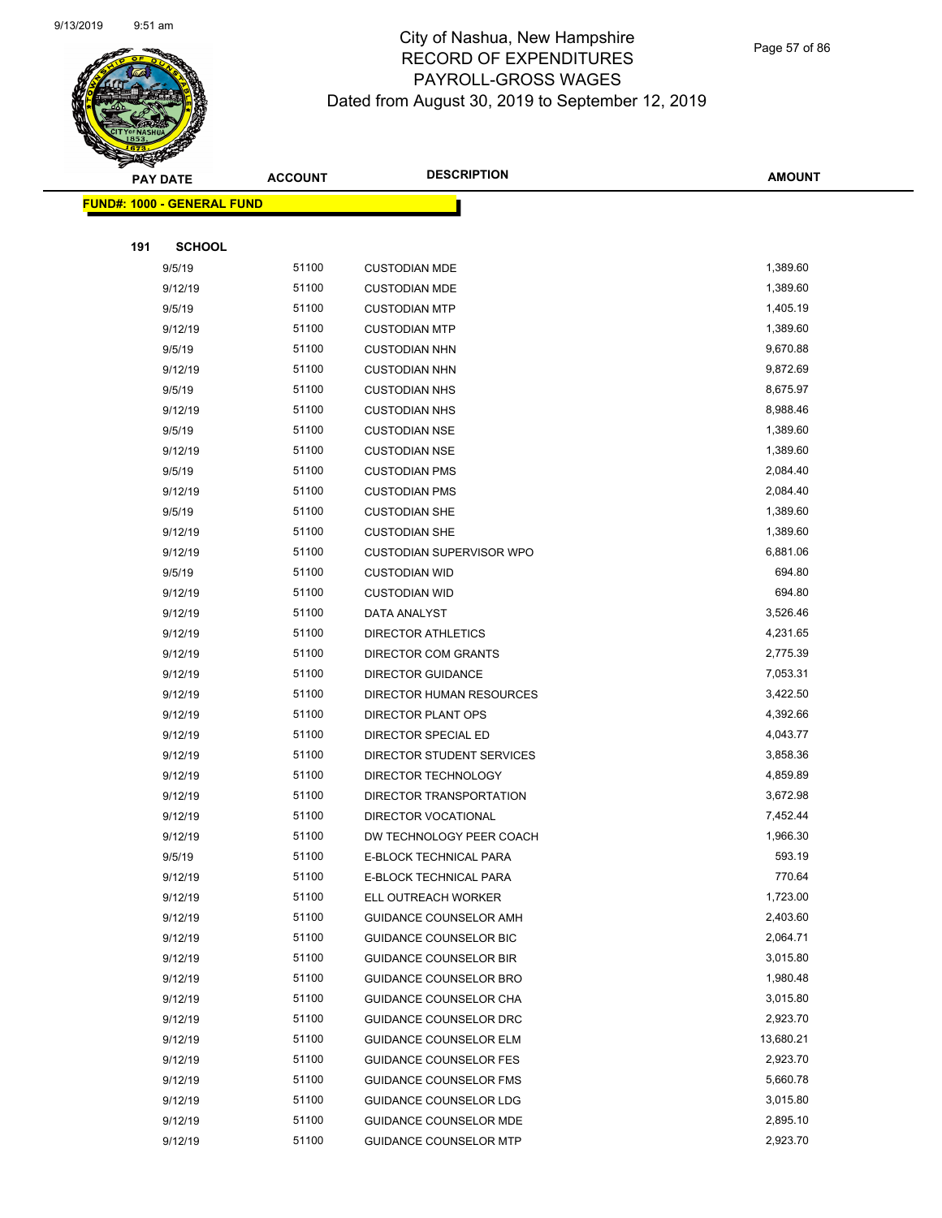# City of Nashua, New Hampshire
## RECORD OF EXPENDITURES
## PAYROLL-GROSS WAGES
## Dated from August 30, 2019 to September 12, 2019

**FUND#: 1000 - GENERAL FUND**

**191 SCHOOL**

| PAY DATE | ACCOUNT | DESCRIPTION | AMOUNT |
|---|---|---|---|
| 9/5/19 | 51100 | CUSTODIAN MDE | 1,389.60 |
| 9/12/19 | 51100 | CUSTODIAN MDE | 1,389.60 |
| 9/5/19 | 51100 | CUSTODIAN MTP | 1,405.19 |
| 9/12/19 | 51100 | CUSTODIAN MTP | 1,389.60 |
| 9/5/19 | 51100 | CUSTODIAN NHN | 9,670.88 |
| 9/12/19 | 51100 | CUSTODIAN NHN | 9,872.69 |
| 9/5/19 | 51100 | CUSTODIAN NHS | 8,675.97 |
| 9/12/19 | 51100 | CUSTODIAN NHS | 8,988.46 |
| 9/5/19 | 51100 | CUSTODIAN NSE | 1,389.60 |
| 9/12/19 | 51100 | CUSTODIAN NSE | 1,389.60 |
| 9/5/19 | 51100 | CUSTODIAN PMS | 2,084.40 |
| 9/12/19 | 51100 | CUSTODIAN PMS | 2,084.40 |
| 9/5/19 | 51100 | CUSTODIAN SHE | 1,389.60 |
| 9/12/19 | 51100 | CUSTODIAN SHE | 1,389.60 |
| 9/12/19 | 51100 | CUSTODIAN SUPERVISOR WPO | 6,881.06 |
| 9/5/19 | 51100 | CUSTODIAN WID | 694.80 |
| 9/12/19 | 51100 | CUSTODIAN WID | 694.80 |
| 9/12/19 | 51100 | DATA ANALYST | 3,526.46 |
| 9/12/19 | 51100 | DIRECTOR ATHLETICS | 4,231.65 |
| 9/12/19 | 51100 | DIRECTOR COM GRANTS | 2,775.39 |
| 9/12/19 | 51100 | DIRECTOR GUIDANCE | 7,053.31 |
| 9/12/19 | 51100 | DIRECTOR HUMAN RESOURCES | 3,422.50 |
| 9/12/19 | 51100 | DIRECTOR PLANT OPS | 4,392.66 |
| 9/12/19 | 51100 | DIRECTOR SPECIAL ED | 4,043.77 |
| 9/12/19 | 51100 | DIRECTOR STUDENT SERVICES | 3,858.36 |
| 9/12/19 | 51100 | DIRECTOR TECHNOLOGY | 4,859.89 |
| 9/12/19 | 51100 | DIRECTOR TRANSPORTATION | 3,672.98 |
| 9/12/19 | 51100 | DIRECTOR VOCATIONAL | 7,452.44 |
| 9/12/19 | 51100 | DW TECHNOLOGY PEER COACH | 1,966.30 |
| 9/5/19 | 51100 | E-BLOCK TECHNICAL PARA | 593.19 |
| 9/12/19 | 51100 | E-BLOCK TECHNICAL PARA | 770.64 |
| 9/12/19 | 51100 | ELL OUTREACH WORKER | 1,723.00 |
| 9/12/19 | 51100 | GUIDANCE COUNSELOR AMH | 2,403.60 |
| 9/12/19 | 51100 | GUIDANCE COUNSELOR BIC | 2,064.71 |
| 9/12/19 | 51100 | GUIDANCE COUNSELOR BIR | 3,015.80 |
| 9/12/19 | 51100 | GUIDANCE COUNSELOR BRO | 1,980.48 |
| 9/12/19 | 51100 | GUIDANCE COUNSELOR CHA | 3,015.80 |
| 9/12/19 | 51100 | GUIDANCE COUNSELOR DRC | 2,923.70 |
| 9/12/19 | 51100 | GUIDANCE COUNSELOR ELM | 13,680.21 |
| 9/12/19 | 51100 | GUIDANCE COUNSELOR FES | 2,923.70 |
| 9/12/19 | 51100 | GUIDANCE COUNSELOR FMS | 5,660.78 |
| 9/12/19 | 51100 | GUIDANCE COUNSELOR LDG | 3,015.80 |
| 9/12/19 | 51100 | GUIDANCE COUNSELOR MDE | 2,895.10 |
| 9/12/19 | 51100 | GUIDANCE COUNSELOR MTP | 2,923.70 |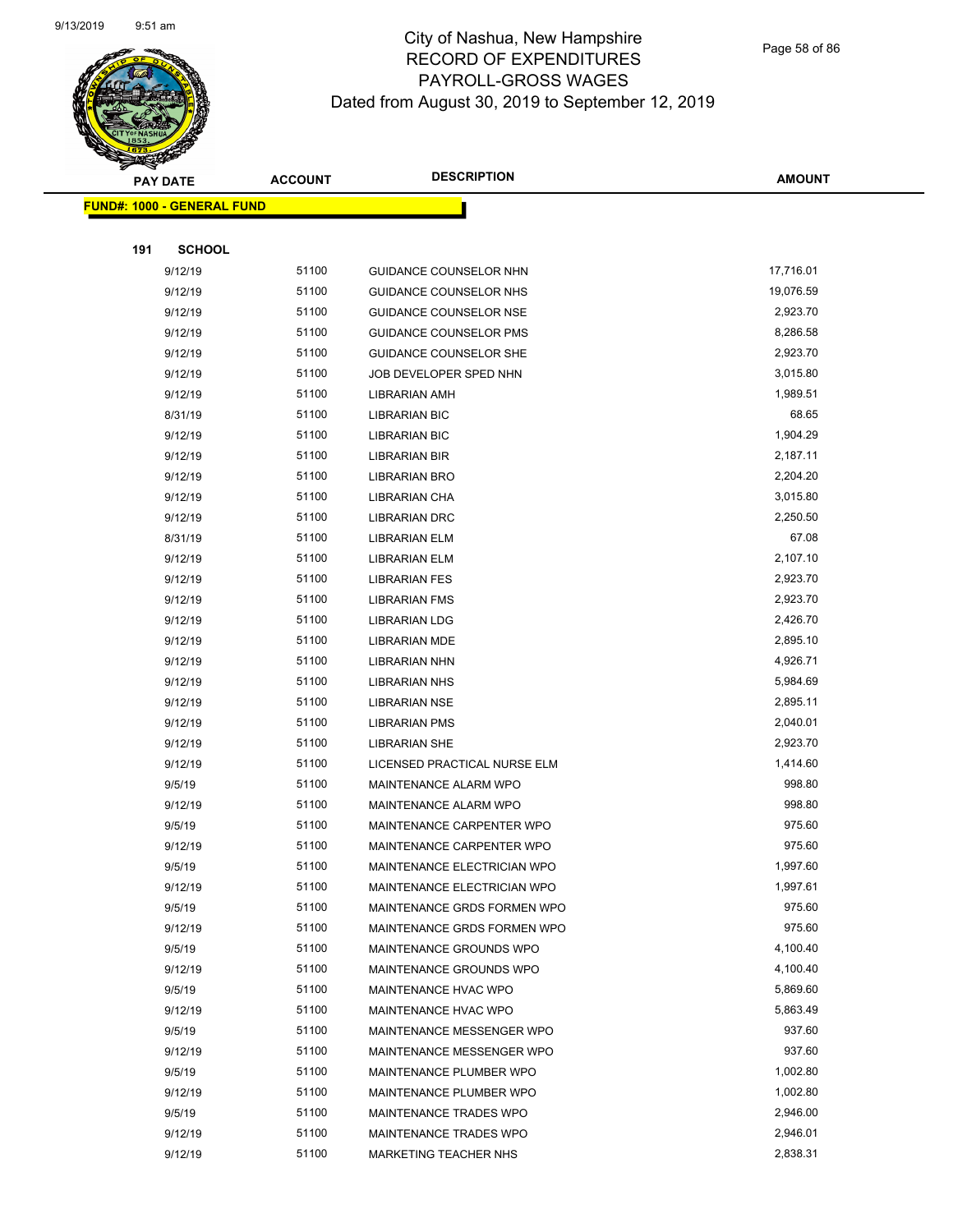# City of Nashua, New Hampshire
## RECORD OF EXPENDITURES
## PAYROLL-GROSS WAGES
### Dated from August 30, 2019 to September 12, 2019

| PAY DATE | ACCOUNT | DESCRIPTION | AMOUNT |
|---|---|---|---|

**FUND#: 1000 - GENERAL FUND**

**191 SCHOOL**

| PAY DATE | ACCOUNT | DESCRIPTION | AMOUNT |
|---|---|---|---|
| 9/12/19 | 51100 | GUIDANCE COUNSELOR NHN | 17,716.01 |
| 9/12/19 | 51100 | GUIDANCE COUNSELOR NHS | 19,076.59 |
| 9/12/19 | 51100 | GUIDANCE COUNSELOR NSE | 2,923.70 |
| 9/12/19 | 51100 | GUIDANCE COUNSELOR PMS | 8,286.58 |
| 9/12/19 | 51100 | GUIDANCE COUNSELOR SHE | 2,923.70 |
| 9/12/19 | 51100 | JOB DEVELOPER SPED NHN | 3,015.80 |
| 9/12/19 | 51100 | LIBRARIAN AMH | 1,989.51 |
| 8/31/19 | 51100 | LIBRARIAN BIC | 68.65 |
| 9/12/19 | 51100 | LIBRARIAN BIC | 1,904.29 |
| 9/12/19 | 51100 | LIBRARIAN BIR | 2,187.11 |
| 9/12/19 | 51100 | LIBRARIAN BRO | 2,204.20 |
| 9/12/19 | 51100 | LIBRARIAN CHA | 3,015.80 |
| 9/12/19 | 51100 | LIBRARIAN DRC | 2,250.50 |
| 8/31/19 | 51100 | LIBRARIAN ELM | 67.08 |
| 9/12/19 | 51100 | LIBRARIAN ELM | 2,107.10 |
| 9/12/19 | 51100 | LIBRARIAN FES | 2,923.70 |
| 9/12/19 | 51100 | LIBRARIAN FMS | 2,923.70 |
| 9/12/19 | 51100 | LIBRARIAN LDG | 2,426.70 |
| 9/12/19 | 51100 | LIBRARIAN MDE | 2,895.10 |
| 9/12/19 | 51100 | LIBRARIAN NHN | 4,926.71 |
| 9/12/19 | 51100 | LIBRARIAN NHS | 5,984.69 |
| 9/12/19 | 51100 | LIBRARIAN NSE | 2,895.11 |
| 9/12/19 | 51100 | LIBRARIAN PMS | 2,040.01 |
| 9/12/19 | 51100 | LIBRARIAN SHE | 2,923.70 |
| 9/12/19 | 51100 | LICENSED PRACTICAL NURSE ELM | 1,414.60 |
| 9/5/19 | 51100 | MAINTENANCE ALARM WPO | 998.80 |
| 9/12/19 | 51100 | MAINTENANCE ALARM WPO | 998.80 |
| 9/5/19 | 51100 | MAINTENANCE CARPENTER WPO | 975.60 |
| 9/12/19 | 51100 | MAINTENANCE CARPENTER WPO | 975.60 |
| 9/5/19 | 51100 | MAINTENANCE ELECTRICIAN WPO | 1,997.60 |
| 9/12/19 | 51100 | MAINTENANCE ELECTRICIAN WPO | 1,997.61 |
| 9/5/19 | 51100 | MAINTENANCE GRDS FORMEN WPO | 975.60 |
| 9/12/19 | 51100 | MAINTENANCE GRDS FORMEN WPO | 975.60 |
| 9/5/19 | 51100 | MAINTENANCE GROUNDS WPO | 4,100.40 |
| 9/12/19 | 51100 | MAINTENANCE GROUNDS WPO | 4,100.40 |
| 9/5/19 | 51100 | MAINTENANCE HVAC WPO | 5,869.60 |
| 9/12/19 | 51100 | MAINTENANCE HVAC WPO | 5,863.49 |
| 9/5/19 | 51100 | MAINTENANCE MESSENGER WPO | 937.60 |
| 9/12/19 | 51100 | MAINTENANCE MESSENGER WPO | 937.60 |
| 9/5/19 | 51100 | MAINTENANCE PLUMBER WPO | 1,002.80 |
| 9/12/19 | 51100 | MAINTENANCE PLUMBER WPO | 1,002.80 |
| 9/5/19 | 51100 | MAINTENANCE TRADES WPO | 2,946.00 |
| 9/12/19 | 51100 | MAINTENANCE TRADES WPO | 2,946.01 |
| 9/12/19 | 51100 | MARKETING TEACHER NHS | 2,838.31 |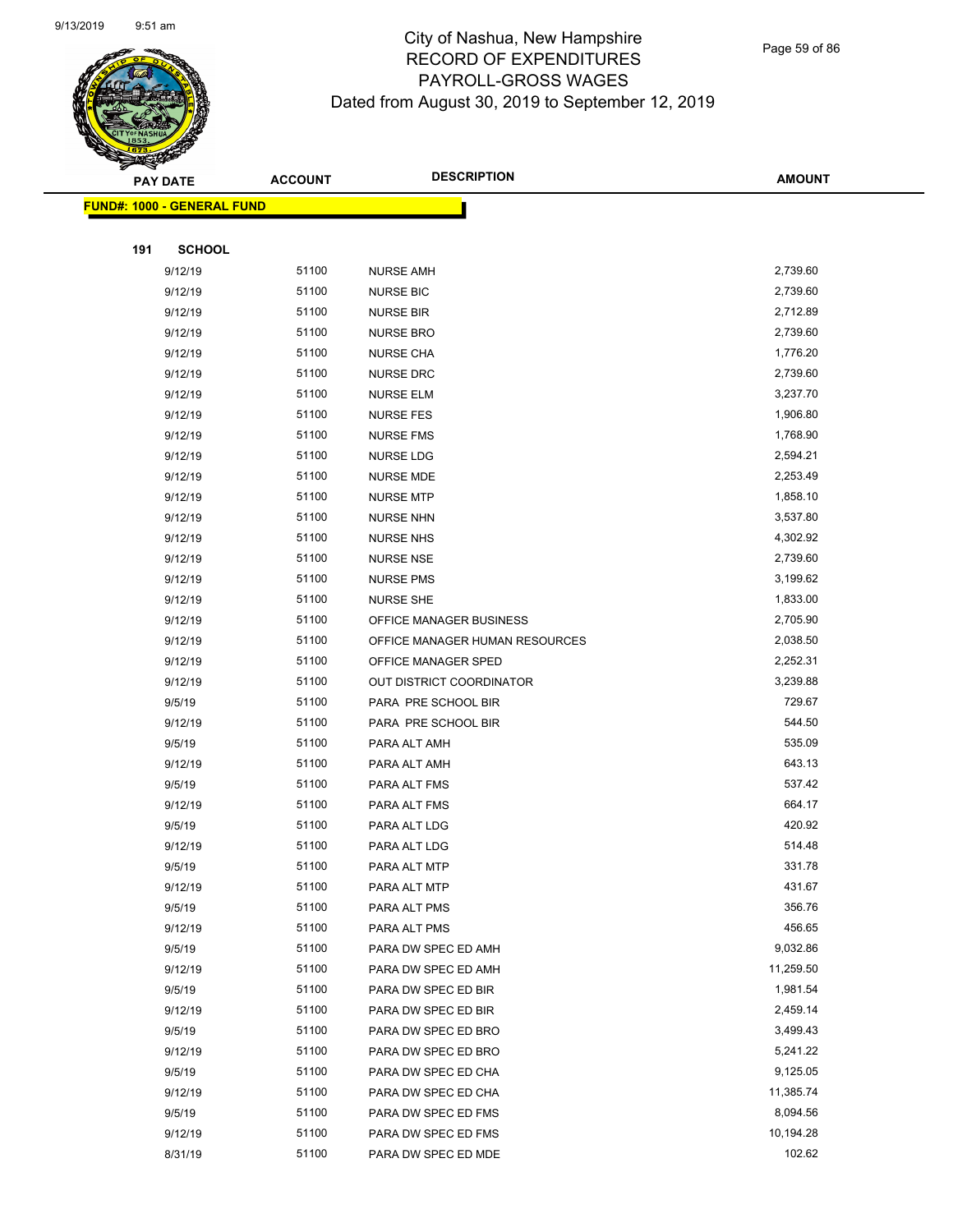# City of Nashua, New Hampshire
## RECORD OF EXPENDITURES
## PAYROLL-GROSS WAGES
## Dated from August 30, 2019 to September 12, 2019

**FUND#: 1000 - GENERAL FUND**

**191 SCHOOL**

| PAY DATE | ACCOUNT | DESCRIPTION | AMOUNT |
|---|---|---|---|
| 9/12/19 | 51100 | NURSE AMH | 2,739.60 |
| 9/12/19 | 51100 | NURSE BIC | 2,739.60 |
| 9/12/19 | 51100 | NURSE BIR | 2,712.89 |
| 9/12/19 | 51100 | NURSE BRO | 2,739.60 |
| 9/12/19 | 51100 | NURSE CHA | 1,776.20 |
| 9/12/19 | 51100 | NURSE DRC | 2,739.60 |
| 9/12/19 | 51100 | NURSE ELM | 3,237.70 |
| 9/12/19 | 51100 | NURSE FES | 1,906.80 |
| 9/12/19 | 51100 | NURSE FMS | 1,768.90 |
| 9/12/19 | 51100 | NURSE LDG | 2,594.21 |
| 9/12/19 | 51100 | NURSE MDE | 2,253.49 |
| 9/12/19 | 51100 | NURSE MTP | 1,858.10 |
| 9/12/19 | 51100 | NURSE NHN | 3,537.80 |
| 9/12/19 | 51100 | NURSE NHS | 4,302.92 |
| 9/12/19 | 51100 | NURSE NSE | 2,739.60 |
| 9/12/19 | 51100 | NURSE PMS | 3,199.62 |
| 9/12/19 | 51100 | NURSE SHE | 1,833.00 |
| 9/12/19 | 51100 | OFFICE MANAGER BUSINESS | 2,705.90 |
| 9/12/19 | 51100 | OFFICE MANAGER HUMAN RESOURCES | 2,038.50 |
| 9/12/19 | 51100 | OFFICE MANAGER SPED | 2,252.31 |
| 9/12/19 | 51100 | OUT DISTRICT COORDINATOR | 3,239.88 |
| 9/5/19 | 51100 | PARA PRE SCHOOL BIR | 729.67 |
| 9/12/19 | 51100 | PARA PRE SCHOOL BIR | 544.50 |
| 9/5/19 | 51100 | PARA ALT AMH | 535.09 |
| 9/12/19 | 51100 | PARA ALT AMH | 643.13 |
| 9/5/19 | 51100 | PARA ALT FMS | 537.42 |
| 9/12/19 | 51100 | PARA ALT FMS | 664.17 |
| 9/5/19 | 51100 | PARA ALT LDG | 420.92 |
| 9/12/19 | 51100 | PARA ALT LDG | 514.48 |
| 9/5/19 | 51100 | PARA ALT MTP | 331.78 |
| 9/12/19 | 51100 | PARA ALT MTP | 431.67 |
| 9/5/19 | 51100 | PARA ALT PMS | 356.76 |
| 9/12/19 | 51100 | PARA ALT PMS | 456.65 |
| 9/5/19 | 51100 | PARA DW SPEC ED AMH | 9,032.86 |
| 9/12/19 | 51100 | PARA DW SPEC ED AMH | 11,259.50 |
| 9/5/19 | 51100 | PARA DW SPEC ED BIR | 1,981.54 |
| 9/12/19 | 51100 | PARA DW SPEC ED BIR | 2,459.14 |
| 9/5/19 | 51100 | PARA DW SPEC ED BRO | 3,499.43 |
| 9/12/19 | 51100 | PARA DW SPEC ED BRO | 5,241.22 |
| 9/5/19 | 51100 | PARA DW SPEC ED CHA | 9,125.05 |
| 9/12/19 | 51100 | PARA DW SPEC ED CHA | 11,385.74 |
| 9/5/19 | 51100 | PARA DW SPEC ED FMS | 8,094.56 |
| 9/12/19 | 51100 | PARA DW SPEC ED FMS | 10,194.28 |
| 8/31/19 | 51100 | PARA DW SPEC ED MDE | 102.62 |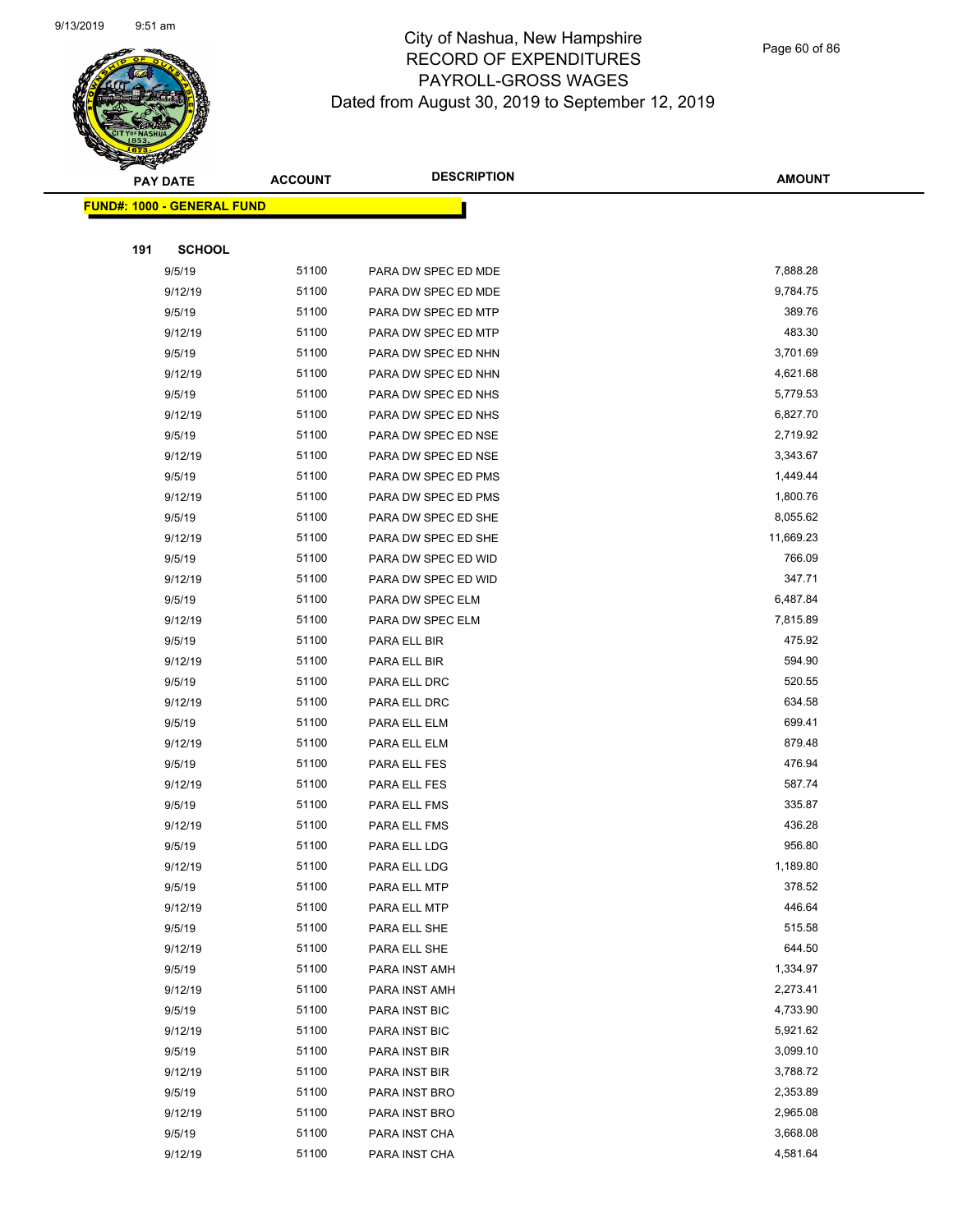# City of Nashua, New Hampshire
## RECORD OF EXPENDITURES
## PAYROLL-GROSS WAGES
## Dated from August 30, 2019 to September 12, 2019

| PAY DATE | ACCOUNT | DESCRIPTION | AMOUNT |
|---|---|---|---|

**FUND#: 1000 - GENERAL FUND**

**191 SCHOOL**

| PAY DATE | ACCOUNT | DESCRIPTION | AMOUNT |
|---|---|---|---|
| 9/5/19 | 51100 | PARA DW SPEC ED MDE | 7,888.28 |
| 9/12/19 | 51100 | PARA DW SPEC ED MDE | 9,784.75 |
| 9/5/19 | 51100 | PARA DW SPEC ED MTP | 389.76 |
| 9/12/19 | 51100 | PARA DW SPEC ED MTP | 483.30 |
| 9/5/19 | 51100 | PARA DW SPEC ED NHN | 3,701.69 |
| 9/12/19 | 51100 | PARA DW SPEC ED NHN | 4,621.68 |
| 9/5/19 | 51100 | PARA DW SPEC ED NHS | 5,779.53 |
| 9/12/19 | 51100 | PARA DW SPEC ED NHS | 6,827.70 |
| 9/5/19 | 51100 | PARA DW SPEC ED NSE | 2,719.92 |
| 9/12/19 | 51100 | PARA DW SPEC ED NSE | 3,343.67 |
| 9/5/19 | 51100 | PARA DW SPEC ED PMS | 1,449.44 |
| 9/12/19 | 51100 | PARA DW SPEC ED PMS | 1,800.76 |
| 9/5/19 | 51100 | PARA DW SPEC ED SHE | 8,055.62 |
| 9/12/19 | 51100 | PARA DW SPEC ED SHE | 11,669.23 |
| 9/5/19 | 51100 | PARA DW SPEC ED WID | 766.09 |
| 9/12/19 | 51100 | PARA DW SPEC ED WID | 347.71 |
| 9/5/19 | 51100 | PARA DW SPEC ELM | 6,487.84 |
| 9/12/19 | 51100 | PARA DW SPEC ELM | 7,815.89 |
| 9/5/19 | 51100 | PARA ELL BIR | 475.92 |
| 9/12/19 | 51100 | PARA ELL BIR | 594.90 |
| 9/5/19 | 51100 | PARA ELL DRC | 520.55 |
| 9/12/19 | 51100 | PARA ELL DRC | 634.58 |
| 9/5/19 | 51100 | PARA ELL ELM | 699.41 |
| 9/12/19 | 51100 | PARA ELL ELM | 879.48 |
| 9/5/19 | 51100 | PARA ELL FES | 476.94 |
| 9/12/19 | 51100 | PARA ELL FES | 587.74 |
| 9/5/19 | 51100 | PARA ELL FMS | 335.87 |
| 9/12/19 | 51100 | PARA ELL FMS | 436.28 |
| 9/5/19 | 51100 | PARA ELL LDG | 956.80 |
| 9/12/19 | 51100 | PARA ELL LDG | 1,189.80 |
| 9/5/19 | 51100 | PARA ELL MTP | 378.52 |
| 9/12/19 | 51100 | PARA ELL MTP | 446.64 |
| 9/5/19 | 51100 | PARA ELL SHE | 515.58 |
| 9/12/19 | 51100 | PARA ELL SHE | 644.50 |
| 9/5/19 | 51100 | PARA INST AMH | 1,334.97 |
| 9/12/19 | 51100 | PARA INST AMH | 2,273.41 |
| 9/5/19 | 51100 | PARA INST BIC | 4,733.90 |
| 9/12/19 | 51100 | PARA INST BIC | 5,921.62 |
| 9/5/19 | 51100 | PARA INST BIR | 3,099.10 |
| 9/12/19 | 51100 | PARA INST BIR | 3,788.72 |
| 9/5/19 | 51100 | PARA INST BRO | 2,353.89 |
| 9/12/19 | 51100 | PARA INST BRO | 2,965.08 |
| 9/5/19 | 51100 | PARA INST CHA | 3,668.08 |
| 9/12/19 | 51100 | PARA INST CHA | 4,581.64 |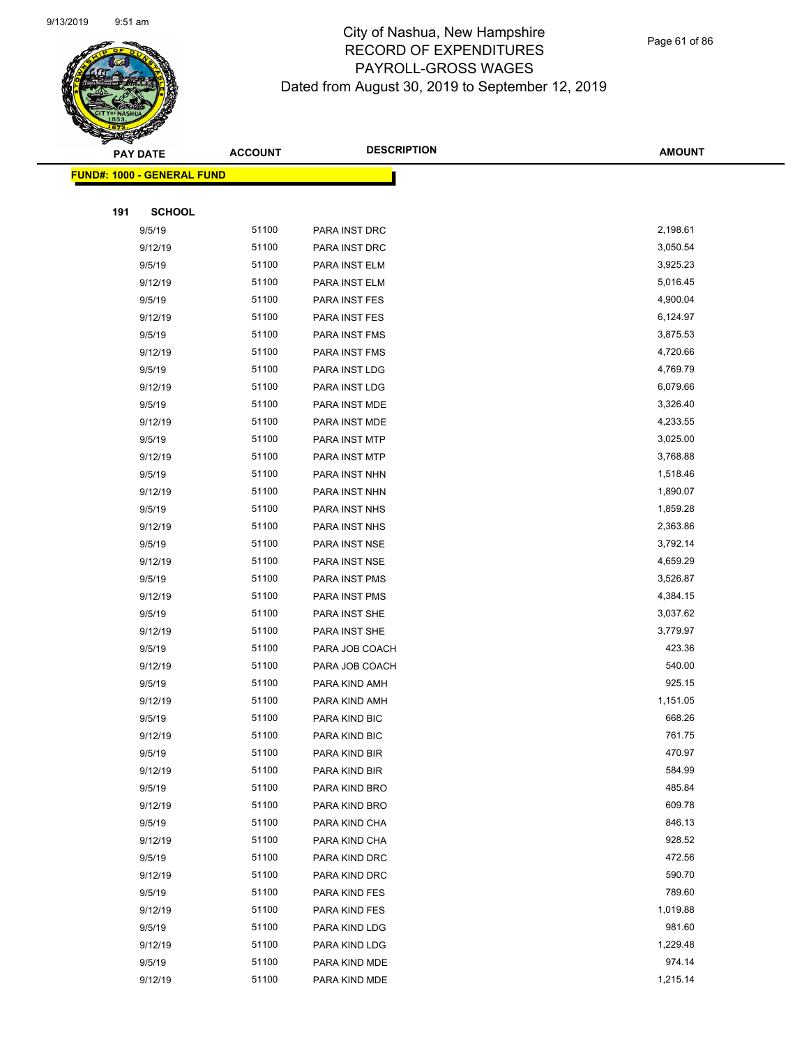# City of Nashua, New Hampshire
## RECORD OF EXPENDITURES
## PAYROLL-GROSS WAGES
### Dated from August 30, 2019 to September 12, 2019

| PAY DATE | ACCOUNT | DESCRIPTION | AMOUNT |
|---|---|---|---|

**FUND#: 1000 - GENERAL FUND**

**191 SCHOOL**

| PAY DATE | ACCOUNT | DESCRIPTION | AMOUNT |
|---|---|---|---|
| 9/5/19 | 51100 | PARA INST DRC | 2,198.61 |
| 9/12/19 | 51100 | PARA INST DRC | 3,050.54 |
| 9/5/19 | 51100 | PARA INST ELM | 3,925.23 |
| 9/12/19 | 51100 | PARA INST ELM | 5,016.45 |
| 9/5/19 | 51100 | PARA INST FES | 4,900.04 |
| 9/12/19 | 51100 | PARA INST FES | 6,124.97 |
| 9/5/19 | 51100 | PARA INST FMS | 3,875.53 |
| 9/12/19 | 51100 | PARA INST FMS | 4,720.66 |
| 9/5/19 | 51100 | PARA INST LDG | 4,769.79 |
| 9/12/19 | 51100 | PARA INST LDG | 6,079.66 |
| 9/5/19 | 51100 | PARA INST MDE | 3,326.40 |
| 9/12/19 | 51100 | PARA INST MDE | 4,233.55 |
| 9/5/19 | 51100 | PARA INST MTP | 3,025.00 |
| 9/12/19 | 51100 | PARA INST MTP | 3,768.88 |
| 9/5/19 | 51100 | PARA INST NHN | 1,518.46 |
| 9/12/19 | 51100 | PARA INST NHN | 1,890.07 |
| 9/5/19 | 51100 | PARA INST NHS | 1,859.28 |
| 9/12/19 | 51100 | PARA INST NHS | 2,363.86 |
| 9/5/19 | 51100 | PARA INST NSE | 3,792.14 |
| 9/12/19 | 51100 | PARA INST NSE | 4,659.29 |
| 9/5/19 | 51100 | PARA INST PMS | 3,526.87 |
| 9/12/19 | 51100 | PARA INST PMS | 4,384.15 |
| 9/5/19 | 51100 | PARA INST SHE | 3,037.62 |
| 9/12/19 | 51100 | PARA INST SHE | 3,779.97 |
| 9/5/19 | 51100 | PARA JOB COACH | 423.36 |
| 9/12/19 | 51100 | PARA JOB COACH | 540.00 |
| 9/5/19 | 51100 | PARA KIND AMH | 925.15 |
| 9/12/19 | 51100 | PARA KIND AMH | 1,151.05 |
| 9/5/19 | 51100 | PARA KIND BIC | 668.26 |
| 9/12/19 | 51100 | PARA KIND BIC | 761.75 |
| 9/5/19 | 51100 | PARA KIND BIR | 470.97 |
| 9/12/19 | 51100 | PARA KIND BIR | 584.99 |
| 9/5/19 | 51100 | PARA KIND BRO | 485.84 |
| 9/12/19 | 51100 | PARA KIND BRO | 609.78 |
| 9/5/19 | 51100 | PARA KIND CHA | 846.13 |
| 9/12/19 | 51100 | PARA KIND CHA | 928.52 |
| 9/5/19 | 51100 | PARA KIND DRC | 472.56 |
| 9/12/19 | 51100 | PARA KIND DRC | 590.70 |
| 9/5/19 | 51100 | PARA KIND FES | 789.60 |
| 9/12/19 | 51100 | PARA KIND FES | 1,019.88 |
| 9/5/19 | 51100 | PARA KIND LDG | 981.60 |
| 9/12/19 | 51100 | PARA KIND LDG | 1,229.48 |
| 9/5/19 | 51100 | PARA KIND MDE | 974.14 |
| 9/12/19 | 51100 | PARA KIND MDE | 1,215.14 |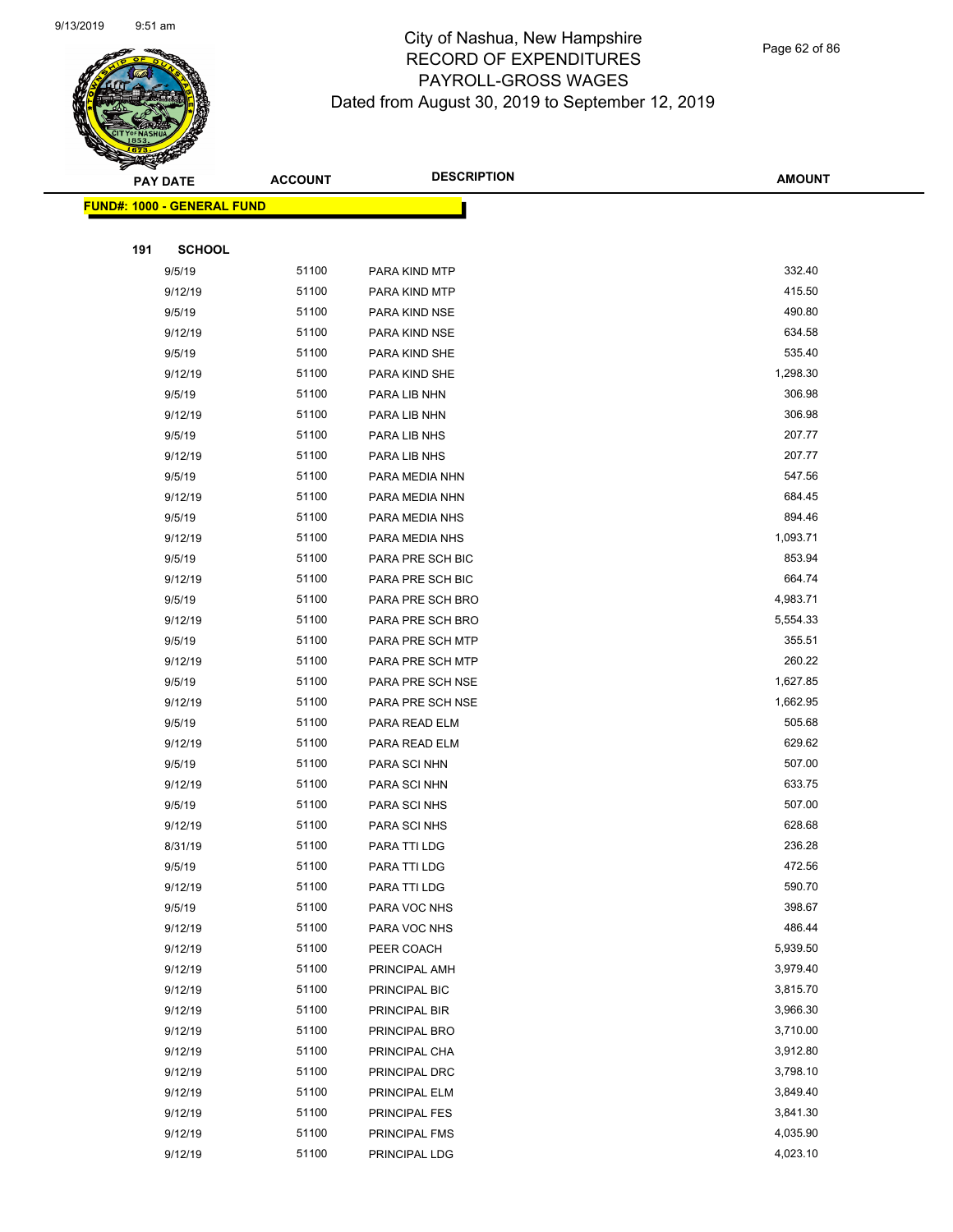# City of Nashua, New Hampshire
## RECORD OF EXPENDITURES
## PAYROLL-GROSS WAGES
### Dated from August 30, 2019 to September 12, 2019

| PAY DATE | ACCOUNT | DESCRIPTION | AMOUNT |
|---|---|---|---|
| **FUND#: 1000 - GENERAL FUND** | | | |
| **191 SCHOOL** | | | |
| 9/5/19 | 51100 | PARA KIND MTP | 332.40 |
| 9/12/19 | 51100 | PARA KIND MTP | 415.50 |
| 9/5/19 | 51100 | PARA KIND NSE | 490.80 |
| 9/12/19 | 51100 | PARA KIND NSE | 634.58 |
| 9/5/19 | 51100 | PARA KIND SHE | 535.40 |
| 9/12/19 | 51100 | PARA KIND SHE | 1,298.30 |
| 9/5/19 | 51100 | PARA LIB NHN | 306.98 |
| 9/12/19 | 51100 | PARA LIB NHN | 306.98 |
| 9/5/19 | 51100 | PARA LIB NHS | 207.77 |
| 9/12/19 | 51100 | PARA LIB NHS | 207.77 |
| 9/5/19 | 51100 | PARA MEDIA NHN | 547.56 |
| 9/12/19 | 51100 | PARA MEDIA NHN | 684.45 |
| 9/5/19 | 51100 | PARA MEDIA NHS | 894.46 |
| 9/12/19 | 51100 | PARA MEDIA NHS | 1,093.71 |
| 9/5/19 | 51100 | PARA PRE SCH BIC | 853.94 |
| 9/12/19 | 51100 | PARA PRE SCH BIC | 664.74 |
| 9/5/19 | 51100 | PARA PRE SCH BRO | 4,983.71 |
| 9/12/19 | 51100 | PARA PRE SCH BRO | 5,554.33 |
| 9/5/19 | 51100 | PARA PRE SCH MTP | 355.51 |
| 9/12/19 | 51100 | PARA PRE SCH MTP | 260.22 |
| 9/5/19 | 51100 | PARA PRE SCH NSE | 1,627.85 |
| 9/12/19 | 51100 | PARA PRE SCH NSE | 1,662.95 |
| 9/5/19 | 51100 | PARA READ ELM | 505.68 |
| 9/12/19 | 51100 | PARA READ ELM | 629.62 |
| 9/5/19 | 51100 | PARA SCI NHN | 507.00 |
| 9/12/19 | 51100 | PARA SCI NHN | 633.75 |
| 9/5/19 | 51100 | PARA SCI NHS | 507.00 |
| 9/12/19 | 51100 | PARA SCI NHS | 628.68 |
| 8/31/19 | 51100 | PARA TTI LDG | 236.28 |
| 9/5/19 | 51100 | PARA TTI LDG | 472.56 |
| 9/12/19 | 51100 | PARA TTI LDG | 590.70 |
| 9/5/19 | 51100 | PARA VOC NHS | 398.67 |
| 9/12/19 | 51100 | PARA VOC NHS | 486.44 |
| 9/12/19 | 51100 | PEER COACH | 5,939.50 |
| 9/12/19 | 51100 | PRINCIPAL AMH | 3,979.40 |
| 9/12/19 | 51100 | PRINCIPAL BIC | 3,815.70 |
| 9/12/19 | 51100 | PRINCIPAL BIR | 3,966.30 |
| 9/12/19 | 51100 | PRINCIPAL BRO | 3,710.00 |
| 9/12/19 | 51100 | PRINCIPAL CHA | 3,912.80 |
| 9/12/19 | 51100 | PRINCIPAL DRC | 3,798.10 |
| 9/12/19 | 51100 | PRINCIPAL ELM | 3,849.40 |
| 9/12/19 | 51100 | PRINCIPAL FES | 3,841.30 |
| 9/12/19 | 51100 | PRINCIPAL FMS | 4,035.90 |
| 9/12/19 | 51100 | PRINCIPAL LDG | 4,023.10 |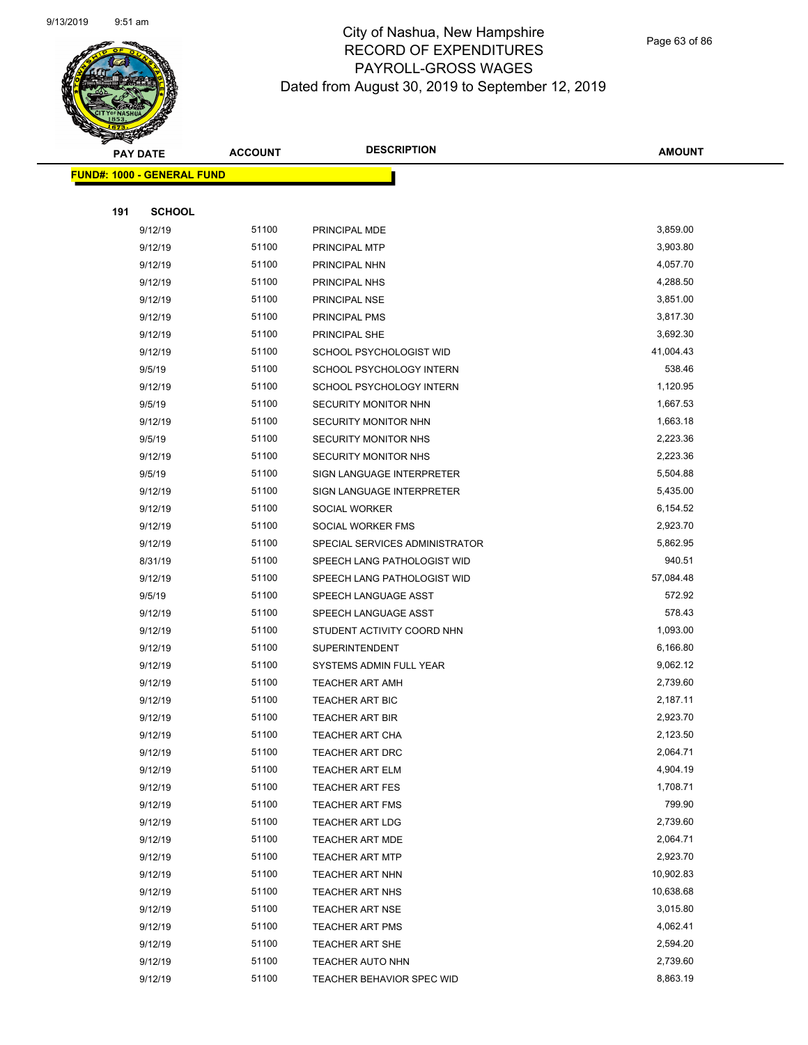# City of Nashua, New Hampshire
## RECORD OF EXPENDITURES
## PAYROLL-GROSS WAGES
## Dated from August 30, 2019 to September 12, 2019

**FUND#: 1000 - GENERAL FUND**

**191 SCHOOL**

| PAY DATE | ACCOUNT | DESCRIPTION | AMOUNT |
|---|---|---|---|
| 9/12/19 | 51100 | PRINCIPAL MDE | 3,859.00 |
| 9/12/19 | 51100 | PRINCIPAL MTP | 3,903.80 |
| 9/12/19 | 51100 | PRINCIPAL NHN | 4,057.70 |
| 9/12/19 | 51100 | PRINCIPAL NHS | 4,288.50 |
| 9/12/19 | 51100 | PRINCIPAL NSE | 3,851.00 |
| 9/12/19 | 51100 | PRINCIPAL PMS | 3,817.30 |
| 9/12/19 | 51100 | PRINCIPAL SHE | 3,692.30 |
| 9/12/19 | 51100 | SCHOOL PSYCHOLOGIST WID | 41,004.43 |
| 9/5/19 | 51100 | SCHOOL PSYCHOLOGY INTERN | 538.46 |
| 9/12/19 | 51100 | SCHOOL PSYCHOLOGY INTERN | 1,120.95 |
| 9/5/19 | 51100 | SECURITY MONITOR NHN | 1,667.53 |
| 9/12/19 | 51100 | SECURITY MONITOR NHN | 1,663.18 |
| 9/5/19 | 51100 | SECURITY MONITOR NHS | 2,223.36 |
| 9/12/19 | 51100 | SECURITY MONITOR NHS | 2,223.36 |
| 9/5/19 | 51100 | SIGN LANGUAGE INTERPRETER | 5,504.88 |
| 9/12/19 | 51100 | SIGN LANGUAGE INTERPRETER | 5,435.00 |
| 9/12/19 | 51100 | SOCIAL WORKER | 6,154.52 |
| 9/12/19 | 51100 | SOCIAL WORKER FMS | 2,923.70 |
| 9/12/19 | 51100 | SPECIAL SERVICES ADMINISTRATOR | 5,862.95 |
| 8/31/19 | 51100 | SPEECH LANG PATHOLOGIST WID | 940.51 |
| 9/12/19 | 51100 | SPEECH LANG PATHOLOGIST WID | 57,084.48 |
| 9/5/19 | 51100 | SPEECH LANGUAGE ASST | 572.92 |
| 9/12/19 | 51100 | SPEECH LANGUAGE ASST | 578.43 |
| 9/12/19 | 51100 | STUDENT ACTIVITY COORD NHN | 1,093.00 |
| 9/12/19 | 51100 | SUPERINTENDENT | 6,166.80 |
| 9/12/19 | 51100 | SYSTEMS ADMIN FULL YEAR | 9,062.12 |
| 9/12/19 | 51100 | TEACHER ART AMH | 2,739.60 |
| 9/12/19 | 51100 | TEACHER ART BIC | 2,187.11 |
| 9/12/19 | 51100 | TEACHER ART BIR | 2,923.70 |
| 9/12/19 | 51100 | TEACHER ART CHA | 2,123.50 |
| 9/12/19 | 51100 | TEACHER ART DRC | 2,064.71 |
| 9/12/19 | 51100 | TEACHER ART ELM | 4,904.19 |
| 9/12/19 | 51100 | TEACHER ART FES | 1,708.71 |
| 9/12/19 | 51100 | TEACHER ART FMS | 799.90 |
| 9/12/19 | 51100 | TEACHER ART LDG | 2,739.60 |
| 9/12/19 | 51100 | TEACHER ART MDE | 2,064.71 |
| 9/12/19 | 51100 | TEACHER ART MTP | 2,923.70 |
| 9/12/19 | 51100 | TEACHER ART NHN | 10,902.83 |
| 9/12/19 | 51100 | TEACHER ART NHS | 10,638.68 |
| 9/12/19 | 51100 | TEACHER ART NSE | 3,015.80 |
| 9/12/19 | 51100 | TEACHER ART PMS | 4,062.41 |
| 9/12/19 | 51100 | TEACHER ART SHE | 2,594.20 |
| 9/12/19 | 51100 | TEACHER AUTO NHN | 2,739.60 |
| 9/12/19 | 51100 | TEACHER BEHAVIOR SPEC WID | 8,863.19 |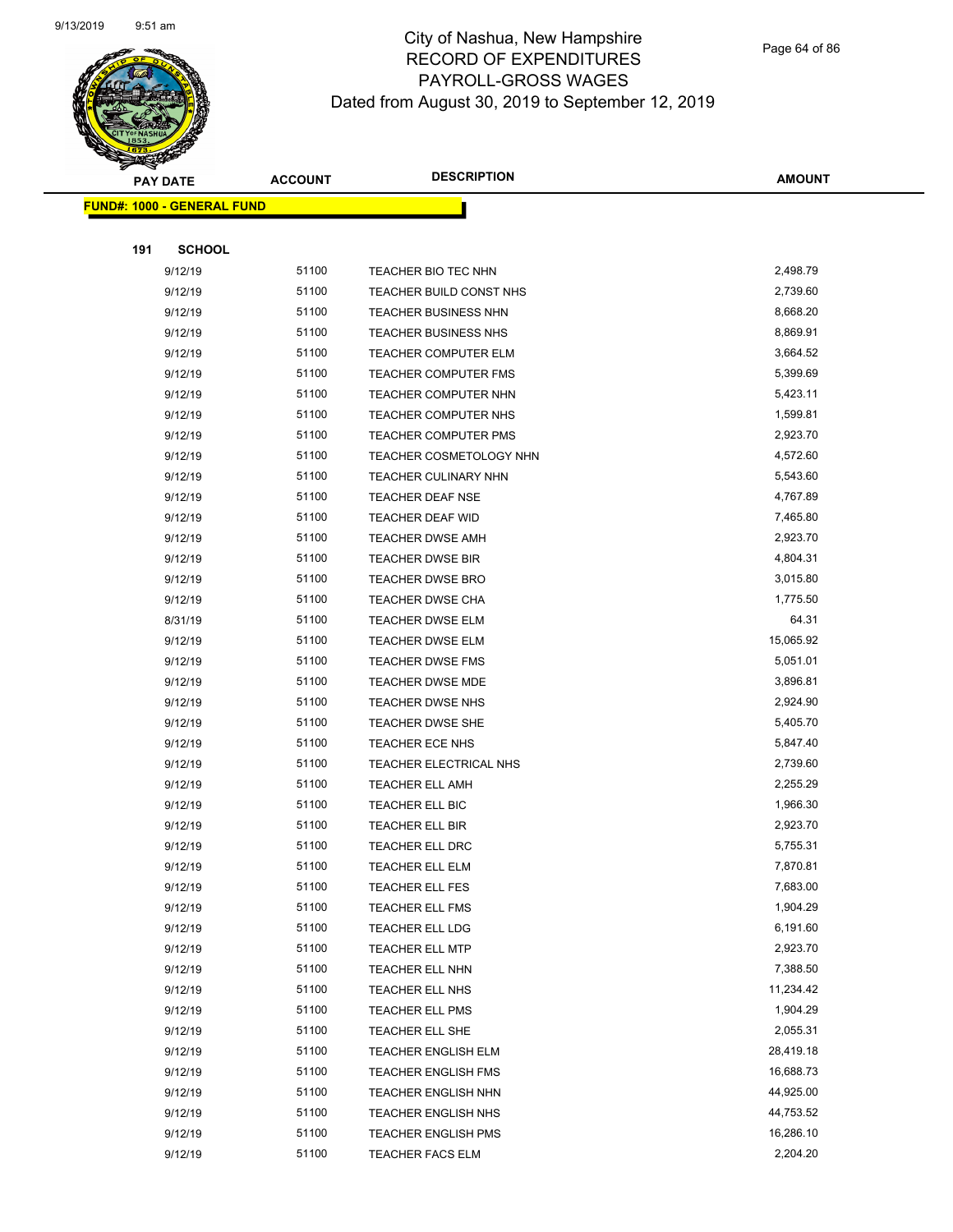# City of Nashua, New Hampshire
## RECORD OF EXPENDITURES
## PAYROLL-GROSS WAGES
## Dated from August 30, 2019 to September 12, 2019

**FUND#: 1000 - GENERAL FUND**

**191 SCHOOL**

| PAY DATE | ACCOUNT | DESCRIPTION | AMOUNT |
|---|---|---|---|
| 9/12/19 | 51100 | TEACHER BIO TEC NHN | 2,498.79 |
| 9/12/19 | 51100 | TEACHER BUILD CONST NHS | 2,739.60 |
| 9/12/19 | 51100 | TEACHER BUSINESS NHN | 8,668.20 |
| 9/12/19 | 51100 | TEACHER BUSINESS NHS | 8,869.91 |
| 9/12/19 | 51100 | TEACHER COMPUTER ELM | 3,664.52 |
| 9/12/19 | 51100 | TEACHER COMPUTER FMS | 5,399.69 |
| 9/12/19 | 51100 | TEACHER COMPUTER NHN | 5,423.11 |
| 9/12/19 | 51100 | TEACHER COMPUTER NHS | 1,599.81 |
| 9/12/19 | 51100 | TEACHER COMPUTER PMS | 2,923.70 |
| 9/12/19 | 51100 | TEACHER COSMETOLOGY NHN | 4,572.60 |
| 9/12/19 | 51100 | TEACHER CULINARY NHN | 5,543.60 |
| 9/12/19 | 51100 | TEACHER DEAF NSE | 4,767.89 |
| 9/12/19 | 51100 | TEACHER DEAF WID | 7,465.80 |
| 9/12/19 | 51100 | TEACHER DWSE AMH | 2,923.70 |
| 9/12/19 | 51100 | TEACHER DWSE BIR | 4,804.31 |
| 9/12/19 | 51100 | TEACHER DWSE BRO | 3,015.80 |
| 9/12/19 | 51100 | TEACHER DWSE CHA | 1,775.50 |
| 8/31/19 | 51100 | TEACHER DWSE ELM | 64.31 |
| 9/12/19 | 51100 | TEACHER DWSE ELM | 15,065.92 |
| 9/12/19 | 51100 | TEACHER DWSE FMS | 5,051.01 |
| 9/12/19 | 51100 | TEACHER DWSE MDE | 3,896.81 |
| 9/12/19 | 51100 | TEACHER DWSE NHS | 2,924.90 |
| 9/12/19 | 51100 | TEACHER DWSE SHE | 5,405.70 |
| 9/12/19 | 51100 | TEACHER ECE NHS | 5,847.40 |
| 9/12/19 | 51100 | TEACHER ELECTRICAL NHS | 2,739.60 |
| 9/12/19 | 51100 | TEACHER ELL AMH | 2,255.29 |
| 9/12/19 | 51100 | TEACHER ELL BIC | 1,966.30 |
| 9/12/19 | 51100 | TEACHER ELL BIR | 2,923.70 |
| 9/12/19 | 51100 | TEACHER ELL DRC | 5,755.31 |
| 9/12/19 | 51100 | TEACHER ELL ELM | 7,870.81 |
| 9/12/19 | 51100 | TEACHER ELL FES | 7,683.00 |
| 9/12/19 | 51100 | TEACHER ELL FMS | 1,904.29 |
| 9/12/19 | 51100 | TEACHER ELL LDG | 6,191.60 |
| 9/12/19 | 51100 | TEACHER ELL MTP | 2,923.70 |
| 9/12/19 | 51100 | TEACHER ELL NHN | 7,388.50 |
| 9/12/19 | 51100 | TEACHER ELL NHS | 11,234.42 |
| 9/12/19 | 51100 | TEACHER ELL PMS | 1,904.29 |
| 9/12/19 | 51100 | TEACHER ELL SHE | 2,055.31 |
| 9/12/19 | 51100 | TEACHER ENGLISH ELM | 28,419.18 |
| 9/12/19 | 51100 | TEACHER ENGLISH FMS | 16,688.73 |
| 9/12/19 | 51100 | TEACHER ENGLISH NHN | 44,925.00 |
| 9/12/19 | 51100 | TEACHER ENGLISH NHS | 44,753.52 |
| 9/12/19 | 51100 | TEACHER ENGLISH PMS | 16,286.10 |
| 9/12/19 | 51100 | TEACHER FACS ELM | 2,204.20 |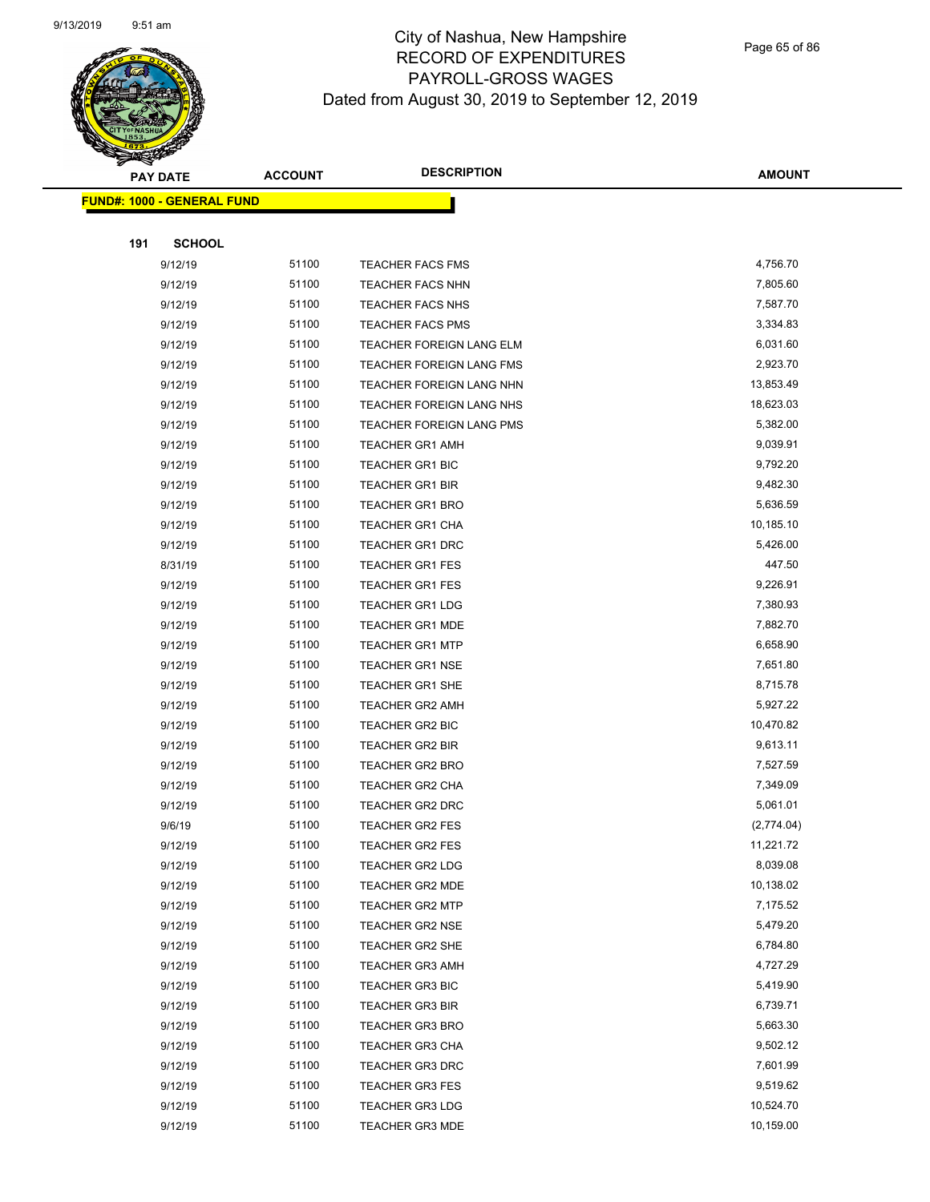# City of Nashua, New Hampshire
# RECORD OF EXPENDITURES
# PAYROLL-GROSS WAGES
# Dated from August 30, 2019 to September 12, 2019

**FUND#: 1000 - GENERAL FUND**

**191 SCHOOL**

| PAY DATE | ACCOUNT | DESCRIPTION | AMOUNT |
|---|---|---|---|
| 9/12/19 | 51100 | TEACHER FACS FMS | 4,756.70 |
| 9/12/19 | 51100 | TEACHER FACS NHN | 7,805.60 |
| 9/12/19 | 51100 | TEACHER FACS NHS | 7,587.70 |
| 9/12/19 | 51100 | TEACHER FACS PMS | 3,334.83 |
| 9/12/19 | 51100 | TEACHER FOREIGN LANG ELM | 6,031.60 |
| 9/12/19 | 51100 | TEACHER FOREIGN LANG FMS | 2,923.70 |
| 9/12/19 | 51100 | TEACHER FOREIGN LANG NHN | 13,853.49 |
| 9/12/19 | 51100 | TEACHER FOREIGN LANG NHS | 18,623.03 |
| 9/12/19 | 51100 | TEACHER FOREIGN LANG PMS | 5,382.00 |
| 9/12/19 | 51100 | TEACHER GR1 AMH | 9,039.91 |
| 9/12/19 | 51100 | TEACHER GR1 BIC | 9,792.20 |
| 9/12/19 | 51100 | TEACHER GR1 BIR | 9,482.30 |
| 9/12/19 | 51100 | TEACHER GR1 BRO | 5,636.59 |
| 9/12/19 | 51100 | TEACHER GR1 CHA | 10,185.10 |
| 9/12/19 | 51100 | TEACHER GR1 DRC | 5,426.00 |
| 8/31/19 | 51100 | TEACHER GR1 FES | 447.50 |
| 9/12/19 | 51100 | TEACHER GR1 FES | 9,226.91 |
| 9/12/19 | 51100 | TEACHER GR1 LDG | 7,380.93 |
| 9/12/19 | 51100 | TEACHER GR1 MDE | 7,882.70 |
| 9/12/19 | 51100 | TEACHER GR1 MTP | 6,658.90 |
| 9/12/19 | 51100 | TEACHER GR1 NSE | 7,651.80 |
| 9/12/19 | 51100 | TEACHER GR1 SHE | 8,715.78 |
| 9/12/19 | 51100 | TEACHER GR2 AMH | 5,927.22 |
| 9/12/19 | 51100 | TEACHER GR2 BIC | 10,470.82 |
| 9/12/19 | 51100 | TEACHER GR2 BIR | 9,613.11 |
| 9/12/19 | 51100 | TEACHER GR2 BRO | 7,527.59 |
| 9/12/19 | 51100 | TEACHER GR2 CHA | 7,349.09 |
| 9/12/19 | 51100 | TEACHER GR2 DRC | 5,061.01 |
| 9/6/19 | 51100 | TEACHER GR2 FES | (2,774.04) |
| 9/12/19 | 51100 | TEACHER GR2 FES | 11,221.72 |
| 9/12/19 | 51100 | TEACHER GR2 LDG | 8,039.08 |
| 9/12/19 | 51100 | TEACHER GR2 MDE | 10,138.02 |
| 9/12/19 | 51100 | TEACHER GR2 MTP | 7,175.52 |
| 9/12/19 | 51100 | TEACHER GR2 NSE | 5,479.20 |
| 9/12/19 | 51100 | TEACHER GR2 SHE | 6,784.80 |
| 9/12/19 | 51100 | TEACHER GR3 AMH | 4,727.29 |
| 9/12/19 | 51100 | TEACHER GR3 BIC | 5,419.90 |
| 9/12/19 | 51100 | TEACHER GR3 BIR | 6,739.71 |
| 9/12/19 | 51100 | TEACHER GR3 BRO | 5,663.30 |
| 9/12/19 | 51100 | TEACHER GR3 CHA | 9,502.12 |
| 9/12/19 | 51100 | TEACHER GR3 DRC | 7,601.99 |
| 9/12/19 | 51100 | TEACHER GR3 FES | 9,519.62 |
| 9/12/19 | 51100 | TEACHER GR3 LDG | 10,524.70 |
| 9/12/19 | 51100 | TEACHER GR3 MDE | 10,159.00 |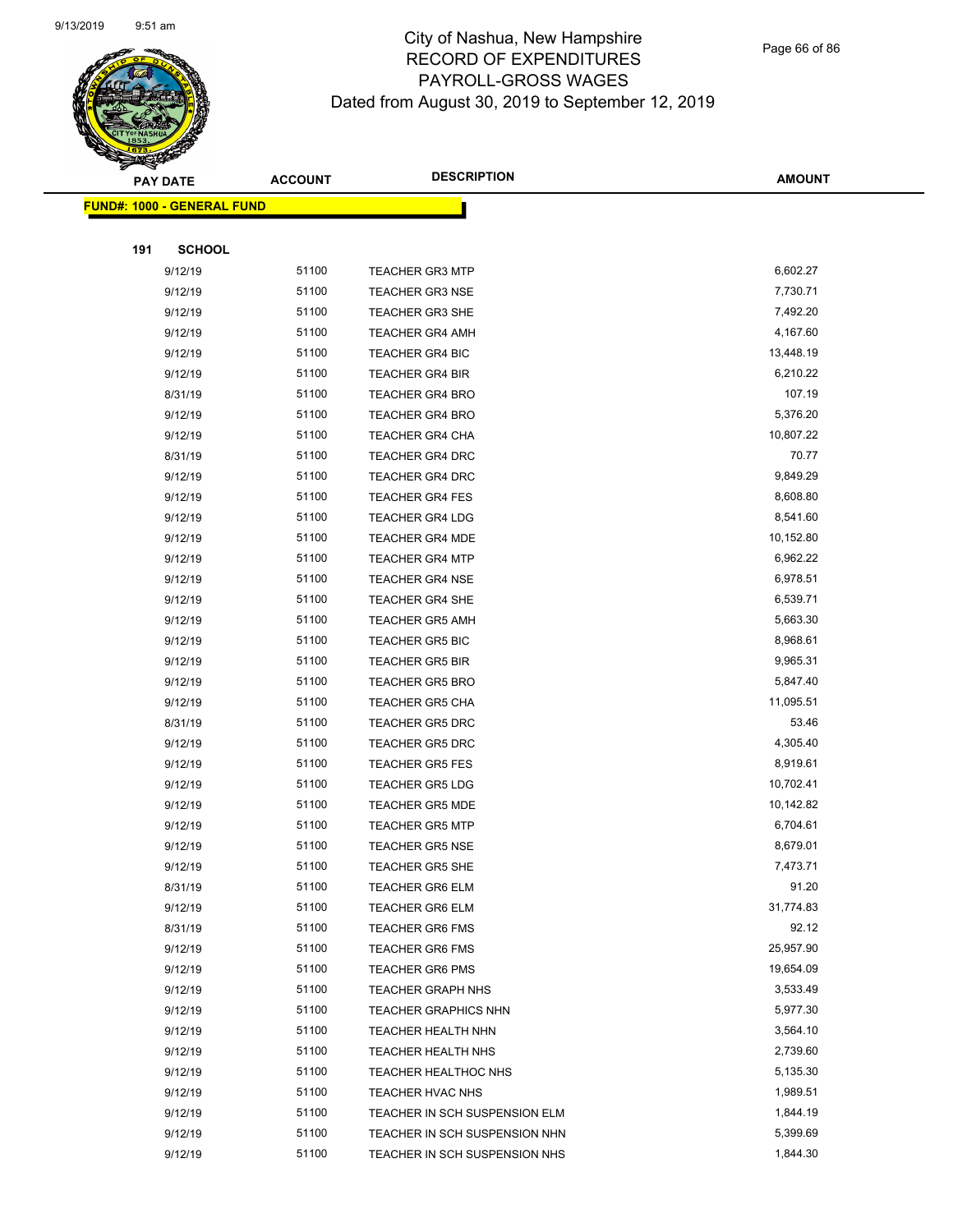# City of Nashua, New Hampshire
## RECORD OF EXPENDITURES
## PAYROLL-GROSS WAGES
### Dated from August 30, 2019 to September 12, 2019

| PAY DATE | ACCOUNT | DESCRIPTION | AMOUNT |
|---|---|---|---|

**FUND#: 1000 - GENERAL FUND**

**191 SCHOOL**

| PAY DATE | ACCOUNT | DESCRIPTION | AMOUNT |
|---|---|---|---|
| 9/12/19 | 51100 | TEACHER GR3 MTP | 6,602.27 |
| 9/12/19 | 51100 | TEACHER GR3 NSE | 7,730.71 |
| 9/12/19 | 51100 | TEACHER GR3 SHE | 7,492.20 |
| 9/12/19 | 51100 | TEACHER GR4 AMH | 4,167.60 |
| 9/12/19 | 51100 | TEACHER GR4 BIC | 13,448.19 |
| 9/12/19 | 51100 | TEACHER GR4 BIR | 6,210.22 |
| 8/31/19 | 51100 | TEACHER GR4 BRO | 107.19 |
| 9/12/19 | 51100 | TEACHER GR4 BRO | 5,376.20 |
| 9/12/19 | 51100 | TEACHER GR4 CHA | 10,807.22 |
| 8/31/19 | 51100 | TEACHER GR4 DRC | 70.77 |
| 9/12/19 | 51100 | TEACHER GR4 DRC | 9,849.29 |
| 9/12/19 | 51100 | TEACHER GR4 FES | 8,608.80 |
| 9/12/19 | 51100 | TEACHER GR4 LDG | 8,541.60 |
| 9/12/19 | 51100 | TEACHER GR4 MDE | 10,152.80 |
| 9/12/19 | 51100 | TEACHER GR4 MTP | 6,962.22 |
| 9/12/19 | 51100 | TEACHER GR4 NSE | 6,978.51 |
| 9/12/19 | 51100 | TEACHER GR4 SHE | 6,539.71 |
| 9/12/19 | 51100 | TEACHER GR5 AMH | 5,663.30 |
| 9/12/19 | 51100 | TEACHER GR5 BIC | 8,968.61 |
| 9/12/19 | 51100 | TEACHER GR5 BIR | 9,965.31 |
| 9/12/19 | 51100 | TEACHER GR5 BRO | 5,847.40 |
| 9/12/19 | 51100 | TEACHER GR5 CHA | 11,095.51 |
| 8/31/19 | 51100 | TEACHER GR5 DRC | 53.46 |
| 9/12/19 | 51100 | TEACHER GR5 DRC | 4,305.40 |
| 9/12/19 | 51100 | TEACHER GR5 FES | 8,919.61 |
| 9/12/19 | 51100 | TEACHER GR5 LDG | 10,702.41 |
| 9/12/19 | 51100 | TEACHER GR5 MDE | 10,142.82 |
| 9/12/19 | 51100 | TEACHER GR5 MTP | 6,704.61 |
| 9/12/19 | 51100 | TEACHER GR5 NSE | 8,679.01 |
| 9/12/19 | 51100 | TEACHER GR5 SHE | 7,473.71 |
| 8/31/19 | 51100 | TEACHER GR6 ELM | 91.20 |
| 9/12/19 | 51100 | TEACHER GR6 ELM | 31,774.83 |
| 8/31/19 | 51100 | TEACHER GR6 FMS | 92.12 |
| 9/12/19 | 51100 | TEACHER GR6 FMS | 25,957.90 |
| 9/12/19 | 51100 | TEACHER GR6 PMS | 19,654.09 |
| 9/12/19 | 51100 | TEACHER GRAPH NHS | 3,533.49 |
| 9/12/19 | 51100 | TEACHER GRAPHICS NHN | 5,977.30 |
| 9/12/19 | 51100 | TEACHER HEALTH NHN | 3,564.10 |
| 9/12/19 | 51100 | TEACHER HEALTH NHS | 2,739.60 |
| 9/12/19 | 51100 | TEACHER HEALTHOC NHS | 5,135.30 |
| 9/12/19 | 51100 | TEACHER HVAC NHS | 1,989.51 |
| 9/12/19 | 51100 | TEACHER IN SCH SUSPENSION ELM | 1,844.19 |
| 9/12/19 | 51100 | TEACHER IN SCH SUSPENSION NHN | 5,399.69 |
| 9/12/19 | 51100 | TEACHER IN SCH SUSPENSION NHS | 1,844.30 |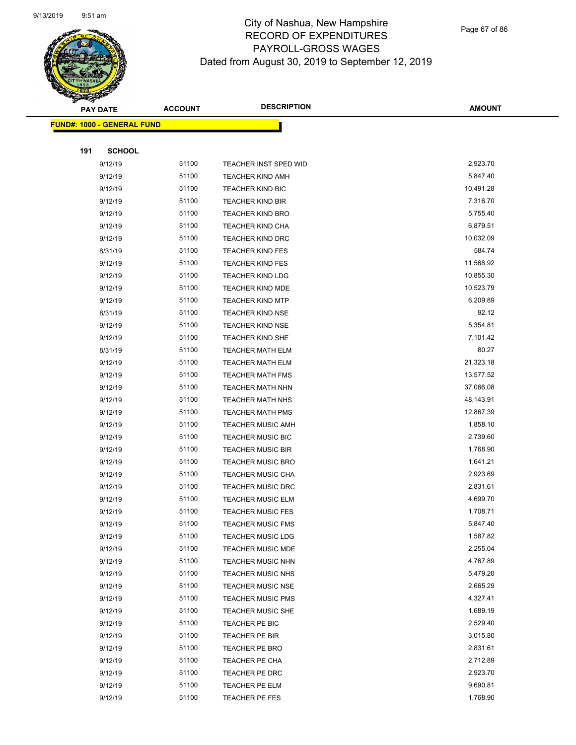# City of Nashua, New Hampshire
## RECORD OF EXPENDITURES
## PAYROLL-GROSS WAGES
## Dated from August 30, 2019 to September 12, 2019

**FUND#: 1000 - GENERAL FUND**

**191 SCHOOL**

| PAY DATE | ACCOUNT | DESCRIPTION | AMOUNT |
|---|---|---|---|
| 9/12/19 | 51100 | TEACHER INST SPED WID | 2,923.70 |
| 9/12/19 | 51100 | TEACHER KIND AMH | 5,847.40 |
| 9/12/19 | 51100 | TEACHER KIND BIC | 10,491.28 |
| 9/12/19 | 51100 | TEACHER KIND BIR | 7,316.70 |
| 9/12/19 | 51100 | TEACHER KIND BRO | 5,755.40 |
| 9/12/19 | 51100 | TEACHER KIND CHA | 6,879.51 |
| 9/12/19 | 51100 | TEACHER KIND DRC | 10,032.09 |
| 8/31/19 | 51100 | TEACHER KIND FES | 584.74 |
| 9/12/19 | 51100 | TEACHER KIND FES | 11,568.92 |
| 9/12/19 | 51100 | TEACHER KIND LDG | 10,855.30 |
| 9/12/19 | 51100 | TEACHER KIND MDE | 10,523.79 |
| 9/12/19 | 51100 | TEACHER KIND MTP | 6,209.89 |
| 8/31/19 | 51100 | TEACHER KIND NSE | 92.12 |
| 9/12/19 | 51100 | TEACHER KIND NSE | 5,354.81 |
| 9/12/19 | 51100 | TEACHER KIND SHE | 7,101.42 |
| 8/31/19 | 51100 | TEACHER MATH ELM | 80.27 |
| 9/12/19 | 51100 | TEACHER MATH ELM | 21,323.18 |
| 9/12/19 | 51100 | TEACHER MATH FMS | 13,577.52 |
| 9/12/19 | 51100 | TEACHER MATH NHN | 37,066.08 |
| 9/12/19 | 51100 | TEACHER MATH NHS | 48,143.91 |
| 9/12/19 | 51100 | TEACHER MATH PMS | 12,867.39 |
| 9/12/19 | 51100 | TEACHER MUSIC AMH | 1,858.10 |
| 9/12/19 | 51100 | TEACHER MUSIC BIC | 2,739.60 |
| 9/12/19 | 51100 | TEACHER MUSIC BIR | 1,768.90 |
| 9/12/19 | 51100 | TEACHER MUSIC BRO | 1,641.21 |
| 9/12/19 | 51100 | TEACHER MUSIC CHA | 2,923.69 |
| 9/12/19 | 51100 | TEACHER MUSIC DRC | 2,831.61 |
| 9/12/19 | 51100 | TEACHER MUSIC ELM | 4,699.70 |
| 9/12/19 | 51100 | TEACHER MUSIC FES | 1,708.71 |
| 9/12/19 | 51100 | TEACHER MUSIC FMS | 5,847.40 |
| 9/12/19 | 51100 | TEACHER MUSIC LDG | 1,587.82 |
| 9/12/19 | 51100 | TEACHER MUSIC MDE | 2,255.04 |
| 9/12/19 | 51100 | TEACHER MUSIC NHN | 4,767.89 |
| 9/12/19 | 51100 | TEACHER MUSIC NHS | 5,479.20 |
| 9/12/19 | 51100 | TEACHER MUSIC NSE | 2,665.29 |
| 9/12/19 | 51100 | TEACHER MUSIC PMS | 4,327.41 |
| 9/12/19 | 51100 | TEACHER MUSIC SHE | 1,689.19 |
| 9/12/19 | 51100 | TEACHER PE BIC | 2,529.40 |
| 9/12/19 | 51100 | TEACHER PE BIR | 3,015.80 |
| 9/12/19 | 51100 | TEACHER PE BRO | 2,831.61 |
| 9/12/19 | 51100 | TEACHER PE CHA | 2,712.89 |
| 9/12/19 | 51100 | TEACHER PE DRC | 2,923.70 |
| 9/12/19 | 51100 | TEACHER PE ELM | 9,690.81 |
| 9/12/19 | 51100 | TEACHER PE FES | 1,768.90 |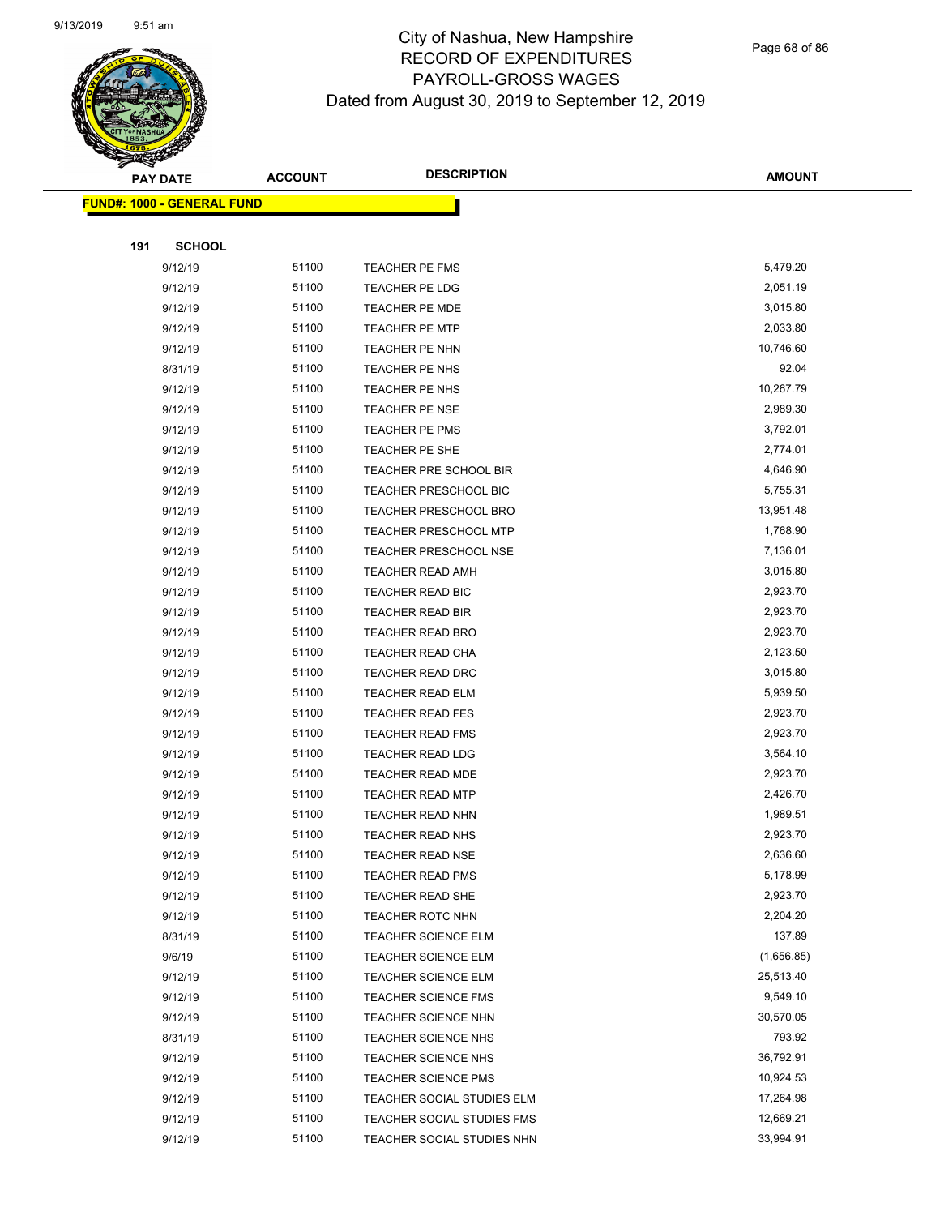# City of Nashua, New Hampshire
## RECORD OF EXPENDITURES
## PAYROLL-GROSS WAGES
## Dated from August 30, 2019 to September 12, 2019

| PAY DATE | ACCOUNT | DESCRIPTION | AMOUNT |
|---|---|---|---|
| **FUND#: 1000 - GENERAL FUND** | | | |
| **191 SCHOOL** | | | |
| 9/12/19 | 51100 | TEACHER PE FMS | 5,479.20 |
| 9/12/19 | 51100 | TEACHER PE LDG | 2,051.19 |
| 9/12/19 | 51100 | TEACHER PE MDE | 3,015.80 |
| 9/12/19 | 51100 | TEACHER PE MTP | 2,033.80 |
| 9/12/19 | 51100 | TEACHER PE NHN | 10,746.60 |
| 8/31/19 | 51100 | TEACHER PE NHS | 92.04 |
| 9/12/19 | 51100 | TEACHER PE NHS | 10,267.79 |
| 9/12/19 | 51100 | TEACHER PE NSE | 2,989.30 |
| 9/12/19 | 51100 | TEACHER PE PMS | 3,792.01 |
| 9/12/19 | 51100 | TEACHER PE SHE | 2,774.01 |
| 9/12/19 | 51100 | TEACHER PRE SCHOOL BIR | 4,646.90 |
| 9/12/19 | 51100 | TEACHER PRESCHOOL BIC | 5,755.31 |
| 9/12/19 | 51100 | TEACHER PRESCHOOL BRO | 13,951.48 |
| 9/12/19 | 51100 | TEACHER PRESCHOOL MTP | 1,768.90 |
| 9/12/19 | 51100 | TEACHER PRESCHOOL NSE | 7,136.01 |
| 9/12/19 | 51100 | TEACHER READ AMH | 3,015.80 |
| 9/12/19 | 51100 | TEACHER READ BIC | 2,923.70 |
| 9/12/19 | 51100 | TEACHER READ BIR | 2,923.70 |
| 9/12/19 | 51100 | TEACHER READ BRO | 2,923.70 |
| 9/12/19 | 51100 | TEACHER READ CHA | 2,123.50 |
| 9/12/19 | 51100 | TEACHER READ DRC | 3,015.80 |
| 9/12/19 | 51100 | TEACHER READ ELM | 5,939.50 |
| 9/12/19 | 51100 | TEACHER READ FES | 2,923.70 |
| 9/12/19 | 51100 | TEACHER READ FMS | 2,923.70 |
| 9/12/19 | 51100 | TEACHER READ LDG | 3,564.10 |
| 9/12/19 | 51100 | TEACHER READ MDE | 2,923.70 |
| 9/12/19 | 51100 | TEACHER READ MTP | 2,426.70 |
| 9/12/19 | 51100 | TEACHER READ NHN | 1,989.51 |
| 9/12/19 | 51100 | TEACHER READ NHS | 2,923.70 |
| 9/12/19 | 51100 | TEACHER READ NSE | 2,636.60 |
| 9/12/19 | 51100 | TEACHER READ PMS | 5,178.99 |
| 9/12/19 | 51100 | TEACHER READ SHE | 2,923.70 |
| 9/12/19 | 51100 | TEACHER ROTC NHN | 2,204.20 |
| 8/31/19 | 51100 | TEACHER SCIENCE ELM | 137.89 |
| 9/6/19 | 51100 | TEACHER SCIENCE ELM | (1,656.85) |
| 9/12/19 | 51100 | TEACHER SCIENCE ELM | 25,513.40 |
| 9/12/19 | 51100 | TEACHER SCIENCE FMS | 9,549.10 |
| 9/12/19 | 51100 | TEACHER SCIENCE NHN | 30,570.05 |
| 8/31/19 | 51100 | TEACHER SCIENCE NHS | 793.92 |
| 9/12/19 | 51100 | TEACHER SCIENCE NHS | 36,792.91 |
| 9/12/19 | 51100 | TEACHER SCIENCE PMS | 10,924.53 |
| 9/12/19 | 51100 | TEACHER SOCIAL STUDIES ELM | 17,264.98 |
| 9/12/19 | 51100 | TEACHER SOCIAL STUDIES FMS | 12,669.21 |
| 9/12/19 | 51100 | TEACHER SOCIAL STUDIES NHN | 33,994.91 |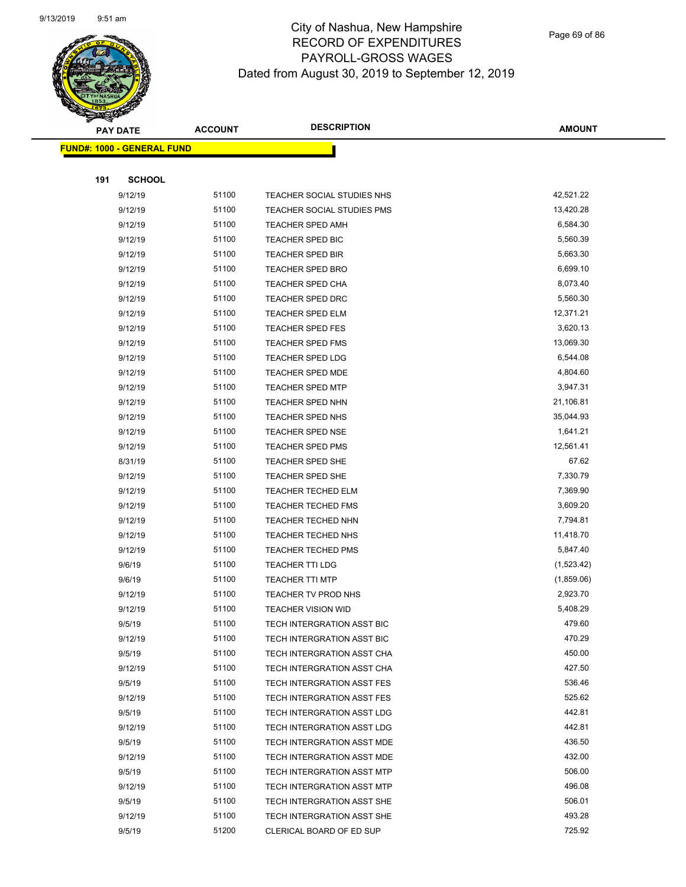# City of Nashua, New Hampshire
# RECORD OF EXPENDITURES
# PAYROLL-GROSS WAGES
# Dated from August 30, 2019 to September 12, 2019

**FUND#: 1000 - GENERAL FUND**

**191 SCHOOL**

| PAY DATE | ACCOUNT | DESCRIPTION | AMOUNT |
|---|---|---|---|
| 9/12/19 | 51100 | TEACHER SOCIAL STUDIES NHS | 42,521.22 |
| 9/12/19 | 51100 | TEACHER SOCIAL STUDIES PMS | 13,420.28 |
| 9/12/19 | 51100 | TEACHER SPED AMH | 6,584.30 |
| 9/12/19 | 51100 | TEACHER SPED BIC | 5,560.39 |
| 9/12/19 | 51100 | TEACHER SPED BIR | 5,663.30 |
| 9/12/19 | 51100 | TEACHER SPED BRO | 6,699.10 |
| 9/12/19 | 51100 | TEACHER SPED CHA | 8,073.40 |
| 9/12/19 | 51100 | TEACHER SPED DRC | 5,560.30 |
| 9/12/19 | 51100 | TEACHER SPED ELM | 12,371.21 |
| 9/12/19 | 51100 | TEACHER SPED FES | 3,620.13 |
| 9/12/19 | 51100 | TEACHER SPED FMS | 13,069.30 |
| 9/12/19 | 51100 | TEACHER SPED LDG | 6,544.08 |
| 9/12/19 | 51100 | TEACHER SPED MDE | 4,804.60 |
| 9/12/19 | 51100 | TEACHER SPED MTP | 3,947.31 |
| 9/12/19 | 51100 | TEACHER SPED NHN | 21,106.81 |
| 9/12/19 | 51100 | TEACHER SPED NHS | 35,044.93 |
| 9/12/19 | 51100 | TEACHER SPED NSE | 1,641.21 |
| 9/12/19 | 51100 | TEACHER SPED PMS | 12,561.41 |
| 8/31/19 | 51100 | TEACHER SPED SHE | 67.62 |
| 9/12/19 | 51100 | TEACHER SPED SHE | 7,330.79 |
| 9/12/19 | 51100 | TEACHER TECHED ELM | 7,369.90 |
| 9/12/19 | 51100 | TEACHER TECHED FMS | 3,609.20 |
| 9/12/19 | 51100 | TEACHER TECHED NHN | 7,794.81 |
| 9/12/19 | 51100 | TEACHER TECHED NHS | 11,418.70 |
| 9/12/19 | 51100 | TEACHER TECHED PMS | 5,847.40 |
| 9/6/19 | 51100 | TEACHER TTI LDG | (1,523.42) |
| 9/6/19 | 51100 | TEACHER TTI MTP | (1,859.06) |
| 9/12/19 | 51100 | TEACHER TV PROD NHS | 2,923.70 |
| 9/12/19 | 51100 | TEACHER VISION WID | 5,408.29 |
| 9/5/19 | 51100 | TECH INTERGRATION ASST BIC | 479.60 |
| 9/12/19 | 51100 | TECH INTERGRATION ASST BIC | 470.29 |
| 9/5/19 | 51100 | TECH INTERGRATION ASST CHA | 450.00 |
| 9/12/19 | 51100 | TECH INTERGRATION ASST CHA | 427.50 |
| 9/5/19 | 51100 | TECH INTERGRATION ASST FES | 536.46 |
| 9/12/19 | 51100 | TECH INTERGRATION ASST FES | 525.62 |
| 9/5/19 | 51100 | TECH INTERGRATION ASST LDG | 442.81 |
| 9/12/19 | 51100 | TECH INTERGRATION ASST LDG | 442.81 |
| 9/5/19 | 51100 | TECH INTERGRATION ASST MDE | 436.50 |
| 9/12/19 | 51100 | TECH INTERGRATION ASST MDE | 432.00 |
| 9/5/19 | 51100 | TECH INTERGRATION ASST MTP | 506.00 |
| 9/12/19 | 51100 | TECH INTERGRATION ASST MTP | 496.08 |
| 9/5/19 | 51100 | TECH INTERGRATION ASST SHE | 506.01 |
| 9/12/19 | 51100 | TECH INTERGRATION ASST SHE | 493.28 |
| 9/5/19 | 51200 | CLERICAL BOARD OF ED SUP | 725.92 |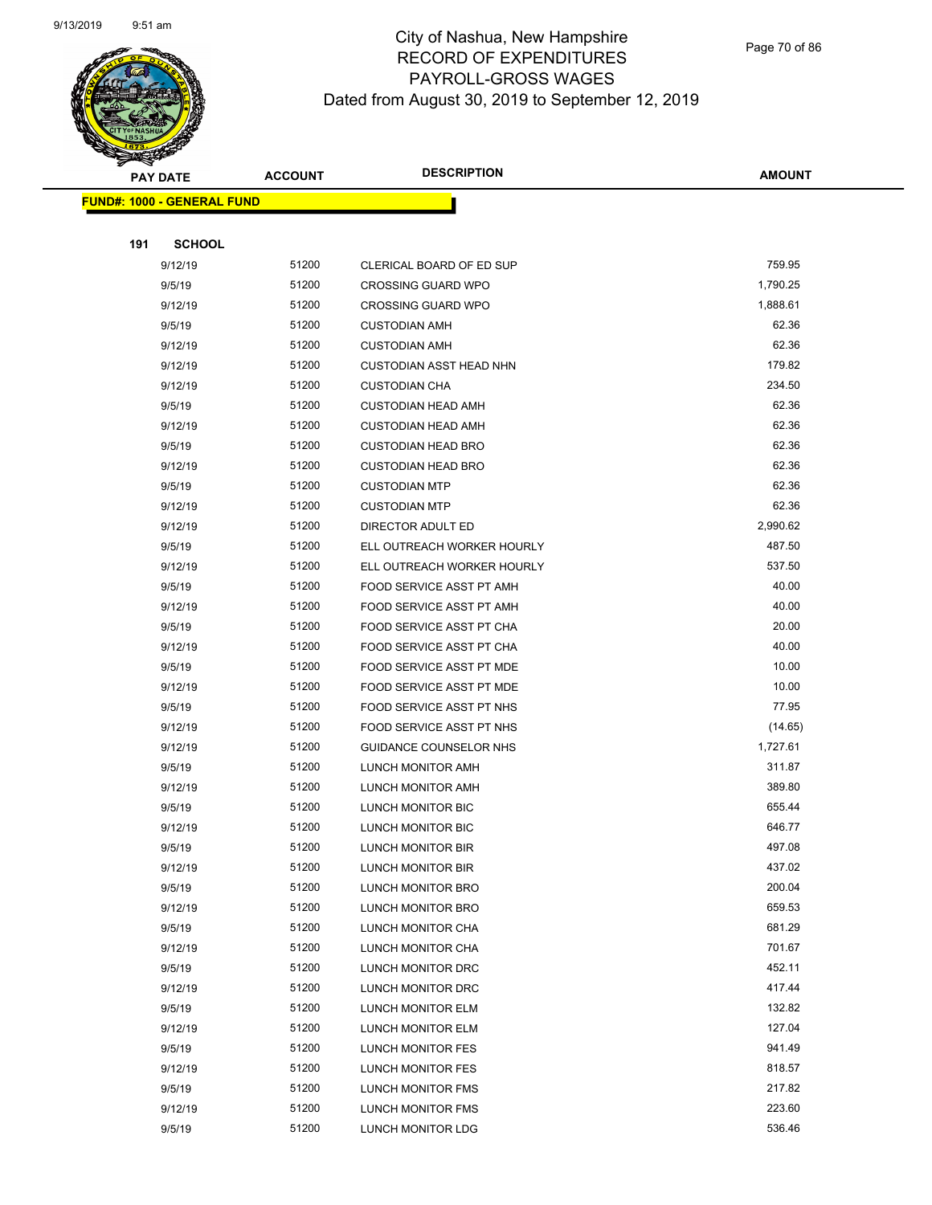# City of Nashua, New Hampshire
## RECORD OF EXPENDITURES
## PAYROLL-GROSS WAGES
## Dated from August 30, 2019 to September 12, 2019

| PAY DATE | ACCOUNT | DESCRIPTION | AMOUNT |
|---|---|---|---|

**FUND#: 1000 - GENERAL FUND**

**191 SCHOOL**

| PAY DATE | ACCOUNT | DESCRIPTION | AMOUNT |
|---|---|---|---|
| 9/12/19 | 51200 | CLERICAL BOARD OF ED SUP | 759.95 |
| 9/5/19 | 51200 | CROSSING GUARD WPO | 1,790.25 |
| 9/12/19 | 51200 | CROSSING GUARD WPO | 1,888.61 |
| 9/5/19 | 51200 | CUSTODIAN AMH | 62.36 |
| 9/12/19 | 51200 | CUSTODIAN AMH | 62.36 |
| 9/12/19 | 51200 | CUSTODIAN ASST HEAD NHN | 179.82 |
| 9/12/19 | 51200 | CUSTODIAN CHA | 234.50 |
| 9/5/19 | 51200 | CUSTODIAN HEAD AMH | 62.36 |
| 9/12/19 | 51200 | CUSTODIAN HEAD AMH | 62.36 |
| 9/5/19 | 51200 | CUSTODIAN HEAD BRO | 62.36 |
| 9/12/19 | 51200 | CUSTODIAN HEAD BRO | 62.36 |
| 9/5/19 | 51200 | CUSTODIAN MTP | 62.36 |
| 9/12/19 | 51200 | CUSTODIAN MTP | 62.36 |
| 9/12/19 | 51200 | DIRECTOR ADULT ED | 2,990.62 |
| 9/5/19 | 51200 | ELL OUTREACH WORKER HOURLY | 487.50 |
| 9/12/19 | 51200 | ELL OUTREACH WORKER HOURLY | 537.50 |
| 9/5/19 | 51200 | FOOD SERVICE ASST PT AMH | 40.00 |
| 9/12/19 | 51200 | FOOD SERVICE ASST PT AMH | 40.00 |
| 9/5/19 | 51200 | FOOD SERVICE ASST PT CHA | 20.00 |
| 9/12/19 | 51200 | FOOD SERVICE ASST PT CHA | 40.00 |
| 9/5/19 | 51200 | FOOD SERVICE ASST PT MDE | 10.00 |
| 9/12/19 | 51200 | FOOD SERVICE ASST PT MDE | 10.00 |
| 9/5/19 | 51200 | FOOD SERVICE ASST PT NHS | 77.95 |
| 9/12/19 | 51200 | FOOD SERVICE ASST PT NHS | (14.65) |
| 9/12/19 | 51200 | GUIDANCE COUNSELOR NHS | 1,727.61 |
| 9/5/19 | 51200 | LUNCH MONITOR AMH | 311.87 |
| 9/12/19 | 51200 | LUNCH MONITOR AMH | 389.80 |
| 9/5/19 | 51200 | LUNCH MONITOR BIC | 655.44 |
| 9/12/19 | 51200 | LUNCH MONITOR BIC | 646.77 |
| 9/5/19 | 51200 | LUNCH MONITOR BIR | 497.08 |
| 9/12/19 | 51200 | LUNCH MONITOR BIR | 437.02 |
| 9/5/19 | 51200 | LUNCH MONITOR BRO | 200.04 |
| 9/12/19 | 51200 | LUNCH MONITOR BRO | 659.53 |
| 9/5/19 | 51200 | LUNCH MONITOR CHA | 681.29 |
| 9/12/19 | 51200 | LUNCH MONITOR CHA | 701.67 |
| 9/5/19 | 51200 | LUNCH MONITOR DRC | 452.11 |
| 9/12/19 | 51200 | LUNCH MONITOR DRC | 417.44 |
| 9/5/19 | 51200 | LUNCH MONITOR ELM | 132.82 |
| 9/12/19 | 51200 | LUNCH MONITOR ELM | 127.04 |
| 9/5/19 | 51200 | LUNCH MONITOR FES | 941.49 |
| 9/12/19 | 51200 | LUNCH MONITOR FES | 818.57 |
| 9/5/19 | 51200 | LUNCH MONITOR FMS | 217.82 |
| 9/12/19 | 51200 | LUNCH MONITOR FMS | 223.60 |
| 9/5/19 | 51200 | LUNCH MONITOR LDG | 536.46 |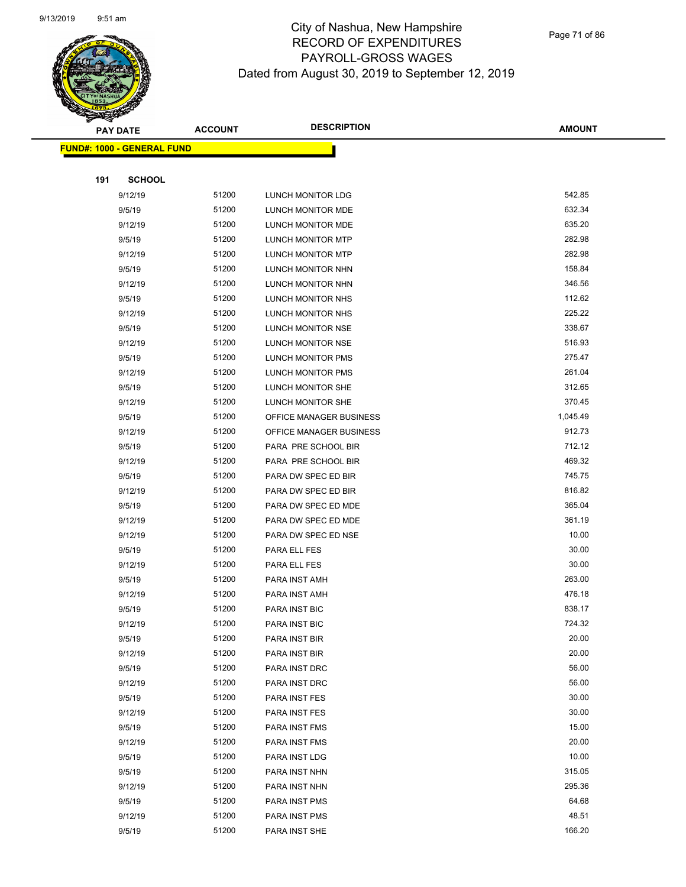# City of Nashua, New Hampshire
## RECORD OF EXPENDITURES
## PAYROLL-GROSS WAGES
## Dated from August 30, 2019 to September 12, 2019

| PAY DATE | ACCOUNT | DESCRIPTION | AMOUNT |
|---|---|---|---|

**FUND#: 1000 - GENERAL FUND**

**191 SCHOOL**

| PAY DATE | ACCOUNT | DESCRIPTION | AMOUNT |
|---|---|---|---|
| 9/12/19 | 51200 | LUNCH MONITOR LDG | 542.85 |
| 9/5/19 | 51200 | LUNCH MONITOR MDE | 632.34 |
| 9/12/19 | 51200 | LUNCH MONITOR MDE | 635.20 |
| 9/5/19 | 51200 | LUNCH MONITOR MTP | 282.98 |
| 9/12/19 | 51200 | LUNCH MONITOR MTP | 282.98 |
| 9/5/19 | 51200 | LUNCH MONITOR NHN | 158.84 |
| 9/12/19 | 51200 | LUNCH MONITOR NHN | 346.56 |
| 9/5/19 | 51200 | LUNCH MONITOR NHS | 112.62 |
| 9/12/19 | 51200 | LUNCH MONITOR NHS | 225.22 |
| 9/5/19 | 51200 | LUNCH MONITOR NSE | 338.67 |
| 9/12/19 | 51200 | LUNCH MONITOR NSE | 516.93 |
| 9/5/19 | 51200 | LUNCH MONITOR PMS | 275.47 |
| 9/12/19 | 51200 | LUNCH MONITOR PMS | 261.04 |
| 9/5/19 | 51200 | LUNCH MONITOR SHE | 312.65 |
| 9/12/19 | 51200 | LUNCH MONITOR SHE | 370.45 |
| 9/5/19 | 51200 | OFFICE MANAGER BUSINESS | 1,045.49 |
| 9/12/19 | 51200 | OFFICE MANAGER BUSINESS | 912.73 |
| 9/5/19 | 51200 | PARA PRE SCHOOL BIR | 712.12 |
| 9/12/19 | 51200 | PARA PRE SCHOOL BIR | 469.32 |
| 9/5/19 | 51200 | PARA DW SPEC ED BIR | 745.75 |
| 9/12/19 | 51200 | PARA DW SPEC ED BIR | 816.82 |
| 9/5/19 | 51200 | PARA DW SPEC ED MDE | 365.04 |
| 9/12/19 | 51200 | PARA DW SPEC ED MDE | 361.19 |
| 9/12/19 | 51200 | PARA DW SPEC ED NSE | 10.00 |
| 9/5/19 | 51200 | PARA ELL FES | 30.00 |
| 9/12/19 | 51200 | PARA ELL FES | 30.00 |
| 9/5/19 | 51200 | PARA INST AMH | 263.00 |
| 9/12/19 | 51200 | PARA INST AMH | 476.18 |
| 9/5/19 | 51200 | PARA INST BIC | 838.17 |
| 9/12/19 | 51200 | PARA INST BIC | 724.32 |
| 9/5/19 | 51200 | PARA INST BIR | 20.00 |
| 9/12/19 | 51200 | PARA INST BIR | 20.00 |
| 9/5/19 | 51200 | PARA INST DRC | 56.00 |
| 9/12/19 | 51200 | PARA INST DRC | 56.00 |
| 9/5/19 | 51200 | PARA INST FES | 30.00 |
| 9/12/19 | 51200 | PARA INST FES | 30.00 |
| 9/5/19 | 51200 | PARA INST FMS | 15.00 |
| 9/12/19 | 51200 | PARA INST FMS | 20.00 |
| 9/5/19 | 51200 | PARA INST LDG | 10.00 |
| 9/5/19 | 51200 | PARA INST NHN | 315.05 |
| 9/12/19 | 51200 | PARA INST NHN | 295.36 |
| 9/5/19 | 51200 | PARA INST PMS | 64.68 |
| 9/12/19 | 51200 | PARA INST PMS | 48.51 |
| 9/5/19 | 51200 | PARA INST SHE | 166.20 |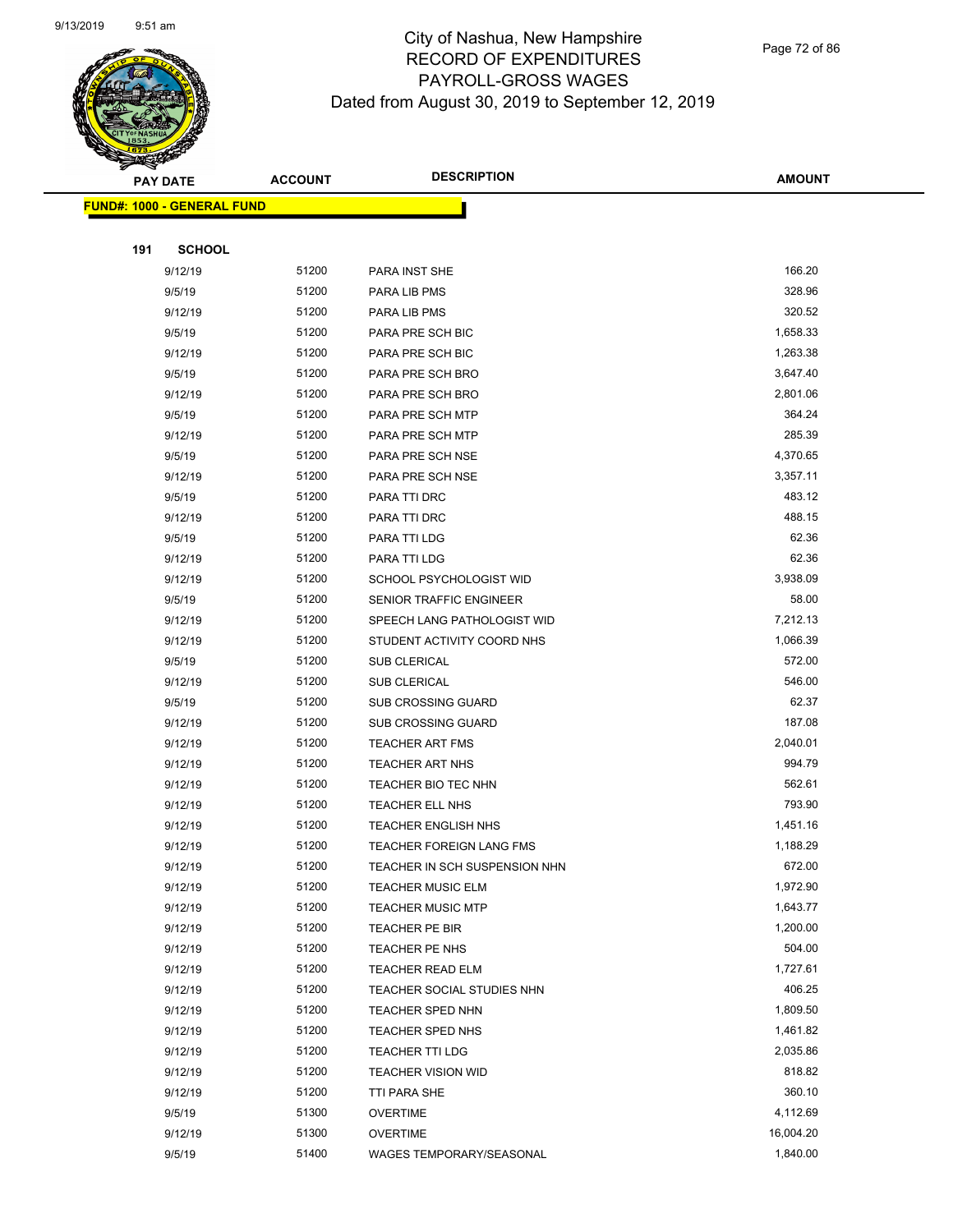# City of Nashua, New Hampshire
## RECORD OF EXPENDITURES
## PAYROLL-GROSS WAGES
### Dated from August 30, 2019 to September 12, 2019

| PAY DATE | ACCOUNT | DESCRIPTION | AMOUNT |
|---|---|---|---|

**FUND#: 1000 - GENERAL FUND**

**191 SCHOOL**

| PAY DATE | ACCOUNT | DESCRIPTION | AMOUNT |
|---|---|---|---|
| 9/12/19 | 51200 | PARA INST SHE | 166.20 |
| 9/5/19 | 51200 | PARA LIB PMS | 328.96 |
| 9/12/19 | 51200 | PARA LIB PMS | 320.52 |
| 9/5/19 | 51200 | PARA PRE SCH BIC | 1,658.33 |
| 9/12/19 | 51200 | PARA PRE SCH BIC | 1,263.38 |
| 9/5/19 | 51200 | PARA PRE SCH BRO | 3,647.40 |
| 9/12/19 | 51200 | PARA PRE SCH BRO | 2,801.06 |
| 9/5/19 | 51200 | PARA PRE SCH MTP | 364.24 |
| 9/12/19 | 51200 | PARA PRE SCH MTP | 285.39 |
| 9/5/19 | 51200 | PARA PRE SCH NSE | 4,370.65 |
| 9/12/19 | 51200 | PARA PRE SCH NSE | 3,357.11 |
| 9/5/19 | 51200 | PARA TTI DRC | 483.12 |
| 9/12/19 | 51200 | PARA TTI DRC | 488.15 |
| 9/5/19 | 51200 | PARA TTI LDG | 62.36 |
| 9/12/19 | 51200 | PARA TTI LDG | 62.36 |
| 9/12/19 | 51200 | SCHOOL PSYCHOLOGIST WID | 3,938.09 |
| 9/5/19 | 51200 | SENIOR TRAFFIC ENGINEER | 58.00 |
| 9/12/19 | 51200 | SPEECH LANG PATHOLOGIST WID | 7,212.13 |
| 9/12/19 | 51200 | STUDENT ACTIVITY COORD NHS | 1,066.39 |
| 9/5/19 | 51200 | SUB CLERICAL | 572.00 |
| 9/12/19 | 51200 | SUB CLERICAL | 546.00 |
| 9/5/19 | 51200 | SUB CROSSING GUARD | 62.37 |
| 9/12/19 | 51200 | SUB CROSSING GUARD | 187.08 |
| 9/12/19 | 51200 | TEACHER ART FMS | 2,040.01 |
| 9/12/19 | 51200 | TEACHER ART NHS | 994.79 |
| 9/12/19 | 51200 | TEACHER BIO TEC NHN | 562.61 |
| 9/12/19 | 51200 | TEACHER ELL NHS | 793.90 |
| 9/12/19 | 51200 | TEACHER ENGLISH NHS | 1,451.16 |
| 9/12/19 | 51200 | TEACHER FOREIGN LANG FMS | 1,188.29 |
| 9/12/19 | 51200 | TEACHER IN SCH SUSPENSION NHN | 672.00 |
| 9/12/19 | 51200 | TEACHER MUSIC ELM | 1,972.90 |
| 9/12/19 | 51200 | TEACHER MUSIC MTP | 1,643.77 |
| 9/12/19 | 51200 | TEACHER PE BIR | 1,200.00 |
| 9/12/19 | 51200 | TEACHER PE NHS | 504.00 |
| 9/12/19 | 51200 | TEACHER READ ELM | 1,727.61 |
| 9/12/19 | 51200 | TEACHER SOCIAL STUDIES NHN | 406.25 |
| 9/12/19 | 51200 | TEACHER SPED NHN | 1,809.50 |
| 9/12/19 | 51200 | TEACHER SPED NHS | 1,461.82 |
| 9/12/19 | 51200 | TEACHER TTI LDG | 2,035.86 |
| 9/12/19 | 51200 | TEACHER VISION WID | 818.82 |
| 9/12/19 | 51200 | TTI PARA SHE | 360.10 |
| 9/5/19 | 51300 | OVERTIME | 4,112.69 |
| 9/12/19 | 51300 | OVERTIME | 16,004.20 |
| 9/5/19 | 51400 | WAGES TEMPORARY/SEASONAL | 1,840.00 |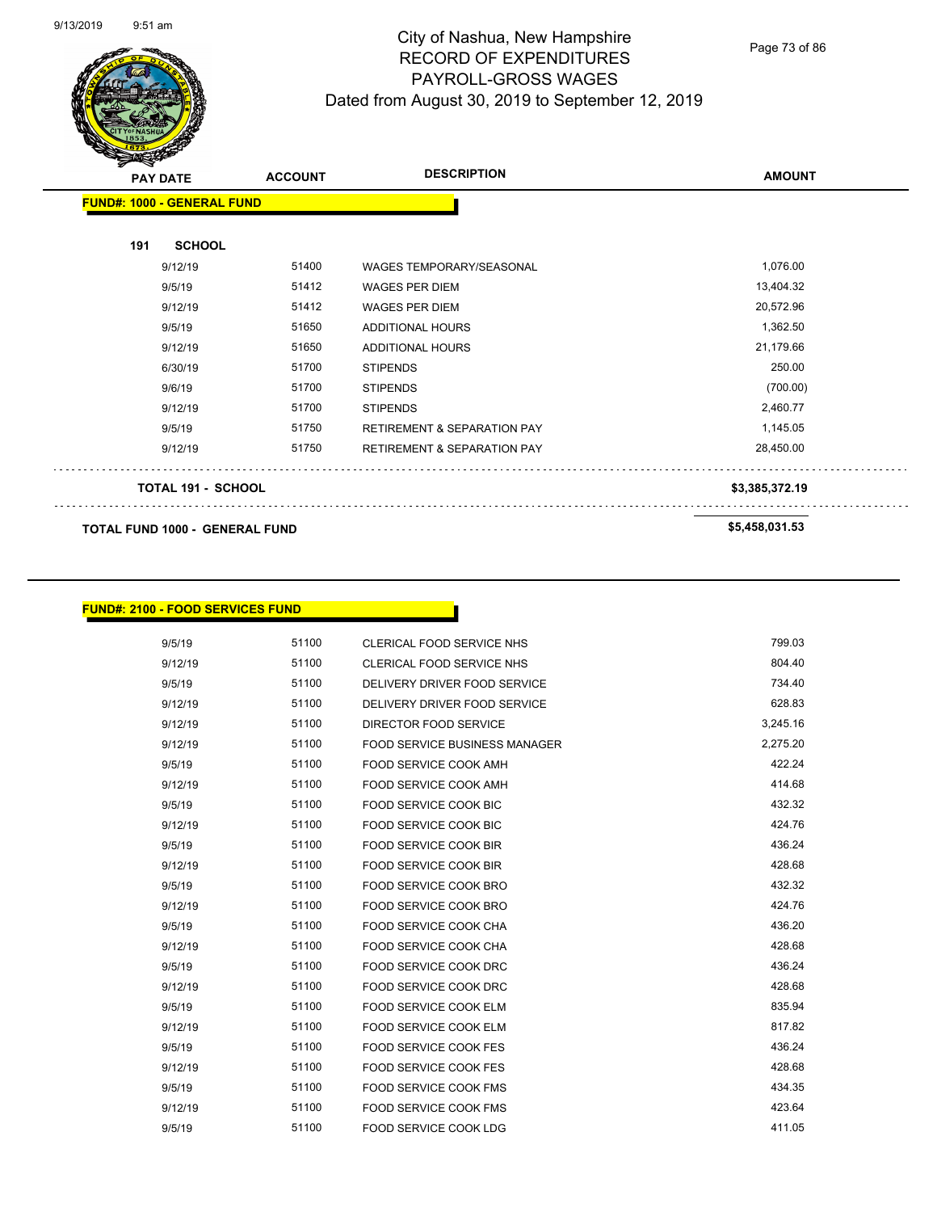# City of Nashua, New Hampshire
## RECORD OF EXPENDITURES
## PAYROLL-GROSS WAGES
### Dated from August 30, 2019 to September 12, 2019

| PAY DATE | ACCOUNT | DESCRIPTION | AMOUNT |
|---|---|---|---|
| **FUND#: 1000 - GENERAL FUND** | | | |
| **191 SCHOOL** | | | |
| 9/12/19 | 51400 | WAGES TEMPORARY/SEASONAL | 1,076.00 |
| 9/5/19 | 51412 | WAGES PER DIEM | 13,404.32 |
| 9/12/19 | 51412 | WAGES PER DIEM | 20,572.96 |
| 9/5/19 | 51650 | ADDITIONAL HOURS | 1,362.50 |
| 9/12/19 | 51650 | ADDITIONAL HOURS | 21,179.66 |
| 6/30/19 | 51700 | STIPENDS | 250.00 |
| 9/6/19 | 51700 | STIPENDS | (700.00) |
| 9/12/19 | 51700 | STIPENDS | 2,460.77 |
| 9/5/19 | 51750 | RETIREMENT & SEPARATION PAY | 1,145.05 |
| 9/12/19 | 51750 | RETIREMENT & SEPARATION PAY | 28,450.00 |
| **TOTAL 191 - SCHOOL** | | | **$3,385,372.19** |
| **TOTAL FUND 1000 - GENERAL FUND** | | | **$5,458,031.53** |

| PAY DATE | ACCOUNT | DESCRIPTION | AMOUNT |
|---|---|---|---|
| **FUND#: 2100 - FOOD SERVICES FUND** | | | |
| 9/5/19 | 51100 | CLERICAL FOOD SERVICE NHS | 799.03 |
| 9/12/19 | 51100 | CLERICAL FOOD SERVICE NHS | 804.40 |
| 9/5/19 | 51100 | DELIVERY DRIVER FOOD SERVICE | 734.40 |
| 9/12/19 | 51100 | DELIVERY DRIVER FOOD SERVICE | 628.83 |
| 9/12/19 | 51100 | DIRECTOR FOOD SERVICE | 3,245.16 |
| 9/12/19 | 51100 | FOOD SERVICE BUSINESS MANAGER | 2,275.20 |
| 9/5/19 | 51100 | FOOD SERVICE COOK AMH | 422.24 |
| 9/12/19 | 51100 | FOOD SERVICE COOK AMH | 414.68 |
| 9/5/19 | 51100 | FOOD SERVICE COOK BIC | 432.32 |
| 9/12/19 | 51100 | FOOD SERVICE COOK BIC | 424.76 |
| 9/5/19 | 51100 | FOOD SERVICE COOK BIR | 436.24 |
| 9/12/19 | 51100 | FOOD SERVICE COOK BIR | 428.68 |
| 9/5/19 | 51100 | FOOD SERVICE COOK BRO | 432.32 |
| 9/12/19 | 51100 | FOOD SERVICE COOK BRO | 424.76 |
| 9/5/19 | 51100 | FOOD SERVICE COOK CHA | 436.20 |
| 9/12/19 | 51100 | FOOD SERVICE COOK CHA | 428.68 |
| 9/5/19 | 51100 | FOOD SERVICE COOK DRC | 436.24 |
| 9/12/19 | 51100 | FOOD SERVICE COOK DRC | 428.68 |
| 9/5/19 | 51100 | FOOD SERVICE COOK ELM | 835.94 |
| 9/12/19 | 51100 | FOOD SERVICE COOK ELM | 817.82 |
| 9/5/19 | 51100 | FOOD SERVICE COOK FES | 436.24 |
| 9/12/19 | 51100 | FOOD SERVICE COOK FES | 428.68 |
| 9/5/19 | 51100 | FOOD SERVICE COOK FMS | 434.35 |
| 9/12/19 | 51100 | FOOD SERVICE COOK FMS | 423.64 |
| 9/5/19 | 51100 | FOOD SERVICE COOK LDG | 411.05 |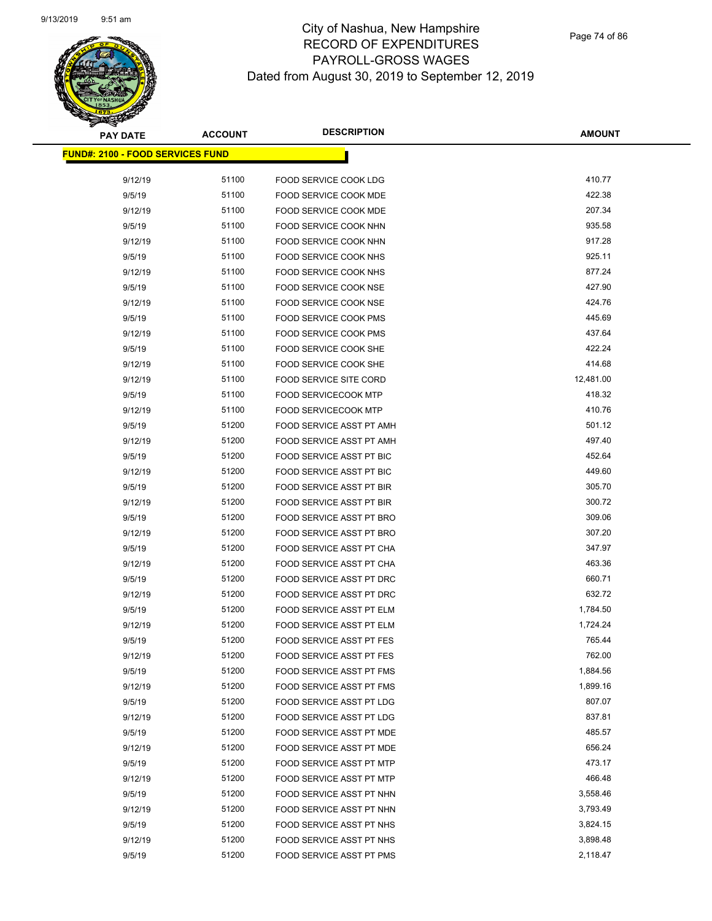# City of Nashua, New Hampshire
# RECORD OF EXPENDITURES
# PAYROLL-GROSS WAGES
# Dated from August 30, 2019 to September 12, 2019

| PAY DATE | ACCOUNT | DESCRIPTION | AMOUNT |
|---|---|---|---|
| **FUND#: 2100 - FOOD SERVICES FUND** | | | |
| 9/12/19 | 51100 | FOOD SERVICE COOK LDG | 410.77 |
| 9/5/19 | 51100 | FOOD SERVICE COOK MDE | 422.38 |
| 9/12/19 | 51100 | FOOD SERVICE COOK MDE | 207.34 |
| 9/5/19 | 51100 | FOOD SERVICE COOK NHN | 935.58 |
| 9/12/19 | 51100 | FOOD SERVICE COOK NHN | 917.28 |
| 9/5/19 | 51100 | FOOD SERVICE COOK NHS | 925.11 |
| 9/12/19 | 51100 | FOOD SERVICE COOK NHS | 877.24 |
| 9/5/19 | 51100 | FOOD SERVICE COOK NSE | 427.90 |
| 9/12/19 | 51100 | FOOD SERVICE COOK NSE | 424.76 |
| 9/5/19 | 51100 | FOOD SERVICE COOK PMS | 445.69 |
| 9/12/19 | 51100 | FOOD SERVICE COOK PMS | 437.64 |
| 9/5/19 | 51100 | FOOD SERVICE COOK SHE | 422.24 |
| 9/12/19 | 51100 | FOOD SERVICE COOK SHE | 414.68 |
| 9/12/19 | 51100 | FOOD SERVICE SITE CORD | 12,481.00 |
| 9/5/19 | 51100 | FOOD SERVICECOOK MTP | 418.32 |
| 9/12/19 | 51100 | FOOD SERVICECOOK MTP | 410.76 |
| 9/5/19 | 51200 | FOOD SERVICE ASST PT AMH | 501.12 |
| 9/12/19 | 51200 | FOOD SERVICE ASST PT AMH | 497.40 |
| 9/5/19 | 51200 | FOOD SERVICE ASST PT BIC | 452.64 |
| 9/12/19 | 51200 | FOOD SERVICE ASST PT BIC | 449.60 |
| 9/5/19 | 51200 | FOOD SERVICE ASST PT BIR | 305.70 |
| 9/12/19 | 51200 | FOOD SERVICE ASST PT BIR | 300.72 |
| 9/5/19 | 51200 | FOOD SERVICE ASST PT BRO | 309.06 |
| 9/12/19 | 51200 | FOOD SERVICE ASST PT BRO | 307.20 |
| 9/5/19 | 51200 | FOOD SERVICE ASST PT CHA | 347.97 |
| 9/12/19 | 51200 | FOOD SERVICE ASST PT CHA | 463.36 |
| 9/5/19 | 51200 | FOOD SERVICE ASST PT DRC | 660.71 |
| 9/12/19 | 51200 | FOOD SERVICE ASST PT DRC | 632.72 |
| 9/5/19 | 51200 | FOOD SERVICE ASST PT ELM | 1,784.50 |
| 9/12/19 | 51200 | FOOD SERVICE ASST PT ELM | 1,724.24 |
| 9/5/19 | 51200 | FOOD SERVICE ASST PT FES | 765.44 |
| 9/12/19 | 51200 | FOOD SERVICE ASST PT FES | 762.00 |
| 9/5/19 | 51200 | FOOD SERVICE ASST PT FMS | 1,884.56 |
| 9/12/19 | 51200 | FOOD SERVICE ASST PT FMS | 1,899.16 |
| 9/5/19 | 51200 | FOOD SERVICE ASST PT LDG | 807.07 |
| 9/12/19 | 51200 | FOOD SERVICE ASST PT LDG | 837.81 |
| 9/5/19 | 51200 | FOOD SERVICE ASST PT MDE | 485.57 |
| 9/12/19 | 51200 | FOOD SERVICE ASST PT MDE | 656.24 |
| 9/5/19 | 51200 | FOOD SERVICE ASST PT MTP | 473.17 |
| 9/12/19 | 51200 | FOOD SERVICE ASST PT MTP | 466.48 |
| 9/5/19 | 51200 | FOOD SERVICE ASST PT NHN | 3,558.46 |
| 9/12/19 | 51200 | FOOD SERVICE ASST PT NHN | 3,793.49 |
| 9/5/19 | 51200 | FOOD SERVICE ASST PT NHS | 3,824.15 |
| 9/12/19 | 51200 | FOOD SERVICE ASST PT NHS | 3,898.48 |
| 9/5/19 | 51200 | FOOD SERVICE ASST PT PMS | 2,118.47 |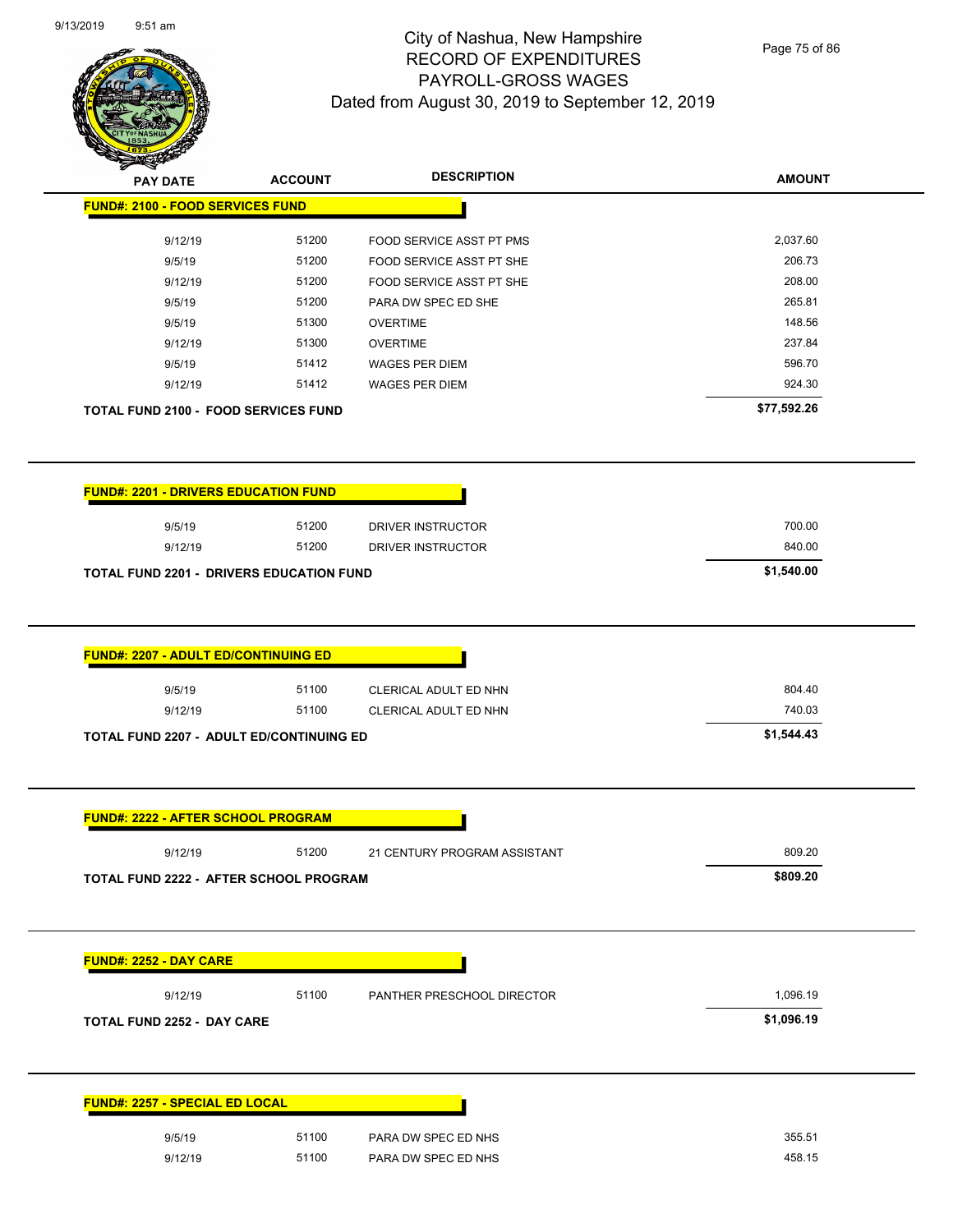# City of Nashua, New Hampshire
# RECORD OF EXPENDITURES
# PAYROLL-GROSS WAGES
## Dated from August 30, 2019 to September 12, 2019

| PAY DATE | ACCOUNT | DESCRIPTION | AMOUNT |
|---|---|---|---|
| **FUND#: 2100 - FOOD SERVICES FUND** | | | |
| 9/12/19 | 51200 | FOOD SERVICE ASST PT PMS | 2,037.60 |
| 9/5/19 | 51200 | FOOD SERVICE ASST PT SHE | 206.73 |
| 9/12/19 | 51200 | FOOD SERVICE ASST PT SHE | 208.00 |
| 9/5/19 | 51200 | PARA DW SPEC ED SHE | 265.81 |
| 9/5/19 | 51300 | OVERTIME | 148.56 |
| 9/12/19 | 51300 | OVERTIME | 237.84 |
| 9/5/19 | 51412 | WAGES PER DIEM | 596.70 |
| 9/12/19 | 51412 | WAGES PER DIEM | 924.30 |
| **TOTAL FUND 2100 - FOOD SERVICES FUND** | | | **$77,592.26** |

| PAY DATE | ACCOUNT | DESCRIPTION | AMOUNT |
|---|---|---|---|
| **FUND#: 2201 - DRIVERS EDUCATION FUND** | | | |
| 9/5/19 | 51200 | DRIVER INSTRUCTOR | 700.00 |
| 9/12/19 | 51200 | DRIVER INSTRUCTOR | 840.00 |
| **TOTAL FUND 2201 - DRIVERS EDUCATION FUND** | | | **$1,540.00** |

| PAY DATE | ACCOUNT | DESCRIPTION | AMOUNT |
|---|---|---|---|
| **FUND#: 2207 - ADULT ED/CONTINUING ED** | | | |
| 9/5/19 | 51100 | CLERICAL ADULT ED NHN | 804.40 |
| 9/12/19 | 51100 | CLERICAL ADULT ED NHN | 740.03 |
| **TOTAL FUND 2207 - ADULT ED/CONTINUING ED** | | | **$1,544.43** |

| PAY DATE | ACCOUNT | DESCRIPTION | AMOUNT |
|---|---|---|---|
| **FUND#: 2222 - AFTER SCHOOL PROGRAM** | | | |
| 9/12/19 | 51200 | 21 CENTURY PROGRAM ASSISTANT | 809.20 |
| **TOTAL FUND 2222 - AFTER SCHOOL PROGRAM** | | | **$809.20** |

| PAY DATE | ACCOUNT | DESCRIPTION | AMOUNT |
|---|---|---|---|
| **FUND#: 2252 - DAY CARE** | | | |
| 9/12/19 | 51100 | PANTHER PRESCHOOL DIRECTOR | 1,096.19 |
| **TOTAL FUND 2252 - DAY CARE** | | | **$1,096.19** |

| PAY DATE | ACCOUNT | DESCRIPTION | AMOUNT |
|---|---|---|---|
| **FUND#: 2257 - SPECIAL ED LOCAL** | | | |
| 9/5/19 | 51100 | PARA DW SPEC ED NHS | 355.51 |
| 9/12/19 | 51100 | PARA DW SPEC ED NHS | 458.15 |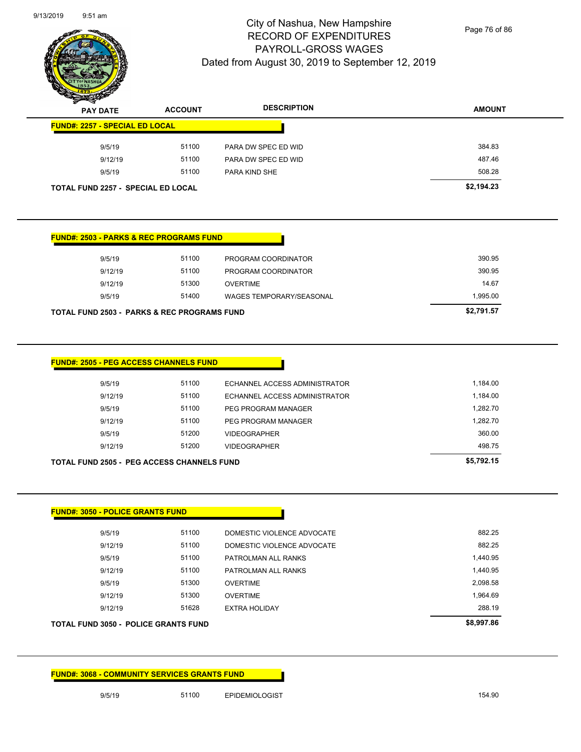# City of Nashua, New Hampshire
## RECORD OF EXPENDITURES
## PAYROLL-GROSS WAGES
### Dated from August 30, 2019 to September 12, 2019

| PAY DATE | ACCOUNT | DESCRIPTION | AMOUNT |
|---|---|---|---|
| **FUND#: 2257 - SPECIAL ED LOCAL** | | | |
| 9/5/19 | 51100 | PARA DW SPEC ED WID | 384.83 |
| 9/12/19 | 51100 | PARA DW SPEC ED WID | 487.46 |
| 9/5/19 | 51100 | PARA KIND SHE | 508.28 |
| **TOTAL FUND 2257 - SPECIAL ED LOCAL** | | | **$2,194.23** |

| PAY DATE | ACCOUNT | DESCRIPTION | AMOUNT |
|---|---|---|---|
| **FUND#: 2503 - PARKS & REC PROGRAMS FUND** | | | |
| 9/5/19 | 51100 | PROGRAM COORDINATOR | 390.95 |
| 9/12/19 | 51100 | PROGRAM COORDINATOR | 390.95 |
| 9/12/19 | 51300 | OVERTIME | 14.67 |
| 9/5/19 | 51400 | WAGES TEMPORARY/SEASONAL | 1,995.00 |
| **TOTAL FUND 2503 - PARKS & REC PROGRAMS FUND** | | | **$2,791.57** |

| PAY DATE | ACCOUNT | DESCRIPTION | AMOUNT |
|---|---|---|---|
| **FUND#: 2505 - PEG ACCESS CHANNELS FUND** | | | |
| 9/5/19 | 51100 | ECHANNEL ACCESS ADMINISTRATOR | 1,184.00 |
| 9/12/19 | 51100 | ECHANNEL ACCESS ADMINISTRATOR | 1,184.00 |
| 9/5/19 | 51100 | PEG PROGRAM MANAGER | 1,282.70 |
| 9/12/19 | 51100 | PEG PROGRAM MANAGER | 1,282.70 |
| 9/5/19 | 51200 | VIDEOGRAPHER | 360.00 |
| 9/12/19 | 51200 | VIDEOGRAPHER | 498.75 |
| **TOTAL FUND 2505 - PEG ACCESS CHANNELS FUND** | | | **$5,792.15** |

| PAY DATE | ACCOUNT | DESCRIPTION | AMOUNT |
|---|---|---|---|
| **FUND#: 3050 - POLICE GRANTS FUND** | | | |
| 9/5/19 | 51100 | DOMESTIC VIOLENCE ADVOCATE | 882.25 |
| 9/12/19 | 51100 | DOMESTIC VIOLENCE ADVOCATE | 882.25 |
| 9/5/19 | 51100 | PATROLMAN ALL RANKS | 1,440.95 |
| 9/12/19 | 51100 | PATROLMAN ALL RANKS | 1,440.95 |
| 9/5/19 | 51300 | OVERTIME | 2,098.58 |
| 9/12/19 | 51300 | OVERTIME | 1,964.69 |
| 9/12/19 | 51628 | EXTRA HOLIDAY | 288.19 |
| **TOTAL FUND 3050 - POLICE GRANTS FUND** | | | **$8,997.86** |

| PAY DATE | ACCOUNT | DESCRIPTION | AMOUNT |
|---|---|---|---|
| **FUND#: 3068 - COMMUNITY SERVICES GRANTS FUND** | | | |
| 9/5/19 | 51100 | EPIDEMIOLOGIST | 154.90 |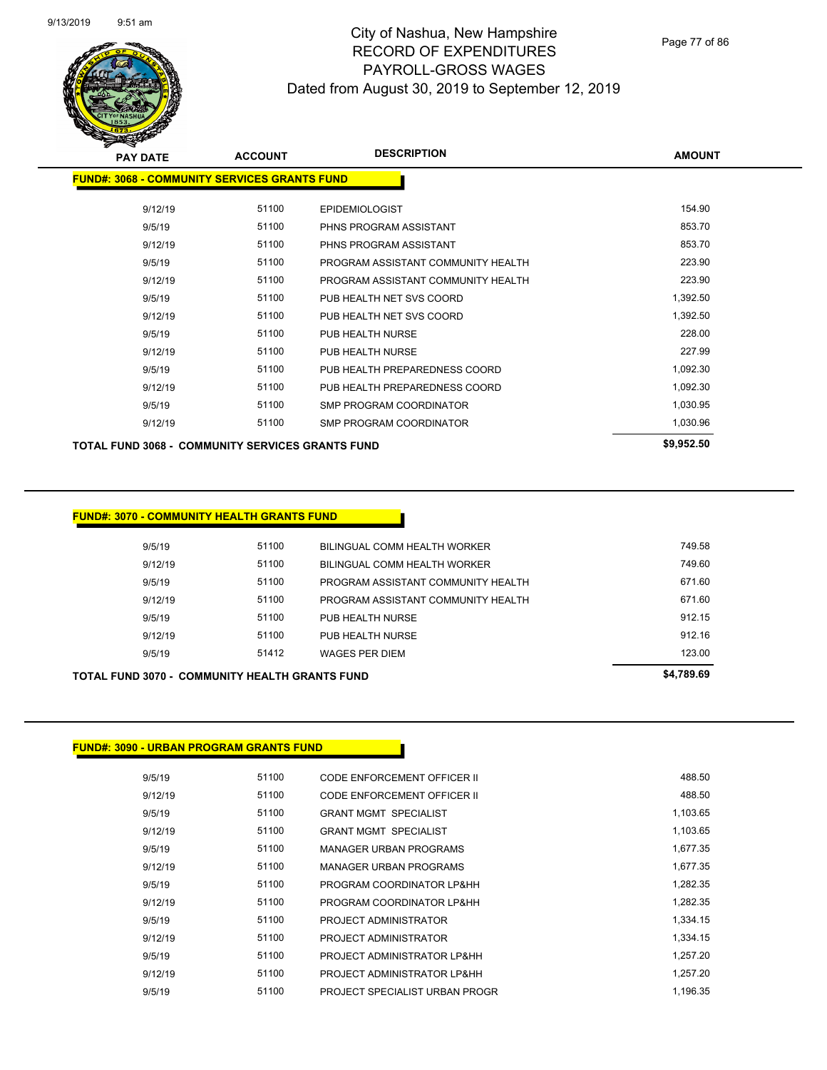# City of Nashua, New Hampshire
## RECORD OF EXPENDITURES
## PAYROLL-GROSS WAGES
### Dated from August 30, 2019 to September 12, 2019

| PAY DATE | ACCOUNT | DESCRIPTION | AMOUNT |
|---|---|---|---|
| **FUND#: 3068 - COMMUNITY SERVICES GRANTS FUND** | | | |
| 9/12/19 | 51100 | EPIDEMIOLOGIST | 154.90 |
| 9/5/19 | 51100 | PHNS PROGRAM ASSISTANT | 853.70 |
| 9/12/19 | 51100 | PHNS PROGRAM ASSISTANT | 853.70 |
| 9/5/19 | 51100 | PROGRAM ASSISTANT COMMUNITY HEALTH | 223.90 |
| 9/12/19 | 51100 | PROGRAM ASSISTANT COMMUNITY HEALTH | 223.90 |
| 9/5/19 | 51100 | PUB HEALTH NET SVS COORD | 1,392.50 |
| 9/12/19 | 51100 | PUB HEALTH NET SVS COORD | 1,392.50 |
| 9/5/19 | 51100 | PUB HEALTH NURSE | 228.00 |
| 9/12/19 | 51100 | PUB HEALTH NURSE | 227.99 |
| 9/5/19 | 51100 | PUB HEALTH PREPAREDNESS COORD | 1,092.30 |
| 9/12/19 | 51100 | PUB HEALTH PREPAREDNESS COORD | 1,092.30 |
| 9/5/19 | 51100 | SMP PROGRAM COORDINATOR | 1,030.95 |
| 9/12/19 | 51100 | SMP PROGRAM COORDINATOR | 1,030.96 |
| **TOTAL FUND 3068 - COMMUNITY SERVICES GRANTS FUND** | | | **$9,952.50** |

| PAY DATE | ACCOUNT | DESCRIPTION | AMOUNT |
|---|---|---|---|
| **FUND#: 3070 - COMMUNITY HEALTH GRANTS FUND** | | | |
| 9/5/19 | 51100 | BILINGUAL COMM HEALTH WORKER | 749.58 |
| 9/12/19 | 51100 | BILINGUAL COMM HEALTH WORKER | 749.60 |
| 9/5/19 | 51100 | PROGRAM ASSISTANT COMMUNITY HEALTH | 671.60 |
| 9/12/19 | 51100 | PROGRAM ASSISTANT COMMUNITY HEALTH | 671.60 |
| 9/5/19 | 51100 | PUB HEALTH NURSE | 912.15 |
| 9/12/19 | 51100 | PUB HEALTH NURSE | 912.16 |
| 9/5/19 | 51412 | WAGES PER DIEM | 123.00 |
| **TOTAL FUND 3070 - COMMUNITY HEALTH GRANTS FUND** | | | **$4,789.69** |

| PAY DATE | ACCOUNT | DESCRIPTION | AMOUNT |
|---|---|---|---|
| **FUND#: 3090 - URBAN PROGRAM GRANTS FUND** | | | |
| 9/5/19 | 51100 | CODE ENFORCEMENT OFFICER II | 488.50 |
| 9/12/19 | 51100 | CODE ENFORCEMENT OFFICER II | 488.50 |
| 9/5/19 | 51100 | GRANT MGMT SPECIALIST | 1,103.65 |
| 9/12/19 | 51100 | GRANT MGMT SPECIALIST | 1,103.65 |
| 9/5/19 | 51100 | MANAGER URBAN PROGRAMS | 1,677.35 |
| 9/12/19 | 51100 | MANAGER URBAN PROGRAMS | 1,677.35 |
| 9/5/19 | 51100 | PROGRAM COORDINATOR LP&HH | 1,282.35 |
| 9/12/19 | 51100 | PROGRAM COORDINATOR LP&HH | 1,282.35 |
| 9/5/19 | 51100 | PROJECT ADMINISTRATOR | 1,334.15 |
| 9/12/19 | 51100 | PROJECT ADMINISTRATOR | 1,334.15 |
| 9/5/19 | 51100 | PROJECT ADMINISTRATOR LP&HH | 1,257.20 |
| 9/12/19 | 51100 | PROJECT ADMINISTRATOR LP&HH | 1,257.20 |
| 9/5/19 | 51100 | PROJECT SPECIALIST URBAN PROGR | 1,196.35 |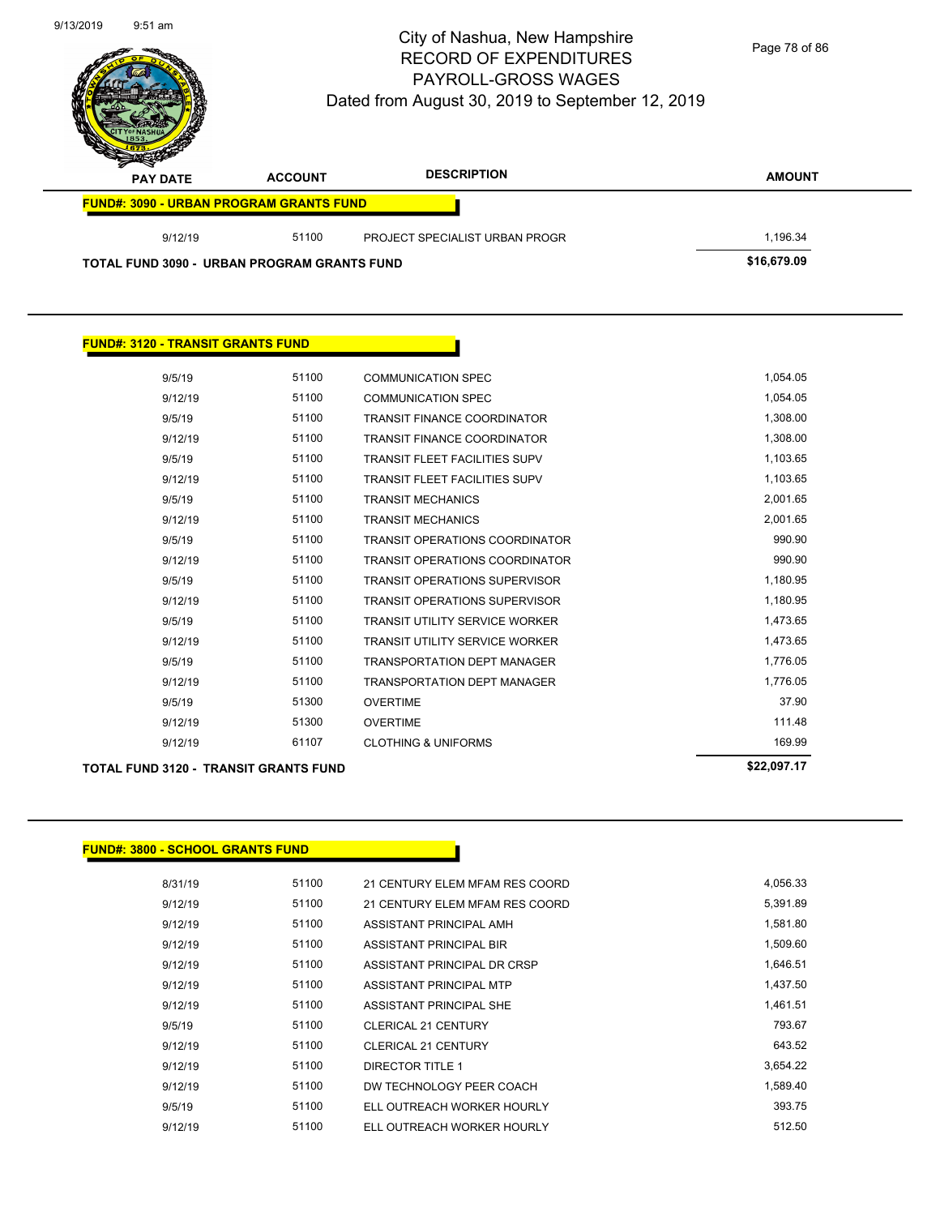# City of Nashua, New Hampshire
## RECORD OF EXPENDITURES
## PAYROLL-GROSS WAGES
### Dated from August 30, 2019 to September 12, 2019

| PAY DATE | ACCOUNT | DESCRIPTION | AMOUNT |
|---|---|---|---|
| **FUND#: 3090 - URBAN PROGRAM GRANTS FUND** | | | |
| 9/12/19 | 51100 | PROJECT SPECIALIST URBAN PROGR | 1,196.34 |
| **TOTAL FUND 3090 - URBAN PROGRAM GRANTS FUND** | | | **$16,679.09** |

**FUND#: 3120 - TRANSIT GRANTS FUND**

| PAY DATE | ACCOUNT | DESCRIPTION | AMOUNT |
|---|---|---|---|
| 9/5/19 | 51100 | COMMUNICATION SPEC | 1,054.05 |
| 9/12/19 | 51100 | COMMUNICATION SPEC | 1,054.05 |
| 9/5/19 | 51100 | TRANSIT FINANCE COORDINATOR | 1,308.00 |
| 9/12/19 | 51100 | TRANSIT FINANCE COORDINATOR | 1,308.00 |
| 9/5/19 | 51100 | TRANSIT FLEET FACILITIES SUPV | 1,103.65 |
| 9/12/19 | 51100 | TRANSIT FLEET FACILITIES SUPV | 1,103.65 |
| 9/5/19 | 51100 | TRANSIT MECHANICS | 2,001.65 |
| 9/12/19 | 51100 | TRANSIT MECHANICS | 2,001.65 |
| 9/5/19 | 51100 | TRANSIT OPERATIONS COORDINATOR | 990.90 |
| 9/12/19 | 51100 | TRANSIT OPERATIONS COORDINATOR | 990.90 |
| 9/5/19 | 51100 | TRANSIT OPERATIONS SUPERVISOR | 1,180.95 |
| 9/12/19 | 51100 | TRANSIT OPERATIONS SUPERVISOR | 1,180.95 |
| 9/5/19 | 51100 | TRANSIT UTILITY SERVICE WORKER | 1,473.65 |
| 9/12/19 | 51100 | TRANSIT UTILITY SERVICE WORKER | 1,473.65 |
| 9/5/19 | 51100 | TRANSPORTATION DEPT MANAGER | 1,776.05 |
| 9/12/19 | 51100 | TRANSPORTATION DEPT MANAGER | 1,776.05 |
| 9/5/19 | 51300 | OVERTIME | 37.90 |
| 9/12/19 | 51300 | OVERTIME | 111.48 |
| 9/12/19 | 61107 | CLOTHING & UNIFORMS | 169.99 |
| **TOTAL FUND 3120 - TRANSIT GRANTS FUND** | | | **$22,097.17** |

**FUND#: 3800 - SCHOOL GRANTS FUND**

| PAY DATE | ACCOUNT | DESCRIPTION | AMOUNT |
|---|---|---|---|
| 8/31/19 | 51100 | 21 CENTURY ELEM MFAM RES COORD | 4,056.33 |
| 9/12/19 | 51100 | 21 CENTURY ELEM MFAM RES COORD | 5,391.89 |
| 9/12/19 | 51100 | ASSISTANT PRINCIPAL AMH | 1,581.80 |
| 9/12/19 | 51100 | ASSISTANT PRINCIPAL BIR | 1,509.60 |
| 9/12/19 | 51100 | ASSISTANT PRINCIPAL DR CRSP | 1,646.51 |
| 9/12/19 | 51100 | ASSISTANT PRINCIPAL MTP | 1,437.50 |
| 9/12/19 | 51100 | ASSISTANT PRINCIPAL SHE | 1,461.51 |
| 9/5/19 | 51100 | CLERICAL 21 CENTURY | 793.67 |
| 9/12/19 | 51100 | CLERICAL 21 CENTURY | 643.52 |
| 9/12/19 | 51100 | DIRECTOR TITLE 1 | 3,654.22 |
| 9/12/19 | 51100 | DW TECHNOLOGY PEER COACH | 1,589.40 |
| 9/5/19 | 51100 | ELL OUTREACH WORKER HOURLY | 393.75 |
| 9/12/19 | 51100 | ELL OUTREACH WORKER HOURLY | 512.50 |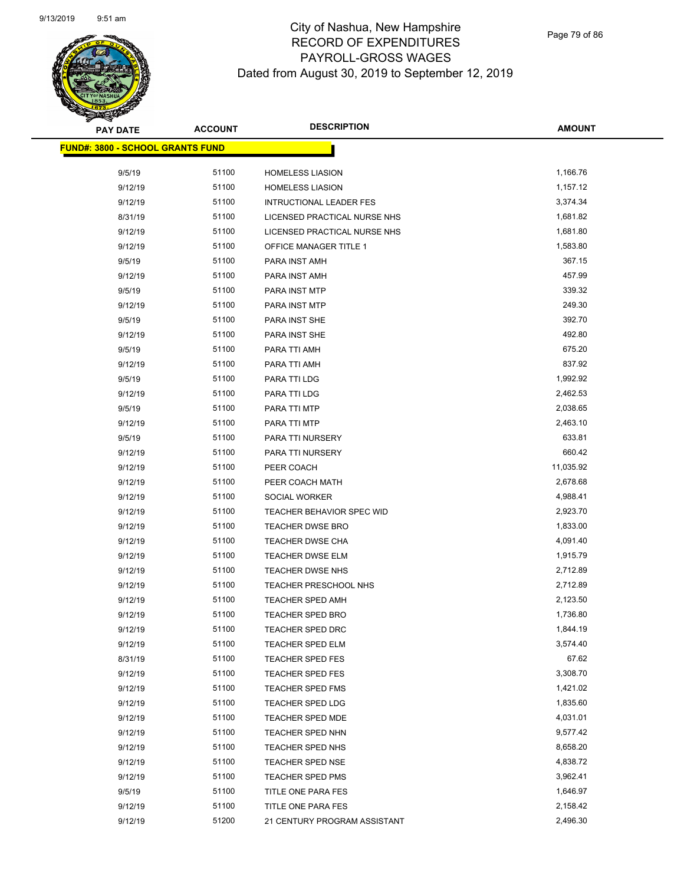# City of Nashua, New Hampshire
# RECORD OF EXPENDITURES
# PAYROLL-GROSS WAGES
## Dated from August 30, 2019 to September 12, 2019

| PAY DATE | ACCOUNT | DESCRIPTION | AMOUNT |
|---|---|---|---|
| **FUND#: 3800 - SCHOOL GRANTS FUND** | | | |
| 9/5/19 | 51100 | HOMELESS LIASION | 1,166.76 |
| 9/12/19 | 51100 | HOMELESS LIASION | 1,157.12 |
| 9/12/19 | 51100 | INTRUCTIONAL LEADER FES | 3,374.34 |
| 8/31/19 | 51100 | LICENSED PRACTICAL NURSE NHS | 1,681.82 |
| 9/12/19 | 51100 | LICENSED PRACTICAL NURSE NHS | 1,681.80 |
| 9/12/19 | 51100 | OFFICE MANAGER TITLE 1 | 1,583.80 |
| 9/5/19 | 51100 | PARA INST AMH | 367.15 |
| 9/12/19 | 51100 | PARA INST AMH | 457.99 |
| 9/5/19 | 51100 | PARA INST MTP | 339.32 |
| 9/12/19 | 51100 | PARA INST MTP | 249.30 |
| 9/5/19 | 51100 | PARA INST SHE | 392.70 |
| 9/12/19 | 51100 | PARA INST SHE | 492.80 |
| 9/5/19 | 51100 | PARA TTI AMH | 675.20 |
| 9/12/19 | 51100 | PARA TTI AMH | 837.92 |
| 9/5/19 | 51100 | PARA TTI LDG | 1,992.92 |
| 9/12/19 | 51100 | PARA TTI LDG | 2,462.53 |
| 9/5/19 | 51100 | PARA TTI MTP | 2,038.65 |
| 9/12/19 | 51100 | PARA TTI MTP | 2,463.10 |
| 9/5/19 | 51100 | PARA TTI NURSERY | 633.81 |
| 9/12/19 | 51100 | PARA TTI NURSERY | 660.42 |
| 9/12/19 | 51100 | PEER COACH | 11,035.92 |
| 9/12/19 | 51100 | PEER COACH MATH | 2,678.68 |
| 9/12/19 | 51100 | SOCIAL WORKER | 4,988.41 |
| 9/12/19 | 51100 | TEACHER BEHAVIOR SPEC WID | 2,923.70 |
| 9/12/19 | 51100 | TEACHER DWSE BRO | 1,833.00 |
| 9/12/19 | 51100 | TEACHER DWSE CHA | 4,091.40 |
| 9/12/19 | 51100 | TEACHER DWSE ELM | 1,915.79 |
| 9/12/19 | 51100 | TEACHER DWSE NHS | 2,712.89 |
| 9/12/19 | 51100 | TEACHER PRESCHOOL NHS | 2,712.89 |
| 9/12/19 | 51100 | TEACHER SPED AMH | 2,123.50 |
| 9/12/19 | 51100 | TEACHER SPED BRO | 1,736.80 |
| 9/12/19 | 51100 | TEACHER SPED DRC | 1,844.19 |
| 9/12/19 | 51100 | TEACHER SPED ELM | 3,574.40 |
| 8/31/19 | 51100 | TEACHER SPED FES | 67.62 |
| 9/12/19 | 51100 | TEACHER SPED FES | 3,308.70 |
| 9/12/19 | 51100 | TEACHER SPED FMS | 1,421.02 |
| 9/12/19 | 51100 | TEACHER SPED LDG | 1,835.60 |
| 9/12/19 | 51100 | TEACHER SPED MDE | 4,031.01 |
| 9/12/19 | 51100 | TEACHER SPED NHN | 9,577.42 |
| 9/12/19 | 51100 | TEACHER SPED NHS | 8,658.20 |
| 9/12/19 | 51100 | TEACHER SPED NSE | 4,838.72 |
| 9/12/19 | 51100 | TEACHER SPED PMS | 3,962.41 |
| 9/5/19 | 51100 | TITLE ONE PARA FES | 1,646.97 |
| 9/12/19 | 51100 | TITLE ONE PARA FES | 2,158.42 |
| 9/12/19 | 51200 | 21 CENTURY PROGRAM ASSISTANT | 2,496.30 |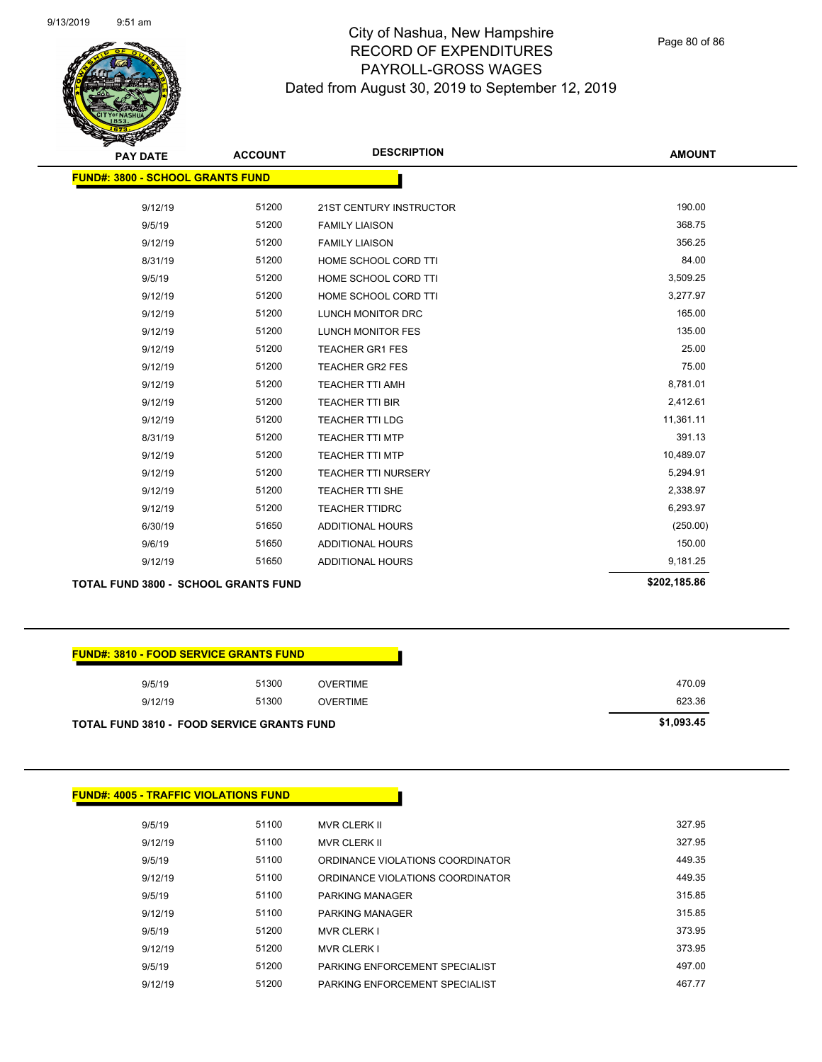# City of Nashua, New Hampshire
## RECORD OF EXPENDITURES
## PAYROLL-GROSS WAGES
## Dated from August 30, 2019 to September 12, 2019

### FUND#: 3800 - SCHOOL GRANTS FUND

| PAY DATE | ACCOUNT | DESCRIPTION | AMOUNT |
|---|---|---|---|
| 9/12/19 | 51200 | 21ST CENTURY INSTRUCTOR | 190.00 |
| 9/5/19 | 51200 | FAMILY LIAISON | 368.75 |
| 9/12/19 | 51200 | FAMILY LIAISON | 356.25 |
| 8/31/19 | 51200 | HOME SCHOOL CORD TTI | 84.00 |
| 9/5/19 | 51200 | HOME SCHOOL CORD TTI | 3,509.25 |
| 9/12/19 | 51200 | HOME SCHOOL CORD TTI | 3,277.97 |
| 9/12/19 | 51200 | LUNCH MONITOR DRC | 165.00 |
| 9/12/19 | 51200 | LUNCH MONITOR FES | 135.00 |
| 9/12/19 | 51200 | TEACHER GR1 FES | 25.00 |
| 9/12/19 | 51200 | TEACHER GR2 FES | 75.00 |
| 9/12/19 | 51200 | TEACHER TTI AMH | 8,781.01 |
| 9/12/19 | 51200 | TEACHER TTI BIR | 2,412.61 |
| 9/12/19 | 51200 | TEACHER TTI LDG | 11,361.11 |
| 8/31/19 | 51200 | TEACHER TTI MTP | 391.13 |
| 9/12/19 | 51200 | TEACHER TTI MTP | 10,489.07 |
| 9/12/19 | 51200 | TEACHER TTI NURSERY | 5,294.91 |
| 9/12/19 | 51200 | TEACHER TTI SHE | 2,338.97 |
| 9/12/19 | 51200 | TEACHER TTIDRC | 6,293.97 |
| 6/30/19 | 51650 | ADDITIONAL HOURS | (250.00) |
| 9/6/19 | 51650 | ADDITIONAL HOURS | 150.00 |
| 9/12/19 | 51650 | ADDITIONAL HOURS | 9,181.25 |
| **TOTAL FUND 3800 - SCHOOL GRANTS FUND** | | | **$202,185.86** |

### FUND#: 3810 - FOOD SERVICE GRANTS FUND

| PAY DATE | ACCOUNT | DESCRIPTION | AMOUNT |
|---|---|---|---|
| 9/5/19 | 51300 | OVERTIME | 470.09 |
| 9/12/19 | 51300 | OVERTIME | 623.36 |
| **TOTAL FUND 3810 - FOOD SERVICE GRANTS FUND** | | | **$1,093.45** |

### FUND#: 4005 - TRAFFIC VIOLATIONS FUND

| PAY DATE | ACCOUNT | DESCRIPTION | AMOUNT |
|---|---|---|---|
| 9/5/19 | 51100 | MVR CLERK II | 327.95 |
| 9/12/19 | 51100 | MVR CLERK II | 327.95 |
| 9/5/19 | 51100 | ORDINANCE VIOLATIONS COORDINATOR | 449.35 |
| 9/12/19 | 51100 | ORDINANCE VIOLATIONS COORDINATOR | 449.35 |
| 9/5/19 | 51100 | PARKING MANAGER | 315.85 |
| 9/12/19 | 51100 | PARKING MANAGER | 315.85 |
| 9/5/19 | 51200 | MVR CLERK I | 373.95 |
| 9/12/19 | 51200 | MVR CLERK I | 373.95 |
| 9/5/19 | 51200 | PARKING ENFORCEMENT SPECIALIST | 497.00 |
| 9/12/19 | 51200 | PARKING ENFORCEMENT SPECIALIST | 467.77 |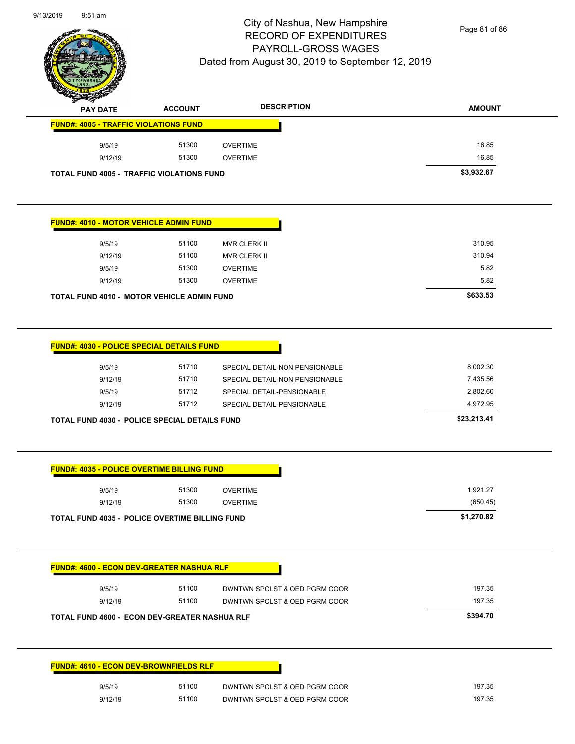| PAY DATE | ACCOUNT | DESCRIPTION | AMOUNT |
|---|---|---|---|
| **FUND#: 4005 - TRAFFIC VIOLATIONS FUND** | | | |
| 9/5/19 | 51300 | OVERTIME | 16.85 |
| 9/12/19 | 51300 | OVERTIME | 16.85 |
| **TOTAL FUND 4005 - TRAFFIC VIOLATIONS FUND** | | | **$3,932.67** |
| **FUND#: 4010 - MOTOR VEHICLE ADMIN FUND** | | | |
| 9/5/19 | 51100 | MVR CLERK II | 310.95 |
| 9/12/19 | 51100 | MVR CLERK II | 310.94 |
| 9/5/19 | 51300 | OVERTIME | 5.82 |
| 9/12/19 | 51300 | OVERTIME | 5.82 |
| **TOTAL FUND 4010 - MOTOR VEHICLE ADMIN FUND** | | | **$633.53** |
| **FUND#: 4030 - POLICE SPECIAL DETAILS FUND** | | | |
| 9/5/19 | 51710 | SPECIAL DETAIL-NON PENSIONABLE | 8,002.30 |
| 9/12/19 | 51710 | SPECIAL DETAIL-NON PENSIONABLE | 7,435.56 |
| 9/5/19 | 51712 | SPECIAL DETAIL-PENSIONABLE | 2,802.60 |
| 9/12/19 | 51712 | SPECIAL DETAIL-PENSIONABLE | 4,972.95 |
| **TOTAL FUND 4030 - POLICE SPECIAL DETAILS FUND** | | | **$23,213.41** |
| **FUND#: 4035 - POLICE OVERTIME BILLING FUND** | | | |
| 9/5/19 | 51300 | OVERTIME | 1,921.27 |
| 9/12/19 | 51300 | OVERTIME | (650.45) |
| **TOTAL FUND 4035 - POLICE OVERTIME BILLING FUND** | | | **$1,270.82** |
| **FUND#: 4600 - ECON DEV-GREATER NASHUA RLF** | | | |
| 9/5/19 | 51100 | DWNTWN SPCLST & OED PGRM COOR | 197.35 |
| 9/12/19 | 51100 | DWNTWN SPCLST & OED PGRM COOR | 197.35 |
| **TOTAL FUND 4600 - ECON DEV-GREATER NASHUA RLF** | | | **$394.70** |
| **FUND#: 4610 - ECON DEV-BROWNFIELDS RLF** | | | |
| 9/5/19 | 51100 | DWNTWN SPCLST & OED PGRM COOR | 197.35 |
| 9/12/19 | 51100 | DWNTWN SPCLST & OED PGRM COOR | 197.35 |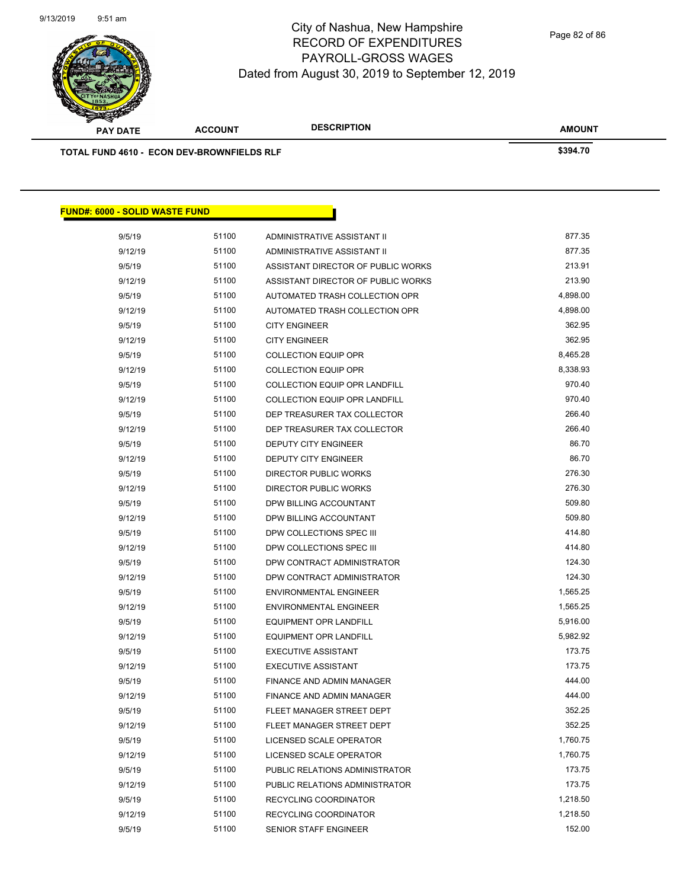# City of Nashua, New Hampshire
## RECORD OF EXPENDITURES
## PAYROLL-GROSS WAGES
### Dated from August 30, 2019 to September 12, 2019

| PAY DATE | ACCOUNT | DESCRIPTION | AMOUNT |
|---|---|---|---|
| **TOTAL FUND 4610 - ECON DEV-BROWNFIELDS RLF** | | | **$394.70** |

**FUND#: 6000 - SOLID WASTE FUND**

| PAY DATE | ACCOUNT | DESCRIPTION | AMOUNT |
|---|---|---|---|
| 9/5/19 | 51100 | ADMINISTRATIVE ASSISTANT II | 877.35 |
| 9/12/19 | 51100 | ADMINISTRATIVE ASSISTANT II | 877.35 |
| 9/5/19 | 51100 | ASSISTANT DIRECTOR OF PUBLIC WORKS | 213.91 |
| 9/12/19 | 51100 | ASSISTANT DIRECTOR OF PUBLIC WORKS | 213.90 |
| 9/5/19 | 51100 | AUTOMATED TRASH COLLECTION OPR | 4,898.00 |
| 9/12/19 | 51100 | AUTOMATED TRASH COLLECTION OPR | 4,898.00 |
| 9/5/19 | 51100 | CITY ENGINEER | 362.95 |
| 9/12/19 | 51100 | CITY ENGINEER | 362.95 |
| 9/5/19 | 51100 | COLLECTION EQUIP OPR | 8,465.28 |
| 9/12/19 | 51100 | COLLECTION EQUIP OPR | 8,338.93 |
| 9/5/19 | 51100 | COLLECTION EQUIP OPR LANDFILL | 970.40 |
| 9/12/19 | 51100 | COLLECTION EQUIP OPR LANDFILL | 970.40 |
| 9/5/19 | 51100 | DEP TREASURER TAX COLLECTOR | 266.40 |
| 9/12/19 | 51100 | DEP TREASURER TAX COLLECTOR | 266.40 |
| 9/5/19 | 51100 | DEPUTY CITY ENGINEER | 86.70 |
| 9/12/19 | 51100 | DEPUTY CITY ENGINEER | 86.70 |
| 9/5/19 | 51100 | DIRECTOR PUBLIC WORKS | 276.30 |
| 9/12/19 | 51100 | DIRECTOR PUBLIC WORKS | 276.30 |
| 9/5/19 | 51100 | DPW BILLING ACCOUNTANT | 509.80 |
| 9/12/19 | 51100 | DPW BILLING ACCOUNTANT | 509.80 |
| 9/5/19 | 51100 | DPW COLLECTIONS SPEC III | 414.80 |
| 9/12/19 | 51100 | DPW COLLECTIONS SPEC III | 414.80 |
| 9/5/19 | 51100 | DPW CONTRACT ADMINISTRATOR | 124.30 |
| 9/12/19 | 51100 | DPW CONTRACT ADMINISTRATOR | 124.30 |
| 9/5/19 | 51100 | ENVIRONMENTAL ENGINEER | 1,565.25 |
| 9/12/19 | 51100 | ENVIRONMENTAL ENGINEER | 1,565.25 |
| 9/5/19 | 51100 | EQUIPMENT OPR LANDFILL | 5,916.00 |
| 9/12/19 | 51100 | EQUIPMENT OPR LANDFILL | 5,982.92 |
| 9/5/19 | 51100 | EXECUTIVE ASSISTANT | 173.75 |
| 9/12/19 | 51100 | EXECUTIVE ASSISTANT | 173.75 |
| 9/5/19 | 51100 | FINANCE AND ADMIN MANAGER | 444.00 |
| 9/12/19 | 51100 | FINANCE AND ADMIN MANAGER | 444.00 |
| 9/5/19 | 51100 | FLEET MANAGER STREET DEPT | 352.25 |
| 9/12/19 | 51100 | FLEET MANAGER STREET DEPT | 352.25 |
| 9/5/19 | 51100 | LICENSED SCALE OPERATOR | 1,760.75 |
| 9/12/19 | 51100 | LICENSED SCALE OPERATOR | 1,760.75 |
| 9/5/19 | 51100 | PUBLIC RELATIONS ADMINISTRATOR | 173.75 |
| 9/12/19 | 51100 | PUBLIC RELATIONS ADMINISTRATOR | 173.75 |
| 9/5/19 | 51100 | RECYCLING COORDINATOR | 1,218.50 |
| 9/12/19 | 51100 | RECYCLING COORDINATOR | 1,218.50 |
| 9/5/19 | 51100 | SENIOR STAFF ENGINEER | 152.00 |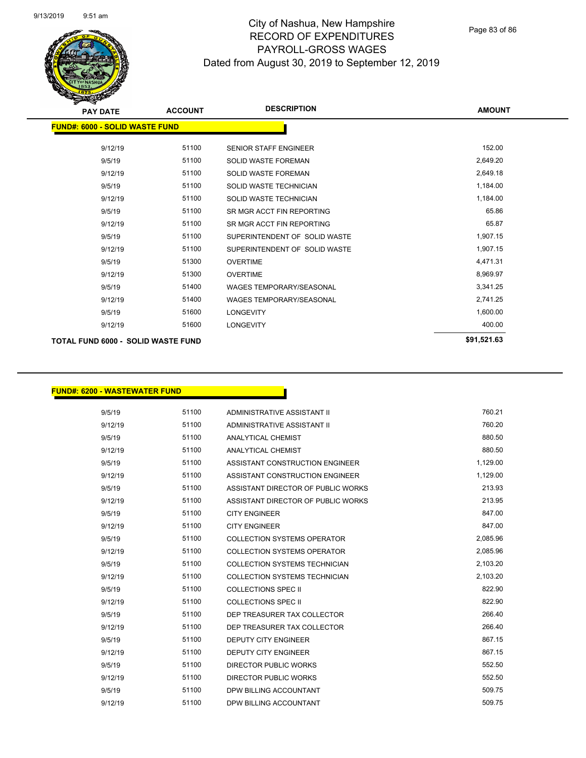# City of Nashua, New Hampshire
# RECORD OF EXPENDITURES
# PAYROLL-GROSS WAGES
# Dated from August 30, 2019 to September 12, 2019

| PAY DATE | ACCOUNT | DESCRIPTION | AMOUNT |
|---|---|---|---|
| **FUND#: 6000 - SOLID WASTE FUND** | | | |
| 9/12/19 | 51100 | SENIOR STAFF ENGINEER | 152.00 |
| 9/5/19 | 51100 | SOLID WASTE FOREMAN | 2,649.20 |
| 9/12/19 | 51100 | SOLID WASTE FOREMAN | 2,649.18 |
| 9/5/19 | 51100 | SOLID WASTE TECHNICIAN | 1,184.00 |
| 9/12/19 | 51100 | SOLID WASTE TECHNICIAN | 1,184.00 |
| 9/5/19 | 51100 | SR MGR ACCT FIN REPORTING | 65.86 |
| 9/12/19 | 51100 | SR MGR ACCT FIN REPORTING | 65.87 |
| 9/5/19 | 51100 | SUPERINTENDENT OF SOLID WASTE | 1,907.15 |
| 9/12/19 | 51100 | SUPERINTENDENT OF SOLID WASTE | 1,907.15 |
| 9/5/19 | 51300 | OVERTIME | 4,471.31 |
| 9/12/19 | 51300 | OVERTIME | 8,969.97 |
| 9/5/19 | 51400 | WAGES TEMPORARY/SEASONAL | 3,341.25 |
| 9/12/19 | 51400 | WAGES TEMPORARY/SEASONAL | 2,741.25 |
| 9/5/19 | 51600 | LONGEVITY | 1,600.00 |
| 9/12/19 | 51600 | LONGEVITY | 400.00 |
| **TOTAL FUND 6000 - SOLID WASTE FUND** | | | **$91,521.63** |

| PAY DATE | ACCOUNT | DESCRIPTION | AMOUNT |
|---|---|---|---|
| **FUND#: 6200 - WASTEWATER FUND** | | | |
| 9/5/19 | 51100 | ADMINISTRATIVE ASSISTANT II | 760.21 |
| 9/12/19 | 51100 | ADMINISTRATIVE ASSISTANT II | 760.20 |
| 9/5/19 | 51100 | ANALYTICAL CHEMIST | 880.50 |
| 9/12/19 | 51100 | ANALYTICAL CHEMIST | 880.50 |
| 9/5/19 | 51100 | ASSISTANT CONSTRUCTION ENGINEER | 1,129.00 |
| 9/12/19 | 51100 | ASSISTANT CONSTRUCTION ENGINEER | 1,129.00 |
| 9/5/19 | 51100 | ASSISTANT DIRECTOR OF PUBLIC WORKS | 213.93 |
| 9/12/19 | 51100 | ASSISTANT DIRECTOR OF PUBLIC WORKS | 213.95 |
| 9/5/19 | 51100 | CITY ENGINEER | 847.00 |
| 9/12/19 | 51100 | CITY ENGINEER | 847.00 |
| 9/5/19 | 51100 | COLLECTION SYSTEMS OPERATOR | 2,085.96 |
| 9/12/19 | 51100 | COLLECTION SYSTEMS OPERATOR | 2,085.96 |
| 9/5/19 | 51100 | COLLECTION SYSTEMS TECHNICIAN | 2,103.20 |
| 9/12/19 | 51100 | COLLECTION SYSTEMS TECHNICIAN | 2,103.20 |
| 9/5/19 | 51100 | COLLECTIONS SPEC II | 822.90 |
| 9/12/19 | 51100 | COLLECTIONS SPEC II | 822.90 |
| 9/5/19 | 51100 | DEP TREASURER TAX COLLECTOR | 266.40 |
| 9/12/19 | 51100 | DEP TREASURER TAX COLLECTOR | 266.40 |
| 9/5/19 | 51100 | DEPUTY CITY ENGINEER | 867.15 |
| 9/12/19 | 51100 | DEPUTY CITY ENGINEER | 867.15 |
| 9/5/19 | 51100 | DIRECTOR PUBLIC WORKS | 552.50 |
| 9/12/19 | 51100 | DIRECTOR PUBLIC WORKS | 552.50 |
| 9/5/19 | 51100 | DPW BILLING ACCOUNTANT | 509.75 |
| 9/12/19 | 51100 | DPW BILLING ACCOUNTANT | 509.75 |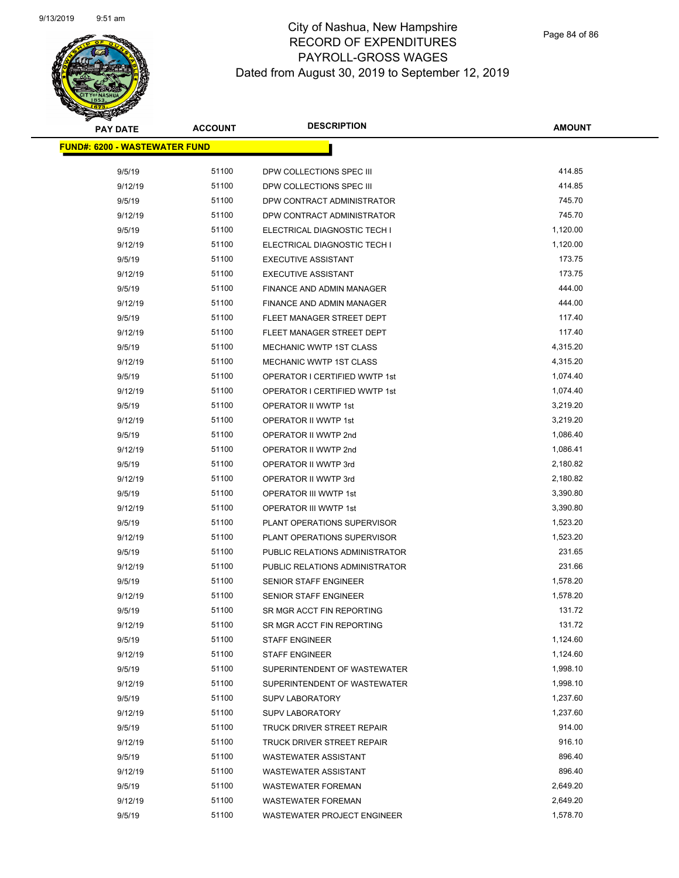# City of Nashua, New Hampshire
## RECORD OF EXPENDITURES
## PAYROLL-GROSS WAGES
## Dated from August 30, 2019 to September 12, 2019

| PAY DATE | ACCOUNT | DESCRIPTION | AMOUNT |
|---|---|---|---|
| **FUND#: 6200 - WASTEWATER FUND** | | | |
| 9/5/19 | 51100 | DPW COLLECTIONS SPEC III | 414.85 |
| 9/12/19 | 51100 | DPW COLLECTIONS SPEC III | 414.85 |
| 9/5/19 | 51100 | DPW CONTRACT ADMINISTRATOR | 745.70 |
| 9/12/19 | 51100 | DPW CONTRACT ADMINISTRATOR | 745.70 |
| 9/5/19 | 51100 | ELECTRICAL DIAGNOSTIC TECH I | 1,120.00 |
| 9/12/19 | 51100 | ELECTRICAL DIAGNOSTIC TECH I | 1,120.00 |
| 9/5/19 | 51100 | EXECUTIVE ASSISTANT | 173.75 |
| 9/12/19 | 51100 | EXECUTIVE ASSISTANT | 173.75 |
| 9/5/19 | 51100 | FINANCE AND ADMIN MANAGER | 444.00 |
| 9/12/19 | 51100 | FINANCE AND ADMIN MANAGER | 444.00 |
| 9/5/19 | 51100 | FLEET MANAGER STREET DEPT | 117.40 |
| 9/12/19 | 51100 | FLEET MANAGER STREET DEPT | 117.40 |
| 9/5/19 | 51100 | MECHANIC WWTP 1ST CLASS | 4,315.20 |
| 9/12/19 | 51100 | MECHANIC WWTP 1ST CLASS | 4,315.20 |
| 9/5/19 | 51100 | OPERATOR I CERTIFIED WWTP 1st | 1,074.40 |
| 9/12/19 | 51100 | OPERATOR I CERTIFIED WWTP 1st | 1,074.40 |
| 9/5/19 | 51100 | OPERATOR II WWTP 1st | 3,219.20 |
| 9/12/19 | 51100 | OPERATOR II WWTP 1st | 3,219.20 |
| 9/5/19 | 51100 | OPERATOR II WWTP 2nd | 1,086.40 |
| 9/12/19 | 51100 | OPERATOR II WWTP 2nd | 1,086.41 |
| 9/5/19 | 51100 | OPERATOR II WWTP 3rd | 2,180.82 |
| 9/12/19 | 51100 | OPERATOR II WWTP 3rd | 2,180.82 |
| 9/5/19 | 51100 | OPERATOR III WWTP 1st | 3,390.80 |
| 9/12/19 | 51100 | OPERATOR III WWTP 1st | 3,390.80 |
| 9/5/19 | 51100 | PLANT OPERATIONS SUPERVISOR | 1,523.20 |
| 9/12/19 | 51100 | PLANT OPERATIONS SUPERVISOR | 1,523.20 |
| 9/5/19 | 51100 | PUBLIC RELATIONS ADMINISTRATOR | 231.65 |
| 9/12/19 | 51100 | PUBLIC RELATIONS ADMINISTRATOR | 231.66 |
| 9/5/19 | 51100 | SENIOR STAFF ENGINEER | 1,578.20 |
| 9/12/19 | 51100 | SENIOR STAFF ENGINEER | 1,578.20 |
| 9/5/19 | 51100 | SR MGR ACCT FIN REPORTING | 131.72 |
| 9/12/19 | 51100 | SR MGR ACCT FIN REPORTING | 131.72 |
| 9/5/19 | 51100 | STAFF ENGINEER | 1,124.60 |
| 9/12/19 | 51100 | STAFF ENGINEER | 1,124.60 |
| 9/5/19 | 51100 | SUPERINTENDENT OF WASTEWATER | 1,998.10 |
| 9/12/19 | 51100 | SUPERINTENDENT OF WASTEWATER | 1,998.10 |
| 9/5/19 | 51100 | SUPV LABORATORY | 1,237.60 |
| 9/12/19 | 51100 | SUPV LABORATORY | 1,237.60 |
| 9/5/19 | 51100 | TRUCK DRIVER STREET REPAIR | 914.00 |
| 9/12/19 | 51100 | TRUCK DRIVER STREET REPAIR | 916.10 |
| 9/5/19 | 51100 | WASTEWATER ASSISTANT | 896.40 |
| 9/12/19 | 51100 | WASTEWATER ASSISTANT | 896.40 |
| 9/5/19 | 51100 | WASTEWATER FOREMAN | 2,649.20 |
| 9/12/19 | 51100 | WASTEWATER FOREMAN | 2,649.20 |
| 9/5/19 | 51100 | WASTEWATER PROJECT ENGINEER | 1,578.70 |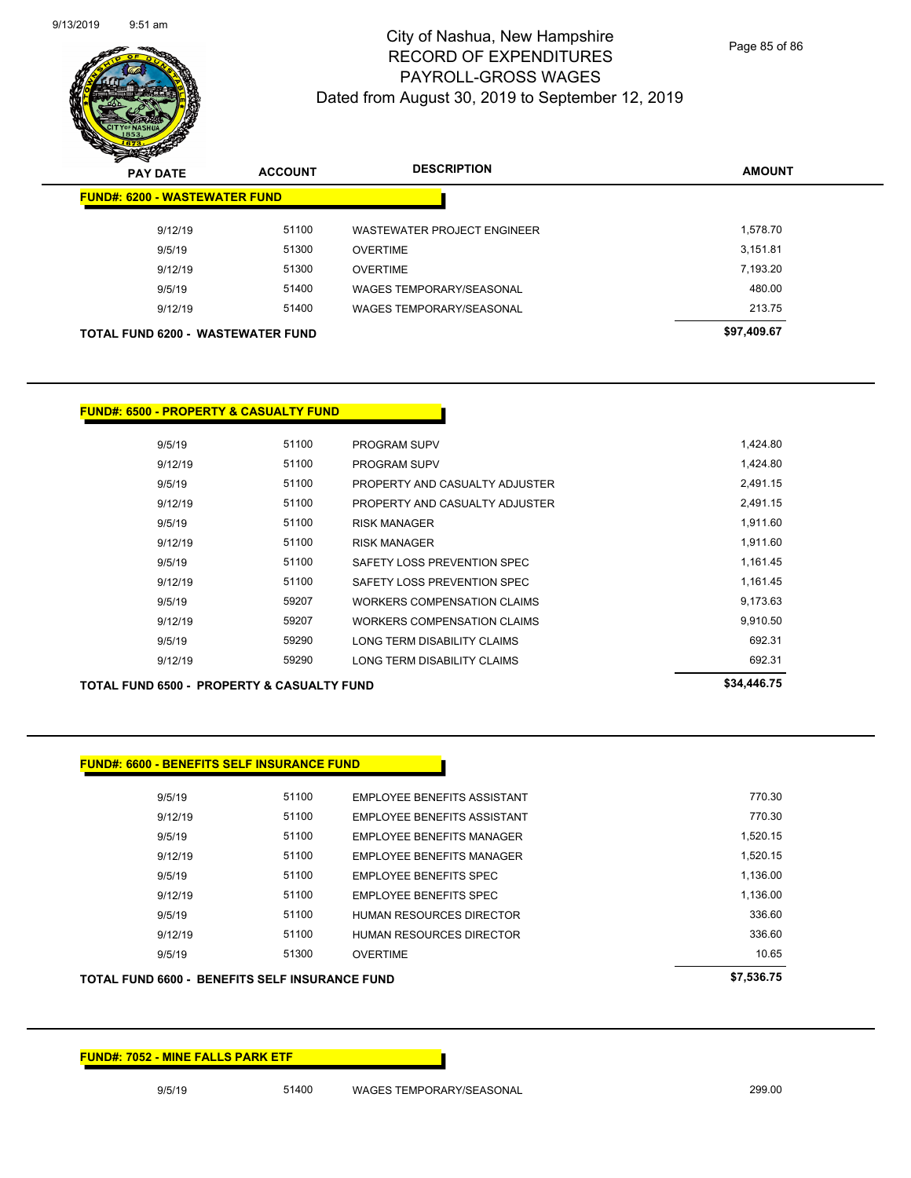# City of Nashua, New Hampshire
## RECORD OF EXPENDITURES
## PAYROLL-GROSS WAGES
## Dated from August 30, 2019 to September 12, 2019

| PAY DATE | ACCOUNT | DESCRIPTION | AMOUNT |
|---|---|---|---|
| **FUND#: 6200 - WASTEWATER FUND** | | | |
| 9/12/19 | 51100 | WASTEWATER PROJECT ENGINEER | 1,578.70 |
| 9/5/19 | 51300 | OVERTIME | 3,151.81 |
| 9/12/19 | 51300 | OVERTIME | 7,193.20 |
| 9/5/19 | 51400 | WAGES TEMPORARY/SEASONAL | 480.00 |
| 9/12/19 | 51400 | WAGES TEMPORARY/SEASONAL | 213.75 |
| **TOTAL FUND 6200 - WASTEWATER FUND** | | | **$97,409.67** |

| PAY DATE | ACCOUNT | DESCRIPTION | AMOUNT |
|---|---|---|---|
| **FUND#: 6500 - PROPERTY & CASUALTY FUND** | | | |
| 9/5/19 | 51100 | PROGRAM SUPV | 1,424.80 |
| 9/12/19 | 51100 | PROGRAM SUPV | 1,424.80 |
| 9/5/19 | 51100 | PROPERTY AND CASUALTY ADJUSTER | 2,491.15 |
| 9/12/19 | 51100 | PROPERTY AND CASUALTY ADJUSTER | 2,491.15 |
| 9/5/19 | 51100 | RISK MANAGER | 1,911.60 |
| 9/12/19 | 51100 | RISK MANAGER | 1,911.60 |
| 9/5/19 | 51100 | SAFETY LOSS PREVENTION SPEC | 1,161.45 |
| 9/12/19 | 51100 | SAFETY LOSS PREVENTION SPEC | 1,161.45 |
| 9/5/19 | 59207 | WORKERS COMPENSATION CLAIMS | 9,173.63 |
| 9/12/19 | 59207 | WORKERS COMPENSATION CLAIMS | 9,910.50 |
| 9/5/19 | 59290 | LONG TERM DISABILITY CLAIMS | 692.31 |
| 9/12/19 | 59290 | LONG TERM DISABILITY CLAIMS | 692.31 |
| **TOTAL FUND 6500 - PROPERTY & CASUALTY FUND** | | | **$34,446.75** |

| PAY DATE | ACCOUNT | DESCRIPTION | AMOUNT |
|---|---|---|---|
| **FUND#: 6600 - BENEFITS SELF INSURANCE FUND** | | | |
| 9/5/19 | 51100 | EMPLOYEE BENEFITS ASSISTANT | 770.30 |
| 9/12/19 | 51100 | EMPLOYEE BENEFITS ASSISTANT | 770.30 |
| 9/5/19 | 51100 | EMPLOYEE BENEFITS MANAGER | 1,520.15 |
| 9/12/19 | 51100 | EMPLOYEE BENEFITS MANAGER | 1,520.15 |
| 9/5/19 | 51100 | EMPLOYEE BENEFITS SPEC | 1,136.00 |
| 9/12/19 | 51100 | EMPLOYEE BENEFITS SPEC | 1,136.00 |
| 9/5/19 | 51100 | HUMAN RESOURCES DIRECTOR | 336.60 |
| 9/12/19 | 51100 | HUMAN RESOURCES DIRECTOR | 336.60 |
| 9/5/19 | 51300 | OVERTIME | 10.65 |
| **TOTAL FUND 6600 - BENEFITS SELF INSURANCE FUND** | | | **$7,536.75** |

| PAY DATE | ACCOUNT | DESCRIPTION | AMOUNT |
|---|---|---|---|
| **FUND#: 7052 - MINE FALLS PARK ETF** | | | |
| 9/5/19 | 51400 | WAGES TEMPORARY/SEASONAL | 299.00 |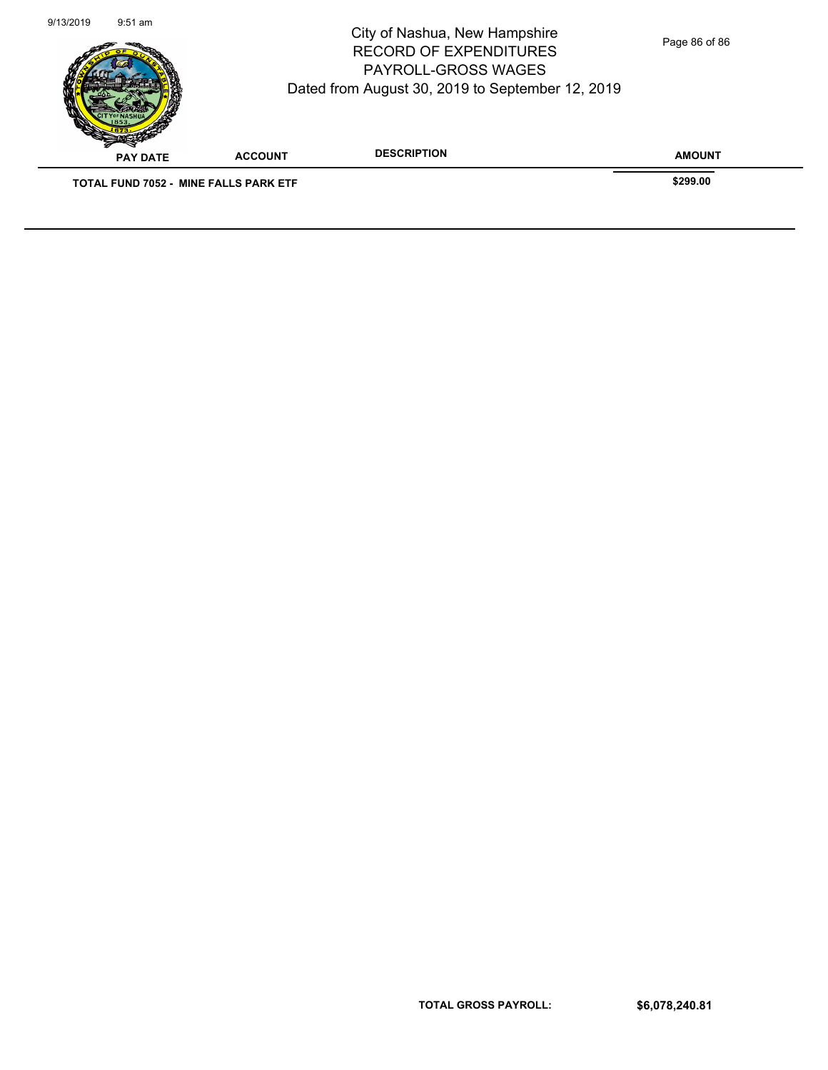# City of Nashua, New Hampshire
## RECORD OF EXPENDITURES
## PAYROLL-GROSS WAGES
### Dated from August 30, 2019 to September 12, 2019

| PAY DATE | ACCOUNT | DESCRIPTION | AMOUNT |
|---|---|---|---|
| **TOTAL FUND 7052 - MINE FALLS PARK ETF** | | | **$299.00** |

**TOTAL GROSS PAYROLL:** **$6,078,240.81**